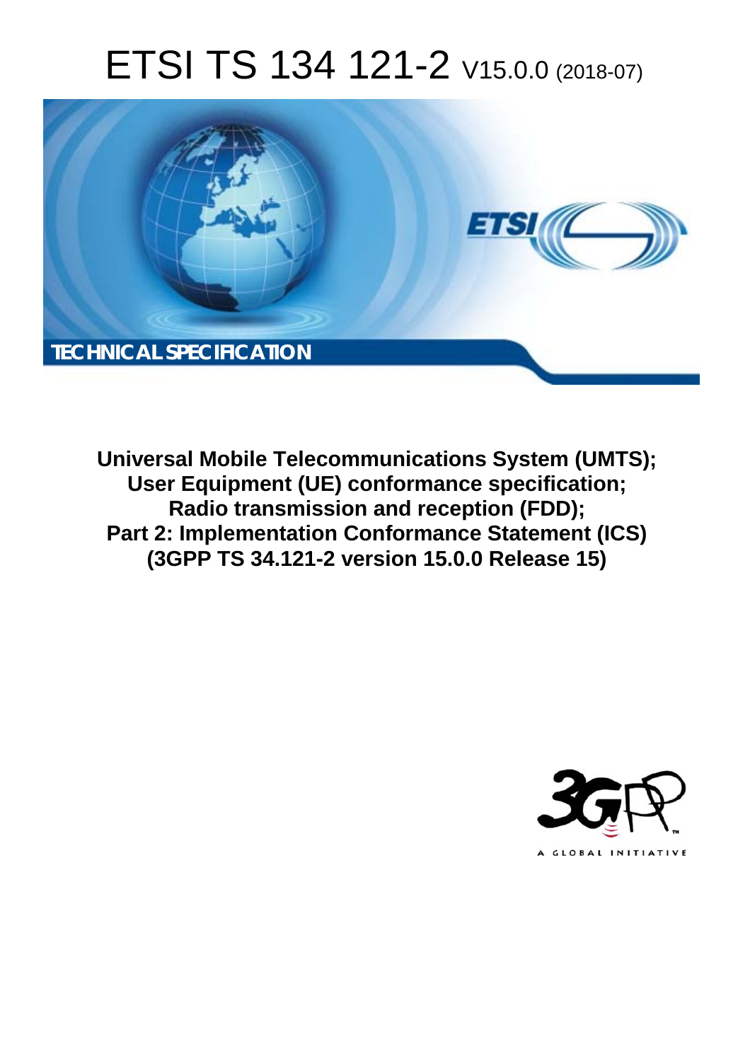# ETSI TS 134 121-2 V15.0.0 (2018-07)

**TECHNICAL SPECIFICATION**

**Universal Mobile Telecommunications System (UMTS); User Equipment (UE) conformance specification; Radio transmission and reception (FDD); Part 2: Implementation Conformance Statement (ICS) (3GPP TS 34.121-2 version 15.0.0 Release 15)**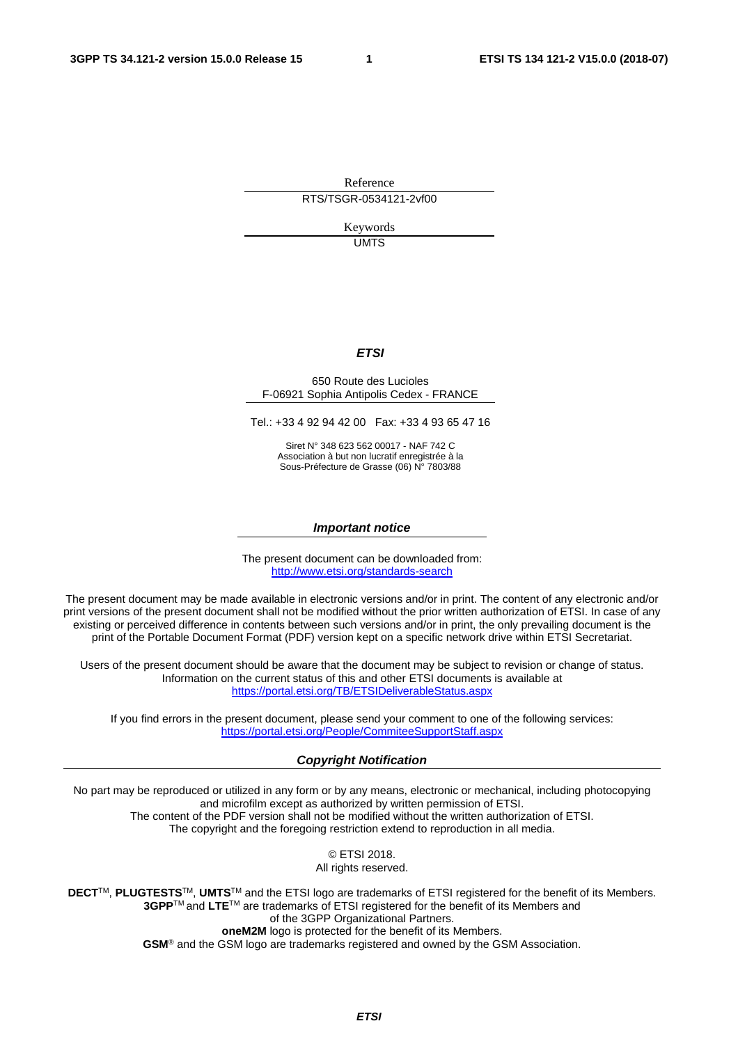Reference

RTS/TSGR-0534121-2vf00

Keywords

UMTS

***ETSI***

650 Route des Lucioles
F-06921 Sophia Antipolis Cedex - FRANCE

Tel.: +33 4 92 94 42 00   Fax: +33 4 93 65 47 16

Siret N° 348 623 562 00017 - NAF 742 C
Association à but non lucratif enregistrée à la
Sous-Préfecture de Grasse (06) N° 7803/88

***Important notice***

The present document can be downloaded from:
http://www.etsi.org/standards-search

The present document may be made available in electronic versions and/or in print. The content of any electronic and/or print versions of the present document shall not be modified without the prior written authorization of ETSI. In case of any existing or perceived difference in contents between such versions and/or in print, the only prevailing document is the print of the Portable Document Format (PDF) version kept on a specific network drive within ETSI Secretariat.

Users of the present document should be aware that the document may be subject to revision or change of status. Information on the current status of this and other ETSI documents is available at
https://portal.etsi.org/TB/ETSIDeliverableStatus.aspx

If you find errors in the present document, please send your comment to one of the following services:
https://portal.etsi.org/People/CommiteeSupportStaff.aspx

***Copyright Notification***

No part may be reproduced or utilized in any form or by any means, electronic or mechanical, including photocopying and microfilm except as authorized by written permission of ETSI.
The content of the PDF version shall not be modified without the written authorization of ETSI.
The copyright and the foregoing restriction extend to reproduction in all media.

© ETSI 2018.
All rights reserved.

**DECT**TM, **PLUGTESTS**TM, **UMTS**TM and the ETSI logo are trademarks of ETSI registered for the benefit of its Members.
**3GPP**TM and **LTE**TM are trademarks of ETSI registered for the benefit of its Members and
of the 3GPP Organizational Partners.
**oneM2M** logo is protected for the benefit of its Members.
**GSM**® and the GSM logo are trademarks registered and owned by the GSM Association.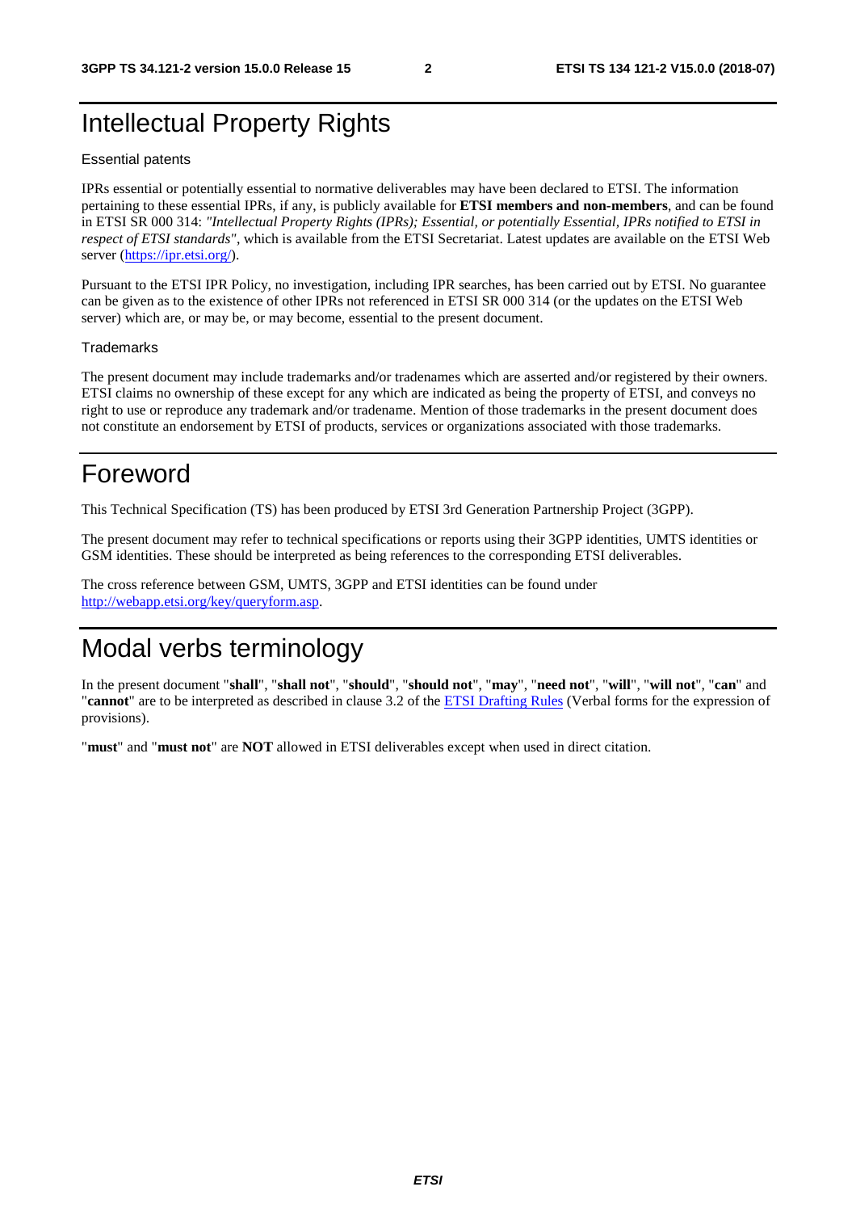# Intellectual Property Rights

Essential patents

IPRs essential or potentially essential to normative deliverables may have been declared to ETSI. The information pertaining to these essential IPRs, if any, is publicly available for **ETSI members and non-members**, and can be found in ETSI SR 000 314: *"Intellectual Property Rights (IPRs); Essential, or potentially Essential, IPRs notified to ETSI in respect of ETSI standards"*, which is available from the ETSI Secretariat. Latest updates are available on the ETSI Web server (https://ipr.etsi.org/).

Pursuant to the ETSI IPR Policy, no investigation, including IPR searches, has been carried out by ETSI. No guarantee can be given as to the existence of other IPRs not referenced in ETSI SR 000 314 (or the updates on the ETSI Web server) which are, or may be, or may become, essential to the present document.

Trademarks

The present document may include trademarks and/or tradenames which are asserted and/or registered by their owners. ETSI claims no ownership of these except for any which are indicated as being the property of ETSI, and conveys no right to use or reproduce any trademark and/or tradename. Mention of those trademarks in the present document does not constitute an endorsement by ETSI of products, services or organizations associated with those trademarks.

# Foreword

This Technical Specification (TS) has been produced by ETSI 3rd Generation Partnership Project (3GPP).

The present document may refer to technical specifications or reports using their 3GPP identities, UMTS identities or GSM identities. These should be interpreted as being references to the corresponding ETSI deliverables.

The cross reference between GSM, UMTS, 3GPP and ETSI identities can be found under http://webapp.etsi.org/key/queryform.asp.

# Modal verbs terminology

In the present document "**shall**", "**shall not**", "**should**", "**should not**", "**may**", "**need not**", "**will**", "**will not**", "**can**" and "**cannot**" are to be interpreted as described in clause 3.2 of the ETSI Drafting Rules (Verbal forms for the expression of provisions).

"**must**" and "**must not**" are **NOT** allowed in ETSI deliverables except when used in direct citation.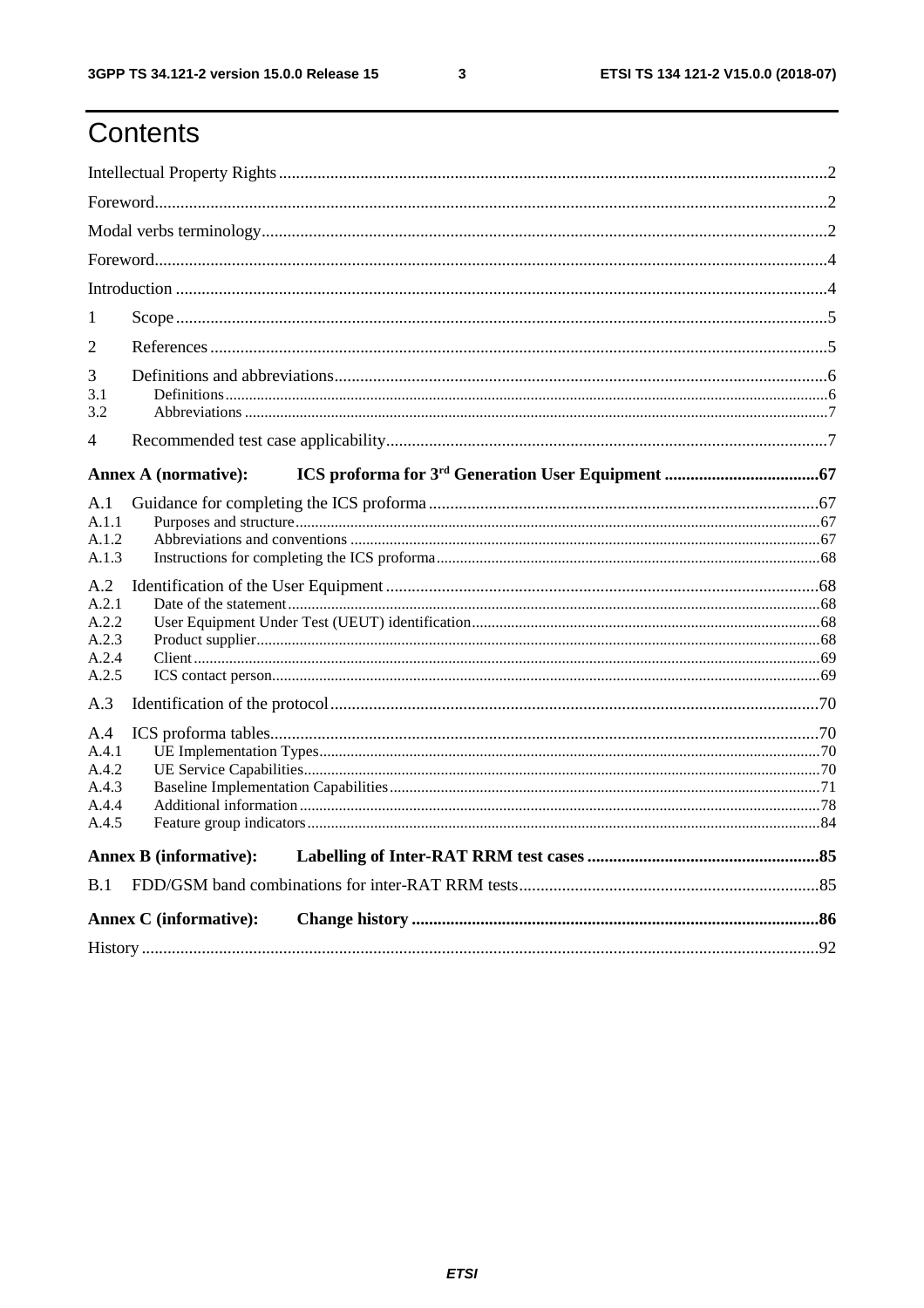# Contents

Intellectual Property Rights ..... 2
Foreword ..... 2
Modal verbs terminology ..... 2
Foreword ..... 4
Introduction ..... 4
1 Scope ..... 5
2 References ..... 5
3 Definitions and abbreviations ..... 6
3.1 Definitions ..... 6
3.2 Abbreviations ..... 7
4 Recommended test case applicability ..... 7

**Annex A (normative): ICS proforma for 3rd Generation User Equipment ..... 67**

A.1 Guidance for completing the ICS proforma ..... 67
A.1.1 Purposes and structure ..... 67
A.1.2 Abbreviations and conventions ..... 67
A.1.3 Instructions for completing the ICS proforma ..... 68
A.2 Identification of the User Equipment ..... 68
A.2.1 Date of the statement ..... 68
A.2.2 User Equipment Under Test (UEUT) identification ..... 68
A.2.3 Product supplier ..... 68
A.2.4 Client ..... 69
A.2.5 ICS contact person ..... 69
A.3 Identification of the protocol ..... 70
A.4 ICS proforma tables ..... 70
A.4.1 UE Implementation Types ..... 70
A.4.2 UE Service Capabilities ..... 70
A.4.3 Baseline Implementation Capabilities ..... 71
A.4.4 Additional information ..... 78
A.4.5 Feature group indicators ..... 84

**Annex B (informative): Labelling of Inter-RAT RRM test cases ..... 85**

B.1 FDD/GSM band combinations for inter-RAT RRM tests ..... 85

**Annex C (informative): Change history ..... 86**

History ..... 92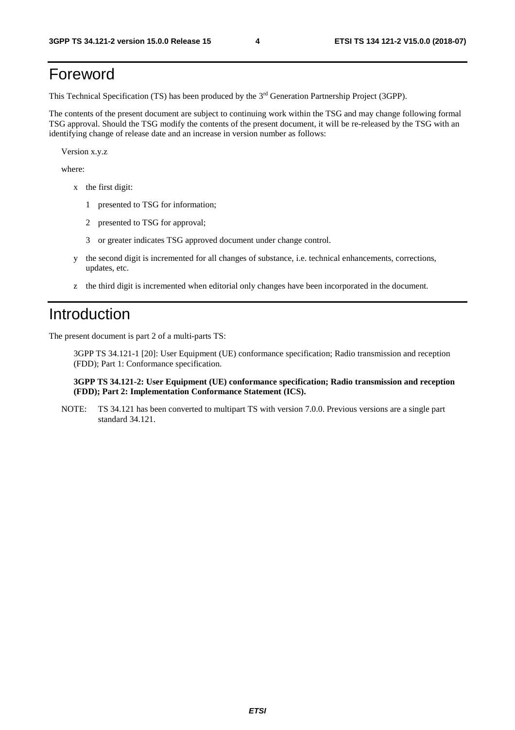# Foreword

This Technical Specification (TS) has been produced by the 3rd Generation Partnership Project (3GPP).

The contents of the present document are subject to continuing work within the TSG and may change following formal TSG approval. Should the TSG modify the contents of the present document, it will be re-released by the TSG with an identifying change of release date and an increase in version number as follows:

Version x.y.z

where:

- x the first digit:
  - 1 presented to TSG for information;
  - 2 presented to TSG for approval;
  - 3 or greater indicates TSG approved document under change control.
- y the second digit is incremented for all changes of substance, i.e. technical enhancements, corrections, updates, etc.
- z the third digit is incremented when editorial only changes have been incorporated in the document.

# Introduction

The present document is part 2 of a multi-parts TS:

3GPP TS 34.121-1 [20]: User Equipment (UE) conformance specification; Radio transmission and reception (FDD); Part 1: Conformance specification.

**3GPP TS 34.121-2: User Equipment (UE) conformance specification; Radio transmission and reception (FDD); Part 2: Implementation Conformance Statement (ICS).**

NOTE: TS 34.121 has been converted to multipart TS with version 7.0.0. Previous versions are a single part standard 34.121.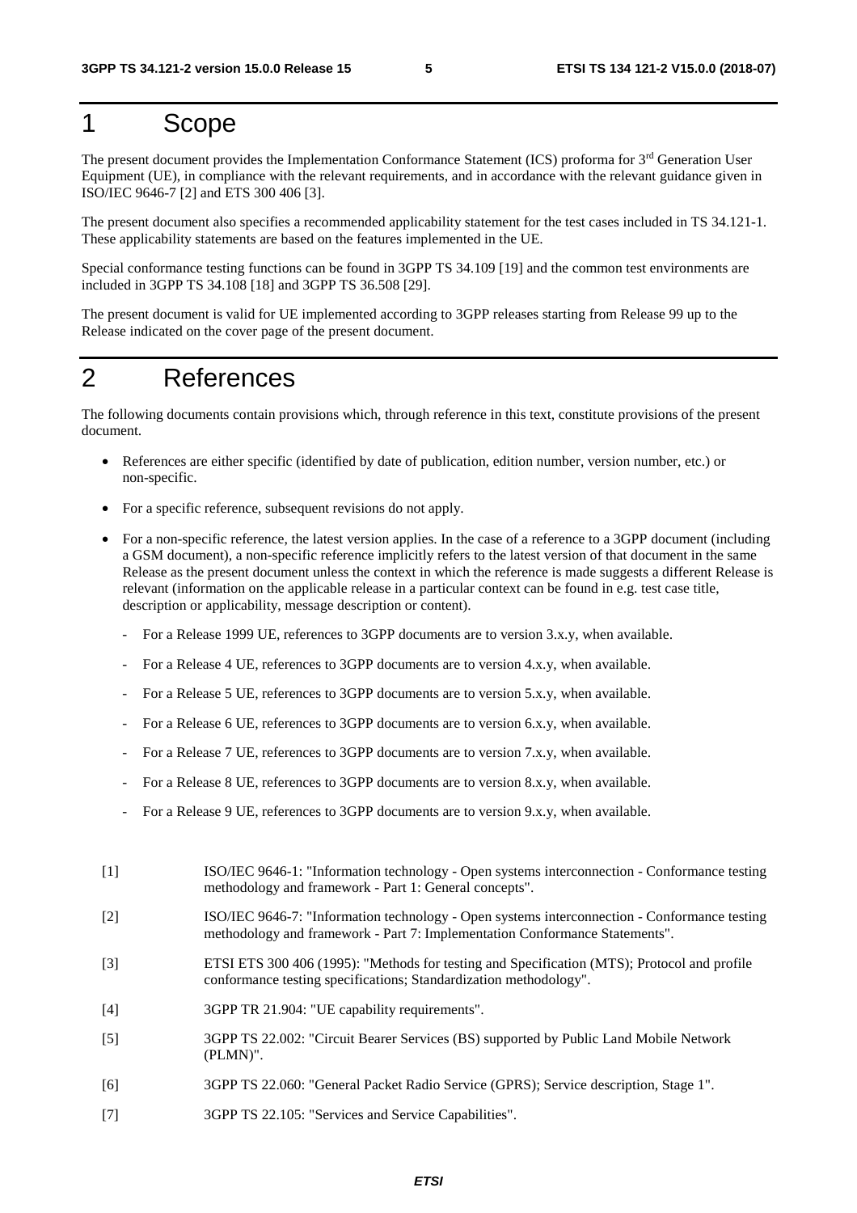# 1 Scope

The present document provides the Implementation Conformance Statement (ICS) proforma for 3rd Generation User Equipment (UE), in compliance with the relevant requirements, and in accordance with the relevant guidance given in ISO/IEC 9646-7 [2] and ETS 300 406 [3].

The present document also specifies a recommended applicability statement for the test cases included in TS 34.121-1. These applicability statements are based on the features implemented in the UE.

Special conformance testing functions can be found in 3GPP TS 34.109 [19] and the common test environments are included in 3GPP TS 34.108 [18] and 3GPP TS 36.508 [29].

The present document is valid for UE implemented according to 3GPP releases starting from Release 99 up to the Release indicated on the cover page of the present document.

# 2 References

The following documents contain provisions which, through reference in this text, constitute provisions of the present document.

- References are either specific (identified by date of publication, edition number, version number, etc.) or non-specific.
- For a specific reference, subsequent revisions do not apply.
- For a non-specific reference, the latest version applies. In the case of a reference to a 3GPP document (including a GSM document), a non-specific reference implicitly refers to the latest version of that document in the same Release as the present document unless the context in which the reference is made suggests a different Release is relevant (information on the applicable release in a particular context can be found in e.g. test case title, description or applicability, message description or content).
  - For a Release 1999 UE, references to 3GPP documents are to version 3.x.y, when available.
  - For a Release 4 UE, references to 3GPP documents are to version 4.x.y, when available.
  - For a Release 5 UE, references to 3GPP documents are to version 5.x.y, when available.
  - For a Release 6 UE, references to 3GPP documents are to version 6.x.y, when available.
  - For a Release 7 UE, references to 3GPP documents are to version 7.x.y, when available.
  - For a Release 8 UE, references to 3GPP documents are to version 8.x.y, when available.
  - For a Release 9 UE, references to 3GPP documents are to version 9.x.y, when available.

[1] ISO/IEC 9646-1: "Information technology - Open systems interconnection - Conformance testing methodology and framework - Part 1: General concepts".

[2] ISO/IEC 9646-7: "Information technology - Open systems interconnection - Conformance testing methodology and framework - Part 7: Implementation Conformance Statements".

[3] ETSI ETS 300 406 (1995): "Methods for testing and Specification (MTS); Protocol and profile conformance testing specifications; Standardization methodology".

[4] 3GPP TR 21.904: "UE capability requirements".

[5] 3GPP TS 22.002: "Circuit Bearer Services (BS) supported by Public Land Mobile Network (PLMN)".

[6] 3GPP TS 22.060: "General Packet Radio Service (GPRS); Service description, Stage 1".

[7] 3GPP TS 22.105: "Services and Service Capabilities".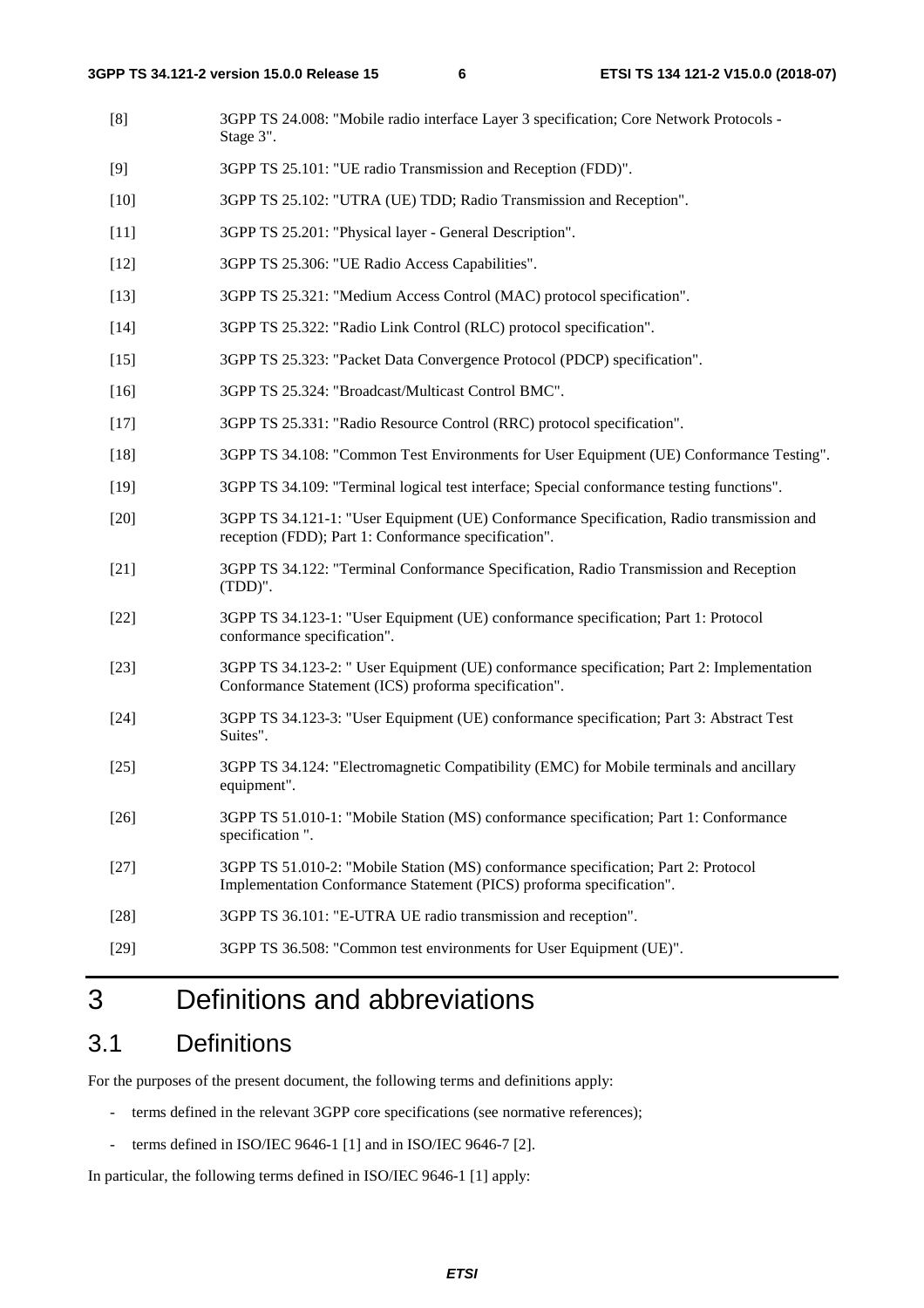[8] 3GPP TS 24.008: "Mobile radio interface Layer 3 specification; Core Network Protocols - Stage 3".

[9] 3GPP TS 25.101: "UE radio Transmission and Reception (FDD)".

[10] 3GPP TS 25.102: "UTRA (UE) TDD; Radio Transmission and Reception".

[11] 3GPP TS 25.201: "Physical layer - General Description".

[12] 3GPP TS 25.306: "UE Radio Access Capabilities".

[13] 3GPP TS 25.321: "Medium Access Control (MAC) protocol specification".

[14] 3GPP TS 25.322: "Radio Link Control (RLC) protocol specification".

[15] 3GPP TS 25.323: "Packet Data Convergence Protocol (PDCP) specification".

[16] 3GPP TS 25.324: "Broadcast/Multicast Control BMC".

[17] 3GPP TS 25.331: "Radio Resource Control (RRC) protocol specification".

[18] 3GPP TS 34.108: "Common Test Environments for User Equipment (UE) Conformance Testing".

[19] 3GPP TS 34.109: "Terminal logical test interface; Special conformance testing functions".

[20] 3GPP TS 34.121-1: "User Equipment (UE) Conformance Specification, Radio transmission and reception (FDD); Part 1: Conformance specification".

[21] 3GPP TS 34.122: "Terminal Conformance Specification, Radio Transmission and Reception (TDD)".

[22] 3GPP TS 34.123-1: "User Equipment (UE) conformance specification; Part 1: Protocol conformance specification".

[23] 3GPP TS 34.123-2: " User Equipment (UE) conformance specification; Part 2: Implementation Conformance Statement (ICS) proforma specification".

[24] 3GPP TS 34.123-3: "User Equipment (UE) conformance specification; Part 3: Abstract Test Suites".

[25] 3GPP TS 34.124: "Electromagnetic Compatibility (EMC) for Mobile terminals and ancillary equipment".

[26] 3GPP TS 51.010-1: "Mobile Station (MS) conformance specification; Part 1: Conformance specification ".

[27] 3GPP TS 51.010-2: "Mobile Station (MS) conformance specification; Part 2: Protocol Implementation Conformance Statement (PICS) proforma specification".

[28] 3GPP TS 36.101: "E-UTRA UE radio transmission and reception".

[29] 3GPP TS 36.508: "Common test environments for User Equipment (UE)".

# 3 Definitions and abbreviations

## 3.1 Definitions

For the purposes of the present document, the following terms and definitions apply:

- terms defined in the relevant 3GPP core specifications (see normative references);
- terms defined in ISO/IEC 9646-1 [1] and in ISO/IEC 9646-7 [2].

In particular, the following terms defined in ISO/IEC 9646-1 [1] apply: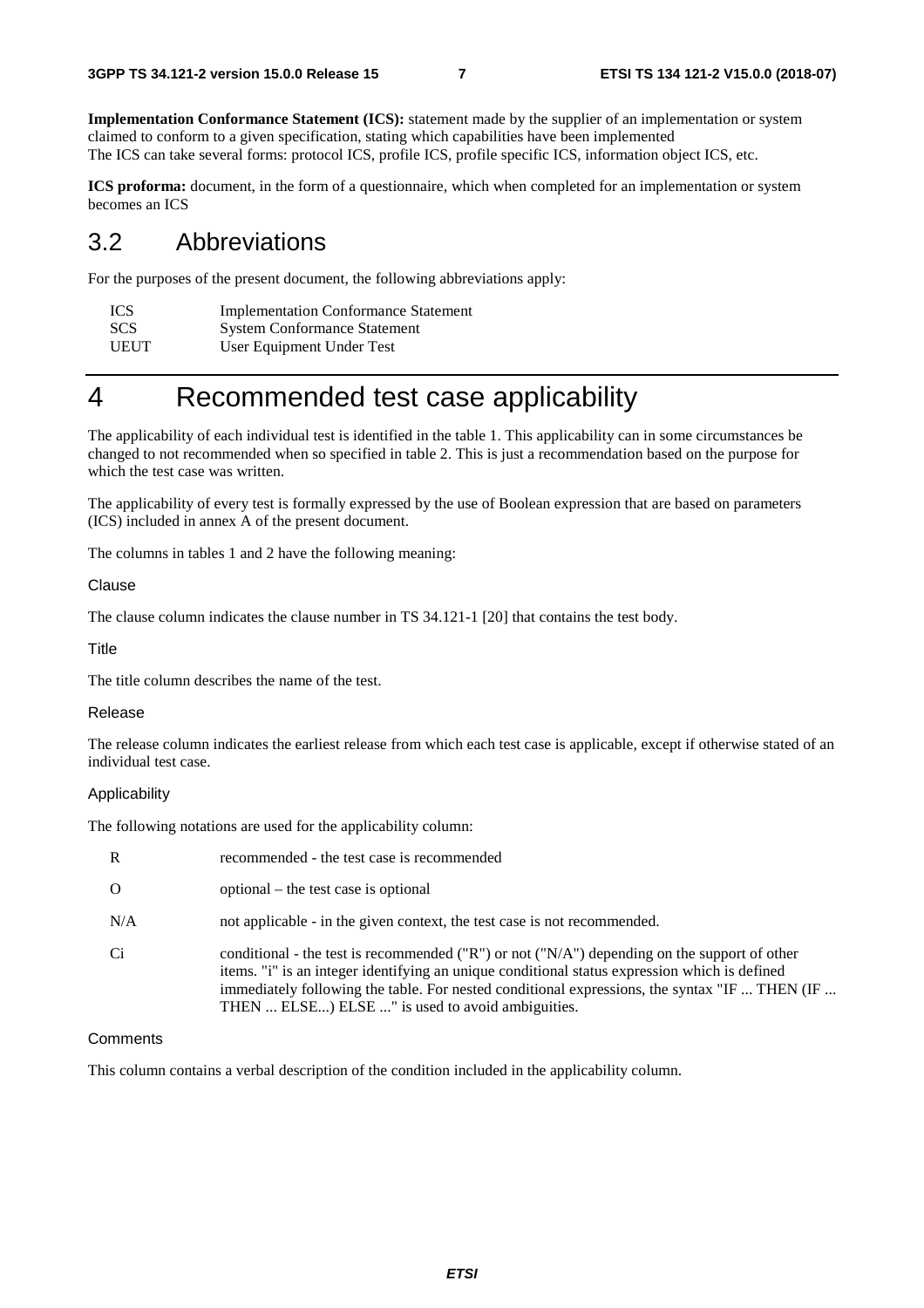**Implementation Conformance Statement (ICS):** statement made by the supplier of an implementation or system claimed to conform to a given specification, stating which capabilities have been implemented
The ICS can take several forms: protocol ICS, profile ICS, profile specific ICS, information object ICS, etc.

**ICS proforma:** document, in the form of a questionnaire, which when completed for an implementation or system becomes an ICS

## 3.2 Abbreviations

For the purposes of the present document, the following abbreviations apply:

| | |
|---|---|
| ICS | Implementation Conformance Statement |
| SCS | System Conformance Statement |
| UEUT | User Equipment Under Test |

# 4 Recommended test case applicability

The applicability of each individual test is identified in the table 1. This applicability can in some circumstances be changed to not recommended when so specified in table 2. This is just a recommendation based on the purpose for which the test case was written.

The applicability of every test is formally expressed by the use of Boolean expression that are based on parameters (ICS) included in annex A of the present document.

The columns in tables 1 and 2 have the following meaning:

Clause

The clause column indicates the clause number in TS 34.121-1 [20] that contains the test body.

Title

The title column describes the name of the test.

Release

The release column indicates the earliest release from which each test case is applicable, except if otherwise stated of an individual test case.

Applicability

The following notations are used for the applicability column:

| | |
|---|---|
| R | recommended - the test case is recommended |
| O | optional – the test case is optional |
| N/A | not applicable - in the given context, the test case is not recommended. |
| Ci | conditional - the test is recommended ("R") or not ("N/A") depending on the support of other items. "i" is an integer identifying an unique conditional status expression which is defined immediately following the table. For nested conditional expressions, the syntax "IF ... THEN (IF ... THEN ... ELSE...) ELSE ..." is used to avoid ambiguities. |

Comments

This column contains a verbal description of the condition included in the applicability column.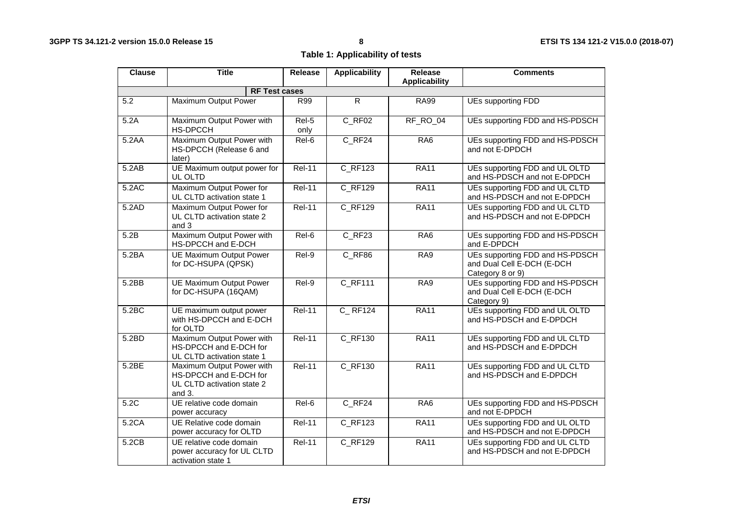**Table 1: Applicability of tests**

| Clause | Title | Release | Applicability | Release Applicability | Comments |
|---|---|---|---|---|---|
| | **RF Test cases** | | | | |
| 5.2 | Maximum Output Power | R99 | R | RA99 | UEs supporting FDD |
| 5.2A | Maximum Output Power with HS-DPCCH | Rel-5 only | C_RF02 | RF_RO_04 | UEs supporting FDD and HS-PDSCH |
| 5.2AA | Maximum Output Power with HS-DPCCH (Release 6 and later) | Rel-6 | C_RF24 | RA6 | UEs supporting FDD and HS-PDSCH and not E-DPDCH |
| 5.2AB | UE Maximum output power for UL OLTD | Rel-11 | C_RF123 | RA11 | UEs supporting FDD and UL OLTD and HS-PDSCH and not E-DPDCH |
| 5.2AC | Maximum Output Power for UL CLTD activation state 1 | Rel-11 | C_RF129 | RA11 | UEs supporting FDD and UL CLTD and HS-PDSCH and not E-DPDCH |
| 5.2AD | Maximum Output Power for UL CLTD activation state 2 and 3 | Rel-11 | C_RF129 | RA11 | UEs supporting FDD and UL CLTD and HS-PDSCH and not E-DPDCH |
| 5.2B | Maximum Output Power with HS-DPCCH and E-DCH | Rel-6 | C_RF23 | RA6 | UEs supporting FDD and HS-PDSCH and E-DPDCH |
| 5.2BA | UE Maximum Output Power for DC-HSUPA (QPSK) | Rel-9 | C_RF86 | RA9 | UEs supporting FDD and HS-PDSCH and Dual Cell E-DCH (E-DCH Category 8 or 9) |
| 5.2BB | UE Maximum Output Power for DC-HSUPA (16QAM) | Rel-9 | C_RF111 | RA9 | UEs supporting FDD and HS-PDSCH and Dual Cell E-DCH (E-DCH Category 9) |
| 5.2BC | UE maximum output power with HS-DPCCH and E-DCH for OLTD | Rel-11 | C_ RF124 | RA11 | UEs supporting FDD and UL OLTD and HS-PDSCH and E-DPDCH |
| 5.2BD | Maximum Output Power with HS-DPCCH and E-DCH for UL CLTD activation state 1 | Rel-11 | C_RF130 | RA11 | UEs supporting FDD and UL CLTD and HS-PDSCH and E-DPDCH |
| 5.2BE | Maximum Output Power with HS-DPCCH and E-DCH for UL CLTD activation state 2 and 3. | Rel-11 | C_RF130 | RA11 | UEs supporting FDD and UL CLTD and HS-PDSCH and E-DPDCH |
| 5.2C | UE relative code domain power accuracy | Rel-6 | C_RF24 | RA6 | UEs supporting FDD and HS-PDSCH and not E-DPDCH |
| 5.2CA | UE Relative code domain power accuracy for OLTD | Rel-11 | C_RF123 | RA11 | UEs supporting FDD and UL OLTD and HS-PDSCH and not E-DPDCH |
| 5.2CB | UE relative code domain power accuracy for UL CLTD activation state 1 | Rel-11 | C_RF129 | RA11 | UEs supporting FDD and UL CLTD and HS-PDSCH and not E-DPDCH |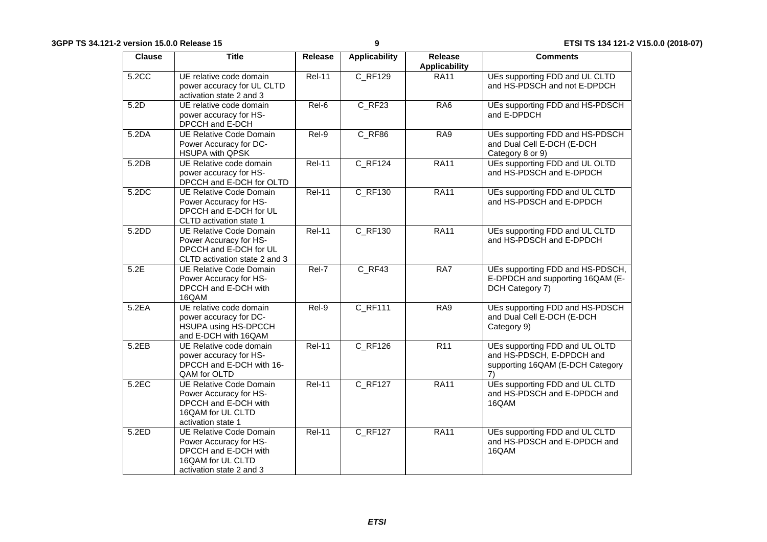| Clause | Title | Release | Applicability | Release Applicability | Comments |
|---|---|---|---|---|---|
| 5.2CC | UE relative code domain power accuracy for UL CLTD activation state 2 and 3 | Rel-11 | C_RF129 | RA11 | UEs supporting FDD and UL CLTD and HS-PDSCH and not E-DPDCH |
| 5.2D | UE relative code domain power accuracy for HS-DPCCH and E-DCH | Rel-6 | C_RF23 | RA6 | UEs supporting FDD and HS-PDSCH and E-DPDCH |
| 5.2DA | UE Relative Code Domain Power Accuracy for DC-HSUPA with QPSK | Rel-9 | C_RF86 | RA9 | UEs supporting FDD and HS-PDSCH and Dual Cell E-DCH (E-DCH Category 8 or 9) |
| 5.2DB | UE Relative code domain power accuracy for HS-DPCCH and E-DCH for OLTD | Rel-11 | C_RF124 | RA11 | UEs supporting FDD and UL OLTD and HS-PDSCH and E-DPDCH |
| 5.2DC | UE Relative Code Domain Power Accuracy for HS-DPCCH and E-DCH for UL CLTD activation state 1 | Rel-11 | C_RF130 | RA11 | UEs supporting FDD and UL CLTD and HS-PDSCH and E-DPDCH |
| 5.2DD | UE Relative Code Domain Power Accuracy for HS-DPCCH and E-DCH for UL CLTD activation state 2 and 3 | Rel-11 | C_RF130 | RA11 | UEs supporting FDD and UL CLTD and HS-PDSCH and E-DPDCH |
| 5.2E | UE Relative Code Domain Power Accuracy for HS-DPCCH and E-DCH with 16QAM | Rel-7 | C_RF43 | RA7 | UEs supporting FDD and HS-PDSCH, E-DPDCH and supporting 16QAM (E-DCH Category 7) |
| 5.2EA | UE relative code domain power accuracy for DC-HSUPA using HS-DPCCH and E-DCH with 16QAM | Rel-9 | C_RF111 | RA9 | UEs supporting FDD and HS-PDSCH and Dual Cell E-DCH (E-DCH Category 9) |
| 5.2EB | UE Relative code domain power accuracy for HS-DPCCH and E-DCH with 16-QAM for OLTD | Rel-11 | C_RF126 | R11 | UEs supporting FDD and UL OLTD and HS-PDSCH, E-DPDCH and supporting 16QAM (E-DCH Category 7) |
| 5.2EC | UE Relative Code Domain Power Accuracy for HS-DPCCH and E-DCH with 16QAM for UL CLTD activation state 1 | Rel-11 | C_RF127 | RA11 | UEs supporting FDD and UL CLTD and HS-PDSCH and E-DPDCH and 16QAM |
| 5.2ED | UE Relative Code Domain Power Accuracy for HS-DPCCH and E-DCH with 16QAM for UL CLTD activation state 2 and 3 | Rel-11 | C_RF127 | RA11 | UEs supporting FDD and UL CLTD and HS-PDSCH and E-DPDCH and 16QAM |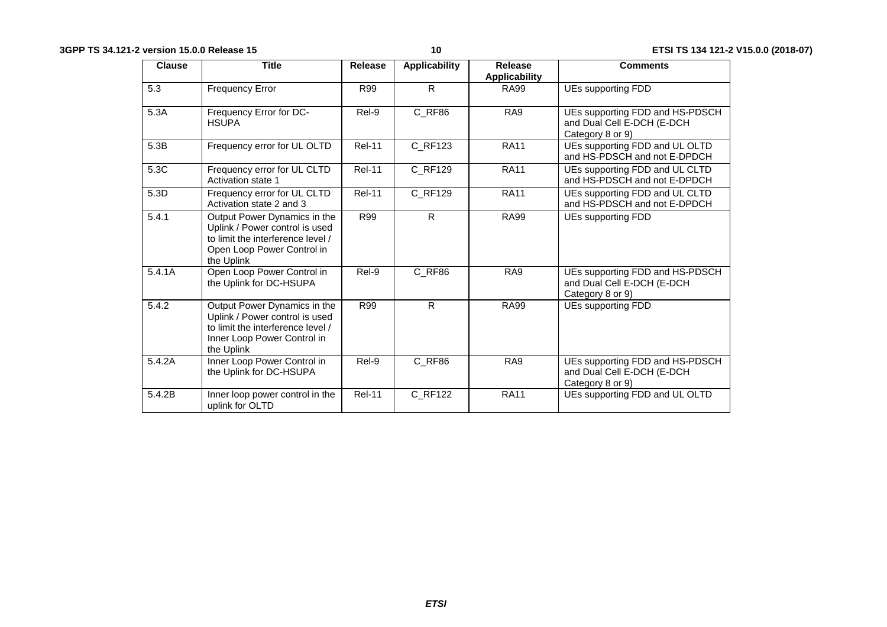| Clause | Title | Release | Applicability | Release Applicability | Comments |
|---|---|---|---|---|---|
| 5.3 | Frequency Error | R99 | R | RA99 | UEs supporting FDD |
| 5.3A | Frequency Error for DC-HSUPA | Rel-9 | C_RF86 | RA9 | UEs supporting FDD and HS-PDSCH and Dual Cell E-DCH (E-DCH Category 8 or 9) |
| 5.3B | Frequency error for UL OLTD | Rel-11 | C_RF123 | RA11 | UEs supporting FDD and UL OLTD and HS-PDSCH and not E-DPDCH |
| 5.3C | Frequency error for UL CLTD Activation state 1 | Rel-11 | C_RF129 | RA11 | UEs supporting FDD and UL CLTD and HS-PDSCH and not E-DPDCH |
| 5.3D | Frequency error for UL CLTD Activation state 2 and 3 | Rel-11 | C_RF129 | RA11 | UEs supporting FDD and UL CLTD and HS-PDSCH and not E-DPDCH |
| 5.4.1 | Output Power Dynamics in the Uplink / Power control is used to limit the interference level / Open Loop Power Control in the Uplink | R99 | R | RA99 | UEs supporting FDD |
| 5.4.1A | Open Loop Power Control in the Uplink for DC-HSUPA | Rel-9 | C_RF86 | RA9 | UEs supporting FDD and HS-PDSCH and Dual Cell E-DCH (E-DCH Category 8 or 9) |
| 5.4.2 | Output Power Dynamics in the Uplink / Power control is used to limit the interference level / Inner Loop Power Control in the Uplink | R99 | R | RA99 | UEs supporting FDD |
| 5.4.2A | Inner Loop Power Control in the Uplink for DC-HSUPA | Rel-9 | C_RF86 | RA9 | UEs supporting FDD and HS-PDSCH and Dual Cell E-DCH (E-DCH Category 8 or 9) |
| 5.4.2B | Inner loop power control in the uplink for OLTD | Rel-11 | C_RF122 | RA11 | UEs supporting FDD and UL OLTD |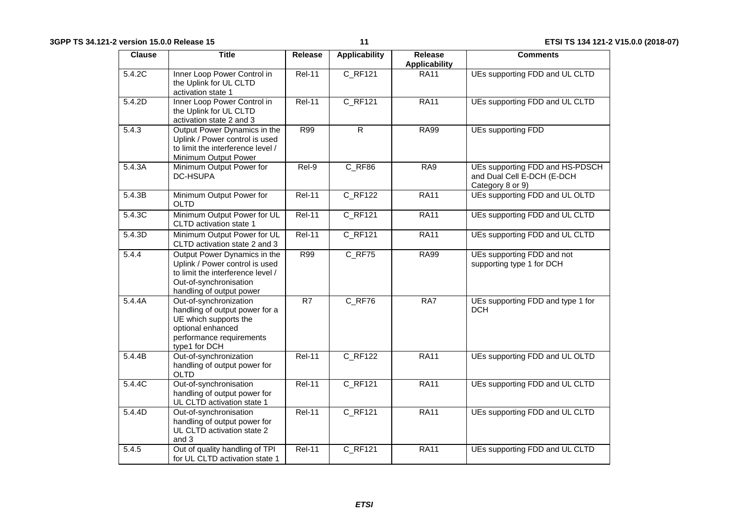| Clause | Title | Release | Applicability | Release Applicability | Comments |
|---|---|---|---|---|---|
| 5.4.2C | Inner Loop Power Control in the Uplink for UL CLTD activation state 1 | Rel-11 | C_RF121 | RA11 | UEs supporting FDD and UL CLTD |
| 5.4.2D | Inner Loop Power Control in the Uplink for UL CLTD activation state 2 and 3 | Rel-11 | C_RF121 | RA11 | UEs supporting FDD and UL CLTD |
| 5.4.3 | Output Power Dynamics in the Uplink / Power control is used to limit the interference level / Minimum Output Power | R99 | R | RA99 | UEs supporting FDD |
| 5.4.3A | Minimum Output Power for DC-HSUPA | Rel-9 | C_RF86 | RA9 | UEs supporting FDD and HS-PDSCH and Dual Cell E-DCH (E-DCH Category 8 or 9) |
| 5.4.3B | Minimum Output Power for OLTD | Rel-11 | C_RF122 | RA11 | UEs supporting FDD and UL OLTD |
| 5.4.3C | Minimum Output Power for UL CLTD activation state 1 | Rel-11 | C_RF121 | RA11 | UEs supporting FDD and UL CLTD |
| 5.4.3D | Minimum Output Power for UL CLTD activation state 2 and 3 | Rel-11 | C_RF121 | RA11 | UEs supporting FDD and UL CLTD |
| 5.4.4 | Output Power Dynamics in the Uplink / Power control is used to limit the interference level / Out-of-synchronisation handling of output power | R99 | C_RF75 | RA99 | UEs supporting FDD and not supporting type 1 for DCH |
| 5.4.4A | Out-of-synchronization handling of output power for a UE which supports the optional enhanced performance requirements type1 for DCH | R7 | C_RF76 | RA7 | UEs supporting FDD and type 1 for DCH |
| 5.4.4B | Out-of-synchronization handling of output power for OLTD | Rel-11 | C_RF122 | RA11 | UEs supporting FDD and UL OLTD |
| 5.4.4C | Out-of-synchronisation handling of output power for UL CLTD activation state 1 | Rel-11 | C_RF121 | RA11 | UEs supporting FDD and UL CLTD |
| 5.4.4D | Out-of-synchronisation handling of output power for UL CLTD activation state 2 and 3 | Rel-11 | C_RF121 | RA11 | UEs supporting FDD and UL CLTD |
| 5.4.5 | Out of quality handling of TPI for UL CLTD activation state 1 | Rel-11 | C_RF121 | RA11 | UEs supporting FDD and UL CLTD |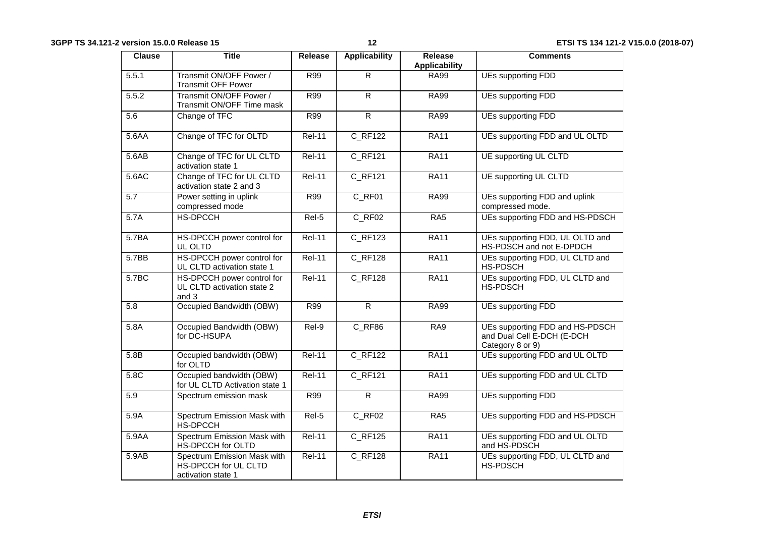| Clause | Title | Release | Applicability | Release Applicability | Comments |
|---|---|---|---|---|---|
| 5.5.1 | Transmit ON/OFF Power / Transmit OFF Power | R99 | R | RA99 | UEs supporting FDD |
| 5.5.2 | Transmit ON/OFF Power / Transmit ON/OFF Time mask | R99 | R | RA99 | UEs supporting FDD |
| 5.6 | Change of TFC | R99 | R | RA99 | UEs supporting FDD |
| 5.6AA | Change of TFC for OLTD | Rel-11 | C_RF122 | RA11 | UEs supporting FDD and UL OLTD |
| 5.6AB | Change of TFC for UL CLTD activation state 1 | Rel-11 | C_RF121 | RA11 | UE supporting UL CLTD |
| 5.6AC | Change of TFC for UL CLTD activation state 2 and 3 | Rel-11 | C_RF121 | RA11 | UE supporting UL CLTD |
| 5.7 | Power setting in uplink compressed mode | R99 | C_RF01 | RA99 | UEs supporting FDD and uplink compressed mode. |
| 5.7A | HS-DPCCH | Rel-5 | C_RF02 | RA5 | UEs supporting FDD and HS-PDSCH |
| 5.7BA | HS-DPCCH power control for UL OLTD | Rel-11 | C_RF123 | RA11 | UEs supporting FDD, UL OLTD and HS-PDSCH and not E-DPDCH |
| 5.7BB | HS-DPCCH power control for UL CLTD activation state 1 | Rel-11 | C_RF128 | RA11 | UEs supporting FDD, UL CLTD and HS-PDSCH |
| 5.7BC | HS-DPCCH power control for UL CLTD activation state 2 and 3 | Rel-11 | C_RF128 | RA11 | UEs supporting FDD, UL CLTD and HS-PDSCH |
| 5.8 | Occupied Bandwidth (OBW) | R99 | R | RA99 | UEs supporting FDD |
| 5.8A | Occupied Bandwidth (OBW) for DC-HSUPA | Rel-9 | C_RF86 | RA9 | UEs supporting FDD and HS-PDSCH and Dual Cell E-DCH (E-DCH Category 8 or 9) |
| 5.8B | Occupied bandwidth (OBW) for OLTD | Rel-11 | C_RF122 | RA11 | UEs supporting FDD and UL OLTD |
| 5.8C | Occupied bandwidth (OBW) for UL CLTD Activation state 1 | Rel-11 | C_RF121 | RA11 | UEs supporting FDD and UL CLTD |
| 5.9 | Spectrum emission mask | R99 | R | RA99 | UEs supporting FDD |
| 5.9A | Spectrum Emission Mask with HS-DPCCH | Rel-5 | C_RF02 | RA5 | UEs supporting FDD and HS-PDSCH |
| 5.9AA | Spectrum Emission Mask with HS-DPCCH for OLTD | Rel-11 | C_RF125 | RA11 | UEs supporting FDD and UL OLTD and HS-PDSCH |
| 5.9AB | Spectrum Emission Mask with HS-DPCCH for UL CLTD activation state 1 | Rel-11 | C_RF128 | RA11 | UEs supporting FDD, UL CLTD and HS-PDSCH |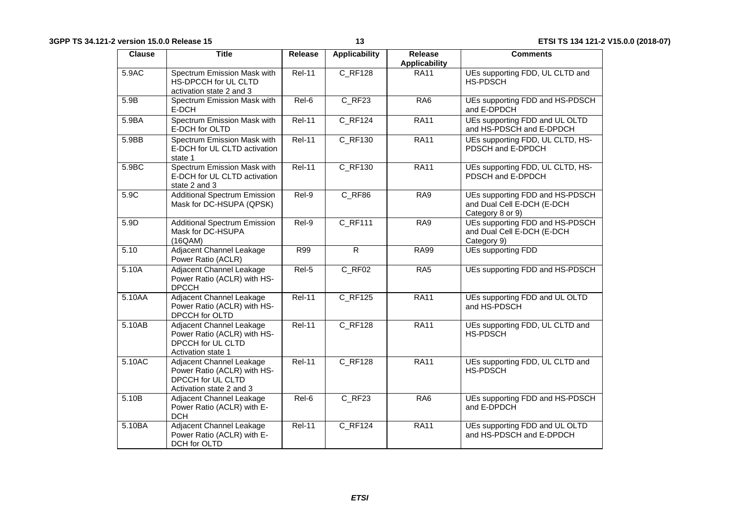| Clause | Title | Release | Applicability | Release Applicability | Comments |
|---|---|---|---|---|---|
| 5.9AC | Spectrum Emission Mask with HS-DPCCH for UL CLTD activation state 2 and 3 | Rel-11 | C_RF128 | RA11 | UEs supporting FDD, UL CLTD and HS-PDSCH |
| 5.9B | Spectrum Emission Mask with E-DCH | Rel-6 | C_RF23 | RA6 | UEs supporting FDD and HS-PDSCH and E-DPDCH |
| 5.9BA | Spectrum Emission Mask with E-DCH for OLTD | Rel-11 | C_RF124 | RA11 | UEs supporting FDD and UL OLTD and HS-PDSCH and E-DPDCH |
| 5.9BB | Spectrum Emission Mask with E-DCH for UL CLTD activation state 1 | Rel-11 | C_RF130 | RA11 | UEs supporting FDD, UL CLTD, HS-PDSCH and E-DPDCH |
| 5.9BC | Spectrum Emission Mask with E-DCH for UL CLTD activation state 2 and 3 | Rel-11 | C_RF130 | RA11 | UEs supporting FDD, UL CLTD, HS-PDSCH and E-DPDCH |
| 5.9C | Additional Spectrum Emission Mask for DC-HSUPA (QPSK) | Rel-9 | C_RF86 | RA9 | UEs supporting FDD and HS-PDSCH and Dual Cell E-DCH (E-DCH Category 8 or 9) |
| 5.9D | Additional Spectrum Emission Mask for DC-HSUPA (16QAM) | Rel-9 | C_RF111 | RA9 | UEs supporting FDD and HS-PDSCH and Dual Cell E-DCH (E-DCH Category 9) |
| 5.10 | Adjacent Channel Leakage Power Ratio (ACLR) | R99 | R | RA99 | UEs supporting FDD |
| 5.10A | Adjacent Channel Leakage Power Ratio (ACLR) with HS-DPCCH | Rel-5 | C_RF02 | RA5 | UEs supporting FDD and HS-PDSCH |
| 5.10AA | Adjacent Channel Leakage Power Ratio (ACLR) with HS-DPCCH for OLTD | Rel-11 | C_RF125 | RA11 | UEs supporting FDD and UL OLTD and HS-PDSCH |
| 5.10AB | Adjacent Channel Leakage Power Ratio (ACLR) with HS-DPCCH for UL CLTD Activation state 1 | Rel-11 | C_RF128 | RA11 | UEs supporting FDD, UL CLTD and HS-PDSCH |
| 5.10AC | Adjacent Channel Leakage Power Ratio (ACLR) with HS-DPCCH for UL CLTD Activation state 2 and 3 | Rel-11 | C_RF128 | RA11 | UEs supporting FDD, UL CLTD and HS-PDSCH |
| 5.10B | Adjacent Channel Leakage Power Ratio (ACLR) with E-DCH | Rel-6 | C_RF23 | RA6 | UEs supporting FDD and HS-PDSCH and E-DPDCH |
| 5.10BA | Adjacent Channel Leakage Power Ratio (ACLR) with E-DCH for OLTD | Rel-11 | C_RF124 | RA11 | UEs supporting FDD and UL OLTD and HS-PDSCH and E-DPDCH |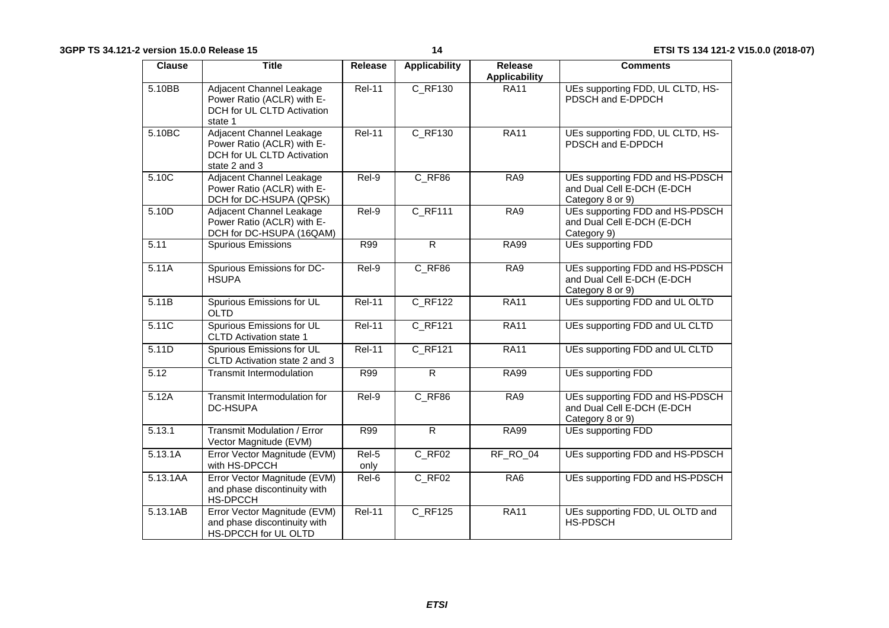| Clause | Title | Release | Applicability | Release Applicability | Comments |
|---|---|---|---|---|---|
| 5.10BB | Adjacent Channel Leakage Power Ratio (ACLR) with E-DCH for UL CLTD Activation state 1 | Rel-11 | C_RF130 | RA11 | UEs supporting FDD, UL CLTD, HS-PDSCH and E-DPDCH |
| 5.10BC | Adjacent Channel Leakage Power Ratio (ACLR) with E-DCH for UL CLTD Activation state 2 and 3 | Rel-11 | C_RF130 | RA11 | UEs supporting FDD, UL CLTD, HS-PDSCH and E-DPDCH |
| 5.10C | Adjacent Channel Leakage Power Ratio (ACLR) with E-DCH for DC-HSUPA (QPSK) | Rel-9 | C_RF86 | RA9 | UEs supporting FDD and HS-PDSCH and Dual Cell E-DCH (E-DCH Category 8 or 9) |
| 5.10D | Adjacent Channel Leakage Power Ratio (ACLR) with E-DCH for DC-HSUPA (16QAM) | Rel-9 | C_RF111 | RA9 | UEs supporting FDD and HS-PDSCH and Dual Cell E-DCH (E-DCH Category 9) |
| 5.11 | Spurious Emissions | R99 | R | RA99 | UEs supporting FDD |
| 5.11A | Spurious Emissions for DC-HSUPA | Rel-9 | C_RF86 | RA9 | UEs supporting FDD and HS-PDSCH and Dual Cell E-DCH (E-DCH Category 8 or 9) |
| 5.11B | Spurious Emissions for UL OLTD | Rel-11 | C_RF122 | RA11 | UEs supporting FDD and UL OLTD |
| 5.11C | Spurious Emissions for UL CLTD Activation state 1 | Rel-11 | C_RF121 | RA11 | UEs supporting FDD and UL CLTD |
| 5.11D | Spurious Emissions for UL CLTD Activation state 2 and 3 | Rel-11 | C_RF121 | RA11 | UEs supporting FDD and UL CLTD |
| 5.12 | Transmit Intermodulation | R99 | R | RA99 | UEs supporting FDD |
| 5.12A | Transmit Intermodulation for DC-HSUPA | Rel-9 | C_RF86 | RA9 | UEs supporting FDD and HS-PDSCH and Dual Cell E-DCH (E-DCH Category 8 or 9) |
| 5.13.1 | Transmit Modulation / Error Vector Magnitude (EVM) | R99 | R | RA99 | UEs supporting FDD |
| 5.13.1A | Error Vector Magnitude (EVM) with HS-DPCCH | Rel-5 only | C_RF02 | RF_RO_04 | UEs supporting FDD and HS-PDSCH |
| 5.13.1AA | Error Vector Magnitude (EVM) and phase discontinuity with HS-DPCCH | Rel-6 | C_RF02 | RA6 | UEs supporting FDD and HS-PDSCH |
| 5.13.1AB | Error Vector Magnitude (EVM) and phase discontinuity with HS-DPCCH for UL OLTD | Rel-11 | C_RF125 | RA11 | UEs supporting FDD, UL OLTD and HS-PDSCH |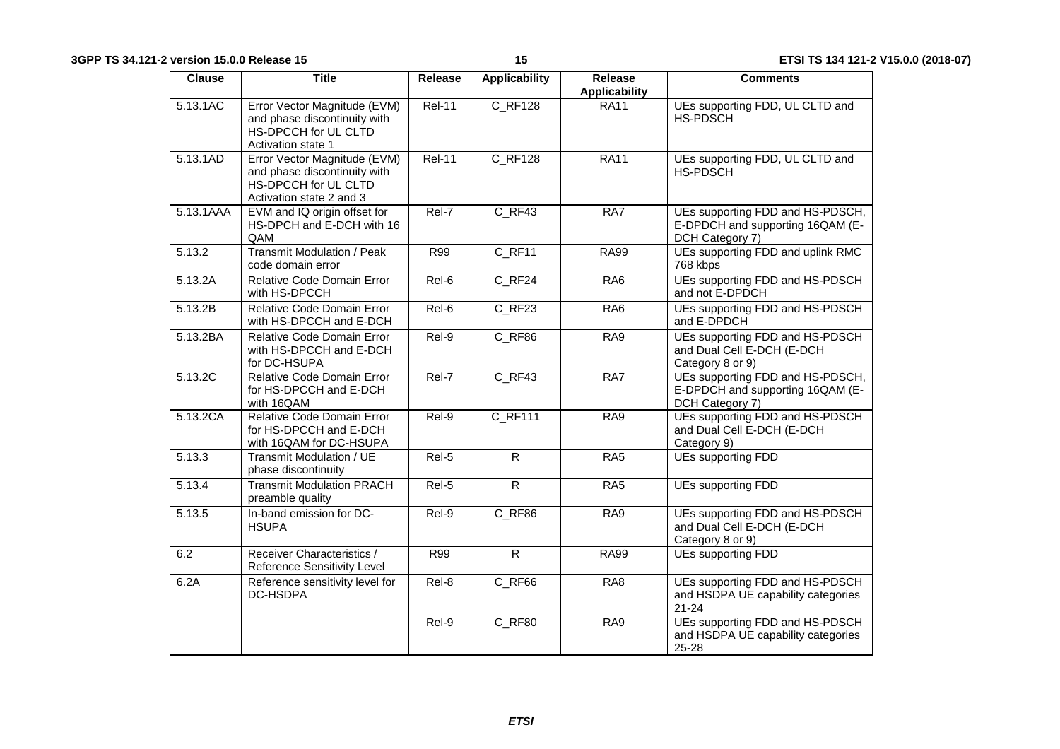| Clause | Title | Release | Applicability | Release Applicability | Comments |
|---|---|---|---|---|---|
| 5.13.1AC | Error Vector Magnitude (EVM) and phase discontinuity with HS-DPCCH for UL CLTD Activation state 1 | Rel-11 | C_RF128 | RA11 | UEs supporting FDD, UL CLTD and HS-PDSCH |
| 5.13.1AD | Error Vector Magnitude (EVM) and phase discontinuity with HS-DPCCH for UL CLTD Activation state 2 and 3 | Rel-11 | C_RF128 | RA11 | UEs supporting FDD, UL CLTD and HS-PDSCH |
| 5.13.1AAA | EVM and IQ origin offset for HS-DPCH and E-DCH with 16 QAM | Rel-7 | C_RF43 | RA7 | UEs supporting FDD and HS-PDSCH, E-DPDCH and supporting 16QAM (E-DCH Category 7) |
| 5.13.2 | Transmit Modulation / Peak code domain error | R99 | C_RF11 | RA99 | UEs supporting FDD and uplink RMC 768 kbps |
| 5.13.2A | Relative Code Domain Error with HS-DPCCH | Rel-6 | C_RF24 | RA6 | UEs supporting FDD and HS-PDSCH and not E-DPDCH |
| 5.13.2B | Relative Code Domain Error with HS-DPCCH and E-DCH | Rel-6 | C_RF23 | RA6 | UEs supporting FDD and HS-PDSCH and E-DPDCH |
| 5.13.2BA | Relative Code Domain Error with HS-DPCCH and E-DCH for DC-HSUPA | Rel-9 | C_RF86 | RA9 | UEs supporting FDD and HS-PDSCH and Dual Cell E-DCH (E-DCH Category 8 or 9) |
| 5.13.2C | Relative Code Domain Error for HS-DPCCH and E-DCH with 16QAM | Rel-7 | C_RF43 | RA7 | UEs supporting FDD and HS-PDSCH, E-DPDCH and supporting 16QAM (E-DCH Category 7) |
| 5.13.2CA | Relative Code Domain Error for HS-DPCCH and E-DCH with 16QAM for DC-HSUPA | Rel-9 | C_RF111 | RA9 | UEs supporting FDD and HS-PDSCH and Dual Cell E-DCH (E-DCH Category 9) |
| 5.13.3 | Transmit Modulation / UE phase discontinuity | Rel-5 | R | RA5 | UEs supporting FDD |
| 5.13.4 | Transmit Modulation PRACH preamble quality | Rel-5 | R | RA5 | UEs supporting FDD |
| 5.13.5 | In-band emission for DC-HSUPA | Rel-9 | C_RF86 | RA9 | UEs supporting FDD and HS-PDSCH and Dual Cell E-DCH (E-DCH Category 8 or 9) |
| 6.2 | Receiver Characteristics / Reference Sensitivity Level | R99 | R | RA99 | UEs supporting FDD |
| 6.2A | Reference sensitivity level for DC-HSDPA | Rel-8 | C_RF66 | RA8 | UEs supporting FDD and HS-PDSCH and HSDPA UE capability categories 21-24 |
| | | Rel-9 | C_RF80 | RA9 | UEs supporting FDD and HS-PDSCH and HSDPA UE capability categories 25-28 |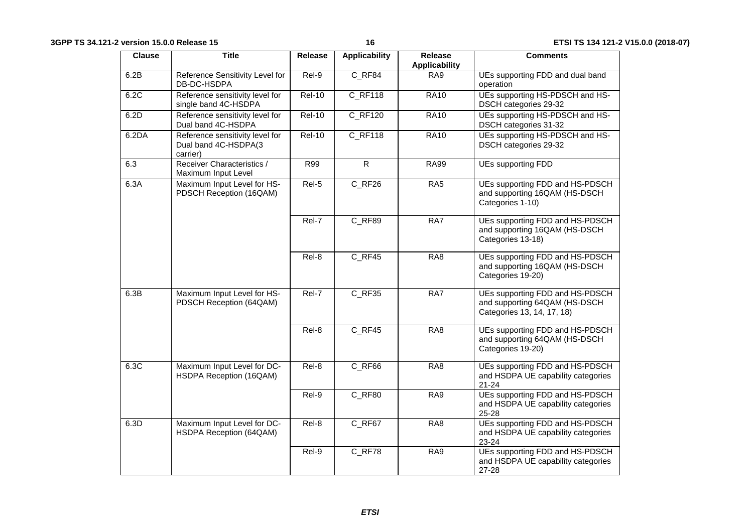| Clause | Title | Release | Applicability | Release Applicability | Comments |
|---|---|---|---|---|---|
| 6.2B | Reference Sensitivity Level for DB-DC-HSDPA | Rel-9 | C_RF84 | RA9 | UEs supporting FDD and dual band operation |
| 6.2C | Reference sensitivity level for single band 4C-HSDPA | Rel-10 | C_RF118 | RA10 | UEs supporting HS-PDSCH and HS-DSCH categories 29-32 |
| 6.2D | Reference sensitivity level for Dual band 4C-HSDPA | Rel-10 | C_RF120 | RA10 | UEs supporting HS-PDSCH and HS-DSCH categories 31-32 |
| 6.2DA | Reference sensitivity level for Dual band 4C-HSDPA(3 carrier) | Rel-10 | C_RF118 | RA10 | UEs supporting HS-PDSCH and HS-DSCH categories 29-32 |
| 6.3 | Receiver Characteristics / Maximum Input Level | R99 | R | RA99 | UEs supporting FDD |
| 6.3A | Maximum Input Level for HS-PDSCH Reception (16QAM) | Rel-5 | C_RF26 | RA5 | UEs supporting FDD and HS-PDSCH and supporting 16QAM (HS-DSCH Categories 1-10) |
| | | Rel-7 | C_RF89 | RA7 | UEs supporting FDD and HS-PDSCH and supporting 16QAM (HS-DSCH Categories 13-18) |
| | | Rel-8 | C_RF45 | RA8 | UEs supporting FDD and HS-PDSCH and supporting 16QAM (HS-DSCH Categories 19-20) |
| 6.3B | Maximum Input Level for HS-PDSCH Reception (64QAM) | Rel-7 | C_RF35 | RA7 | UEs supporting FDD and HS-PDSCH and supporting 64QAM (HS-DSCH Categories 13, 14, 17, 18) |
| | | Rel-8 | C_RF45 | RA8 | UEs supporting FDD and HS-PDSCH and supporting 64QAM (HS-DSCH Categories 19-20) |
| 6.3C | Maximum Input Level for DC-HSDPA Reception (16QAM) | Rel-8 | C_RF66 | RA8 | UEs supporting FDD and HS-PDSCH and HSDPA UE capability categories 21-24 |
| | | Rel-9 | C_RF80 | RA9 | UEs supporting FDD and HS-PDSCH and HSDPA UE capability categories 25-28 |
| 6.3D | Maximum Input Level for DC-HSDPA Reception (64QAM) | Rel-8 | C_RF67 | RA8 | UEs supporting FDD and HS-PDSCH and HSDPA UE capability categories 23-24 |
| | | Rel-9 | C_RF78 | RA9 | UEs supporting FDD and HS-PDSCH and HSDPA UE capability categories 27-28 |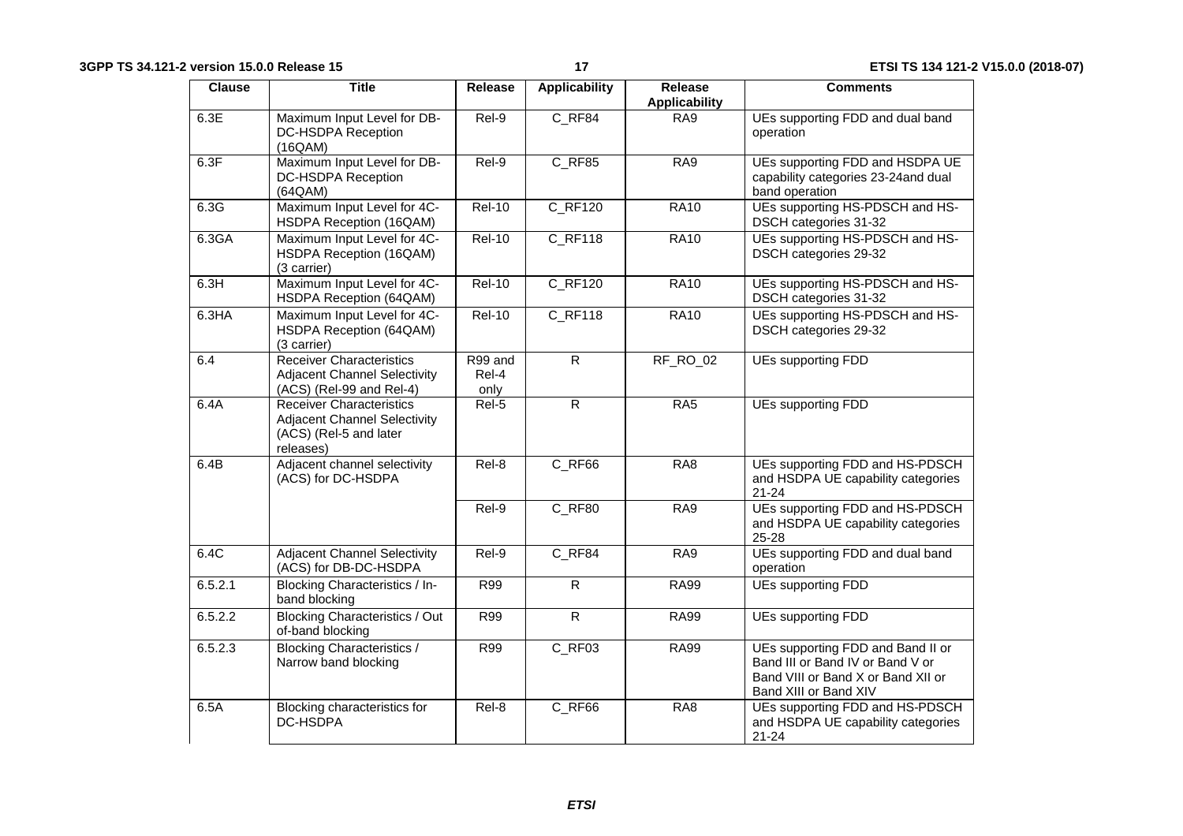| Clause | Title | Release | Applicability | Release Applicability | Comments |
| --- | --- | --- | --- | --- | --- |
| 6.3E | Maximum Input Level for DB-DC-HSDPA Reception (16QAM) | Rel-9 | C_RF84 | RA9 | UEs supporting FDD and dual band operation |
| 6.3F | Maximum Input Level for DB-DC-HSDPA Reception (64QAM) | Rel-9 | C_RF85 | RA9 | UEs supporting FDD and HSDPA UE capability categories 23-24and dual band operation |
| 6.3G | Maximum Input Level for 4C-HSDPA Reception (16QAM) | Rel-10 | C_RF120 | RA10 | UEs supporting HS-PDSCH and HS-DSCH categories 31-32 |
| 6.3GA | Maximum Input Level for 4C-HSDPA Reception (16QAM) (3 carrier) | Rel-10 | C_RF118 | RA10 | UEs supporting HS-PDSCH and HS-DSCH categories 29-32 |
| 6.3H | Maximum Input Level for 4C-HSDPA Reception (64QAM) | Rel-10 | C_RF120 | RA10 | UEs supporting HS-PDSCH and HS-DSCH categories 31-32 |
| 6.3HA | Maximum Input Level for 4C-HSDPA Reception (64QAM) (3 carrier) | Rel-10 | C_RF118 | RA10 | UEs supporting HS-PDSCH and HS-DSCH categories 29-32 |
| 6.4 | Receiver Characteristics Adjacent Channel Selectivity (ACS) (Rel-99 and Rel-4) | R99 and Rel-4 only | R | RF_RO_02 | UEs supporting FDD |
| 6.4A | Receiver Characteristics Adjacent Channel Selectivity (ACS) (Rel-5 and later releases) | Rel-5 | R | RA5 | UEs supporting FDD |
| 6.4B | Adjacent channel selectivity (ACS) for DC-HSDPA | Rel-8 | C_RF66 | RA8 | UEs supporting FDD and HS-PDSCH and HSDPA UE capability categories 21-24 |
| | | Rel-9 | C_RF80 | RA9 | UEs supporting FDD and HS-PDSCH and HSDPA UE capability categories 25-28 |
| 6.4C | Adjacent Channel Selectivity (ACS) for DB-DC-HSDPA | Rel-9 | C_RF84 | RA9 | UEs supporting FDD and dual band operation |
| 6.5.2.1 | Blocking Characteristics / In-band blocking | R99 | R | RA99 | UEs supporting FDD |
| 6.5.2.2 | Blocking Characteristics / Out of-band blocking | R99 | R | RA99 | UEs supporting FDD |
| 6.5.2.3 | Blocking Characteristics / Narrow band blocking | R99 | C_RF03 | RA99 | UEs supporting FDD and Band II or Band III or Band IV or Band V or Band VIII or Band X or Band XII or Band XIII or Band XIV |
| 6.5A | Blocking characteristics for DC-HSDPA | Rel-8 | C_RF66 | RA8 | UEs supporting FDD and HS-PDSCH and HSDPA UE capability categories 21-24 |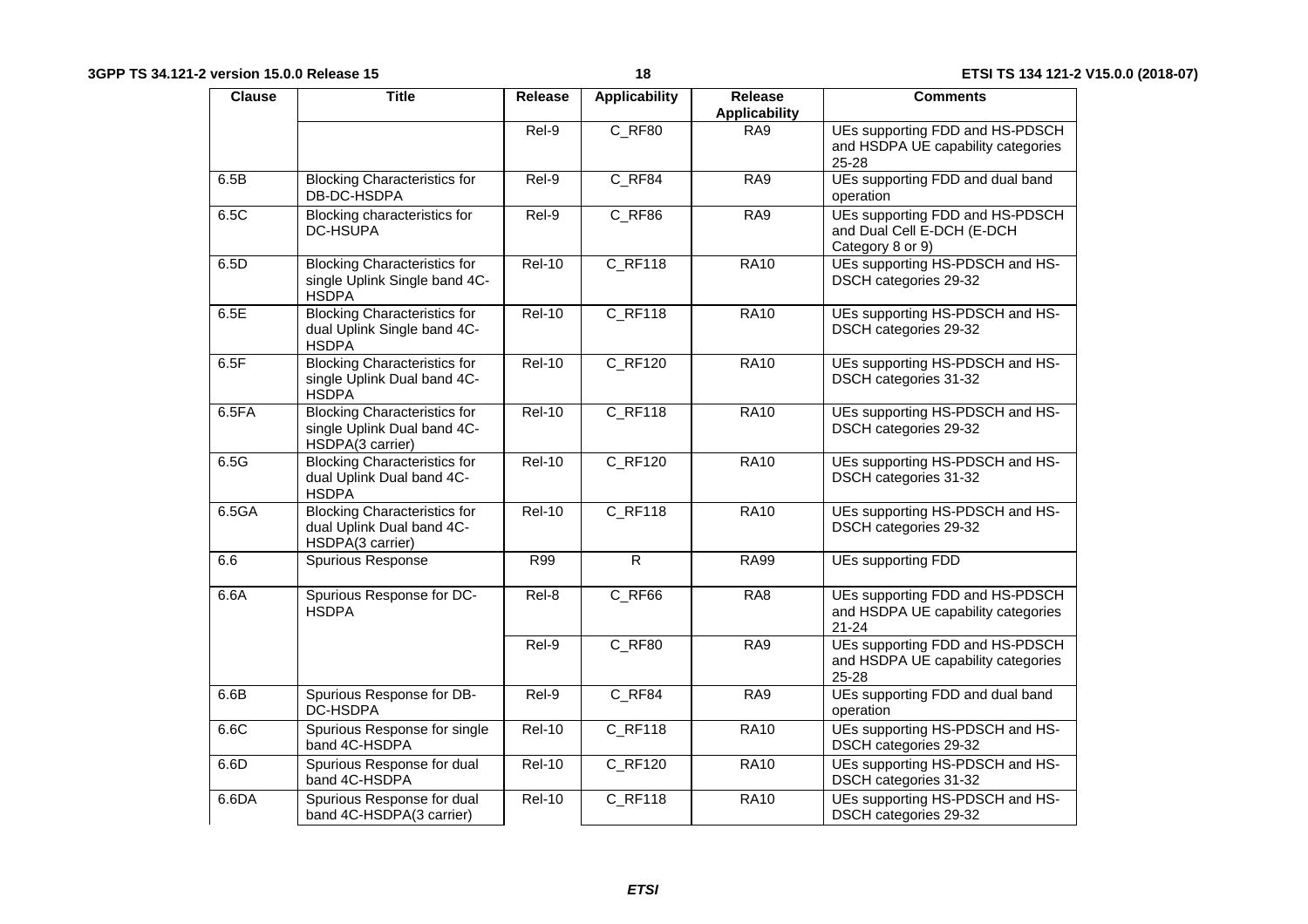| Clause | Title | Release | Applicability | Release Applicability | Comments |
|---|---|---|---|---|---|
| | | Rel-9 | C_RF80 | RA9 | UEs supporting FDD and HS-PDSCH and HSDPA UE capability categories 25-28 |
| 6.5B | Blocking Characteristics for DB-DC-HSDPA | Rel-9 | C_RF84 | RA9 | UEs supporting FDD and dual band operation |
| 6.5C | Blocking characteristics for DC-HSUPA | Rel-9 | C_RF86 | RA9 | UEs supporting FDD and HS-PDSCH and Dual Cell E-DCH (E-DCH Category 8 or 9) |
| 6.5D | Blocking Characteristics for single Uplink Single band 4C-HSDPA | Rel-10 | C_RF118 | RA10 | UEs supporting HS-PDSCH and HS-DSCH categories 29-32 |
| 6.5E | Blocking Characteristics for dual Uplink Single band 4C-HSDPA | Rel-10 | C_RF118 | RA10 | UEs supporting HS-PDSCH and HS-DSCH categories 29-32 |
| 6.5F | Blocking Characteristics for single Uplink Dual band 4C-HSDPA | Rel-10 | C_RF120 | RA10 | UEs supporting HS-PDSCH and HS-DSCH categories 31-32 |
| 6.5FA | Blocking Characteristics for single Uplink Dual band 4C-HSDPA(3 carrier) | Rel-10 | C_RF118 | RA10 | UEs supporting HS-PDSCH and HS-DSCH categories 29-32 |
| 6.5G | Blocking Characteristics for dual Uplink Dual band 4C-HSDPA | Rel-10 | C_RF120 | RA10 | UEs supporting HS-PDSCH and HS-DSCH categories 31-32 |
| 6.5GA | Blocking Characteristics for dual Uplink Dual band 4C-HSDPA(3 carrier) | Rel-10 | C_RF118 | RA10 | UEs supporting HS-PDSCH and HS-DSCH categories 29-32 |
| 6.6 | Spurious Response | R99 | R | RA99 | UEs supporting FDD |
| 6.6A | Spurious Response for DC-HSDPA | Rel-8 | C_RF66 | RA8 | UEs supporting FDD and HS-PDSCH and HSDPA UE capability categories 21-24 |
| | | Rel-9 | C_RF80 | RA9 | UEs supporting FDD and HS-PDSCH and HSDPA UE capability categories 25-28 |
| 6.6B | Spurious Response for DB-DC-HSDPA | Rel-9 | C_RF84 | RA9 | UEs supporting FDD and dual band operation |
| 6.6C | Spurious Response for single band 4C-HSDPA | Rel-10 | C_RF118 | RA10 | UEs supporting HS-PDSCH and HS-DSCH categories 29-32 |
| 6.6D | Spurious Response for dual band 4C-HSDPA | Rel-10 | C_RF120 | RA10 | UEs supporting HS-PDSCH and HS-DSCH categories 31-32 |
| 6.6DA | Spurious Response for dual band 4C-HSDPA(3 carrier) | Rel-10 | C_RF118 | RA10 | UEs supporting HS-PDSCH and HS-DSCH categories 29-32 |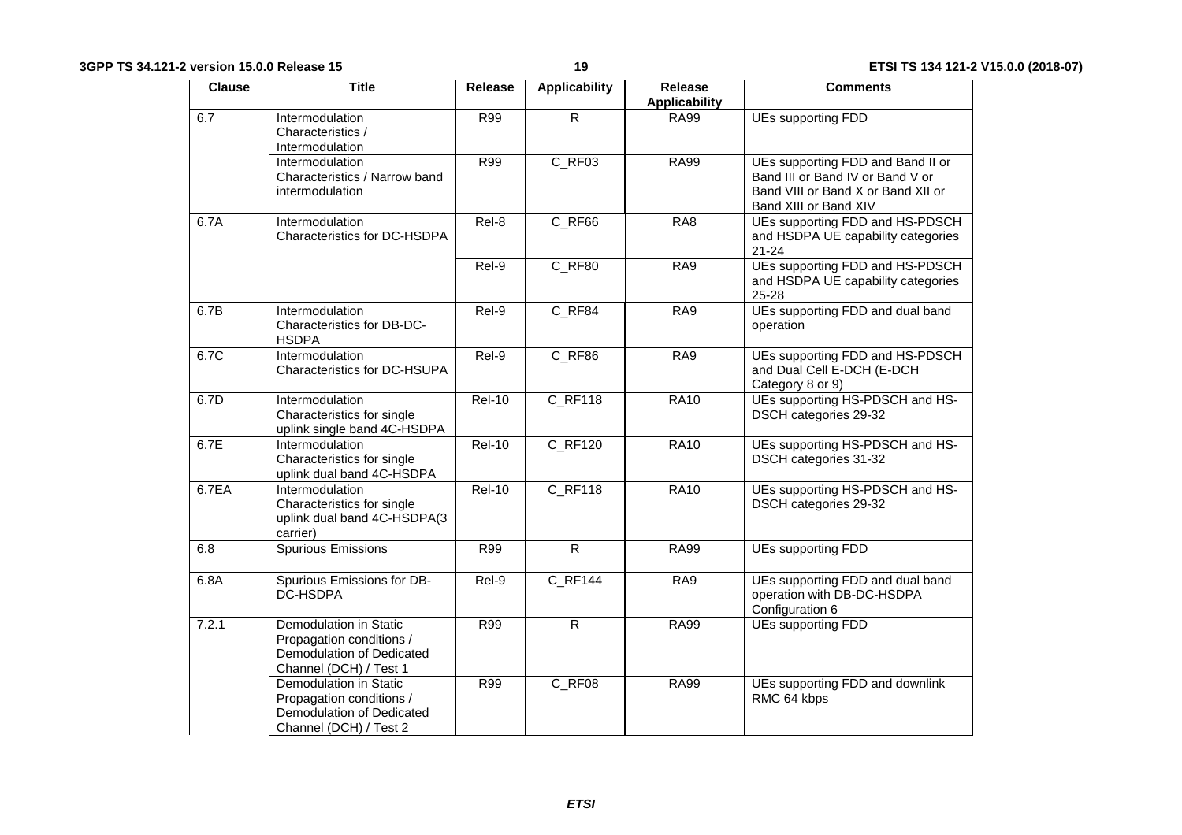| Clause | Title | Release | Applicability | Release Applicability | Comments |
|---|---|---|---|---|---|
| 6.7 | Intermodulation Characteristics / Intermodulation | R99 | R | RA99 | UEs supporting FDD |
| | Intermodulation Characteristics / Narrow band intermodulation | R99 | C_RF03 | RA99 | UEs supporting FDD and Band II or Band III or Band IV or Band V or Band VIII or Band X or Band XII or Band XIII or Band XIV |
| 6.7A | Intermodulation Characteristics for DC-HSDPA | Rel-8 | C_RF66 | RA8 | UEs supporting FDD and HS-PDSCH and HSDPA UE capability categories 21-24 |
| | | Rel-9 | C_RF80 | RA9 | UEs supporting FDD and HS-PDSCH and HSDPA UE capability categories 25-28 |
| 6.7B | Intermodulation Characteristics for DB-DC-HSDPA | Rel-9 | C_RF84 | RA9 | UEs supporting FDD and dual band operation |
| 6.7C | Intermodulation Characteristics for DC-HSUPA | Rel-9 | C_RF86 | RA9 | UEs supporting FDD and HS-PDSCH and Dual Cell E-DCH (E-DCH Category 8 or 9) |
| 6.7D | Intermodulation Characteristics for single uplink single band 4C-HSDPA | Rel-10 | C_RF118 | RA10 | UEs supporting HS-PDSCH and HS-DSCH categories 29-32 |
| 6.7E | Intermodulation Characteristics for single uplink dual band 4C-HSDPA | Rel-10 | C_RF120 | RA10 | UEs supporting HS-PDSCH and HS-DSCH categories 31-32 |
| 6.7EA | Intermodulation Characteristics for single uplink dual band 4C-HSDPA(3 carrier) | Rel-10 | C_RF118 | RA10 | UEs supporting HS-PDSCH and HS-DSCH categories 29-32 |
| 6.8 | Spurious Emissions | R99 | R | RA99 | UEs supporting FDD |
| 6.8A | Spurious Emissions for DB-DC-HSDPA | Rel-9 | C_RF144 | RA9 | UEs supporting FDD and dual band operation with DB-DC-HSDPA Configuration 6 |
| 7.2.1 | Demodulation in Static Propagation conditions / Demodulation of Dedicated Channel (DCH) / Test 1 | R99 | R | RA99 | UEs supporting FDD |
| | Demodulation in Static Propagation conditions / Demodulation of Dedicated Channel (DCH) / Test 2 | R99 | C_RF08 | RA99 | UEs supporting FDD and downlink RMC 64 kbps |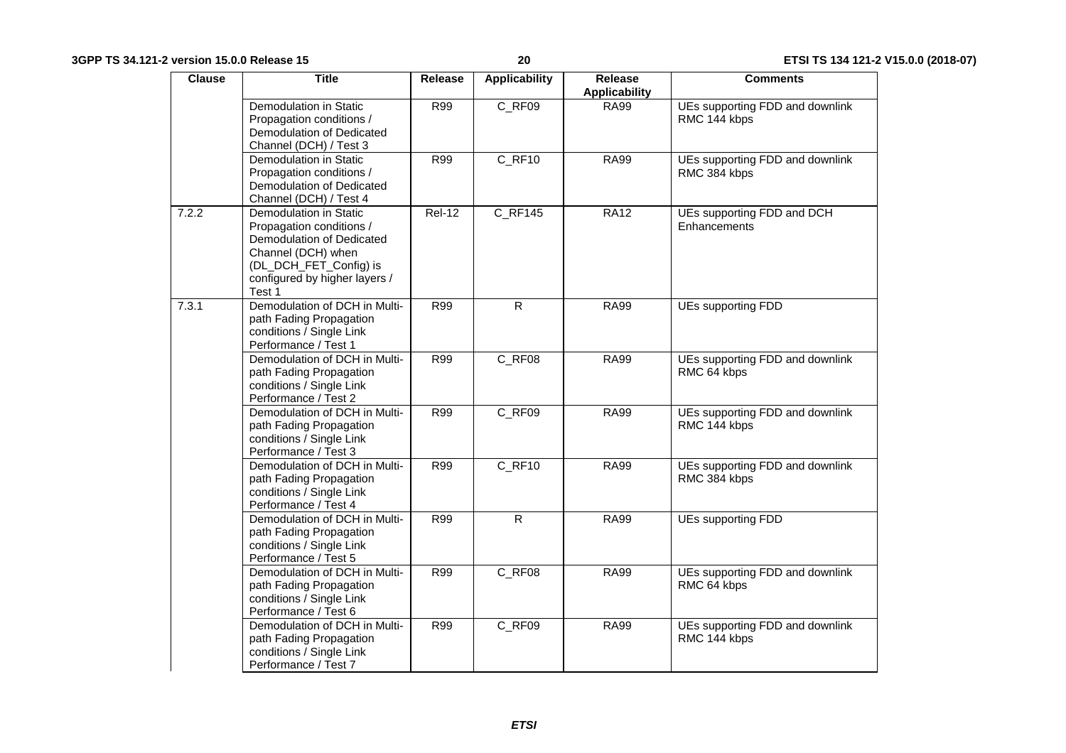| Clause | Title | Release | Applicability | Release Applicability | Comments |
|---|---|---|---|---|---|
| | Demodulation in Static Propagation conditions / Demodulation of Dedicated Channel (DCH) / Test 3 | R99 | C_RF09 | RA99 | UEs supporting FDD and downlink RMC 144 kbps |
| | Demodulation in Static Propagation conditions / Demodulation of Dedicated Channel (DCH) / Test 4 | R99 | C_RF10 | RA99 | UEs supporting FDD and downlink RMC 384 kbps |
| 7.2.2 | Demodulation in Static Propagation conditions / Demodulation of Dedicated Channel (DCH) when (DL_DCH_FET_Config) is configured by higher layers / Test 1 | Rel-12 | C_RF145 | RA12 | UEs supporting FDD and DCH Enhancements |
| 7.3.1 | Demodulation of DCH in Multi-path Fading Propagation conditions / Single Link Performance / Test 1 | R99 | R | RA99 | UEs supporting FDD |
| | Demodulation of DCH in Multi-path Fading Propagation conditions / Single Link Performance / Test 2 | R99 | C_RF08 | RA99 | UEs supporting FDD and downlink RMC 64 kbps |
| | Demodulation of DCH in Multi-path Fading Propagation conditions / Single Link Performance / Test 3 | R99 | C_RF09 | RA99 | UEs supporting FDD and downlink RMC 144 kbps |
| | Demodulation of DCH in Multi-path Fading Propagation conditions / Single Link Performance / Test 4 | R99 | C_RF10 | RA99 | UEs supporting FDD and downlink RMC 384 kbps |
| | Demodulation of DCH in Multi-path Fading Propagation conditions / Single Link Performance / Test 5 | R99 | R | RA99 | UEs supporting FDD |
| | Demodulation of DCH in Multi-path Fading Propagation conditions / Single Link Performance / Test 6 | R99 | C_RF08 | RA99 | UEs supporting FDD and downlink RMC 64 kbps |
| | Demodulation of DCH in Multi-path Fading Propagation conditions / Single Link Performance / Test 7 | R99 | C_RF09 | RA99 | UEs supporting FDD and downlink RMC 144 kbps |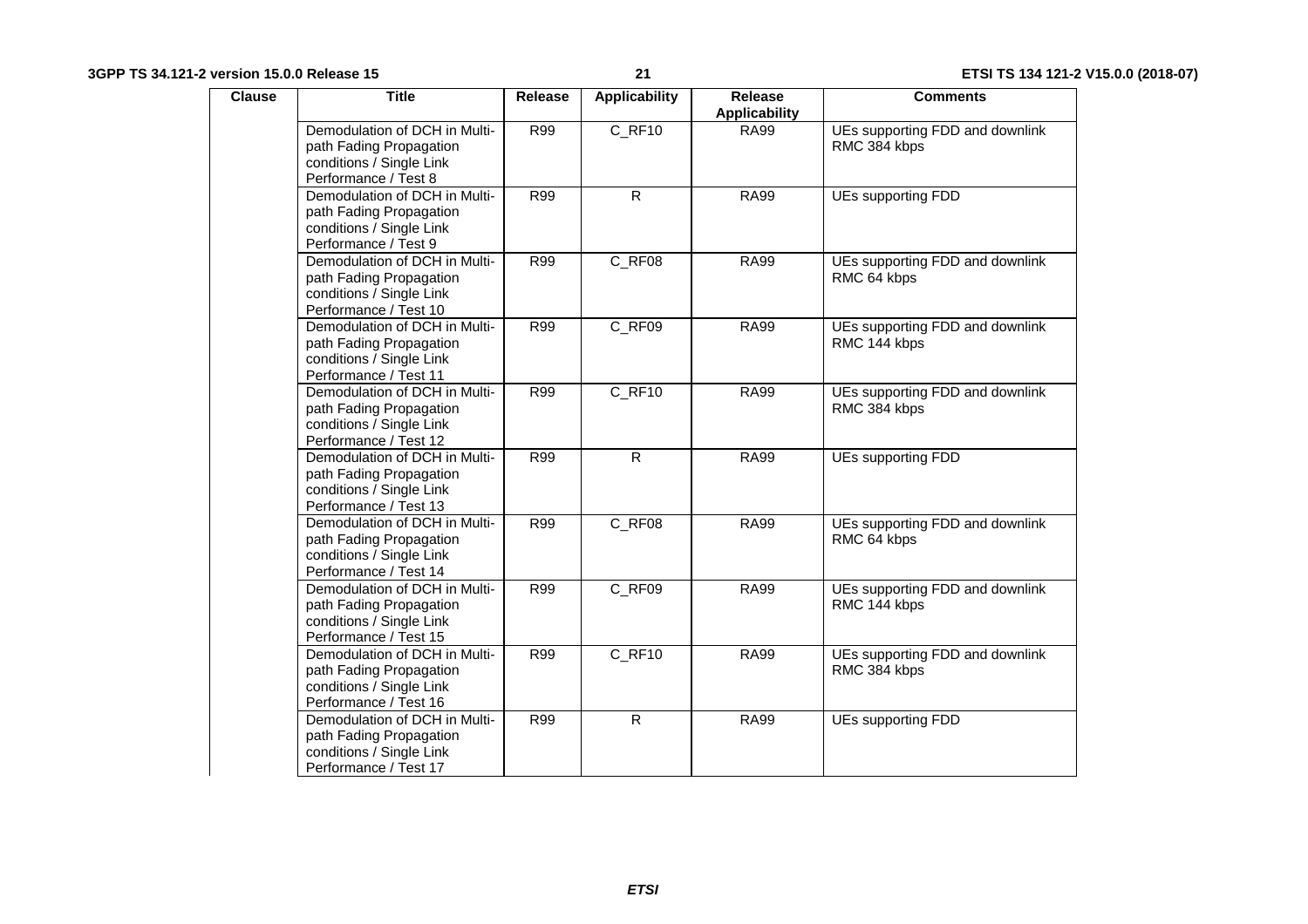| Clause | Title | Release | Applicability | Release Applicability | Comments |
|---|---|---|---|---|---|
| | Demodulation of DCH in Multi-path Fading Propagation conditions / Single Link Performance / Test 8 | R99 | C_RF10 | RA99 | UEs supporting FDD and downlink RMC 384 kbps |
| | Demodulation of DCH in Multi-path Fading Propagation conditions / Single Link Performance / Test 9 | R99 | R | RA99 | UEs supporting FDD |
| | Demodulation of DCH in Multi-path Fading Propagation conditions / Single Link Performance / Test 10 | R99 | C_RF08 | RA99 | UEs supporting FDD and downlink RMC 64 kbps |
| | Demodulation of DCH in Multi-path Fading Propagation conditions / Single Link Performance / Test 11 | R99 | C_RF09 | RA99 | UEs supporting FDD and downlink RMC 144 kbps |
| | Demodulation of DCH in Multi-path Fading Propagation conditions / Single Link Performance / Test 12 | R99 | C_RF10 | RA99 | UEs supporting FDD and downlink RMC 384 kbps |
| | Demodulation of DCH in Multi-path Fading Propagation conditions / Single Link Performance / Test 13 | R99 | R | RA99 | UEs supporting FDD |
| | Demodulation of DCH in Multi-path Fading Propagation conditions / Single Link Performance / Test 14 | R99 | C_RF08 | RA99 | UEs supporting FDD and downlink RMC 64 kbps |
| | Demodulation of DCH in Multi-path Fading Propagation conditions / Single Link Performance / Test 15 | R99 | C_RF09 | RA99 | UEs supporting FDD and downlink RMC 144 kbps |
| | Demodulation of DCH in Multi-path Fading Propagation conditions / Single Link Performance / Test 16 | R99 | C_RF10 | RA99 | UEs supporting FDD and downlink RMC 384 kbps |
| | Demodulation of DCH in Multi-path Fading Propagation conditions / Single Link Performance / Test 17 | R99 | R | RA99 | UEs supporting FDD |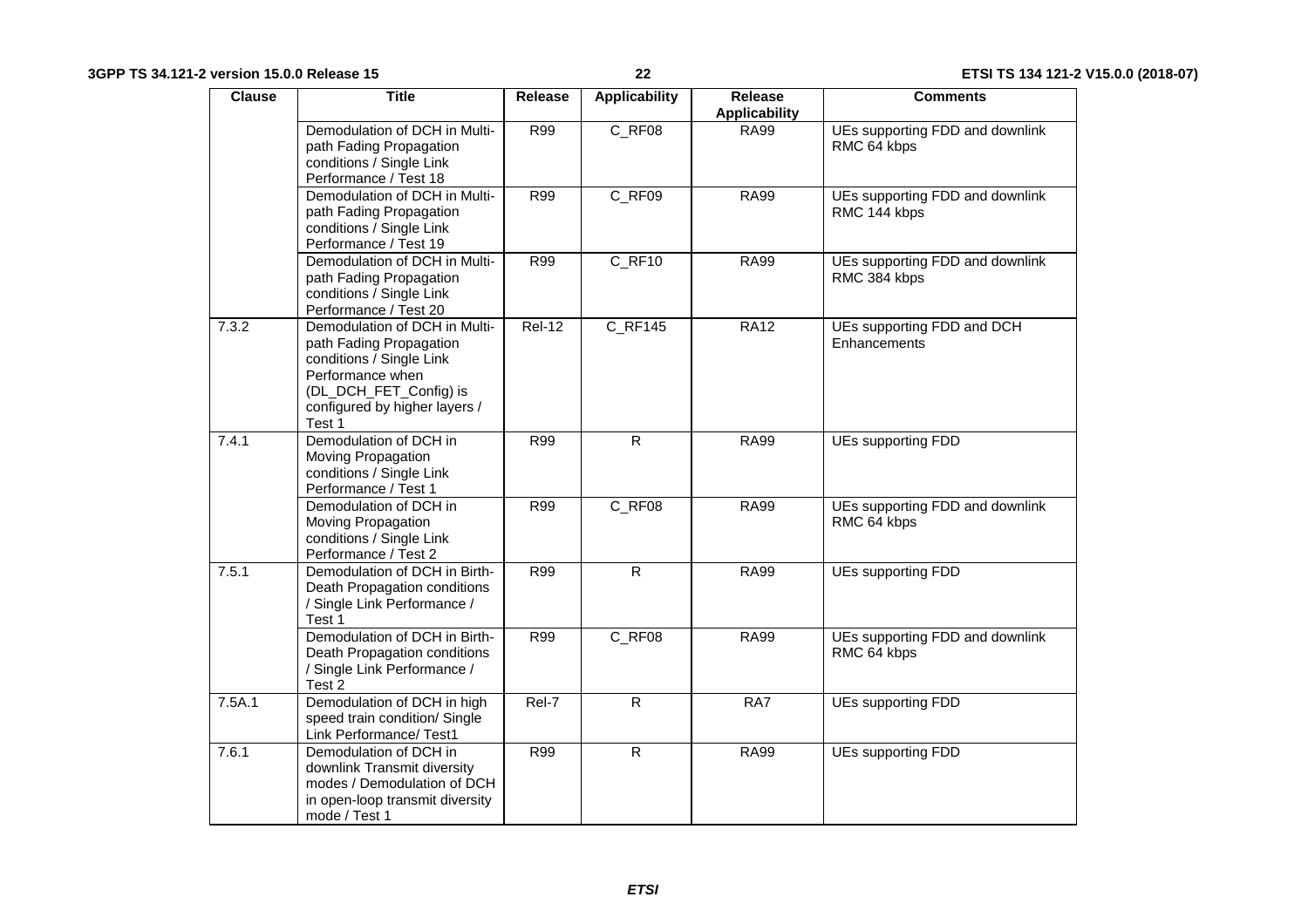| Clause | Title | Release | Applicability | Release Applicability | Comments |
|---|---|---|---|---|---|
| | Demodulation of DCH in Multi-path Fading Propagation conditions / Single Link Performance / Test 18 | R99 | C_RF08 | RA99 | UEs supporting FDD and downlink RMC 64 kbps |
| | Demodulation of DCH in Multi-path Fading Propagation conditions / Single Link Performance / Test 19 | R99 | C_RF09 | RA99 | UEs supporting FDD and downlink RMC 144 kbps |
| | Demodulation of DCH in Multi-path Fading Propagation conditions / Single Link Performance / Test 20 | R99 | C_RF10 | RA99 | UEs supporting FDD and downlink RMC 384 kbps |
| 7.3.2 | Demodulation of DCH in Multi-path Fading Propagation conditions / Single Link Performance when (DL_DCH_FET_Config) is configured by higher layers / Test 1 | Rel-12 | C_RF145 | RA12 | UEs supporting FDD and DCH Enhancements |
| 7.4.1 | Demodulation of DCH in Moving Propagation conditions / Single Link Performance / Test 1 | R99 | R | RA99 | UEs supporting FDD |
| | Demodulation of DCH in Moving Propagation conditions / Single Link Performance / Test 2 | R99 | C_RF08 | RA99 | UEs supporting FDD and downlink RMC 64 kbps |
| 7.5.1 | Demodulation of DCH in Birth-Death Propagation conditions / Single Link Performance / Test 1 | R99 | R | RA99 | UEs supporting FDD |
| | Demodulation of DCH in Birth-Death Propagation conditions / Single Link Performance / Test 2 | R99 | C_RF08 | RA99 | UEs supporting FDD and downlink RMC 64 kbps |
| 7.5A.1 | Demodulation of DCH in high speed train condition/ Single Link Performance/ Test1 | Rel-7 | R | RA7 | UEs supporting FDD |
| 7.6.1 | Demodulation of DCH in downlink Transmit diversity modes / Demodulation of DCH in open-loop transmit diversity mode / Test 1 | R99 | R | RA99 | UEs supporting FDD |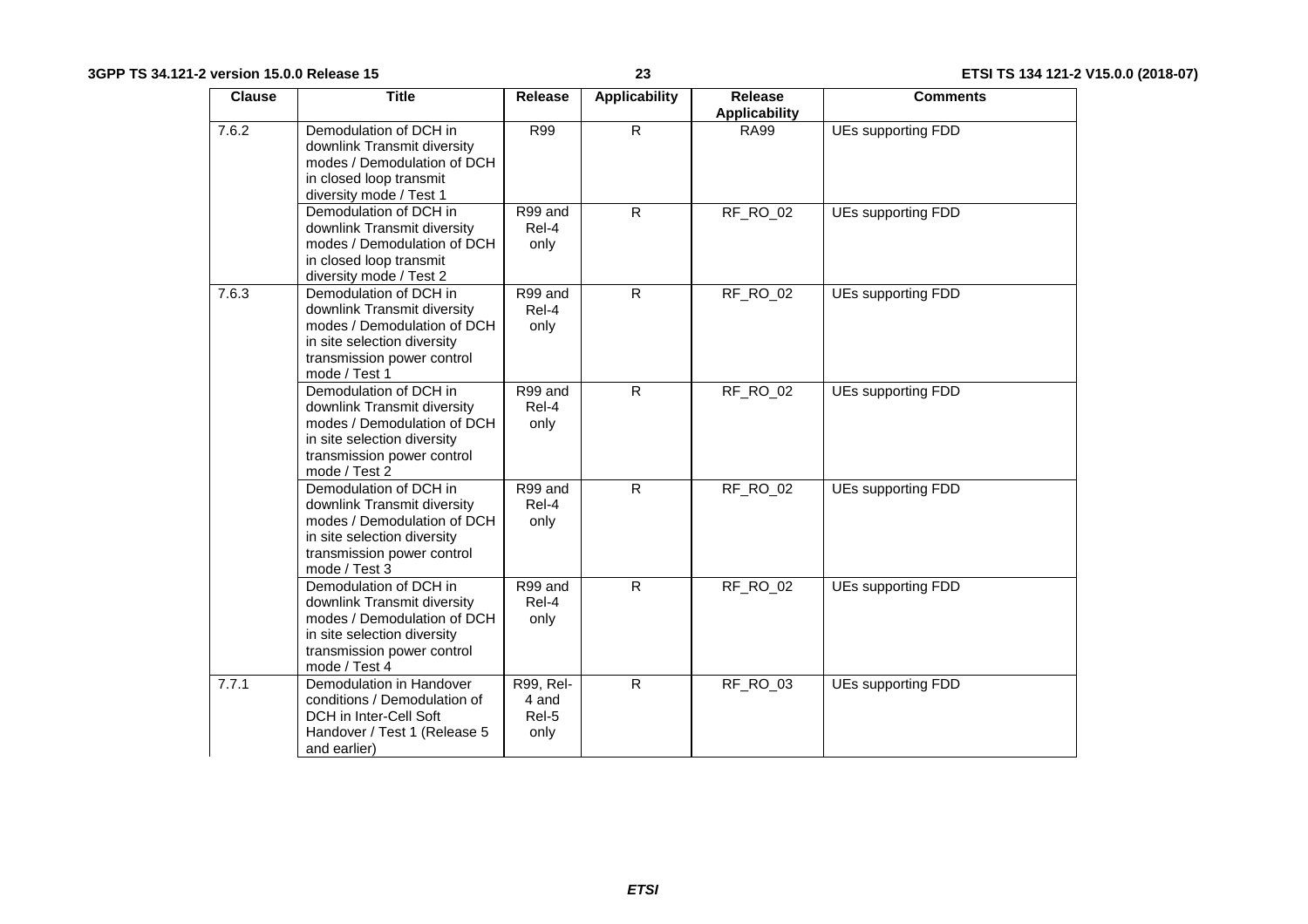| Clause | Title | Release | Applicability | Release Applicability | Comments |
|---|---|---|---|---|---|
| 7.6.2 | Demodulation of DCH in downlink Transmit diversity modes / Demodulation of DCH in closed loop transmit diversity mode / Test 1 | R99 | R | RA99 | UEs supporting FDD |
| | Demodulation of DCH in downlink Transmit diversity modes / Demodulation of DCH in closed loop transmit diversity mode / Test 2 | R99 and Rel-4 only | R | RF_RO_02 | UEs supporting FDD |
| 7.6.3 | Demodulation of DCH in downlink Transmit diversity modes / Demodulation of DCH in site selection diversity transmission power control mode / Test 1 | R99 and Rel-4 only | R | RF_RO_02 | UEs supporting FDD |
| | Demodulation of DCH in downlink Transmit diversity modes / Demodulation of DCH in site selection diversity transmission power control mode / Test 2 | R99 and Rel-4 only | R | RF_RO_02 | UEs supporting FDD |
| | Demodulation of DCH in downlink Transmit diversity modes / Demodulation of DCH in site selection diversity transmission power control mode / Test 3 | R99 and Rel-4 only | R | RF_RO_02 | UEs supporting FDD |
| | Demodulation of DCH in downlink Transmit diversity modes / Demodulation of DCH in site selection diversity transmission power control mode / Test 4 | R99 and Rel-4 only | R | RF_RO_02 | UEs supporting FDD |
| 7.7.1 | Demodulation in Handover conditions / Demodulation of DCH in Inter-Cell Soft Handover / Test 1 (Release 5 and earlier) | R99, Rel-4 and Rel-5 only | R | RF_RO_03 | UEs supporting FDD |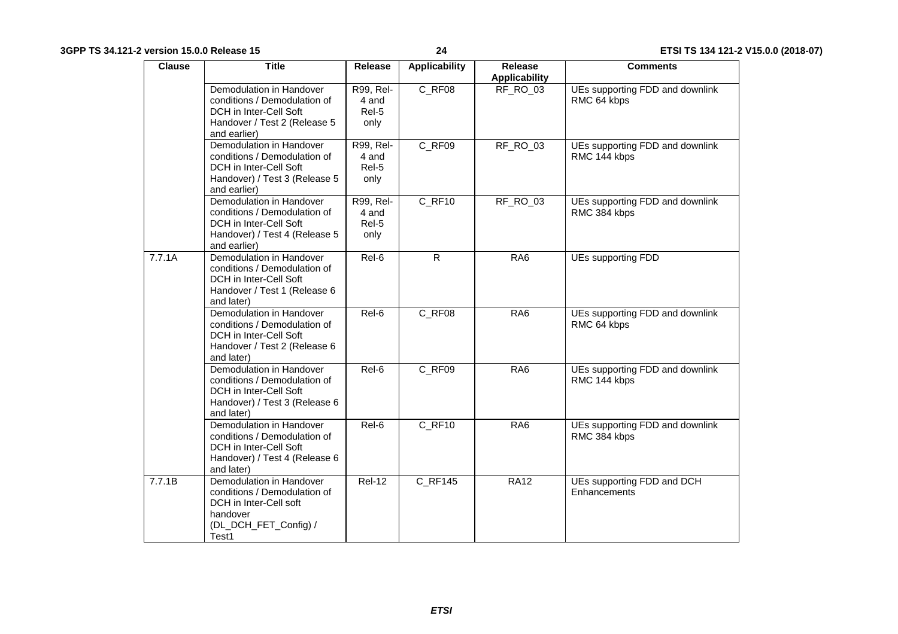| Clause | Title | Release | Applicability | Release Applicability | Comments |
|---|---|---|---|---|---|
| | Demodulation in Handover conditions / Demodulation of DCH in Inter-Cell Soft Handover / Test 2 (Release 5 and earlier) | R99, Rel-4 and Rel-5 only | C_RF08 | RF_RO_03 | UEs supporting FDD and downlink RMC 64 kbps |
| | Demodulation in Handover conditions / Demodulation of DCH in Inter-Cell Soft Handover) / Test 3 (Release 5 and earlier) | R99, Rel-4 and Rel-5 only | C_RF09 | RF_RO_03 | UEs supporting FDD and downlink RMC 144 kbps |
| | Demodulation in Handover conditions / Demodulation of DCH in Inter-Cell Soft Handover) / Test 4 (Release 5 and earlier) | R99, Rel-4 and Rel-5 only | C_RF10 | RF_RO_03 | UEs supporting FDD and downlink RMC 384 kbps |
| 7.7.1A | Demodulation in Handover conditions / Demodulation of DCH in Inter-Cell Soft Handover / Test 1 (Release 6 and later) | Rel-6 | R | RA6 | UEs supporting FDD |
| | Demodulation in Handover conditions / Demodulation of DCH in Inter-Cell Soft Handover / Test 2 (Release 6 and later) | Rel-6 | C_RF08 | RA6 | UEs supporting FDD and downlink RMC 64 kbps |
| | Demodulation in Handover conditions / Demodulation of DCH in Inter-Cell Soft Handover) / Test 3 (Release 6 and later) | Rel-6 | C_RF09 | RA6 | UEs supporting FDD and downlink RMC 144 kbps |
| | Demodulation in Handover conditions / Demodulation of DCH in Inter-Cell Soft Handover) / Test 4 (Release 6 and later) | Rel-6 | C_RF10 | RA6 | UEs supporting FDD and downlink RMC 384 kbps |
| 7.7.1B | Demodulation in Handover conditions / Demodulation of DCH in Inter-Cell soft handover (DL_DCH_FET_Config) / Test1 | Rel-12 | C_RF145 | RA12 | UEs supporting FDD and DCH Enhancements |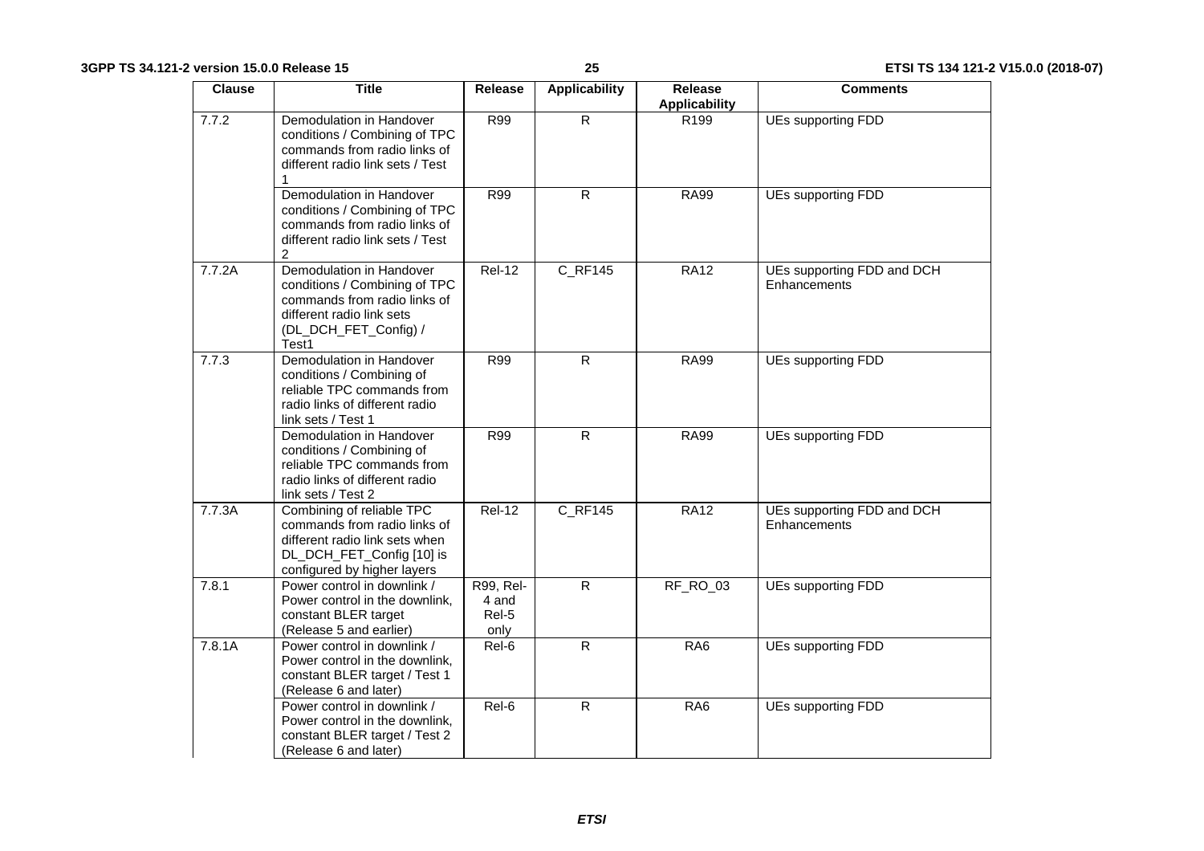| Clause | Title | Release | Applicability | Release Applicability | Comments |
|---|---|---|---|---|---|
| 7.7.2 | Demodulation in Handover conditions / Combining of TPC commands from radio links of different radio link sets / Test 1 | R99 | R | R199 | UEs supporting FDD |
| | Demodulation in Handover conditions / Combining of TPC commands from radio links of different radio link sets / Test 2 | R99 | R | RA99 | UEs supporting FDD |
| 7.7.2A | Demodulation in Handover conditions / Combining of TPC commands from radio links of different radio link sets (DL_DCH_FET_Config) / Test1 | Rel-12 | C_RF145 | RA12 | UEs supporting FDD and DCH Enhancements |
| 7.7.3 | Demodulation in Handover conditions / Combining of reliable TPC commands from radio links of different radio link sets / Test 1 | R99 | R | RA99 | UEs supporting FDD |
| | Demodulation in Handover conditions / Combining of reliable TPC commands from radio links of different radio link sets / Test 2 | R99 | R | RA99 | UEs supporting FDD |
| 7.7.3A | Combining of reliable TPC commands from radio links of different radio link sets when DL_DCH_FET_Config [10] is configured by higher layers | Rel-12 | C_RF145 | RA12 | UEs supporting FDD and DCH Enhancements |
| 7.8.1 | Power control in downlink / Power control in the downlink, constant BLER target (Release 5 and earlier) | R99, Rel-4 and Rel-5 only | R | RF_RO_03 | UEs supporting FDD |
| 7.8.1A | Power control in downlink / Power control in the downlink, constant BLER target / Test 1 (Release 6 and later) | Rel-6 | R | RA6 | UEs supporting FDD |
| | Power control in downlink / Power control in the downlink, constant BLER target / Test 2 (Release 6 and later) | Rel-6 | R | RA6 | UEs supporting FDD |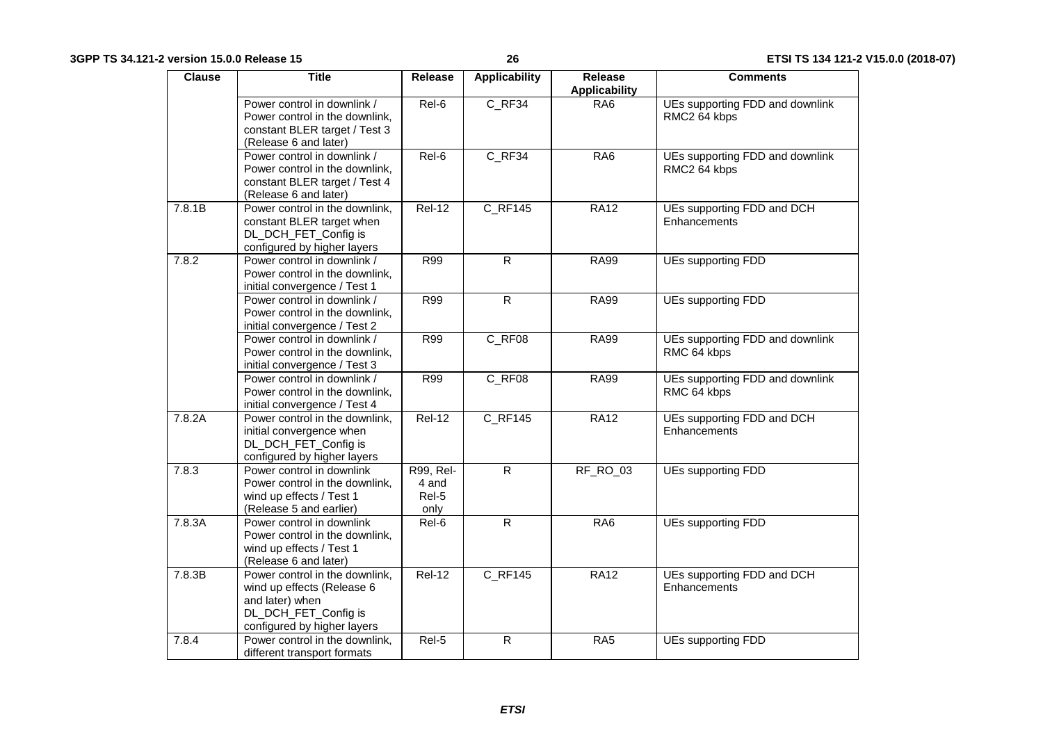| Clause | Title | Release | Applicability | Release Applicability | Comments |
|---|---|---|---|---|---|
| | Power control in downlink / Power control in the downlink, constant BLER target / Test 3 (Release 6 and later) | Rel-6 | C_RF34 | RA6 | UEs supporting FDD and downlink RMC2 64 kbps |
| | Power control in downlink / Power control in the downlink, constant BLER target / Test 4 (Release 6 and later) | Rel-6 | C_RF34 | RA6 | UEs supporting FDD and downlink RMC2 64 kbps |
| 7.8.1B | Power control in the downlink, constant BLER target when DL_DCH_FET_Config is configured by higher layers | Rel-12 | C_RF145 | RA12 | UEs supporting FDD and DCH Enhancements |
| 7.8.2 | Power control in downlink / Power control in the downlink, initial convergence / Test 1 | R99 | R | RA99 | UEs supporting FDD |
| | Power control in downlink / Power control in the downlink, initial convergence / Test 2 | R99 | R | RA99 | UEs supporting FDD |
| | Power control in downlink / Power control in the downlink, initial convergence / Test 3 | R99 | C_RF08 | RA99 | UEs supporting FDD and downlink RMC 64 kbps |
| | Power control in downlink / Power control in the downlink, initial convergence / Test 4 | R99 | C_RF08 | RA99 | UEs supporting FDD and downlink RMC 64 kbps |
| 7.8.2A | Power control in the downlink, initial convergence when DL_DCH_FET_Config is configured by higher layers | Rel-12 | C_RF145 | RA12 | UEs supporting FDD and DCH Enhancements |
| 7.8.3 | Power control in downlink Power control in the downlink, wind up effects / Test 1 (Release 5 and earlier) | R99, Rel-4 and Rel-5 only | R | RF_RO_03 | UEs supporting FDD |
| 7.8.3A | Power control in downlink Power control in the downlink, wind up effects / Test 1 (Release 6 and later) | Rel-6 | R | RA6 | UEs supporting FDD |
| 7.8.3B | Power control in the downlink, wind up effects (Release 6 and later) when DL_DCH_FET_Config is configured by higher layers | Rel-12 | C_RF145 | RA12 | UEs supporting FDD and DCH Enhancements |
| 7.8.4 | Power control in the downlink, different transport formats | Rel-5 | R | RA5 | UEs supporting FDD |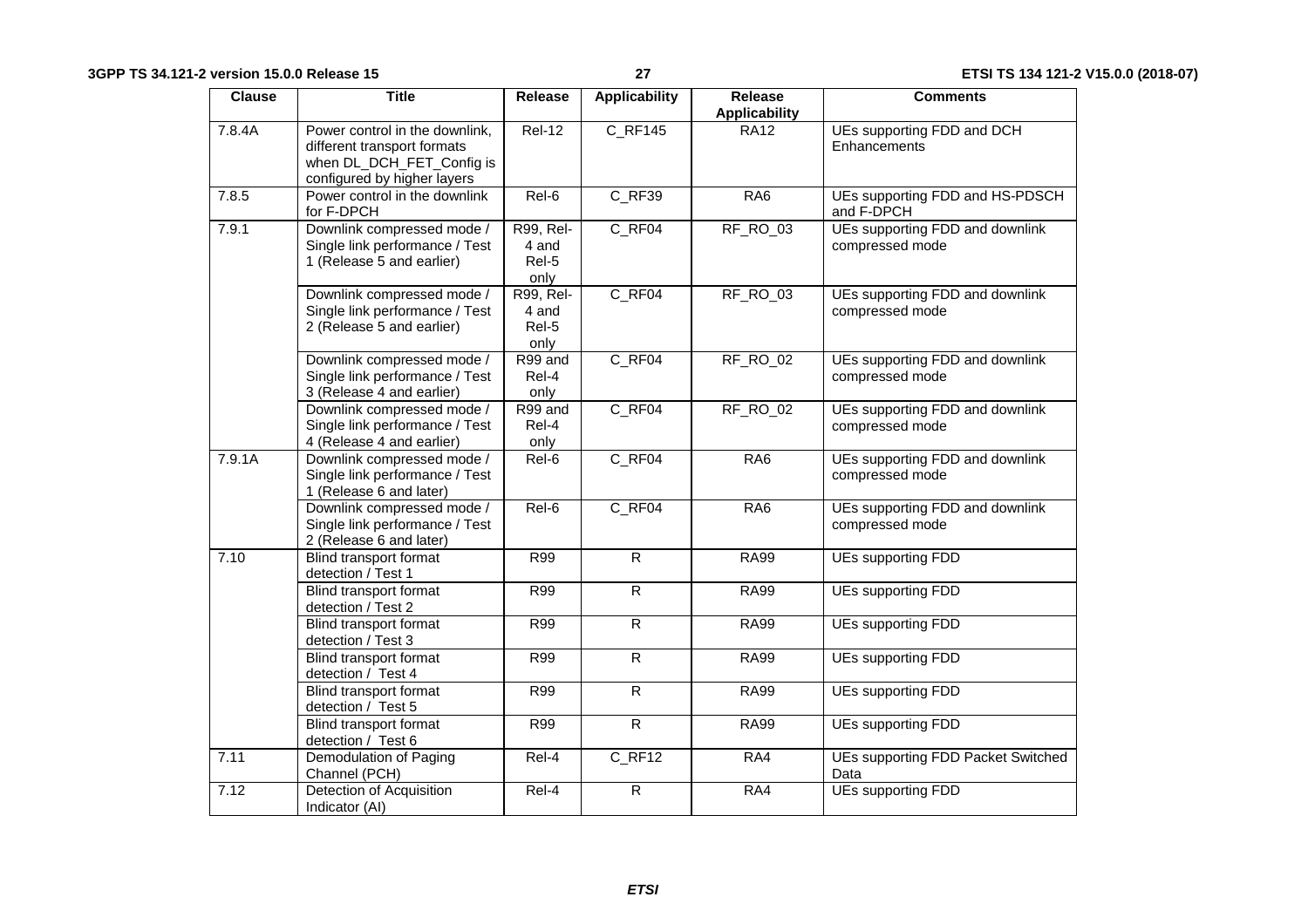| Clause | Title | Release | Applicability | Release Applicability | Comments |
|---|---|---|---|---|---|
| 7.8.4A | Power control in the downlink, different transport formats when DL_DCH_FET_Config is configured by higher layers | Rel-12 | C_RF145 | RA12 | UEs supporting FDD and DCH Enhancements |
| 7.8.5 | Power control in the downlink for F-DPCH | Rel-6 | C_RF39 | RA6 | UEs supporting FDD and HS-PDSCH and F-DPCH |
| 7.9.1 | Downlink compressed mode / Single link performance / Test 1 (Release 5 and earlier) | R99, Rel-4 and Rel-5 only | C_RF04 | RF_RO_03 | UEs supporting FDD and downlink compressed mode |
| | Downlink compressed mode / Single link performance / Test 2 (Release 5 and earlier) | R99, Rel-4 and Rel-5 only | C_RF04 | RF_RO_03 | UEs supporting FDD and downlink compressed mode |
| | Downlink compressed mode / Single link performance / Test 3 (Release 4 and earlier) | R99 and Rel-4 only | C_RF04 | RF_RO_02 | UEs supporting FDD and downlink compressed mode |
| | Downlink compressed mode / Single link performance / Test 4 (Release 4 and earlier) | R99 and Rel-4 only | C_RF04 | RF_RO_02 | UEs supporting FDD and downlink compressed mode |
| 7.9.1A | Downlink compressed mode / Single link performance / Test 1 (Release 6 and later) | Rel-6 | C_RF04 | RA6 | UEs supporting FDD and downlink compressed mode |
| | Downlink compressed mode / Single link performance / Test 2 (Release 6 and later) | Rel-6 | C_RF04 | RA6 | UEs supporting FDD and downlink compressed mode |
| 7.10 | Blind transport format detection / Test 1 | R99 | R | RA99 | UEs supporting FDD |
| | Blind transport format detection / Test 2 | R99 | R | RA99 | UEs supporting FDD |
| | Blind transport format detection / Test 3 | R99 | R | RA99 | UEs supporting FDD |
| | Blind transport format detection / Test 4 | R99 | R | RA99 | UEs supporting FDD |
| | Blind transport format detection / Test 5 | R99 | R | RA99 | UEs supporting FDD |
| | Blind transport format detection / Test 6 | R99 | R | RA99 | UEs supporting FDD |
| 7.11 | Demodulation of Paging Channel (PCH) | Rel-4 | C_RF12 | RA4 | UEs supporting FDD Packet Switched Data |
| 7.12 | Detection of Acquisition Indicator (AI) | Rel-4 | R | RA4 | UEs supporting FDD |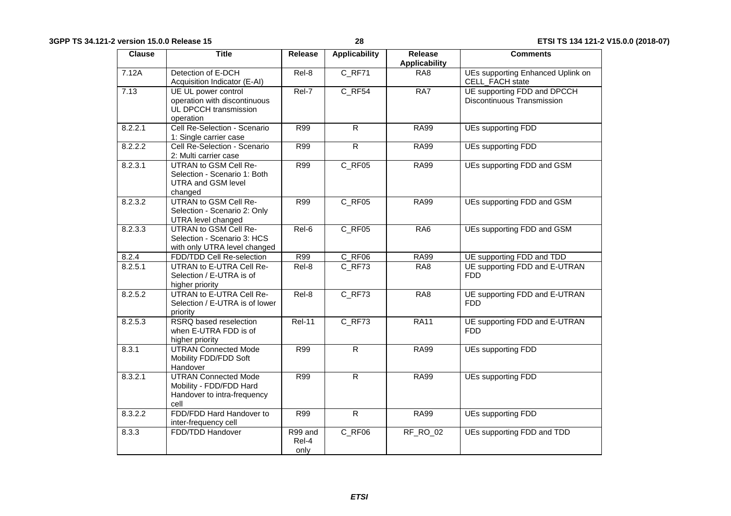| Clause | Title | Release | Applicability | Release Applicability | Comments |
| --- | --- | --- | --- | --- | --- |
| 7.12A | Detection of E-DCH Acquisition Indicator (E-AI) | Rel-8 | C_RF71 | RA8 | UEs supporting Enhanced Uplink on CELL_FACH state |
| 7.13 | UE UL power control operation with discontinuous UL DPCCH transmission operation | Rel-7 | C_RF54 | RA7 | UE supporting FDD and DPCCH Discontinuous Transmission |
| 8.2.2.1 | Cell Re-Selection - Scenario 1: Single carrier case | R99 | R | RA99 | UEs supporting FDD |
| 8.2.2.2 | Cell Re-Selection - Scenario 2: Multi carrier case | R99 | R | RA99 | UEs supporting FDD |
| 8.2.3.1 | UTRAN to GSM Cell Re-Selection - Scenario 1: Both UTRA and GSM level changed | R99 | C_RF05 | RA99 | UEs supporting FDD and GSM |
| 8.2.3.2 | UTRAN to GSM Cell Re-Selection - Scenario 2: Only UTRA level changed | R99 | C_RF05 | RA99 | UEs supporting FDD and GSM |
| 8.2.3.3 | UTRAN to GSM Cell Re-Selection - Scenario 3: HCS with only UTRA level changed | Rel-6 | C_RF05 | RA6 | UEs supporting FDD and GSM |
| 8.2.4 | FDD/TDD Cell Re-selection | R99 | C_RF06 | RA99 | UE supporting FDD and TDD |
| 8.2.5.1 | UTRAN to E-UTRA Cell Re-Selection / E-UTRA is of higher priority | Rel-8 | C_RF73 | RA8 | UE supporting FDD and E-UTRAN FDD |
| 8.2.5.2 | UTRAN to E-UTRA Cell Re-Selection / E-UTRA is of lower priority | Rel-8 | C_RF73 | RA8 | UE supporting FDD and E-UTRAN FDD |
| 8.2.5.3 | RSRQ based reselection when E-UTRA FDD is of higher priority | Rel-11 | C_RF73 | RA11 | UE supporting FDD and E-UTRAN FDD |
| 8.3.1 | UTRAN Connected Mode Mobility FDD/FDD Soft Handover | R99 | R | RA99 | UEs supporting FDD |
| 8.3.2.1 | UTRAN Connected Mode Mobility - FDD/FDD Hard Handover to intra-frequency cell | R99 | R | RA99 | UEs supporting FDD |
| 8.3.2.2 | FDD/FDD Hard Handover to inter-frequency cell | R99 | R | RA99 | UEs supporting FDD |
| 8.3.3 | FDD/TDD Handover | R99 and Rel-4 only | C_RF06 | RF_RO_02 | UEs supporting FDD and TDD |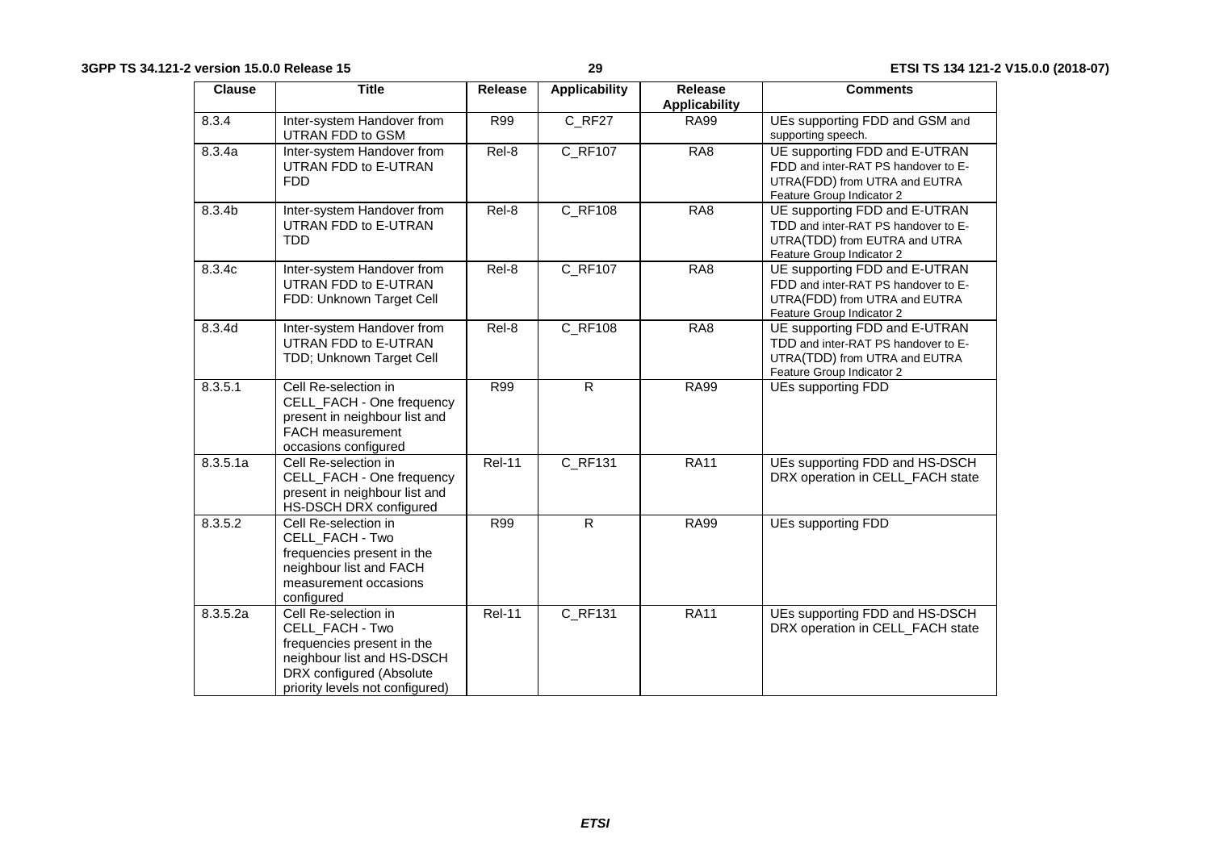| Clause | Title | Release | Applicability | Release Applicability | Comments |
|---|---|---|---|---|---|
| 8.3.4 | Inter-system Handover from UTRAN FDD to GSM | R99 | C_RF27 | RA99 | UEs supporting FDD and GSM and supporting speech. |
| 8.3.4a | Inter-system Handover from UTRAN FDD to E-UTRAN FDD | Rel-8 | C_RF107 | RA8 | UE supporting FDD and E-UTRAN FDD and inter-RAT PS handover to E-UTRA(FDD) from UTRA and EUTRA Feature Group Indicator 2 |
| 8.3.4b | Inter-system Handover from UTRAN FDD to E-UTRAN TDD | Rel-8 | C_RF108 | RA8 | UE supporting FDD and E-UTRAN TDD and inter-RAT PS handover to E-UTRA(TDD) from EUTRA and UTRA Feature Group Indicator 2 |
| 8.3.4c | Inter-system Handover from UTRAN FDD to E-UTRAN FDD: Unknown Target Cell | Rel-8 | C_RF107 | RA8 | UE supporting FDD and E-UTRAN FDD and inter-RAT PS handover to E-UTRA(FDD) from UTRA and EUTRA Feature Group Indicator 2 |
| 8.3.4d | Inter-system Handover from UTRAN FDD to E-UTRAN TDD; Unknown Target Cell | Rel-8 | C_RF108 | RA8 | UE supporting FDD and E-UTRAN TDD and inter-RAT PS handover to E-UTRA(TDD) from UTRA and EUTRA Feature Group Indicator 2 |
| 8.3.5.1 | Cell Re-selection in CELL_FACH - One frequency present in neighbour list and FACH measurement occasions configured | R99 | R | RA99 | UEs supporting FDD |
| 8.3.5.1a | Cell Re-selection in CELL_FACH - One frequency present in neighbour list and HS-DSCH DRX configured | Rel-11 | C_RF131 | RA11 | UEs supporting FDD and HS-DSCH DRX operation in CELL_FACH state |
| 8.3.5.2 | Cell Re-selection in CELL_FACH - Two frequencies present in the neighbour list and FACH measurement occasions configured | R99 | R | RA99 | UEs supporting FDD |
| 8.3.5.2a | Cell Re-selection in CELL_FACH - Two frequencies present in the neighbour list and HS-DSCH DRX configured (Absolute priority levels not configured) | Rel-11 | C_RF131 | RA11 | UEs supporting FDD and HS-DSCH DRX operation in CELL_FACH state |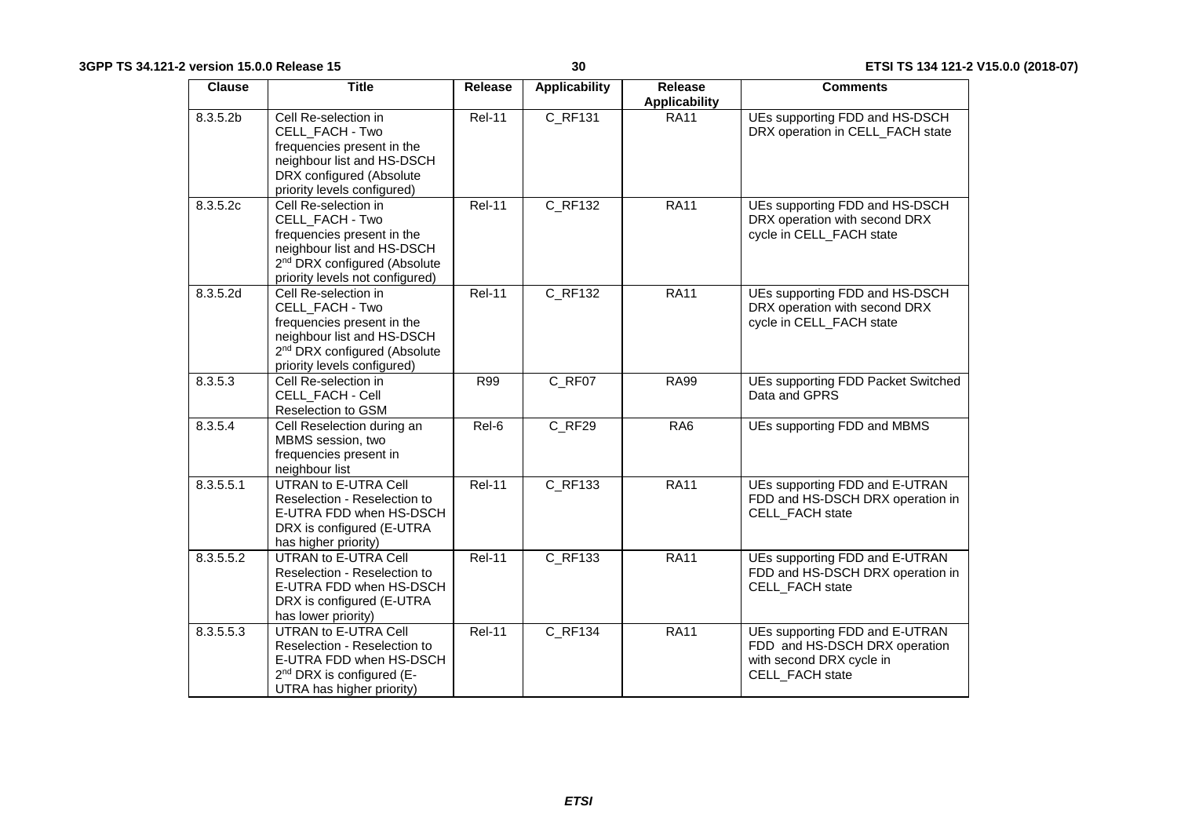| Clause | Title | Release | Applicability | Release Applicability | Comments |
| --- | --- | --- | --- | --- | --- |
| 8.3.5.2b | Cell Re-selection in CELL_FACH - Two frequencies present in the neighbour list and HS-DSCH DRX configured (Absolute priority levels configured) | Rel-11 | C_RF131 | RA11 | UEs supporting FDD and HS-DSCH DRX operation in CELL_FACH state |
| 8.3.5.2c | Cell Re-selection in CELL_FACH - Two frequencies present in the neighbour list and HS-DSCH 2nd DRX configured (Absolute priority levels not configured) | Rel-11 | C_RF132 | RA11 | UEs supporting FDD and HS-DSCH DRX operation with second DRX cycle in CELL_FACH state |
| 8.3.5.2d | Cell Re-selection in CELL_FACH - Two frequencies present in the neighbour list and HS-DSCH 2nd DRX configured (Absolute priority levels configured) | Rel-11 | C_RF132 | RA11 | UEs supporting FDD and HS-DSCH DRX operation with second DRX cycle in CELL_FACH state |
| 8.3.5.3 | Cell Re-selection in CELL_FACH - Cell Reselection to GSM | R99 | C_RF07 | RA99 | UEs supporting FDD Packet Switched Data and GPRS |
| 8.3.5.4 | Cell Reselection during an MBMS session, two frequencies present in neighbour list | Rel-6 | C_RF29 | RA6 | UEs supporting FDD and MBMS |
| 8.3.5.5.1 | UTRAN to E-UTRA Cell Reselection - Reselection to E-UTRA FDD when HS-DSCH DRX is configured (E-UTRA has higher priority) | Rel-11 | C_RF133 | RA11 | UEs supporting FDD and E-UTRAN FDD and HS-DSCH DRX operation in CELL_FACH state |
| 8.3.5.5.2 | UTRAN to E-UTRA Cell Reselection - Reselection to E-UTRA FDD when HS-DSCH DRX is configured (E-UTRA has lower priority) | Rel-11 | C_RF133 | RA11 | UEs supporting FDD and E-UTRAN FDD and HS-DSCH DRX operation in CELL_FACH state |
| 8.3.5.5.3 | UTRAN to E-UTRA Cell Reselection - Reselection to E-UTRA FDD when HS-DSCH 2nd DRX is configured (E-UTRA has higher priority) | Rel-11 | C_RF134 | RA11 | UEs supporting FDD and E-UTRAN FDD and HS-DSCH DRX operation with second DRX cycle in CELL_FACH state |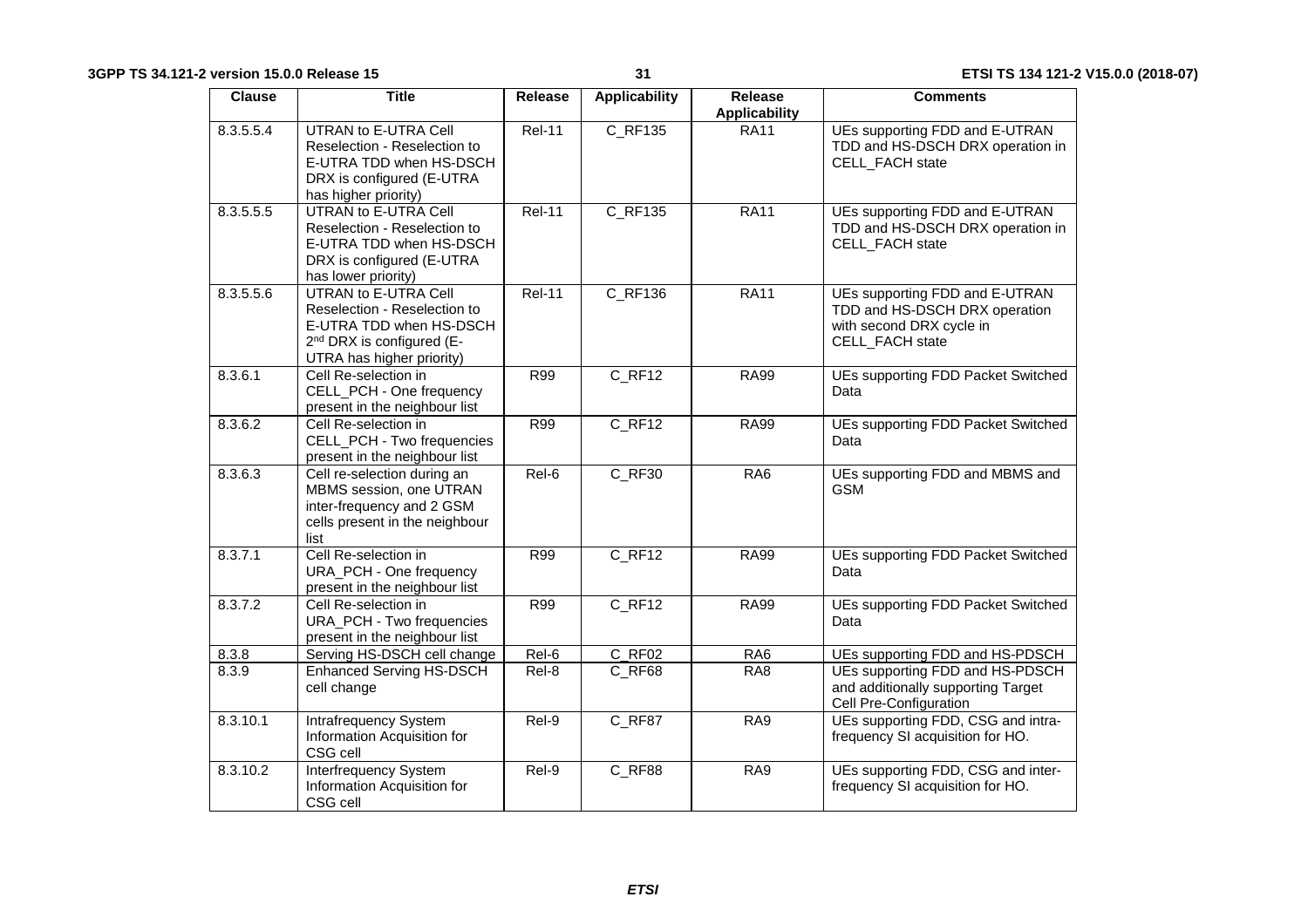| Clause | Title | Release | Applicability | Release Applicability | Comments |
|---|---|---|---|---|---|
| 8.3.5.5.4 | UTRAN to E-UTRA Cell Reselection - Reselection to E-UTRA TDD when HS-DSCH DRX is configured (E-UTRA has higher priority) | Rel-11 | C_RF135 | RA11 | UEs supporting FDD and E-UTRAN TDD and HS-DSCH DRX operation in CELL_FACH state |
| 8.3.5.5.5 | UTRAN to E-UTRA Cell Reselection - Reselection to E-UTRA TDD when HS-DSCH DRX is configured (E-UTRA has lower priority) | Rel-11 | C_RF135 | RA11 | UEs supporting FDD and E-UTRAN TDD and HS-DSCH DRX operation in CELL_FACH state |
| 8.3.5.5.6 | UTRAN to E-UTRA Cell Reselection - Reselection to E-UTRA TDD when HS-DSCH 2nd DRX is configured (E-UTRA has higher priority) | Rel-11 | C_RF136 | RA11 | UEs supporting FDD and E-UTRAN TDD and HS-DSCH DRX operation with second DRX cycle in CELL_FACH state |
| 8.3.6.1 | Cell Re-selection in CELL_PCH - One frequency present in the neighbour list | R99 | C_RF12 | RA99 | UEs supporting FDD Packet Switched Data |
| 8.3.6.2 | Cell Re-selection in CELL_PCH - Two frequencies present in the neighbour list | R99 | C_RF12 | RA99 | UEs supporting FDD Packet Switched Data |
| 8.3.6.3 | Cell re-selection during an MBMS session, one UTRAN inter-frequency and 2 GSM cells present in the neighbour list | Rel-6 | C_RF30 | RA6 | UEs supporting FDD and MBMS and GSM |
| 8.3.7.1 | Cell Re-selection in URA_PCH - One frequency present in the neighbour list | R99 | C_RF12 | RA99 | UEs supporting FDD Packet Switched Data |
| 8.3.7.2 | Cell Re-selection in URA_PCH - Two frequencies present in the neighbour list | R99 | C_RF12 | RA99 | UEs supporting FDD Packet Switched Data |
| 8.3.8 | Serving HS-DSCH cell change | Rel-6 | C_RF02 | RA6 | UEs supporting FDD and HS-PDSCH |
| 8.3.9 | Enhanced Serving HS-DSCH cell change | Rel-8 | C_RF68 | RA8 | UEs supporting FDD and HS-PDSCH and additionally supporting Target Cell Pre-Configuration |
| 8.3.10.1 | Intrafrequency System Information Acquisition for CSG cell | Rel-9 | C_RF87 | RA9 | UEs supporting FDD, CSG and intra-frequency SI acquisition for HO. |
| 8.3.10.2 | Interfrequency System Information Acquisition for CSG cell | Rel-9 | C_RF88 | RA9 | UEs supporting FDD, CSG and inter-frequency SI acquisition for HO. |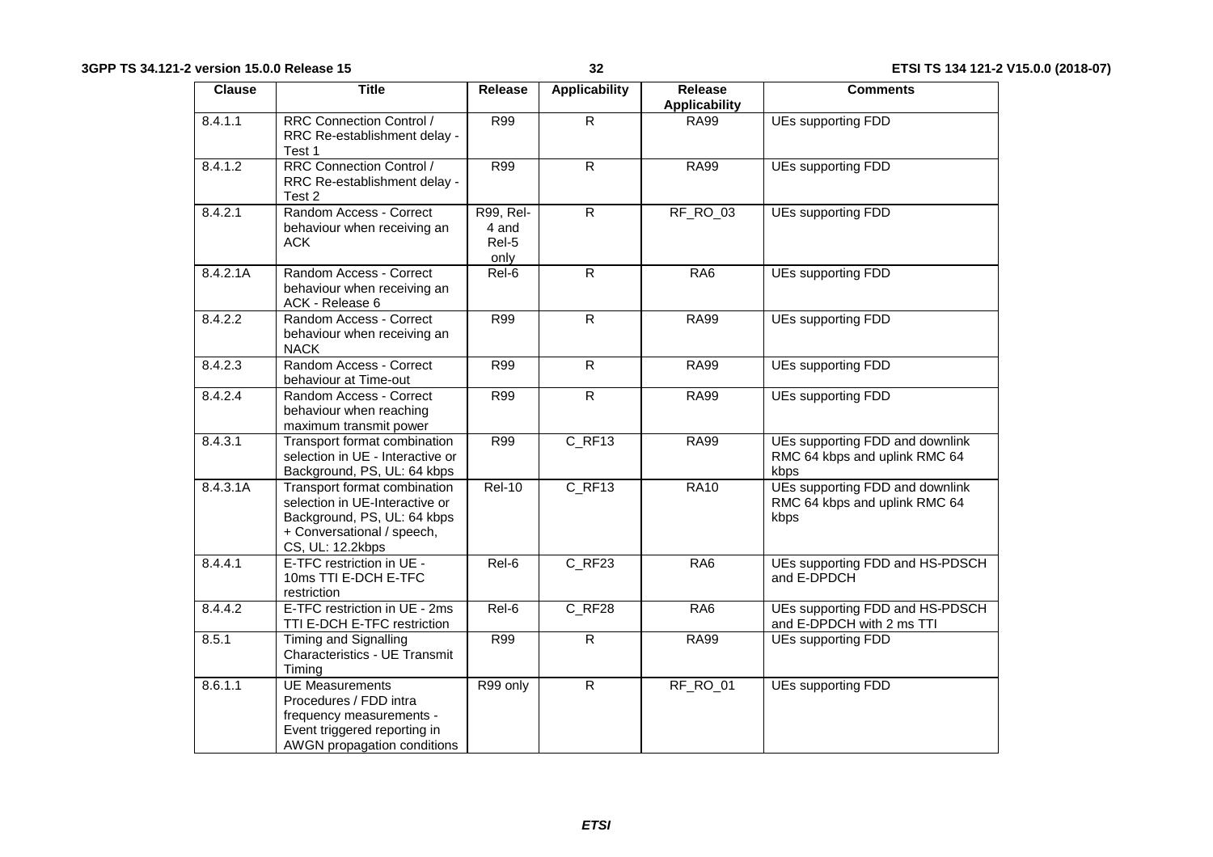| Clause | Title | Release | Applicability | Release Applicability | Comments |
|---|---|---|---|---|---|
| 8.4.1.1 | RRC Connection Control / RRC Re-establishment delay - Test 1 | R99 | R | RA99 | UEs supporting FDD |
| 8.4.1.2 | RRC Connection Control / RRC Re-establishment delay - Test 2 | R99 | R | RA99 | UEs supporting FDD |
| 8.4.2.1 | Random Access - Correct behaviour when receiving an ACK | R99, Rel-4 and Rel-5 only | R | RF_RO_03 | UEs supporting FDD |
| 8.4.2.1A | Random Access - Correct behaviour when receiving an ACK - Release 6 | Rel-6 | R | RA6 | UEs supporting FDD |
| 8.4.2.2 | Random Access - Correct behaviour when receiving an NACK | R99 | R | RA99 | UEs supporting FDD |
| 8.4.2.3 | Random Access - Correct behaviour at Time-out | R99 | R | RA99 | UEs supporting FDD |
| 8.4.2.4 | Random Access - Correct behaviour when reaching maximum transmit power | R99 | R | RA99 | UEs supporting FDD |
| 8.4.3.1 | Transport format combination selection in UE - Interactive or Background, PS, UL: 64 kbps | R99 | C_RF13 | RA99 | UEs supporting FDD and downlink RMC 64 kbps and uplink RMC 64 kbps |
| 8.4.3.1A | Transport format combination selection in UE-Interactive or Background, PS, UL: 64 kbps + Conversational / speech, CS, UL: 12.2kbps | Rel-10 | C_RF13 | RA10 | UEs supporting FDD and downlink RMC 64 kbps and uplink RMC 64 kbps |
| 8.4.4.1 | E-TFC restriction in UE - 10ms TTI E-DCH E-TFC restriction | Rel-6 | C_RF23 | RA6 | UEs supporting FDD and HS-PDSCH and E-DPDCH |
| 8.4.4.2 | E-TFC restriction in UE - 2ms TTI E-DCH E-TFC restriction | Rel-6 | C_RF28 | RA6 | UEs supporting FDD and HS-PDSCH and E-DPDCH with 2 ms TTI |
| 8.5.1 | Timing and Signalling Characteristics - UE Transmit Timing | R99 | R | RA99 | UEs supporting FDD |
| 8.6.1.1 | UE Measurements Procedures / FDD intra frequency measurements - Event triggered reporting in AWGN propagation conditions | R99 only | R | RF_RO_01 | UEs supporting FDD |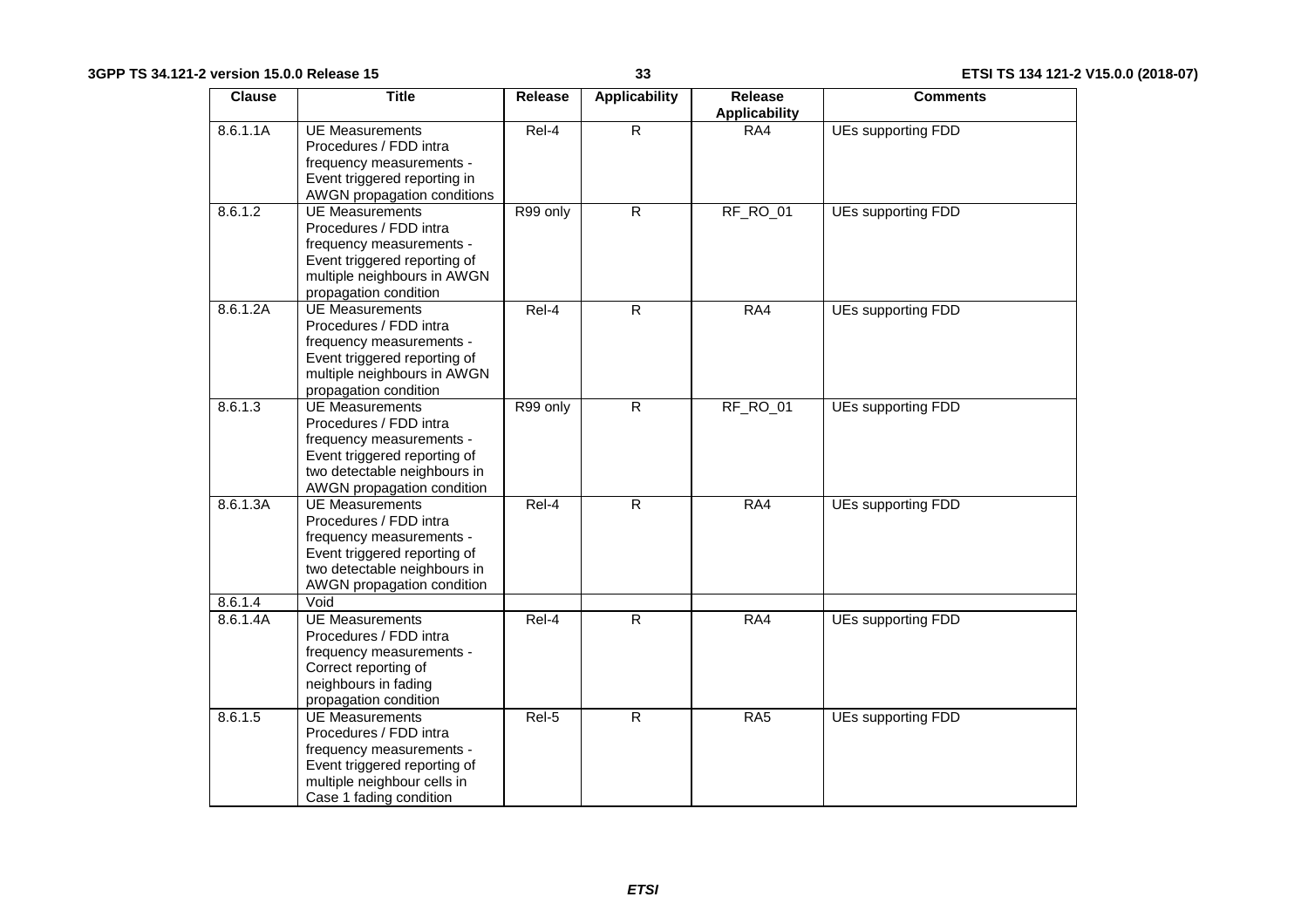| Clause | Title | Release | Applicability | Release Applicability | Comments |
|---|---|---|---|---|---|
| 8.6.1.1A | UE Measurements Procedures / FDD intra frequency measurements - Event triggered reporting in AWGN propagation conditions | Rel-4 | R | RA4 | UEs supporting FDD |
| 8.6.1.2 | UE Measurements Procedures / FDD intra frequency measurements - Event triggered reporting of multiple neighbours in AWGN propagation condition | R99 only | R | RF_RO_01 | UEs supporting FDD |
| 8.6.1.2A | UE Measurements Procedures / FDD intra frequency measurements - Event triggered reporting of multiple neighbours in AWGN propagation condition | Rel-4 | R | RA4 | UEs supporting FDD |
| 8.6.1.3 | UE Measurements Procedures / FDD intra frequency measurements - Event triggered reporting of two detectable neighbours in AWGN propagation condition | R99 only | R | RF_RO_01 | UEs supporting FDD |
| 8.6.1.3A | UE Measurements Procedures / FDD intra frequency measurements - Event triggered reporting of two detectable neighbours in AWGN propagation condition | Rel-4 | R | RA4 | UEs supporting FDD |
| 8.6.1.4 | Void | | | | |
| 8.6.1.4A | UE Measurements Procedures / FDD intra frequency measurements - Correct reporting of neighbours in fading propagation condition | Rel-4 | R | RA4 | UEs supporting FDD |
| 8.6.1.5 | UE Measurements Procedures / FDD intra frequency measurements - Event triggered reporting of multiple neighbour cells in Case 1 fading condition | Rel-5 | R | RA5 | UEs supporting FDD |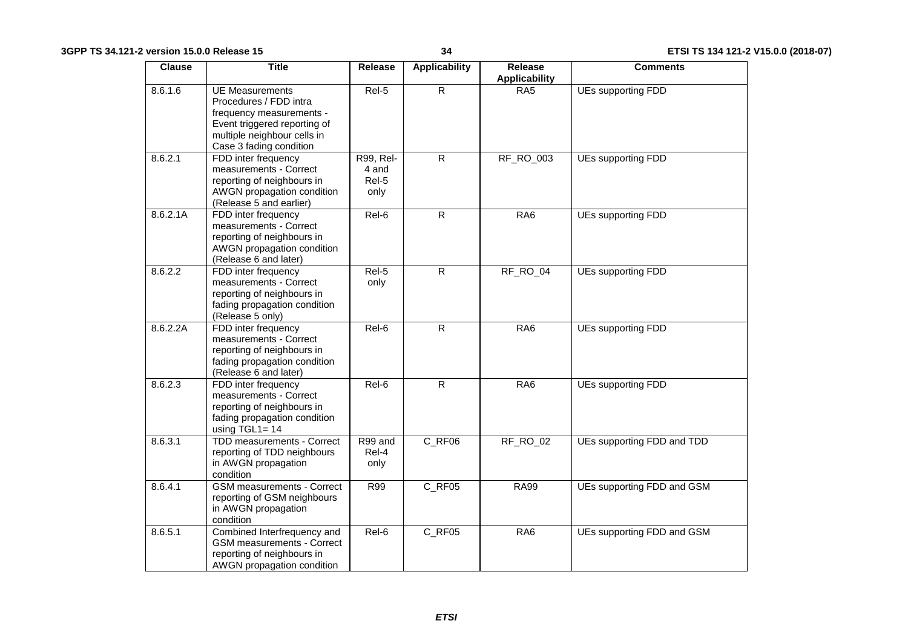| Clause | Title | Release | Applicability | Release Applicability | Comments |
|---|---|---|---|---|---|
| 8.6.1.6 | UE Measurements Procedures / FDD intra frequency measurements - Event triggered reporting of multiple neighbour cells in Case 3 fading condition | Rel-5 | R | RA5 | UEs supporting FDD |
| 8.6.2.1 | FDD inter frequency measurements - Correct reporting of neighbours in AWGN propagation condition (Release 5 and earlier) | R99, Rel-4 and Rel-5 only | R | RF_RO_003 | UEs supporting FDD |
| 8.6.2.1A | FDD inter frequency measurements - Correct reporting of neighbours in AWGN propagation condition (Release 6 and later) | Rel-6 | R | RA6 | UEs supporting FDD |
| 8.6.2.2 | FDD inter frequency measurements - Correct reporting of neighbours in fading propagation condition (Release 5 only) | Rel-5 only | R | RF_RO_04 | UEs supporting FDD |
| 8.6.2.2A | FDD inter frequency measurements - Correct reporting of neighbours in fading propagation condition (Release 6 and later) | Rel-6 | R | RA6 | UEs supporting FDD |
| 8.6.2.3 | FDD inter frequency measurements - Correct reporting of neighbours in fading propagation condition using TGL1= 14 | Rel-6 | R | RA6 | UEs supporting FDD |
| 8.6.3.1 | TDD measurements - Correct reporting of TDD neighbours in AWGN propagation condition | R99 and Rel-4 only | C_RF06 | RF_RO_02 | UEs supporting FDD and TDD |
| 8.6.4.1 | GSM measurements - Correct reporting of GSM neighbours in AWGN propagation condition | R99 | C_RF05 | RA99 | UEs supporting FDD and GSM |
| 8.6.5.1 | Combined Interfrequency and GSM measurements - Correct reporting of neighbours in AWGN propagation condition | Rel-6 | C_RF05 | RA6 | UEs supporting FDD and GSM |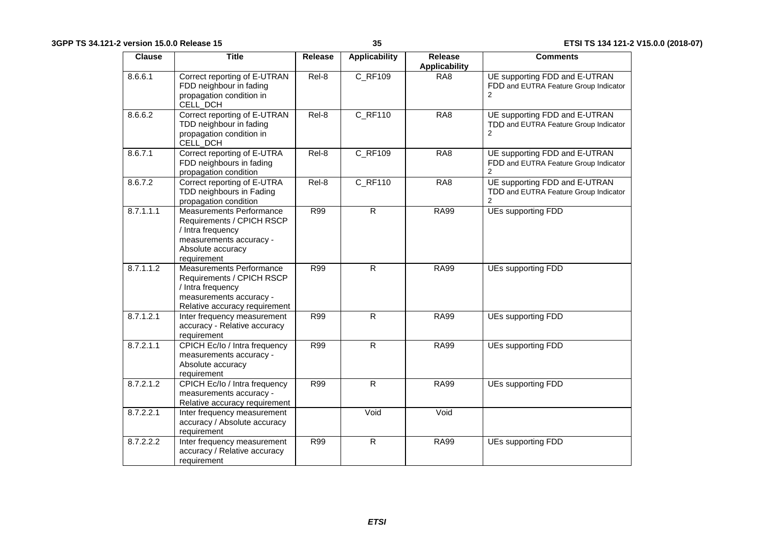| Clause | Title | Release | Applicability | Release Applicability | Comments |
|---|---|---|---|---|---|
| 8.6.6.1 | Correct reporting of E-UTRAN FDD neighbour in fading propagation condition in CELL_DCH | Rel-8 | C_RF109 | RA8 | UE supporting FDD and E-UTRAN FDD and EUTRA Feature Group Indicator 2 |
| 8.6.6.2 | Correct reporting of E-UTRAN TDD neighbour in fading propagation condition in CELL_DCH | Rel-8 | C_RF110 | RA8 | UE supporting FDD and E-UTRAN TDD and EUTRA Feature Group Indicator 2 |
| 8.6.7.1 | Correct reporting of E-UTRA FDD neighbours in fading propagation condition | Rel-8 | C_RF109 | RA8 | UE supporting FDD and E-UTRAN FDD and EUTRA Feature Group Indicator 2 |
| 8.6.7.2 | Correct reporting of E-UTRA TDD neighbours in Fading propagation condition | Rel-8 | C_RF110 | RA8 | UE supporting FDD and E-UTRAN TDD and EUTRA Feature Group Indicator 2 |
| 8.7.1.1.1 | Measurements Performance Requirements / CPICH RSCP / Intra frequency measurements accuracy - Absolute accuracy requirement | R99 | R | RA99 | UEs supporting FDD |
| 8.7.1.1.2 | Measurements Performance Requirements / CPICH RSCP / Intra frequency measurements accuracy - Relative accuracy requirement | R99 | R | RA99 | UEs supporting FDD |
| 8.7.1.2.1 | Inter frequency measurement accuracy - Relative accuracy requirement | R99 | R | RA99 | UEs supporting FDD |
| 8.7.2.1.1 | CPICH Ec/Io / Intra frequency measurements accuracy - Absolute accuracy requirement | R99 | R | RA99 | UEs supporting FDD |
| 8.7.2.1.2 | CPICH Ec/Io / Intra frequency measurements accuracy - Relative accuracy requirement | R99 | R | RA99 | UEs supporting FDD |
| 8.7.2.2.1 | Inter frequency measurement accuracy / Absolute accuracy requirement | | Void | Void | |
| 8.7.2.2.2 | Inter frequency measurement accuracy / Relative accuracy requirement | R99 | R | RA99 | UEs supporting FDD |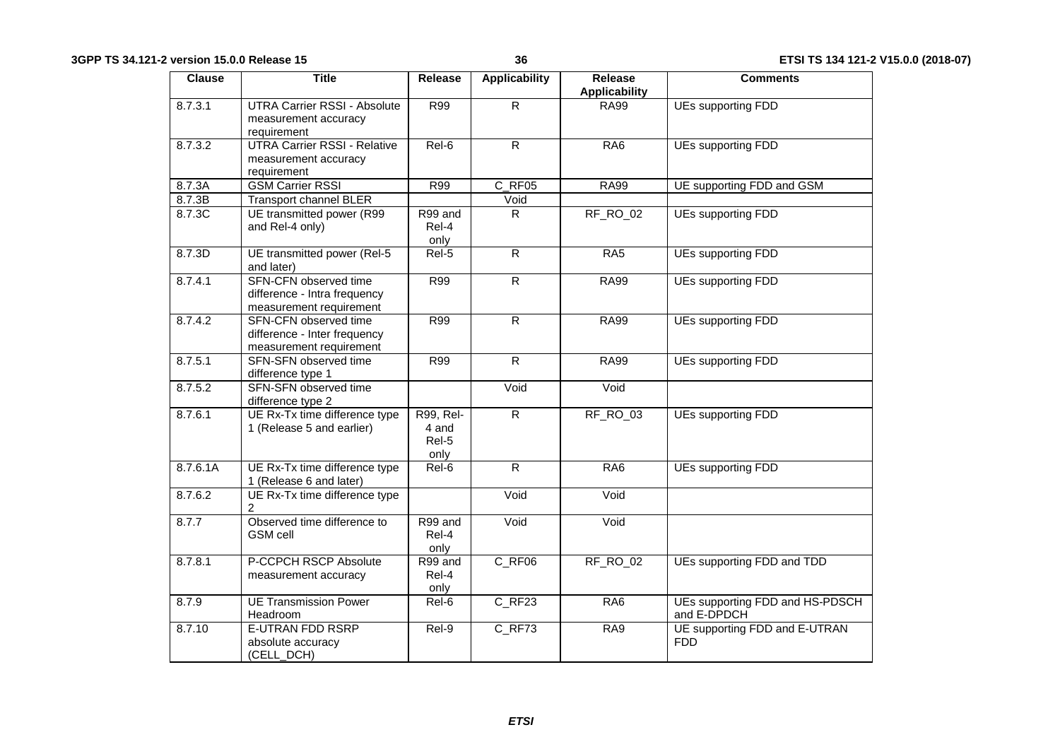| Clause | Title | Release | Applicability | Release Applicability | Comments |
|---|---|---|---|---|---|
| 8.7.3.1 | UTRA Carrier RSSI - Absolute measurement accuracy requirement | R99 | R | RA99 | UEs supporting FDD |
| 8.7.3.2 | UTRA Carrier RSSI - Relative measurement accuracy requirement | Rel-6 | R | RA6 | UEs supporting FDD |
| 8.7.3A | GSM Carrier RSSI | R99 | C_RF05 | RA99 | UE supporting FDD and GSM |
| 8.7.3B | Transport channel BLER | | Void | | |
| 8.7.3C | UE transmitted power (R99 and Rel-4 only) | R99 and Rel-4 only | R | RF_RO_02 | UEs supporting FDD |
| 8.7.3D | UE transmitted power (Rel-5 and later) | Rel-5 | R | RA5 | UEs supporting FDD |
| 8.7.4.1 | SFN-CFN observed time difference - Intra frequency measurement requirement | R99 | R | RA99 | UEs supporting FDD |
| 8.7.4.2 | SFN-CFN observed time difference - Inter frequency measurement requirement | R99 | R | RA99 | UEs supporting FDD |
| 8.7.5.1 | SFN-SFN observed time difference type 1 | R99 | R | RA99 | UEs supporting FDD |
| 8.7.5.2 | SFN-SFN observed time difference type 2 | | Void | Void | |
| 8.7.6.1 | UE Rx-Tx time difference type 1 (Release 5 and earlier) | R99, Rel-4 and Rel-5 only | R | RF_RO_03 | UEs supporting FDD |
| 8.7.6.1A | UE Rx-Tx time difference type 1 (Release 6 and later) | Rel-6 | R | RA6 | UEs supporting FDD |
| 8.7.6.2 | UE Rx-Tx time difference type 2 | | Void | Void | |
| 8.7.7 | Observed time difference to GSM cell | R99 and Rel-4 only | Void | Void | |
| 8.7.8.1 | P-CCPCH RSCP Absolute measurement accuracy | R99 and Rel-4 only | C_RF06 | RF_RO_02 | UEs supporting FDD and TDD |
| 8.7.9 | UE Transmission Power Headroom | Rel-6 | C_RF23 | RA6 | UEs supporting FDD and HS-PDSCH and E-DPDCH |
| 8.7.10 | E-UTRAN FDD RSRP absolute accuracy (CELL_DCH) | Rel-9 | C_RF73 | RA9 | UE supporting FDD and E-UTRAN FDD |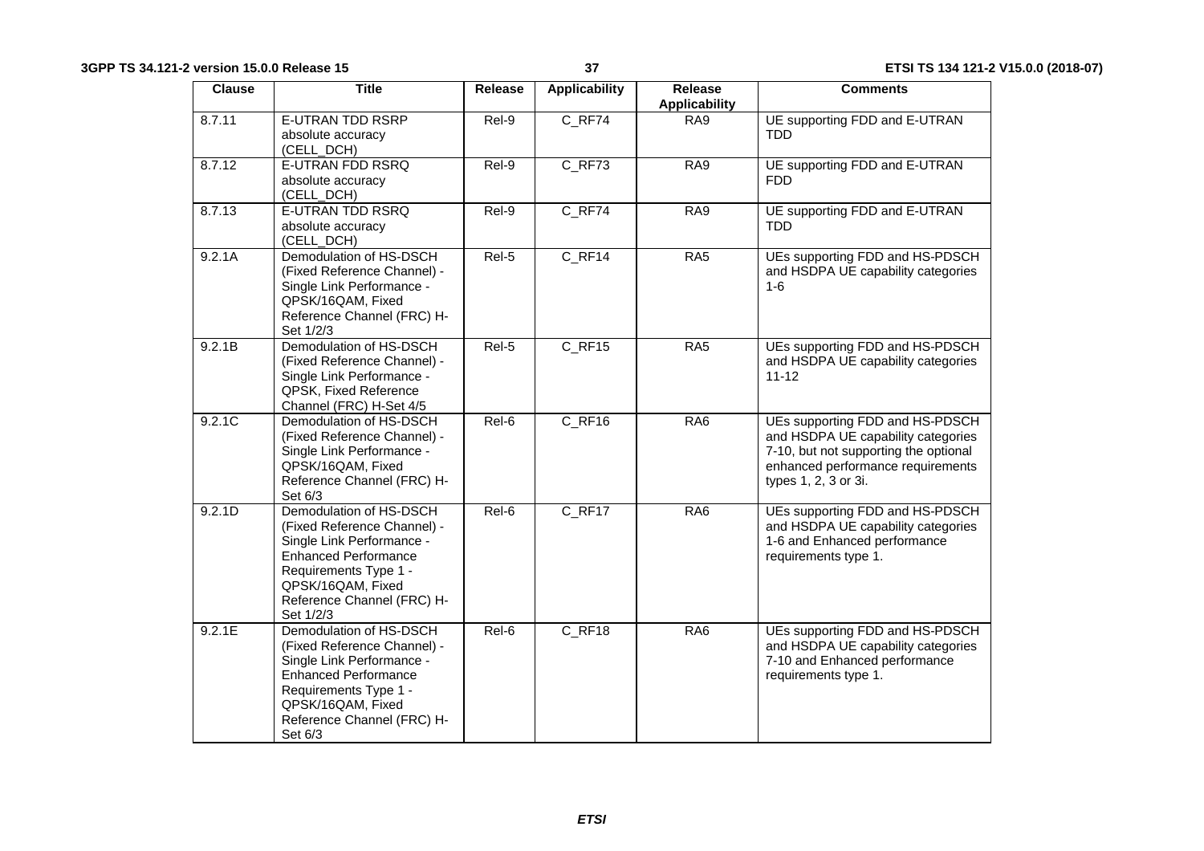| Clause | Title | Release | Applicability | Release Applicability | Comments |
|---|---|---|---|---|---|
| 8.7.11 | E-UTRAN TDD RSRP absolute accuracy (CELL_DCH) | Rel-9 | C_RF74 | RA9 | UE supporting FDD and E-UTRAN TDD |
| 8.7.12 | E-UTRAN FDD RSRQ absolute accuracy (CELL_DCH) | Rel-9 | C_RF73 | RA9 | UE supporting FDD and E-UTRAN FDD |
| 8.7.13 | E-UTRAN TDD RSRQ absolute accuracy (CELL_DCH) | Rel-9 | C_RF74 | RA9 | UE supporting FDD and E-UTRAN TDD |
| 9.2.1A | Demodulation of HS-DSCH (Fixed Reference Channel) - Single Link Performance - QPSK/16QAM, Fixed Reference Channel (FRC) H-Set 1/2/3 | Rel-5 | C_RF14 | RA5 | UEs supporting FDD and HS-PDSCH and HSDPA UE capability categories 1-6 |
| 9.2.1B | Demodulation of HS-DSCH (Fixed Reference Channel) - Single Link Performance - QPSK, Fixed Reference Channel (FRC) H-Set 4/5 | Rel-5 | C_RF15 | RA5 | UEs supporting FDD and HS-PDSCH and HSDPA UE capability categories 11-12 |
| 9.2.1C | Demodulation of HS-DSCH (Fixed Reference Channel) - Single Link Performance - QPSK/16QAM, Fixed Reference Channel (FRC) H-Set 6/3 | Rel-6 | C_RF16 | RA6 | UEs supporting FDD and HS-PDSCH and HSDPA UE capability categories 7-10, but not supporting the optional enhanced performance requirements types 1, 2, 3 or 3i. |
| 9.2.1D | Demodulation of HS-DSCH (Fixed Reference Channel) - Single Link Performance - Enhanced Performance Requirements Type 1 - QPSK/16QAM, Fixed Reference Channel (FRC) H-Set 1/2/3 | Rel-6 | C_RF17 | RA6 | UEs supporting FDD and HS-PDSCH and HSDPA UE capability categories 1-6 and Enhanced performance requirements type 1. |
| 9.2.1E | Demodulation of HS-DSCH (Fixed Reference Channel) - Single Link Performance - Enhanced Performance Requirements Type 1 - QPSK/16QAM, Fixed Reference Channel (FRC) H-Set 6/3 | Rel-6 | C_RF18 | RA6 | UEs supporting FDD and HS-PDSCH and HSDPA UE capability categories 7-10 and Enhanced performance requirements type 1. |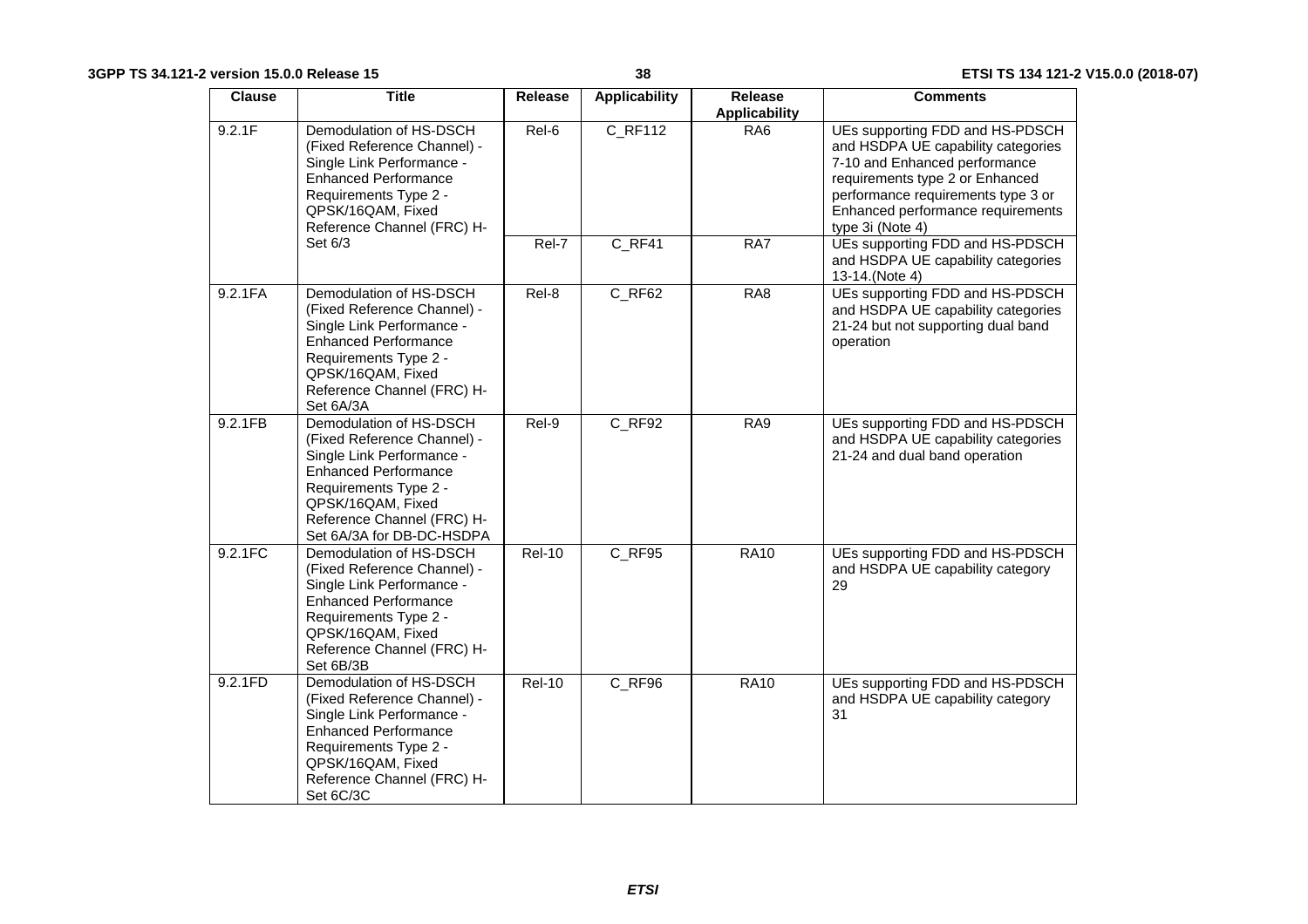| Clause | Title | Release | Applicability | Release Applicability | Comments |
|---|---|---|---|---|---|
| 9.2.1F | Demodulation of HS-DSCH (Fixed Reference Channel) - Single Link Performance - Enhanced Performance Requirements Type 2 - QPSK/16QAM, Fixed Reference Channel (FRC) H-Set 6/3 | Rel-6 | C_RF112 | RA6 | UEs supporting FDD and HS-PDSCH and HSDPA UE capability categories 7-10 and Enhanced performance requirements type 2 or Enhanced performance requirements type 3 or Enhanced performance requirements type 3i (Note 4) |
| | | Rel-7 | C_RF41 | RA7 | UEs supporting FDD and HS-PDSCH and HSDPA UE capability categories 13-14.(Note 4) |
| 9.2.1FA | Demodulation of HS-DSCH (Fixed Reference Channel) - Single Link Performance - Enhanced Performance Requirements Type 2 - QPSK/16QAM, Fixed Reference Channel (FRC) H-Set 6A/3A | Rel-8 | C_RF62 | RA8 | UEs supporting FDD and HS-PDSCH and HSDPA UE capability categories 21-24 but not supporting dual band operation |
| 9.2.1FB | Demodulation of HS-DSCH (Fixed Reference Channel) - Single Link Performance - Enhanced Performance Requirements Type 2 - QPSK/16QAM, Fixed Reference Channel (FRC) H-Set 6A/3A for DB-DC-HSDPA | Rel-9 | C_RF92 | RA9 | UEs supporting FDD and HS-PDSCH and HSDPA UE capability categories 21-24 and dual band operation |
| 9.2.1FC | Demodulation of HS-DSCH (Fixed Reference Channel) - Single Link Performance - Enhanced Performance Requirements Type 2 - QPSK/16QAM, Fixed Reference Channel (FRC) H-Set 6B/3B | Rel-10 | C_RF95 | RA10 | UEs supporting FDD and HS-PDSCH and HSDPA UE capability category 29 |
| 9.2.1FD | Demodulation of HS-DSCH (Fixed Reference Channel) - Single Link Performance - Enhanced Performance Requirements Type 2 - QPSK/16QAM, Fixed Reference Channel (FRC) H-Set 6C/3C | Rel-10 | C_RF96 | RA10 | UEs supporting FDD and HS-PDSCH and HSDPA UE capability category 31 |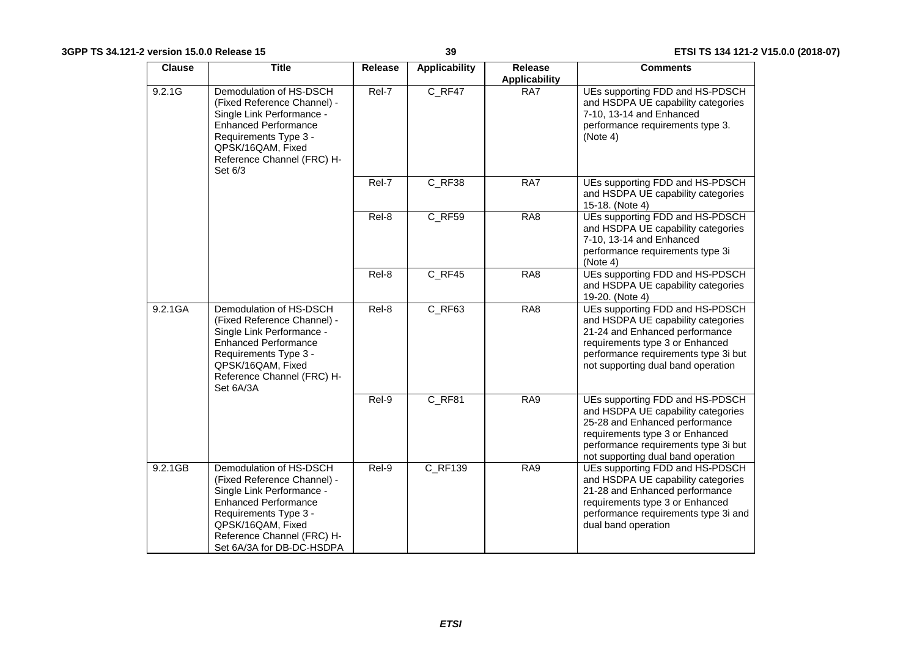| Clause | Title | Release | Applicability | Release Applicability | Comments |
|---|---|---|---|---|---|
| 9.2.1G | Demodulation of HS-DSCH (Fixed Reference Channel) - Single Link Performance - Enhanced Performance Requirements Type 3 - QPSK/16QAM, Fixed Reference Channel (FRC) H-Set 6/3 | Rel-7 | C_RF47 | RA7 | UEs supporting FDD and HS-PDSCH and HSDPA UE capability categories 7-10, 13-14 and Enhanced performance requirements type 3. (Note 4) |
| | | Rel-7 | C_RF38 | RA7 | UEs supporting FDD and HS-PDSCH and HSDPA UE capability categories 15-18. (Note 4) |
| | | Rel-8 | C_RF59 | RA8 | UEs supporting FDD and HS-PDSCH and HSDPA UE capability categories 7-10, 13-14 and Enhanced performance requirements type 3i (Note 4) |
| | | Rel-8 | C_RF45 | RA8 | UEs supporting FDD and HS-PDSCH and HSDPA UE capability categories 19-20. (Note 4) |
| 9.2.1GA | Demodulation of HS-DSCH (Fixed Reference Channel) - Single Link Performance - Enhanced Performance Requirements Type 3 - QPSK/16QAM, Fixed Reference Channel (FRC) H-Set 6A/3A | Rel-8 | C_RF63 | RA8 | UEs supporting FDD and HS-PDSCH and HSDPA UE capability categories 21-24 and Enhanced performance requirements type 3 or Enhanced performance requirements type 3i but not supporting dual band operation |
| | | Rel-9 | C_RF81 | RA9 | UEs supporting FDD and HS-PDSCH and HSDPA UE capability categories 25-28 and Enhanced performance requirements type 3 or Enhanced performance requirements type 3i but not supporting dual band operation |
| 9.2.1GB | Demodulation of HS-DSCH (Fixed Reference Channel) - Single Link Performance - Enhanced Performance Requirements Type 3 - QPSK/16QAM, Fixed Reference Channel (FRC) H-Set 6A/3A for DB-DC-HSDPA | Rel-9 | C_RF139 | RA9 | UEs supporting FDD and HS-PDSCH and HSDPA UE capability categories 21-28 and Enhanced performance requirements type 3 or Enhanced performance requirements type 3i and dual band operation |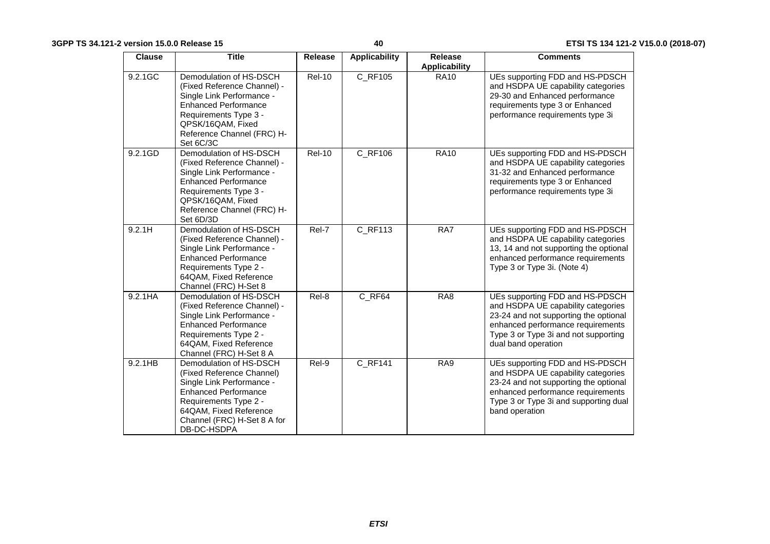| Clause | Title | Release | Applicability | Release Applicability | Comments |
|---|---|---|---|---|---|
| 9.2.1GC | Demodulation of HS-DSCH (Fixed Reference Channel) - Single Link Performance - Enhanced Performance Requirements Type 3 - QPSK/16QAM, Fixed Reference Channel (FRC) H-Set 6C/3C | Rel-10 | C_RF105 | RA10 | UEs supporting FDD and HS-PDSCH and HSDPA UE capability categories 29-30 and Enhanced performance requirements type 3 or Enhanced performance requirements type 3i |
| 9.2.1GD | Demodulation of HS-DSCH (Fixed Reference Channel) - Single Link Performance - Enhanced Performance Requirements Type 3 - QPSK/16QAM, Fixed Reference Channel (FRC) H-Set 6D/3D | Rel-10 | C_RF106 | RA10 | UEs supporting FDD and HS-PDSCH and HSDPA UE capability categories 31-32 and Enhanced performance requirements type 3 or Enhanced performance requirements type 3i |
| 9.2.1H | Demodulation of HS-DSCH (Fixed Reference Channel) - Single Link Performance - Enhanced Performance Requirements Type 2 - 64QAM, Fixed Reference Channel (FRC) H-Set 8 | Rel-7 | C_RF113 | RA7 | UEs supporting FDD and HS-PDSCH and HSDPA UE capability categories 13, 14 and not supporting the optional enhanced performance requirements Type 3 or Type 3i. (Note 4) |
| 9.2.1HA | Demodulation of HS-DSCH (Fixed Reference Channel) - Single Link Performance - Enhanced Performance Requirements Type 2 - 64QAM, Fixed Reference Channel (FRC) H-Set 8 A | Rel-8 | C_RF64 | RA8 | UEs supporting FDD and HS-PDSCH and HSDPA UE capability categories 23-24 and not supporting the optional enhanced performance requirements Type 3 or Type 3i and not supporting dual band operation |
| 9.2.1HB | Demodulation of HS-DSCH (Fixed Reference Channel) Single Link Performance - Enhanced Performance Requirements Type 2 - 64QAM, Fixed Reference Channel (FRC) H-Set 8 A for DB-DC-HSDPA | Rel-9 | C_RF141 | RA9 | UEs supporting FDD and HS-PDSCH and HSDPA UE capability categories 23-24 and not supporting the optional enhanced performance requirements Type 3 or Type 3i and supporting dual band operation |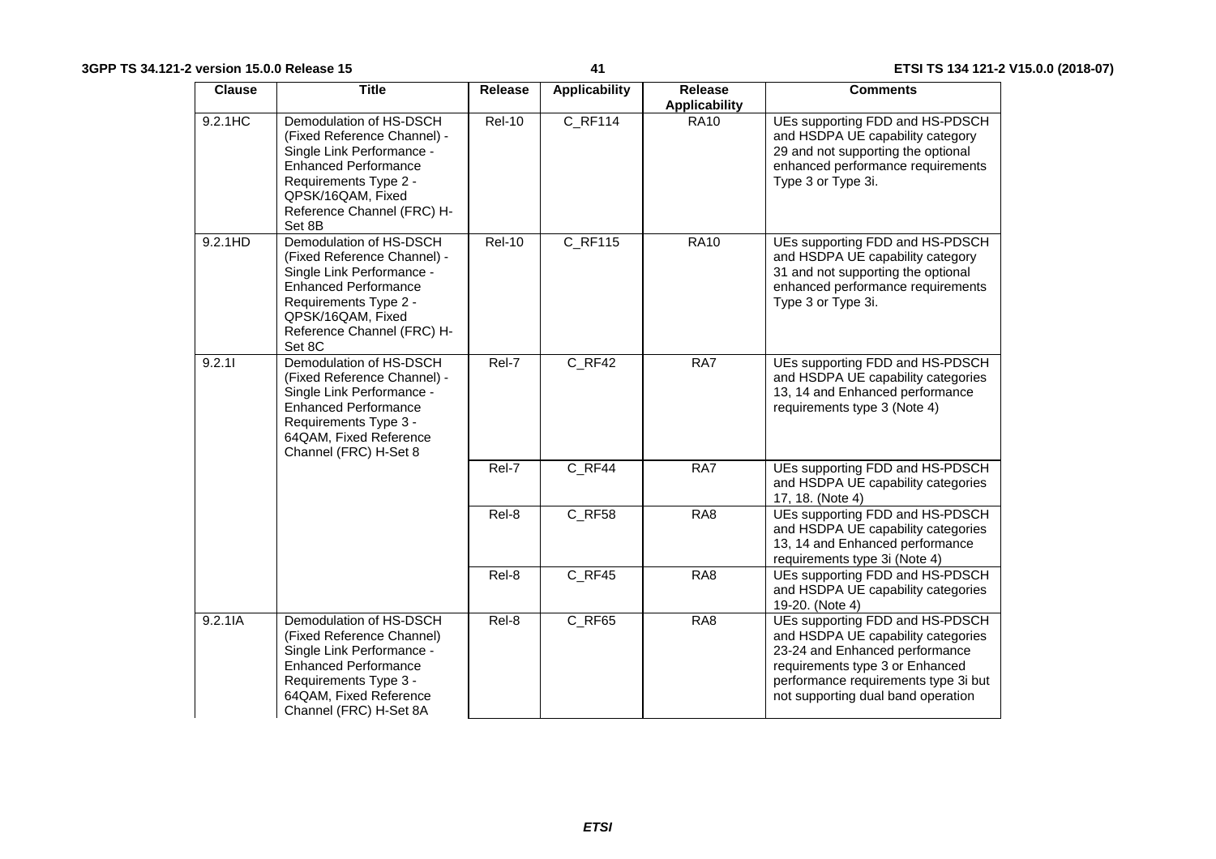| Clause | Title | Release | Applicability | Release Applicability | Comments |
| --- | --- | --- | --- | --- | --- |
| 9.2.1HC | Demodulation of HS-DSCH (Fixed Reference Channel) - Single Link Performance - Enhanced Performance Requirements Type 2 - QPSK/16QAM, Fixed Reference Channel (FRC) H-Set 8B | Rel-10 | C_RF114 | RA10 | UEs supporting FDD and HS-PDSCH and HSDPA UE capability category 29 and not supporting the optional enhanced performance requirements Type 3 or Type 3i. |
| 9.2.1HD | Demodulation of HS-DSCH (Fixed Reference Channel) - Single Link Performance - Enhanced Performance Requirements Type 2 - QPSK/16QAM, Fixed Reference Channel (FRC) H-Set 8C | Rel-10 | C_RF115 | RA10 | UEs supporting FDD and HS-PDSCH and HSDPA UE capability category 31 and not supporting the optional enhanced performance requirements Type 3 or Type 3i. |
| 9.2.1I | Demodulation of HS-DSCH (Fixed Reference Channel) - Single Link Performance - Enhanced Performance Requirements Type 3 - 64QAM, Fixed Reference Channel (FRC) H-Set 8 | Rel-7 | C_RF42 | RA7 | UEs supporting FDD and HS-PDSCH and HSDPA UE capability categories 13, 14 and Enhanced performance requirements type 3 (Note 4) |
| | | Rel-7 | C_RF44 | RA7 | UEs supporting FDD and HS-PDSCH and HSDPA UE capability categories 17, 18. (Note 4) |
| | | Rel-8 | C_RF58 | RA8 | UEs supporting FDD and HS-PDSCH and HSDPA UE capability categories 13, 14 and Enhanced performance requirements type 3i (Note 4) |
| | | Rel-8 | C_RF45 | RA8 | UEs supporting FDD and HS-PDSCH and HSDPA UE capability categories 19-20. (Note 4) |
| 9.2.1IA | Demodulation of HS-DSCH (Fixed Reference Channel) Single Link Performance - Enhanced Performance Requirements Type 3 - 64QAM, Fixed Reference Channel (FRC) H-Set 8A | Rel-8 | C_RF65 | RA8 | UEs supporting FDD and HS-PDSCH and HSDPA UE capability categories 23-24 and Enhanced performance requirements type 3 or Enhanced performance requirements type 3i but not supporting dual band operation |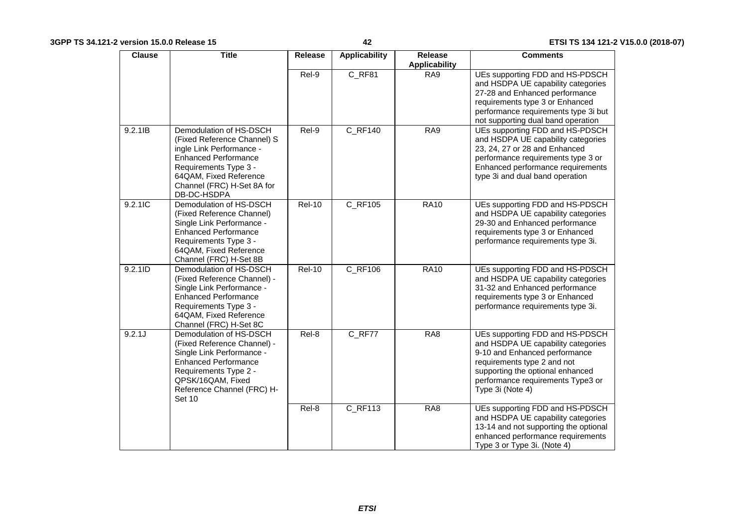| Clause | Title | Release | Applicability | Release Applicability | Comments |
| --- | --- | --- | --- | --- | --- |
| | | Rel-9 | C_RF81 | RA9 | UEs supporting FDD and HS-PDSCH and HSDPA UE capability categories 27-28 and Enhanced performance requirements type 3 or Enhanced performance requirements type 3i but not supporting dual band operation |
| 9.2.1IB | Demodulation of HS-DSCH (Fixed Reference Channel) S ingle Link Performance - Enhanced Performance Requirements Type 3 - 64QAM, Fixed Reference Channel (FRC) H-Set 8A for DB-DC-HSDPA | Rel-9 | C_RF140 | RA9 | UEs supporting FDD and HS-PDSCH and HSDPA UE capability categories 23, 24, 27 or 28 and Enhanced performance requirements type 3 or Enhanced performance requirements type 3i and dual band operation |
| 9.2.1IC | Demodulation of HS-DSCH (Fixed Reference Channel) Single Link Performance - Enhanced Performance Requirements Type 3 - 64QAM, Fixed Reference Channel (FRC) H-Set 8B | Rel-10 | C_RF105 | RA10 | UEs supporting FDD and HS-PDSCH and HSDPA UE capability categories 29-30 and Enhanced performance requirements type 3 or Enhanced performance requirements type 3i. |
| 9.2.1ID | Demodulation of HS-DSCH (Fixed Reference Channel) - Single Link Performance - Enhanced Performance Requirements Type 3 - 64QAM, Fixed Reference Channel (FRC) H-Set 8C | Rel-10 | C_RF106 | RA10 | UEs supporting FDD and HS-PDSCH and HSDPA UE capability categories 31-32 and Enhanced performance requirements type 3 or Enhanced performance requirements type 3i. |
| 9.2.1J | Demodulation of HS-DSCH (Fixed Reference Channel) - Single Link Performance - Enhanced Performance Requirements Type 2 - QPSK/16QAM, Fixed Reference Channel (FRC) H-Set 10 | Rel-8 | C_RF77 | RA8 | UEs supporting FDD and HS-PDSCH and HSDPA UE capability categories 9-10 and Enhanced performance requirements type 2 and not supporting the optional enhanced performance requirements Type3 or Type 3i (Note 4) |
| | | Rel-8 | C_RF113 | RA8 | UEs supporting FDD and HS-PDSCH and HSDPA UE capability categories 13-14 and not supporting the optional enhanced performance requirements Type 3 or Type 3i. (Note 4) |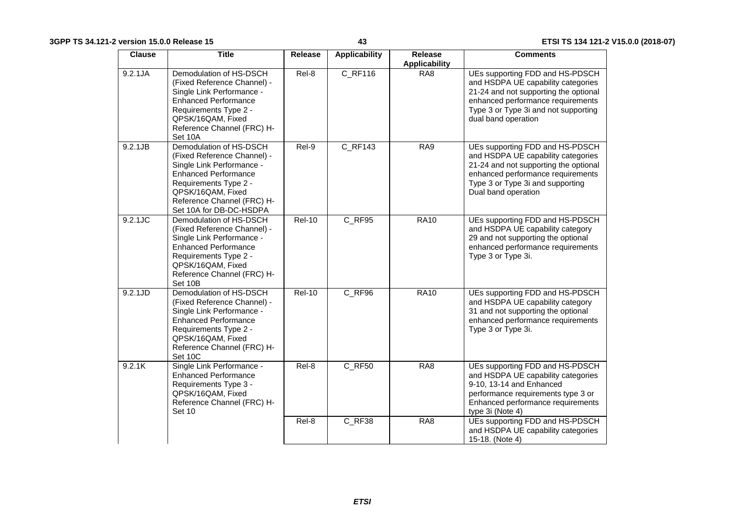| Clause | Title | Release | Applicability | Release Applicability | Comments |
|---|---|---|---|---|---|
| 9.2.1JA | Demodulation of HS-DSCH (Fixed Reference Channel) - Single Link Performance - Enhanced Performance Requirements Type 2 - QPSK/16QAM, Fixed Reference Channel (FRC) H-Set 10A | Rel-8 | C_RF116 | RA8 | UEs supporting FDD and HS-PDSCH and HSDPA UE capability categories 21-24 and not supporting the optional enhanced performance requirements Type 3 or Type 3i and not supporting dual band operation |
| 9.2.1JB | Demodulation of HS-DSCH (Fixed Reference Channel) - Single Link Performance - Enhanced Performance Requirements Type 2 - QPSK/16QAM, Fixed Reference Channel (FRC) H-Set 10A for DB-DC-HSDPA | Rel-9 | C_RF143 | RA9 | UEs supporting FDD and HS-PDSCH and HSDPA UE capability categories 21-24 and not supporting the optional enhanced performance requirements Type 3 or Type 3i and supporting Dual band operation |
| 9.2.1JC | Demodulation of HS-DSCH (Fixed Reference Channel) - Single Link Performance - Enhanced Performance Requirements Type 2 - QPSK/16QAM, Fixed Reference Channel (FRC) H-Set 10B | Rel-10 | C_RF95 | RA10 | UEs supporting FDD and HS-PDSCH and HSDPA UE capability category 29 and not supporting the optional enhanced performance requirements Type 3 or Type 3i. |
| 9.2.1JD | Demodulation of HS-DSCH (Fixed Reference Channel) - Single Link Performance - Enhanced Performance Requirements Type 2 - QPSK/16QAM, Fixed Reference Channel (FRC) H-Set 10C | Rel-10 | C_RF96 | RA10 | UEs supporting FDD and HS-PDSCH and HSDPA UE capability category 31 and not supporting the optional enhanced performance requirements Type 3 or Type 3i. |
| 9.2.1K | Single Link Performance - Enhanced Performance Requirements Type 3 - QPSK/16QAM, Fixed Reference Channel (FRC) H-Set 10 | Rel-8 | C_RF50 | RA8 | UEs supporting FDD and HS-PDSCH and HSDPA UE capability categories 9-10, 13-14 and Enhanced performance requirements type 3 or Enhanced performance requirements type 3i (Note 4) |
| | | Rel-8 | C_RF38 | RA8 | UEs supporting FDD and HS-PDSCH and HSDPA UE capability categories 15-18. (Note 4) |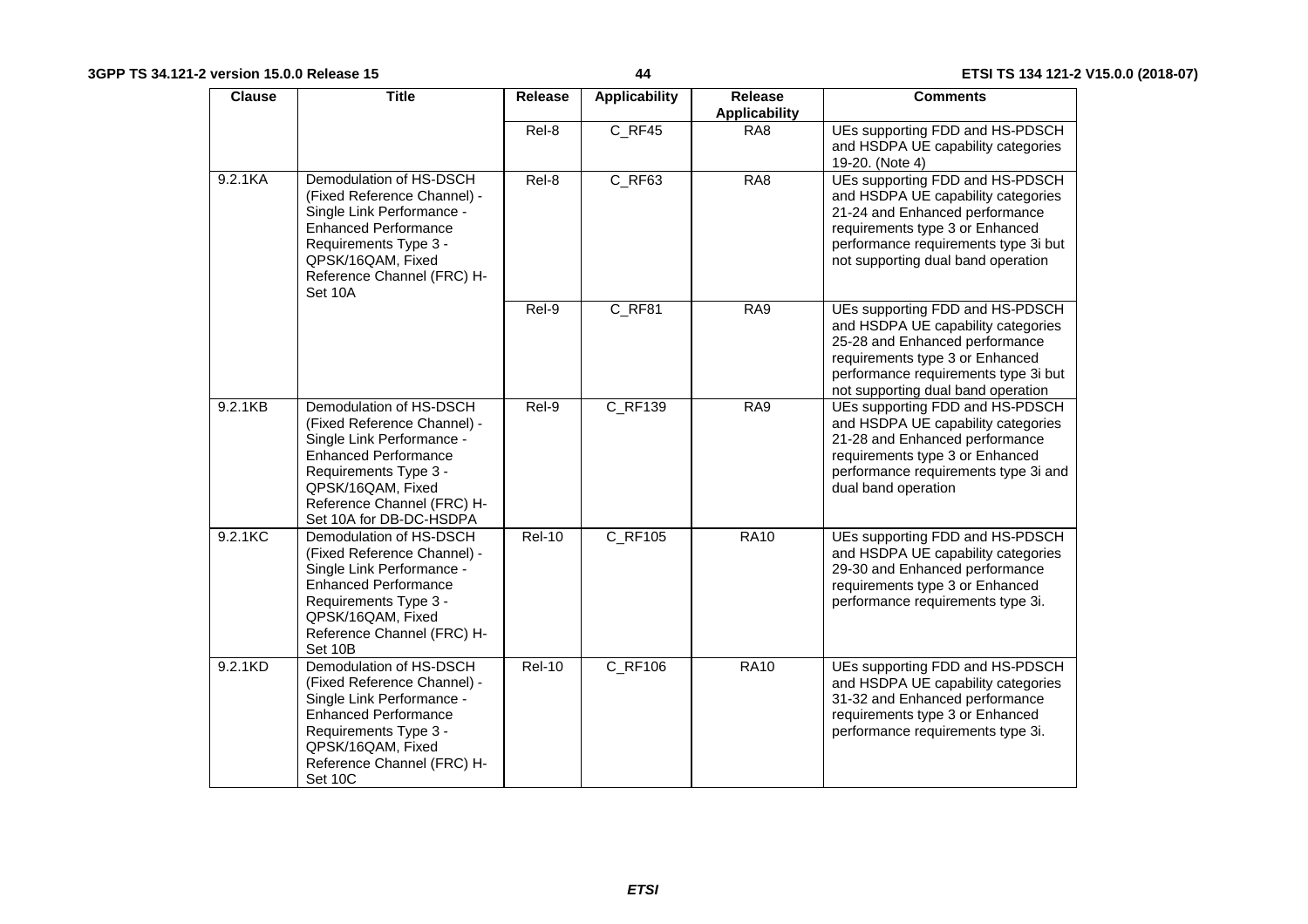| Clause | Title | Release | Applicability | Release Applicability | Comments |
|---|---|---|---|---|---|
| | | Rel-8 | C_RF45 | RA8 | UEs supporting FDD and HS-PDSCH and HSDPA UE capability categories 19-20. (Note 4) |
| 9.2.1KA | Demodulation of HS-DSCH (Fixed Reference Channel) - Single Link Performance - Enhanced Performance Requirements Type 3 - QPSK/16QAM, Fixed Reference Channel (FRC) H-Set 10A | Rel-8 | C_RF63 | RA8 | UEs supporting FDD and HS-PDSCH and HSDPA UE capability categories 21-24 and Enhanced performance requirements type 3 or Enhanced performance requirements type 3i but not supporting dual band operation |
| | | Rel-9 | C_RF81 | RA9 | UEs supporting FDD and HS-PDSCH and HSDPA UE capability categories 25-28 and Enhanced performance requirements type 3 or Enhanced performance requirements type 3i but not supporting dual band operation |
| 9.2.1KB | Demodulation of HS-DSCH (Fixed Reference Channel) - Single Link Performance - Enhanced Performance Requirements Type 3 - QPSK/16QAM, Fixed Reference Channel (FRC) H-Set 10A for DB-DC-HSDPA | Rel-9 | C_RF139 | RA9 | UEs supporting FDD and HS-PDSCH and HSDPA UE capability categories 21-28 and Enhanced performance requirements type 3 or Enhanced performance requirements type 3i and dual band operation |
| 9.2.1KC | Demodulation of HS-DSCH (Fixed Reference Channel) - Single Link Performance - Enhanced Performance Requirements Type 3 - QPSK/16QAM, Fixed Reference Channel (FRC) H-Set 10B | Rel-10 | C_RF105 | RA10 | UEs supporting FDD and HS-PDSCH and HSDPA UE capability categories 29-30 and Enhanced performance requirements type 3 or Enhanced performance requirements type 3i. |
| 9.2.1KD | Demodulation of HS-DSCH (Fixed Reference Channel) - Single Link Performance - Enhanced Performance Requirements Type 3 - QPSK/16QAM, Fixed Reference Channel (FRC) H-Set 10C | Rel-10 | C_RF106 | RA10 | UEs supporting FDD and HS-PDSCH and HSDPA UE capability categories 31-32 and Enhanced performance requirements type 3 or Enhanced performance requirements type 3i. |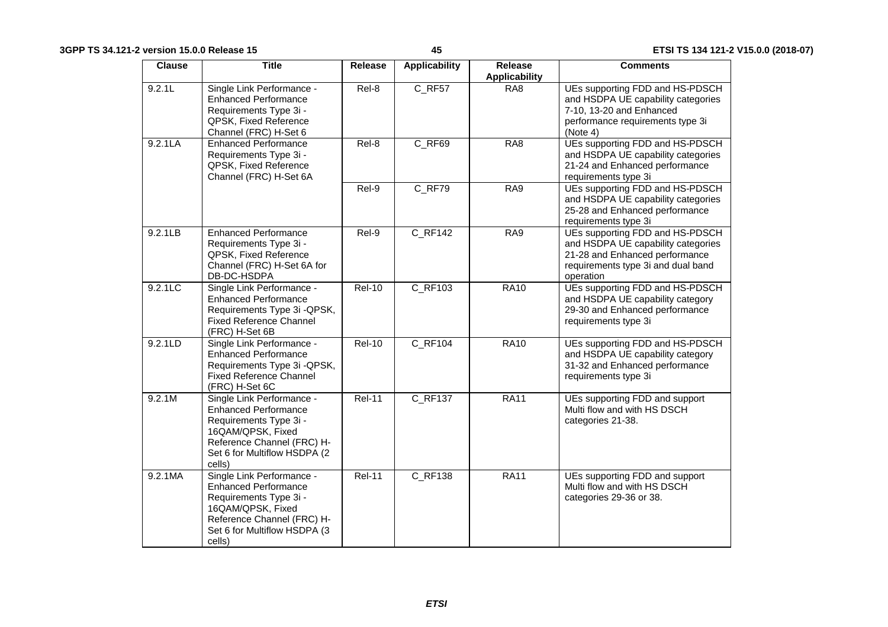| Clause | Title | Release | Applicability | Release Applicability | Comments |
|---|---|---|---|---|---|
| 9.2.1L | Single Link Performance - Enhanced Performance Requirements Type 3i - QPSK, Fixed Reference Channel (FRC) H-Set 6 | Rel-8 | C_RF57 | RA8 | UEs supporting FDD and HS-PDSCH and HSDPA UE capability categories 7-10, 13-20 and Enhanced performance requirements type 3i (Note 4) |
| 9.2.1LA | Enhanced Performance Requirements Type 3i - QPSK, Fixed Reference Channel (FRC) H-Set 6A | Rel-8 | C_RF69 | RA8 | UEs supporting FDD and HS-PDSCH and HSDPA UE capability categories 21-24 and Enhanced performance requirements type 3i |
| | | Rel-9 | C_RF79 | RA9 | UEs supporting FDD and HS-PDSCH and HSDPA UE capability categories 25-28 and Enhanced performance requirements type 3i |
| 9.2.1LB | Enhanced Performance Requirements Type 3i - QPSK, Fixed Reference Channel (FRC) H-Set 6A for DB-DC-HSDPA | Rel-9 | C_RF142 | RA9 | UEs supporting FDD and HS-PDSCH and HSDPA UE capability categories 21-28 and Enhanced performance requirements type 3i and dual band operation |
| 9.2.1LC | Single Link Performance - Enhanced Performance Requirements Type 3i -QPSK, Fixed Reference Channel (FRC) H-Set 6B | Rel-10 | C_RF103 | RA10 | UEs supporting FDD and HS-PDSCH and HSDPA UE capability category 29-30 and Enhanced performance requirements type 3i |
| 9.2.1LD | Single Link Performance - Enhanced Performance Requirements Type 3i -QPSK, Fixed Reference Channel (FRC) H-Set 6C | Rel-10 | C_RF104 | RA10 | UEs supporting FDD and HS-PDSCH and HSDPA UE capability category 31-32 and Enhanced performance requirements type 3i |
| 9.2.1M | Single Link Performance - Enhanced Performance Requirements Type 3i - 16QAM/QPSK, Fixed Reference Channel (FRC) H-Set 6 for Multiflow HSDPA (2 cells) | Rel-11 | C_RF137 | RA11 | UEs supporting FDD and support Multi flow and with HS DSCH categories 21-38. |
| 9.2.1MA | Single Link Performance - Enhanced Performance Requirements Type 3i - 16QAM/QPSK, Fixed Reference Channel (FRC) H-Set 6 for Multiflow HSDPA (3 cells) | Rel-11 | C_RF138 | RA11 | UEs supporting FDD and support Multi flow and with HS DSCH categories 29-36 or 38. |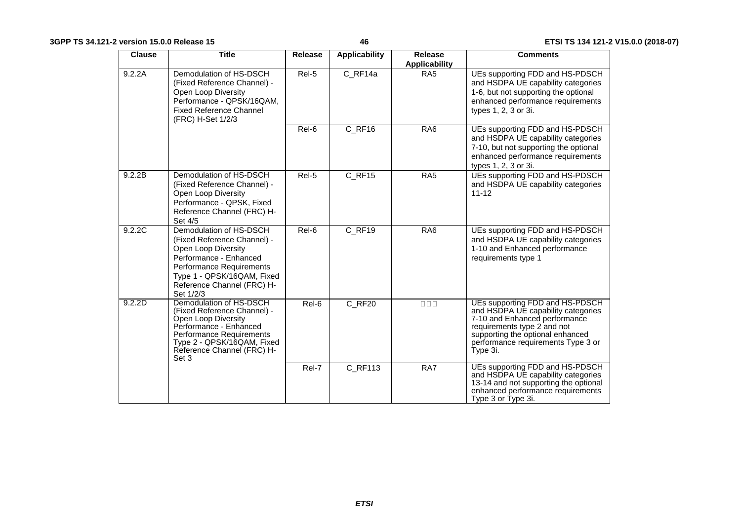| Clause | Title | Release | Applicability | Release Applicability | Comments |
|---|---|---|---|---|---|
| 9.2.2A | Demodulation of HS-DSCH (Fixed Reference Channel) - Open Loop Diversity Performance - QPSK/16QAM, Fixed Reference Channel (FRC) H-Set 1/2/3 | Rel-5 | C_RF14a | RA5 | UEs supporting FDD and HS-PDSCH and HSDPA UE capability categories 1-6, but not supporting the optional enhanced performance requirements types 1, 2, 3 or 3i. |
| | | Rel-6 | C_RF16 | RA6 | UEs supporting FDD and HS-PDSCH and HSDPA UE capability categories 7-10, but not supporting the optional enhanced performance requirements types 1, 2, 3 or 3i. |
| 9.2.2B | Demodulation of HS-DSCH (Fixed Reference Channel) - Open Loop Diversity Performance - QPSK, Fixed Reference Channel (FRC) H-Set 4/5 | Rel-5 | C_RF15 | RA5 | UEs supporting FDD and HS-PDSCH and HSDPA UE capability categories 11-12 |
| 9.2.2C | Demodulation of HS-DSCH (Fixed Reference Channel) - Open Loop Diversity Performance - Enhanced Performance Requirements Type 1 - QPSK/16QAM, Fixed Reference Channel (FRC) H-Set 1/2/3 | Rel-6 | C_RF19 | RA6 | UEs supporting FDD and HS-PDSCH and HSDPA UE capability categories 1-10 and Enhanced performance requirements type 1 |
| 9.2.2D | Demodulation of HS-DSCH (Fixed Reference Channel) - Open Loop Diversity Performance - Enhanced Performance Requirements Type 2 - QPSK/16QAM, Fixed Reference Channel (FRC) H-Set 3 | Rel-6 | C_RF20 | □□□ | UEs supporting FDD and HS-PDSCH and HSDPA UE capability categories 7-10 and Enhanced performance requirements type 2 and not supporting the optional enhanced performance requirements Type 3 or Type 3i. |
| | | Rel-7 | C_RF113 | RA7 | UEs supporting FDD and HS-PDSCH and HSDPA UE capability categories 13-14 and not supporting the optional enhanced performance requirements Type 3 or Type 3i. |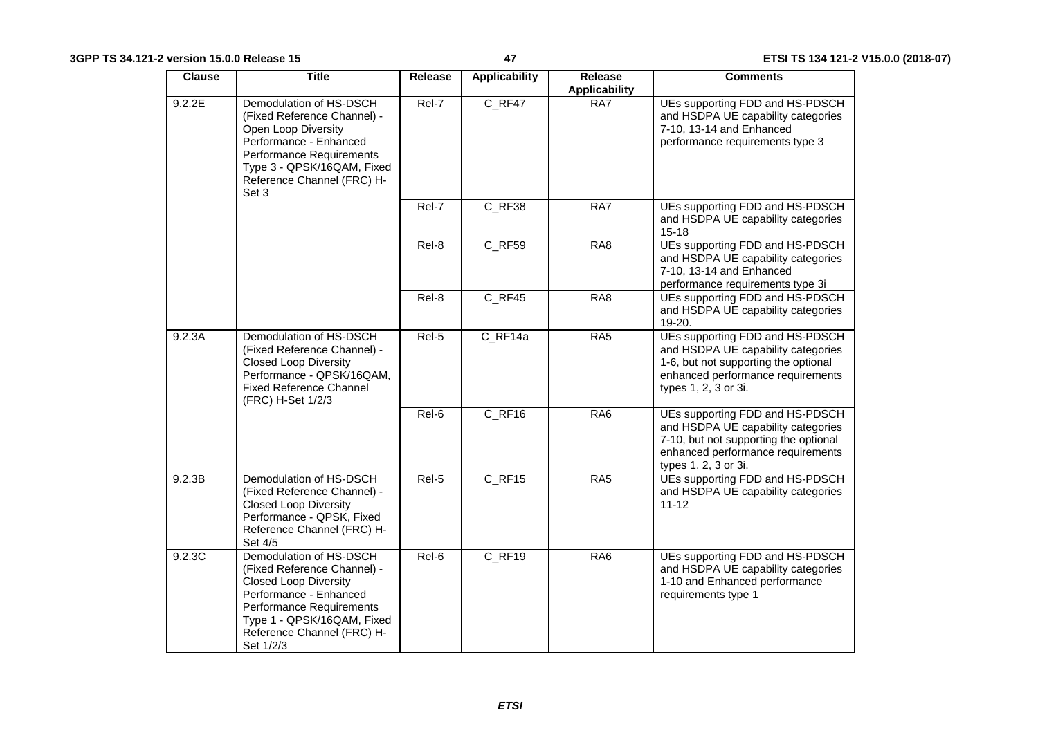| Clause | Title | Release | Applicability | Release Applicability | Comments |
|---|---|---|---|---|---|
| 9.2.2E | Demodulation of HS-DSCH (Fixed Reference Channel) - Open Loop Diversity Performance - Enhanced Performance Requirements Type 3 - QPSK/16QAM, Fixed Reference Channel (FRC) H-Set 3 | Rel-7 | C_RF47 | RA7 | UEs supporting FDD and HS-PDSCH and HSDPA UE capability categories 7-10, 13-14 and Enhanced performance requirements type 3 |
| | | Rel-7 | C_RF38 | RA7 | UEs supporting FDD and HS-PDSCH and HSDPA UE capability categories 15-18 |
| | | Rel-8 | C_RF59 | RA8 | UEs supporting FDD and HS-PDSCH and HSDPA UE capability categories 7-10, 13-14 and Enhanced performance requirements type 3i |
| | | Rel-8 | C_RF45 | RA8 | UEs supporting FDD and HS-PDSCH and HSDPA UE capability categories 19-20. |
| 9.2.3A | Demodulation of HS-DSCH (Fixed Reference Channel) - Closed Loop Diversity Performance - QPSK/16QAM, Fixed Reference Channel (FRC) H-Set 1/2/3 | Rel-5 | C_RF14a | RA5 | UEs supporting FDD and HS-PDSCH and HSDPA UE capability categories 1-6, but not supporting the optional enhanced performance requirements types 1, 2, 3 or 3i. |
| | | Rel-6 | C_RF16 | RA6 | UEs supporting FDD and HS-PDSCH and HSDPA UE capability categories 7-10, but not supporting the optional enhanced performance requirements types 1, 2, 3 or 3i. |
| 9.2.3B | Demodulation of HS-DSCH (Fixed Reference Channel) - Closed Loop Diversity Performance - QPSK, Fixed Reference Channel (FRC) H-Set 4/5 | Rel-5 | C_RF15 | RA5 | UEs supporting FDD and HS-PDSCH and HSDPA UE capability categories 11-12 |
| 9.2.3C | Demodulation of HS-DSCH (Fixed Reference Channel) - Closed Loop Diversity Performance - Enhanced Performance Requirements Type 1 - QPSK/16QAM, Fixed Reference Channel (FRC) H-Set 1/2/3 | Rel-6 | C_RF19 | RA6 | UEs supporting FDD and HS-PDSCH and HSDPA UE capability categories 1-10 and Enhanced performance requirements type 1 |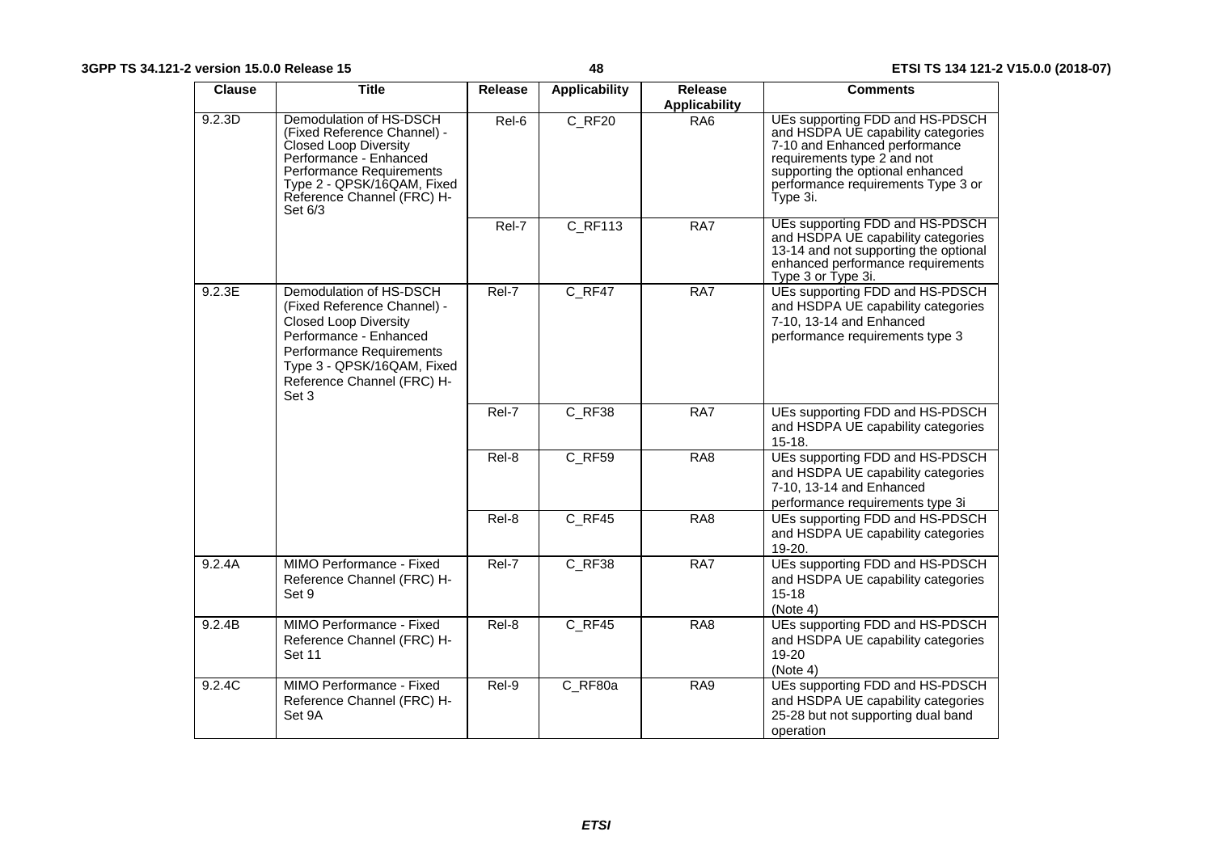| Clause | Title | Release | Applicability | Release Applicability | Comments |
| --- | --- | --- | --- | --- | --- |
| 9.2.3D | Demodulation of HS-DSCH (Fixed Reference Channel) - Closed Loop Diversity Performance - Enhanced Performance Requirements Type 2 - QPSK/16QAM, Fixed Reference Channel (FRC) H-Set 6/3 | Rel-6 | C_RF20 | RA6 | UEs supporting FDD and HS-PDSCH and HSDPA UE capability categories 7-10 and Enhanced performance requirements type 2 and not supporting the optional enhanced performance requirements Type 3 or Type 3i. |
| | | Rel-7 | C_RF113 | RA7 | UEs supporting FDD and HS-PDSCH and HSDPA UE capability categories 13-14 and not supporting the optional enhanced performance requirements Type 3 or Type 3i. |
| 9.2.3E | Demodulation of HS-DSCH (Fixed Reference Channel) - Closed Loop Diversity Performance - Enhanced Performance Requirements Type 3 - QPSK/16QAM, Fixed Reference Channel (FRC) H-Set 3 | Rel-7 | C_RF47 | RA7 | UEs supporting FDD and HS-PDSCH and HSDPA UE capability categories 7-10, 13-14 and Enhanced performance requirements type 3 |
| | | Rel-7 | C_RF38 | RA7 | UEs supporting FDD and HS-PDSCH and HSDPA UE capability categories 15-18. |
| | | Rel-8 | C_RF59 | RA8 | UEs supporting FDD and HS-PDSCH and HSDPA UE capability categories 7-10, 13-14 and Enhanced performance requirements type 3i |
| | | Rel-8 | C_RF45 | RA8 | UEs supporting FDD and HS-PDSCH and HSDPA UE capability categories 19-20. |
| 9.2.4A | MIMO Performance - Fixed Reference Channel (FRC) H-Set 9 | Rel-7 | C_RF38 | RA7 | UEs supporting FDD and HS-PDSCH and HSDPA UE capability categories 15-18 (Note 4) |
| 9.2.4B | MIMO Performance - Fixed Reference Channel (FRC) H-Set 11 | Rel-8 | C_RF45 | RA8 | UEs supporting FDD and HS-PDSCH and HSDPA UE capability categories 19-20 (Note 4) |
| 9.2.4C | MIMO Performance - Fixed Reference Channel (FRC) H-Set 9A | Rel-9 | C_RF80a | RA9 | UEs supporting FDD and HS-PDSCH and HSDPA UE capability categories 25-28 but not supporting dual band operation |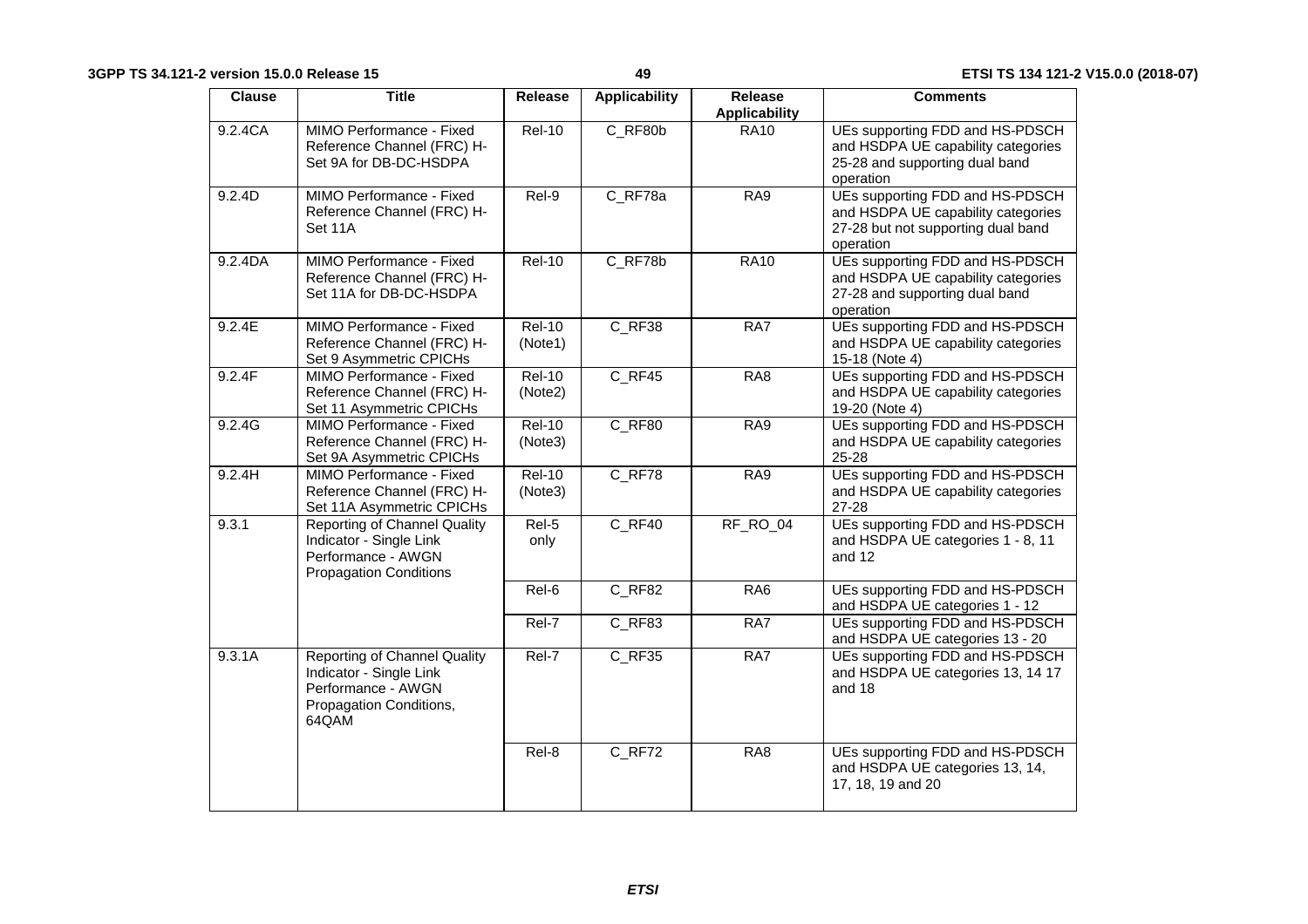| Clause | Title | Release | Applicability | Release Applicability | Comments |
|---|---|---|---|---|---|
| 9.2.4CA | MIMO Performance - Fixed Reference Channel (FRC) H-Set 9A for DB-DC-HSDPA | Rel-10 | C_RF80b | RA10 | UEs supporting FDD and HS-PDSCH and HSDPA UE capability categories 25-28 and supporting dual band operation |
| 9.2.4D | MIMO Performance - Fixed Reference Channel (FRC) H-Set 11A | Rel-9 | C_RF78a | RA9 | UEs supporting FDD and HS-PDSCH and HSDPA UE capability categories 27-28 but not supporting dual band operation |
| 9.2.4DA | MIMO Performance - Fixed Reference Channel (FRC) H-Set 11A for DB-DC-HSDPA | Rel-10 | C_RF78b | RA10 | UEs supporting FDD and HS-PDSCH and HSDPA UE capability categories 27-28 and supporting dual band operation |
| 9.2.4E | MIMO Performance - Fixed Reference Channel (FRC) H-Set 9 Asymmetric CPICHs | Rel-10 (Note1) | C_RF38 | RA7 | UEs supporting FDD and HS-PDSCH and HSDPA UE capability categories 15-18 (Note 4) |
| 9.2.4F | MIMO Performance - Fixed Reference Channel (FRC) H-Set 11 Asymmetric CPICHs | Rel-10 (Note2) | C_RF45 | RA8 | UEs supporting FDD and HS-PDSCH and HSDPA UE capability categories 19-20 (Note 4) |
| 9.2.4G | MIMO Performance - Fixed Reference Channel (FRC) H-Set 9A Asymmetric CPICHs | Rel-10 (Note3) | C_RF80 | RA9 | UEs supporting FDD and HS-PDSCH and HSDPA UE capability categories 25-28 |
| 9.2.4H | MIMO Performance - Fixed Reference Channel (FRC) H-Set 11A Asymmetric CPICHs | Rel-10 (Note3) | C_RF78 | RA9 | UEs supporting FDD and HS-PDSCH and HSDPA UE capability categories 27-28 |
| 9.3.1 | Reporting of Channel Quality Indicator - Single Link Performance - AWGN Propagation Conditions | Rel-5 only | C_RF40 | RF_RO_04 | UEs supporting FDD and HS-PDSCH and HSDPA UE categories 1 - 8, 11 and 12 |
| | | Rel-6 | C_RF82 | RA6 | UEs supporting FDD and HS-PDSCH and HSDPA UE categories 1 - 12 |
| | | Rel-7 | C_RF83 | RA7 | UEs supporting FDD and HS-PDSCH and HSDPA UE categories 13 - 20 |
| 9.3.1A | Reporting of Channel Quality Indicator - Single Link Performance - AWGN Propagation Conditions, 64QAM | Rel-7 | C_RF35 | RA7 | UEs supporting FDD and HS-PDSCH and HSDPA UE categories 13, 14 17 and 18 |
| | | Rel-8 | C_RF72 | RA8 | UEs supporting FDD and HS-PDSCH and HSDPA UE categories 13, 14, 17, 18, 19 and 20 |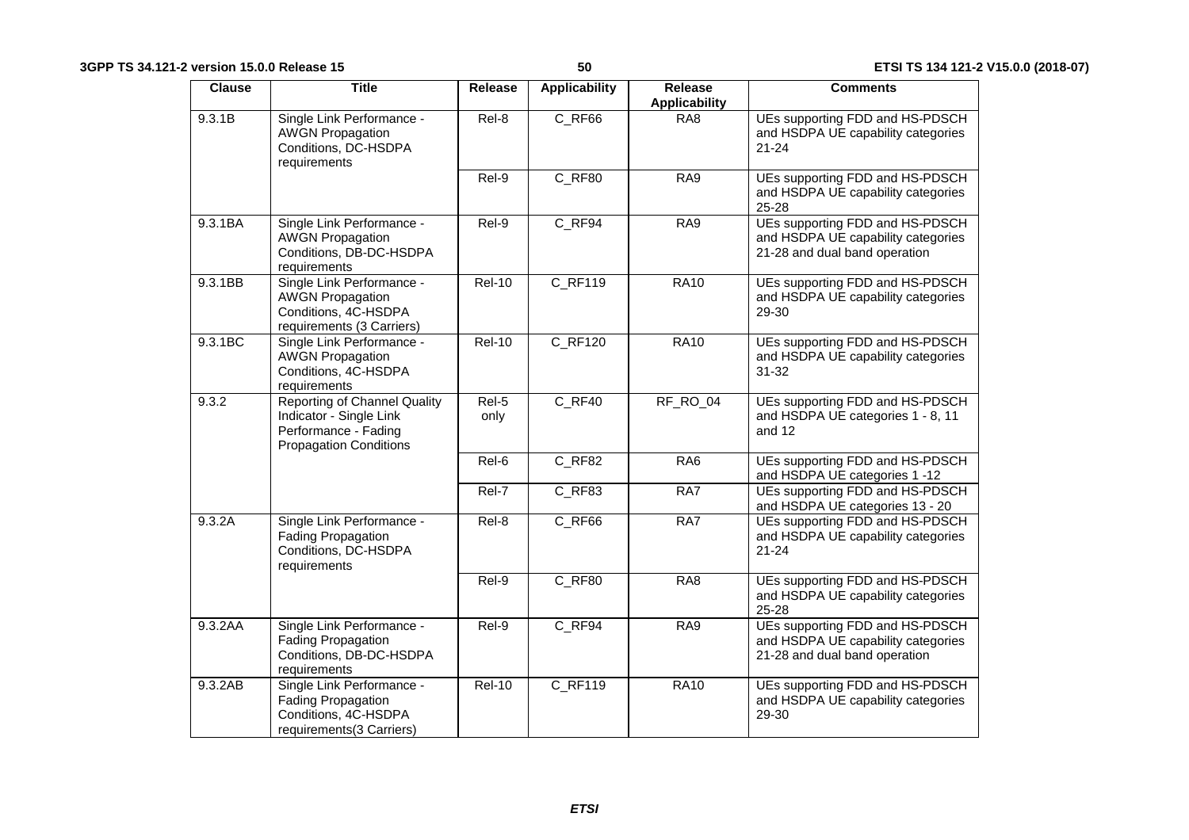| Clause | Title | Release | Applicability | Release Applicability | Comments |
|---|---|---|---|---|---|
| 9.3.1B | Single Link Performance - AWGN Propagation Conditions, DC-HSDPA requirements | Rel-8 | C_RF66 | RA8 | UEs supporting FDD and HS-PDSCH and HSDPA UE capability categories 21-24 |
| | | Rel-9 | C_RF80 | RA9 | UEs supporting FDD and HS-PDSCH and HSDPA UE capability categories 25-28 |
| 9.3.1BA | Single Link Performance - AWGN Propagation Conditions, DB-DC-HSDPA requirements | Rel-9 | C_RF94 | RA9 | UEs supporting FDD and HS-PDSCH and HSDPA UE capability categories 21-28 and dual band operation |
| 9.3.1BB | Single Link Performance - AWGN Propagation Conditions, 4C-HSDPA requirements (3 Carriers) | Rel-10 | C_RF119 | RA10 | UEs supporting FDD and HS-PDSCH and HSDPA UE capability categories 29-30 |
| 9.3.1BC | Single Link Performance - AWGN Propagation Conditions, 4C-HSDPA requirements | Rel-10 | C_RF120 | RA10 | UEs supporting FDD and HS-PDSCH and HSDPA UE capability categories 31-32 |
| 9.3.2 | Reporting of Channel Quality Indicator - Single Link Performance - Fading Propagation Conditions | Rel-5 only | C_RF40 | RF_RO_04 | UEs supporting FDD and HS-PDSCH and HSDPA UE categories 1 - 8, 11 and 12 |
| | | Rel-6 | C_RF82 | RA6 | UEs supporting FDD and HS-PDSCH and HSDPA UE categories 1 -12 |
| | | Rel-7 | C_RF83 | RA7 | UEs supporting FDD and HS-PDSCH and HSDPA UE categories 13 - 20 |
| 9.3.2A | Single Link Performance - Fading Propagation Conditions, DC-HSDPA requirements | Rel-8 | C_RF66 | RA7 | UEs supporting FDD and HS-PDSCH and HSDPA UE capability categories 21-24 |
| | | Rel-9 | C_RF80 | RA8 | UEs supporting FDD and HS-PDSCH and HSDPA UE capability categories 25-28 |
| 9.3.2AA | Single Link Performance - Fading Propagation Conditions, DB-DC-HSDPA requirements | Rel-9 | C_RF94 | RA9 | UEs supporting FDD and HS-PDSCH and HSDPA UE capability categories 21-28 and dual band operation |
| 9.3.2AB | Single Link Performance - Fading Propagation Conditions, 4C-HSDPA requirements(3 Carriers) | Rel-10 | C_RF119 | RA10 | UEs supporting FDD and HS-PDSCH and HSDPA UE capability categories 29-30 |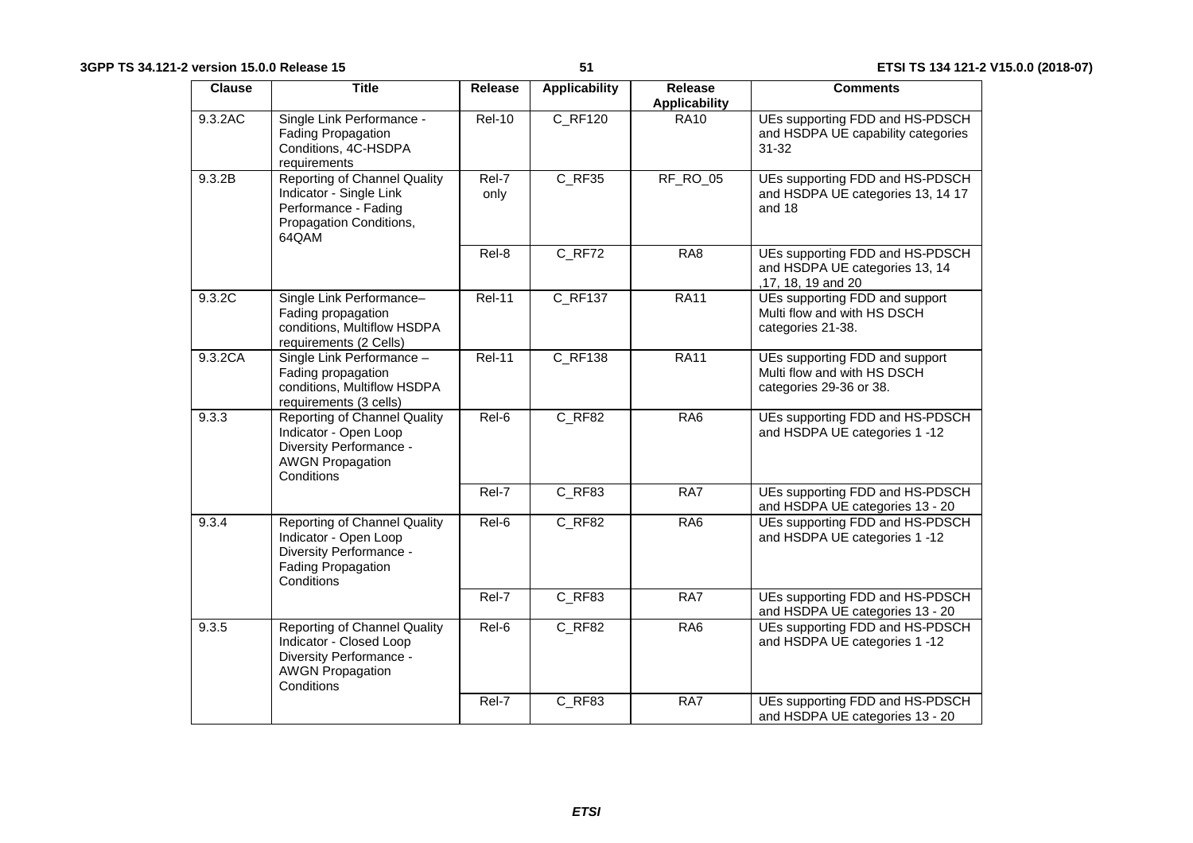| Clause | Title | Release | Applicability | Release Applicability | Comments |
|---|---|---|---|---|---|
| 9.3.2AC | Single Link Performance - Fading Propagation Conditions, 4C-HSDPA requirements | Rel-10 | C_RF120 | RA10 | UEs supporting FDD and HS-PDSCH and HSDPA UE capability categories 31-32 |
| 9.3.2B | Reporting of Channel Quality Indicator - Single Link Performance - Fading Propagation Conditions, 64QAM | Rel-7 only | C_RF35 | RF_RO_05 | UEs supporting FDD and HS-PDSCH and HSDPA UE categories 13, 14 17 and 18 |
| | | Rel-8 | C_RF72 | RA8 | UEs supporting FDD and HS-PDSCH and HSDPA UE categories 13, 14 ,17, 18, 19 and 20 |
| 9.3.2C | Single Link Performance– Fading propagation conditions, Multiflow HSDPA requirements (2 Cells) | Rel-11 | C_RF137 | RA11 | UEs supporting FDD and support Multi flow and with HS DSCH categories 21-38. |
| 9.3.2CA | Single Link Performance – Fading propagation conditions, Multiflow HSDPA requirements (3 cells) | Rel-11 | C_RF138 | RA11 | UEs supporting FDD and support Multi flow and with HS DSCH categories 29-36 or 38. |
| 9.3.3 | Reporting of Channel Quality Indicator - Open Loop Diversity Performance - AWGN Propagation Conditions | Rel-6 | C_RF82 | RA6 | UEs supporting FDD and HS-PDSCH and HSDPA UE categories 1 -12 |
| | | Rel-7 | C_RF83 | RA7 | UEs supporting FDD and HS-PDSCH and HSDPA UE categories 13 - 20 |
| 9.3.4 | Reporting of Channel Quality Indicator - Open Loop Diversity Performance - Fading Propagation Conditions | Rel-6 | C_RF82 | RA6 | UEs supporting FDD and HS-PDSCH and HSDPA UE categories 1 -12 |
| | | Rel-7 | C_RF83 | RA7 | UEs supporting FDD and HS-PDSCH and HSDPA UE categories 13 - 20 |
| 9.3.5 | Reporting of Channel Quality Indicator - Closed Loop Diversity Performance - AWGN Propagation Conditions | Rel-6 | C_RF82 | RA6 | UEs supporting FDD and HS-PDSCH and HSDPA UE categories 1 -12 |
| | | Rel-7 | C_RF83 | RA7 | UEs supporting FDD and HS-PDSCH and HSDPA UE categories 13 - 20 |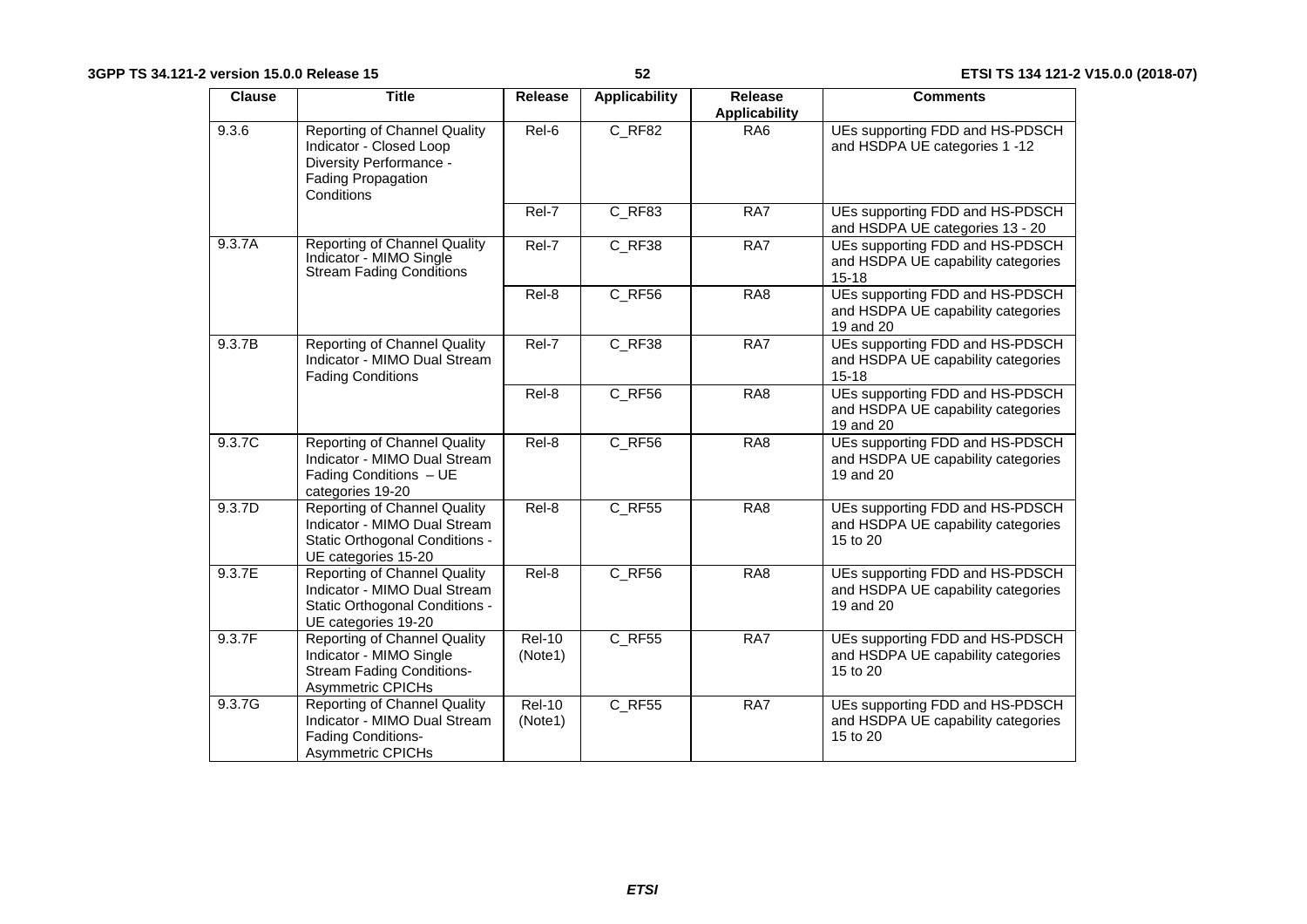| Clause | Title | Release | Applicability | Release Applicability | Comments |
|---|---|---|---|---|---|
| 9.3.6 | Reporting of Channel Quality Indicator - Closed Loop Diversity Performance - Fading Propagation Conditions | Rel-6 | C_RF82 | RA6 | UEs supporting FDD and HS-PDSCH and HSDPA UE categories 1 -12 |
| | | Rel-7 | C_RF83 | RA7 | UEs supporting FDD and HS-PDSCH and HSDPA UE categories 13 - 20 |
| 9.3.7A | Reporting of Channel Quality Indicator - MIMO Single Stream Fading Conditions | Rel-7 | C_RF38 | RA7 | UEs supporting FDD and HS-PDSCH and HSDPA UE capability categories 15-18 |
| | | Rel-8 | C_RF56 | RA8 | UEs supporting FDD and HS-PDSCH and HSDPA UE capability categories 19 and 20 |
| 9.3.7B | Reporting of Channel Quality Indicator - MIMO Dual Stream Fading Conditions | Rel-7 | C_RF38 | RA7 | UEs supporting FDD and HS-PDSCH and HSDPA UE capability categories 15-18 |
| | | Rel-8 | C_RF56 | RA8 | UEs supporting FDD and HS-PDSCH and HSDPA UE capability categories 19 and 20 |
| 9.3.7C | Reporting of Channel Quality Indicator - MIMO Dual Stream Fading Conditions – UE categories 19-20 | Rel-8 | C_RF56 | RA8 | UEs supporting FDD and HS-PDSCH and HSDPA UE capability categories 19 and 20 |
| 9.3.7D | Reporting of Channel Quality Indicator - MIMO Dual Stream Static Orthogonal Conditions - UE categories 15-20 | Rel-8 | C_RF55 | RA8 | UEs supporting FDD and HS-PDSCH and HSDPA UE capability categories 15 to 20 |
| 9.3.7E | Reporting of Channel Quality Indicator - MIMO Dual Stream Static Orthogonal Conditions - UE categories 19-20 | Rel-8 | C_RF56 | RA8 | UEs supporting FDD and HS-PDSCH and HSDPA UE capability categories 19 and 20 |
| 9.3.7F | Reporting of Channel Quality Indicator - MIMO Single Stream Fading Conditions-Asymmetric CPICHs | Rel-10 (Note1) | C_RF55 | RA7 | UEs supporting FDD and HS-PDSCH and HSDPA UE capability categories 15 to 20 |
| 9.3.7G | Reporting of Channel Quality Indicator - MIMO Dual Stream Fading Conditions-Asymmetric CPICHs | Rel-10 (Note1) | C_RF55 | RA7 | UEs supporting FDD and HS-PDSCH and HSDPA UE capability categories 15 to 20 |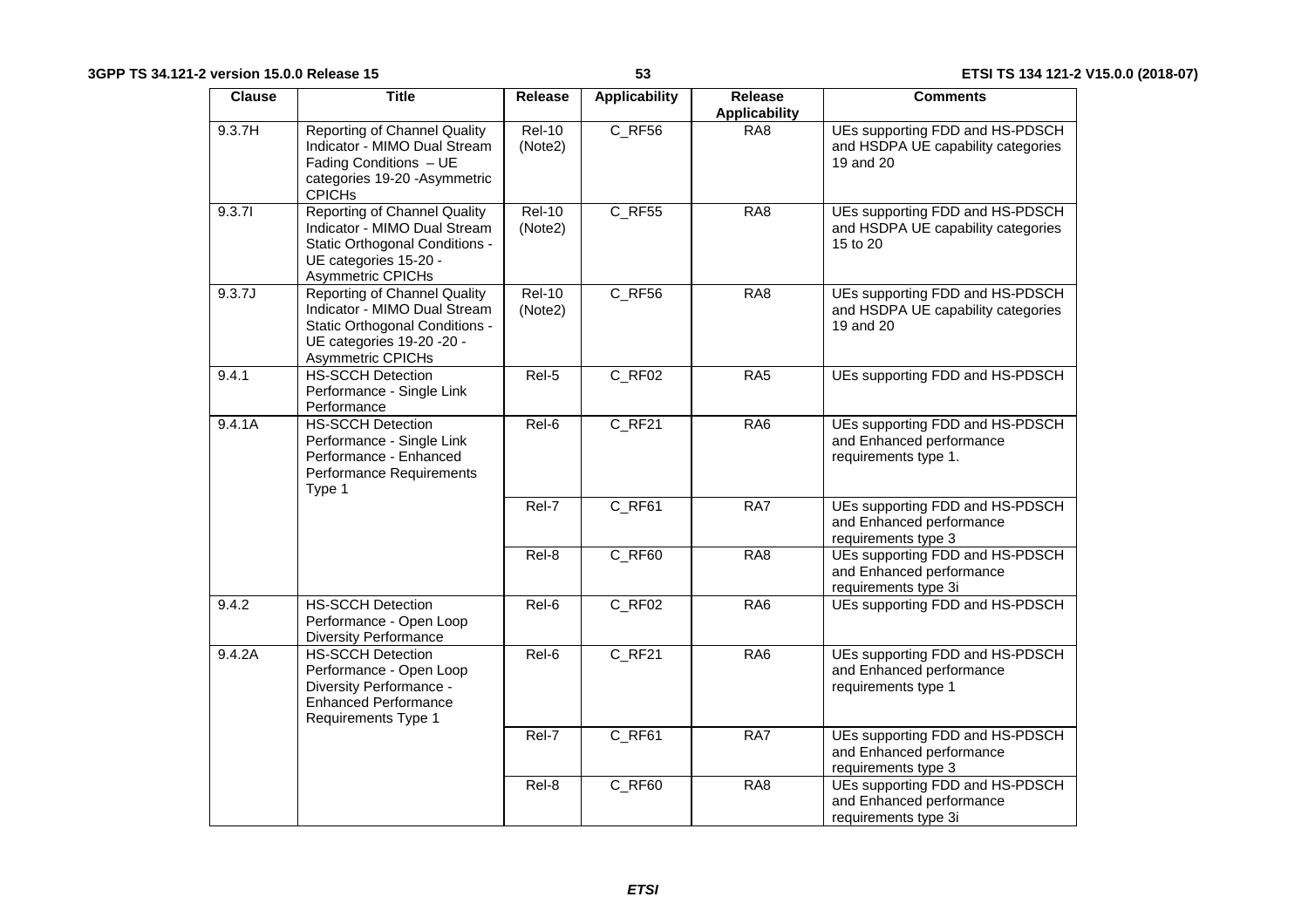| Clause | Title | Release | Applicability | Release Applicability | Comments |
|---|---|---|---|---|---|
| 9.3.7H | Reporting of Channel Quality Indicator - MIMO Dual Stream Fading Conditions – UE categories 19-20 -Asymmetric CPICHs | Rel-10 (Note2) | C_RF56 | RA8 | UEs supporting FDD and HS-PDSCH and HSDPA UE capability categories 19 and 20 |
| 9.3.7I | Reporting of Channel Quality Indicator - MIMO Dual Stream Static Orthogonal Conditions - UE categories 15-20 - Asymmetric CPICHs | Rel-10 (Note2) | C_RF55 | RA8 | UEs supporting FDD and HS-PDSCH and HSDPA UE capability categories 15 to 20 |
| 9.3.7J | Reporting of Channel Quality Indicator - MIMO Dual Stream Static Orthogonal Conditions - UE categories 19-20 -20 - Asymmetric CPICHs | Rel-10 (Note2) | C_RF56 | RA8 | UEs supporting FDD and HS-PDSCH and HSDPA UE capability categories 19 and 20 |
| 9.4.1 | HS-SCCH Detection Performance - Single Link Performance | Rel-5 | C_RF02 | RA5 | UEs supporting FDD and HS-PDSCH |
| 9.4.1A | HS-SCCH Detection Performance - Single Link Performance - Enhanced Performance Requirements Type 1 | Rel-6 | C_RF21 | RA6 | UEs supporting FDD and HS-PDSCH and Enhanced performance requirements type 1. |
| | | Rel-7 | C_RF61 | RA7 | UEs supporting FDD and HS-PDSCH and Enhanced performance requirements type 3 |
| | | Rel-8 | C_RF60 | RA8 | UEs supporting FDD and HS-PDSCH and Enhanced performance requirements type 3i |
| 9.4.2 | HS-SCCH Detection Performance - Open Loop Diversity Performance | Rel-6 | C_RF02 | RA6 | UEs supporting FDD and HS-PDSCH |
| 9.4.2A | HS-SCCH Detection Performance - Open Loop Diversity Performance - Enhanced Performance Requirements Type 1 | Rel-6 | C_RF21 | RA6 | UEs supporting FDD and HS-PDSCH and Enhanced performance requirements type 1 |
| | | Rel-7 | C_RF61 | RA7 | UEs supporting FDD and HS-PDSCH and Enhanced performance requirements type 3 |
| | | Rel-8 | C_RF60 | RA8 | UEs supporting FDD and HS-PDSCH and Enhanced performance requirements type 3i |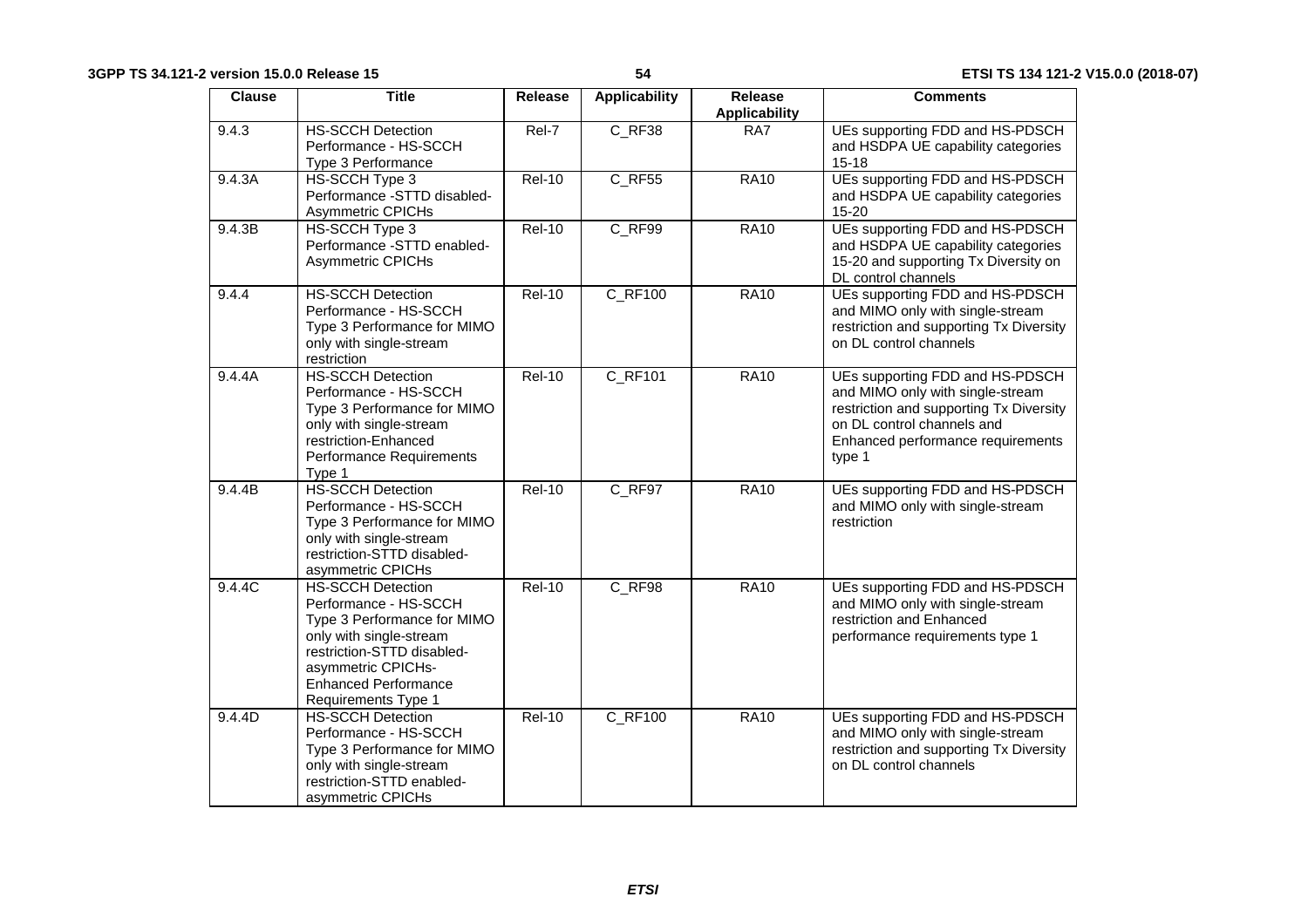| Clause | Title | Release | Applicability | Release Applicability | Comments |
| --- | --- | --- | --- | --- | --- |
| 9.4.3 | HS-SCCH Detection Performance - HS-SCCH Type 3 Performance | Rel-7 | C_RF38 | RA7 | UEs supporting FDD and HS-PDSCH and HSDPA UE capability categories 15-18 |
| 9.4.3A | HS-SCCH Type 3 Performance -STTD disabled-Asymmetric CPICHs | Rel-10 | C_RF55 | RA10 | UEs supporting FDD and HS-PDSCH and HSDPA UE capability categories 15-20 |
| 9.4.3B | HS-SCCH Type 3 Performance -STTD enabled-Asymmetric CPICHs | Rel-10 | C_RF99 | RA10 | UEs supporting FDD and HS-PDSCH and HSDPA UE capability categories 15-20 and supporting Tx Diversity on DL control channels |
| 9.4.4 | HS-SCCH Detection Performance - HS-SCCH Type 3 Performance for MIMO only with single-stream restriction | Rel-10 | C_RF100 | RA10 | UEs supporting FDD and HS-PDSCH and MIMO only with single-stream restriction and supporting Tx Diversity on DL control channels |
| 9.4.4A | HS-SCCH Detection Performance - HS-SCCH Type 3 Performance for MIMO only with single-stream restriction-Enhanced Performance Requirements Type 1 | Rel-10 | C_RF101 | RA10 | UEs supporting FDD and HS-PDSCH and MIMO only with single-stream restriction and supporting Tx Diversity on DL control channels and Enhanced performance requirements type 1 |
| 9.4.4B | HS-SCCH Detection Performance - HS-SCCH Type 3 Performance for MIMO only with single-stream restriction-STTD disabled-asymmetric CPICHs | Rel-10 | C_RF97 | RA10 | UEs supporting FDD and HS-PDSCH and MIMO only with single-stream restriction |
| 9.4.4C | HS-SCCH Detection Performance - HS-SCCH Type 3 Performance for MIMO only with single-stream restriction-STTD disabled-asymmetric CPICHs-Enhanced Performance Requirements Type 1 | Rel-10 | C_RF98 | RA10 | UEs supporting FDD and HS-PDSCH and MIMO only with single-stream restriction and Enhanced performance requirements type 1 |
| 9.4.4D | HS-SCCH Detection Performance - HS-SCCH Type 3 Performance for MIMO only with single-stream restriction-STTD enabled-asymmetric CPICHs | Rel-10 | C_RF100 | RA10 | UEs supporting FDD and HS-PDSCH and MIMO only with single-stream restriction and supporting Tx Diversity on DL control channels |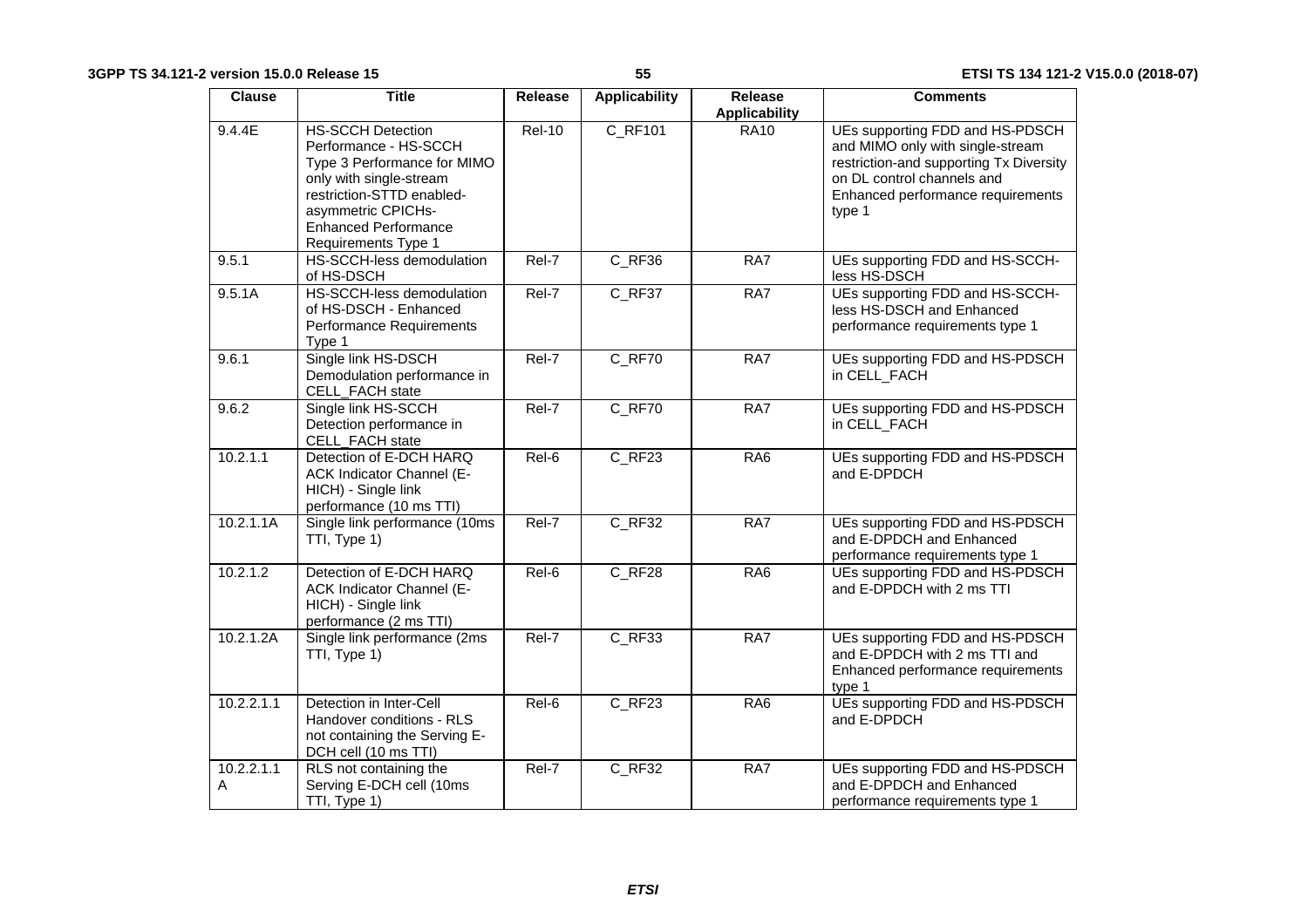| Clause | Title | Release | Applicability | Release Applicability | Comments |
|---|---|---|---|---|---|
| 9.4.4E | HS-SCCH Detection Performance - HS-SCCH Type 3 Performance for MIMO only with single-stream restriction-STTD enabled-asymmetric CPICHs-Enhanced Performance Requirements Type 1 | Rel-10 | C_RF101 | RA10 | UEs supporting FDD and HS-PDSCH and MIMO only with single-stream restriction-and supporting Tx Diversity on DL control channels and Enhanced performance requirements type 1 |
| 9.5.1 | HS-SCCH-less demodulation of HS-DSCH | Rel-7 | C_RF36 | RA7 | UEs supporting FDD and HS-SCCH-less HS-DSCH |
| 9.5.1A | HS-SCCH-less demodulation of HS-DSCH - Enhanced Performance Requirements Type 1 | Rel-7 | C_RF37 | RA7 | UEs supporting FDD and HS-SCCH-less HS-DSCH and Enhanced performance requirements type 1 |
| 9.6.1 | Single link HS-DSCH Demodulation performance in CELL_FACH state | Rel-7 | C_RF70 | RA7 | UEs supporting FDD and HS-PDSCH in CELL_FACH |
| 9.6.2 | Single link HS-SCCH Detection performance in CELL_FACH state | Rel-7 | C_RF70 | RA7 | UEs supporting FDD and HS-PDSCH in CELL_FACH |
| 10.2.1.1 | Detection of E-DCH HARQ ACK Indicator Channel (E-HICH) - Single link performance (10 ms TTI) | Rel-6 | C_RF23 | RA6 | UEs supporting FDD and HS-PDSCH and E-DPDCH |
| 10.2.1.1A | Single link performance (10ms TTI, Type 1) | Rel-7 | C_RF32 | RA7 | UEs supporting FDD and HS-PDSCH and E-DPDCH and Enhanced performance requirements type 1 |
| 10.2.1.2 | Detection of E-DCH HARQ ACK Indicator Channel (E-HICH) - Single link performance (2 ms TTI) | Rel-6 | C_RF28 | RA6 | UEs supporting FDD and HS-PDSCH and E-DPDCH with 2 ms TTI |
| 10.2.1.2A | Single link performance (2ms TTI, Type 1) | Rel-7 | C_RF33 | RA7 | UEs supporting FDD and HS-PDSCH and E-DPDCH with 2 ms TTI and Enhanced performance requirements type 1 |
| 10.2.2.1.1 | Detection in Inter-Cell Handover conditions - RLS not containing the Serving E-DCH cell (10 ms TTI) | Rel-6 | C_RF23 | RA6 | UEs supporting FDD and HS-PDSCH and E-DPDCH |
| 10.2.2.1.1A | RLS not containing the Serving E-DCH cell (10ms TTI, Type 1) | Rel-7 | C_RF32 | RA7 | UEs supporting FDD and HS-PDSCH and E-DPDCH and Enhanced performance requirements type 1 |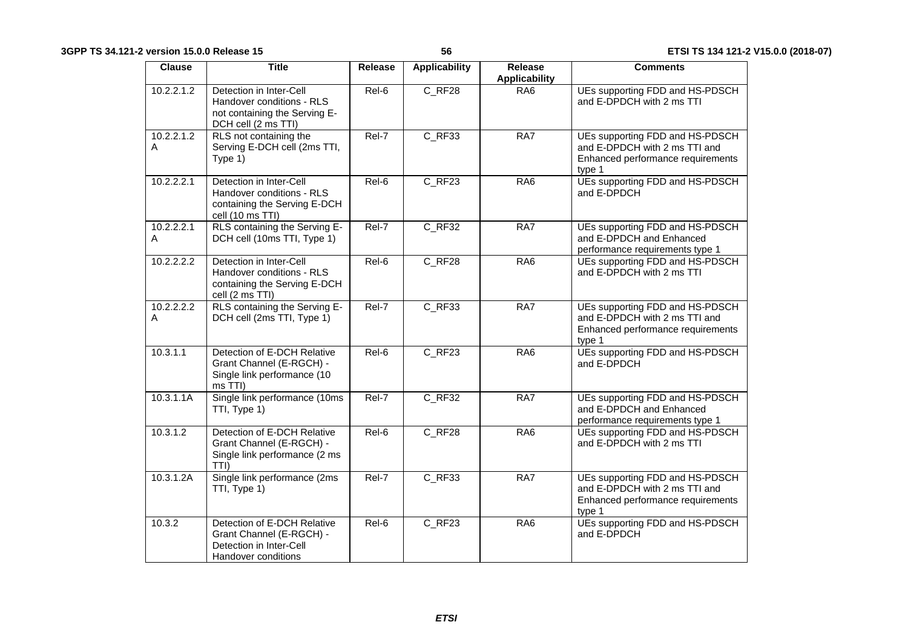| Clause | Title | Release | Applicability | Release Applicability | Comments |
| --- | --- | --- | --- | --- | --- |
| 10.2.2.1.2 | Detection in Inter-Cell Handover conditions - RLS not containing the Serving E-DCH cell (2 ms TTI) | Rel-6 | C_RF28 | RA6 | UEs supporting FDD and HS-PDSCH and E-DPDCH with 2 ms TTI |
| 10.2.2.1.2A | RLS not containing the Serving E-DCH cell (2ms TTI, Type 1) | Rel-7 | C_RF33 | RA7 | UEs supporting FDD and HS-PDSCH and E-DPDCH with 2 ms TTI and Enhanced performance requirements type 1 |
| 10.2.2.2.1 | Detection in Inter-Cell Handover conditions - RLS containing the Serving E-DCH cell (10 ms TTI) | Rel-6 | C_RF23 | RA6 | UEs supporting FDD and HS-PDSCH and E-DPDCH |
| 10.2.2.2.1A | RLS containing the Serving E-DCH cell (10ms TTI, Type 1) | Rel-7 | C_RF32 | RA7 | UEs supporting FDD and HS-PDSCH and E-DPDCH and Enhanced performance requirements type 1 |
| 10.2.2.2.2 | Detection in Inter-Cell Handover conditions - RLS containing the Serving E-DCH cell (2 ms TTI) | Rel-6 | C_RF28 | RA6 | UEs supporting FDD and HS-PDSCH and E-DPDCH with 2 ms TTI |
| 10.2.2.2.2A | RLS containing the Serving E-DCH cell (2ms TTI, Type 1) | Rel-7 | C_RF33 | RA7 | UEs supporting FDD and HS-PDSCH and E-DPDCH with 2 ms TTI and Enhanced performance requirements type 1 |
| 10.3.1.1 | Detection of E-DCH Relative Grant Channel (E-RGCH) - Single link performance (10 ms TTI) | Rel-6 | C_RF23 | RA6 | UEs supporting FDD and HS-PDSCH and E-DPDCH |
| 10.3.1.1A | Single link performance (10ms TTI, Type 1) | Rel-7 | C_RF32 | RA7 | UEs supporting FDD and HS-PDSCH and E-DPDCH and Enhanced performance requirements type 1 |
| 10.3.1.2 | Detection of E-DCH Relative Grant Channel (E-RGCH) - Single link performance (2 ms TTI) | Rel-6 | C_RF28 | RA6 | UEs supporting FDD and HS-PDSCH and E-DPDCH with 2 ms TTI |
| 10.3.1.2A | Single link performance (2ms TTI, Type 1) | Rel-7 | C_RF33 | RA7 | UEs supporting FDD and HS-PDSCH and E-DPDCH with 2 ms TTI and Enhanced performance requirements type 1 |
| 10.3.2 | Detection of E-DCH Relative Grant Channel (E-RGCH) - Detection in Inter-Cell Handover conditions | Rel-6 | C_RF23 | RA6 | UEs supporting FDD and HS-PDSCH and E-DPDCH |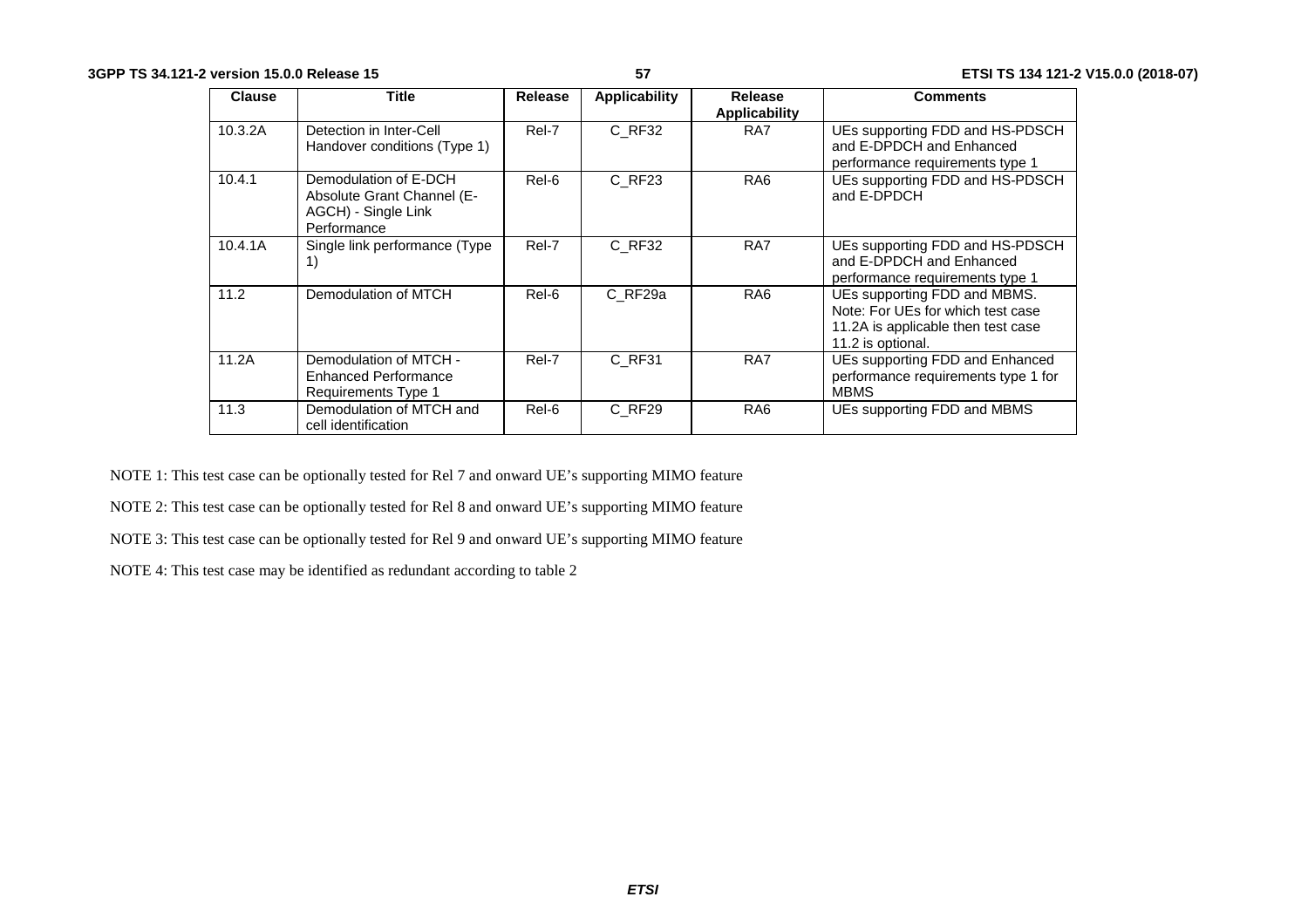| Clause | Title | Release | Applicability | Release Applicability | Comments |
|---|---|---|---|---|---|
| 10.3.2A | Detection in Inter-Cell Handover conditions (Type 1) | Rel-7 | C_RF32 | RA7 | UEs supporting FDD and HS-PDSCH and E-DPDCH and Enhanced performance requirements type 1 |
| 10.4.1 | Demodulation of E-DCH Absolute Grant Channel (E-AGCH) - Single Link Performance | Rel-6 | C_RF23 | RA6 | UEs supporting FDD and HS-PDSCH and E-DPDCH |
| 10.4.1A | Single link performance (Type 1) | Rel-7 | C_RF32 | RA7 | UEs supporting FDD and HS-PDSCH and E-DPDCH and Enhanced performance requirements type 1 |
| 11.2 | Demodulation of MTCH | Rel-6 | C_RF29a | RA6 | UEs supporting FDD and MBMS. Note: For UEs for which test case 11.2A is applicable then test case 11.2 is optional. |
| 11.2A | Demodulation of MTCH - Enhanced Performance Requirements Type 1 | Rel-7 | C_RF31 | RA7 | UEs supporting FDD and Enhanced performance requirements type 1 for MBMS |
| 11.3 | Demodulation of MTCH and cell identification | Rel-6 | C_RF29 | RA6 | UEs supporting FDD and MBMS |

NOTE 1: This test case can be optionally tested for Rel 7 and onward UE's supporting MIMO feature

NOTE 2: This test case can be optionally tested for Rel 8 and onward UE's supporting MIMO feature

NOTE 3: This test case can be optionally tested for Rel 9 and onward UE's supporting MIMO feature

NOTE 4: This test case may be identified as redundant according to table 2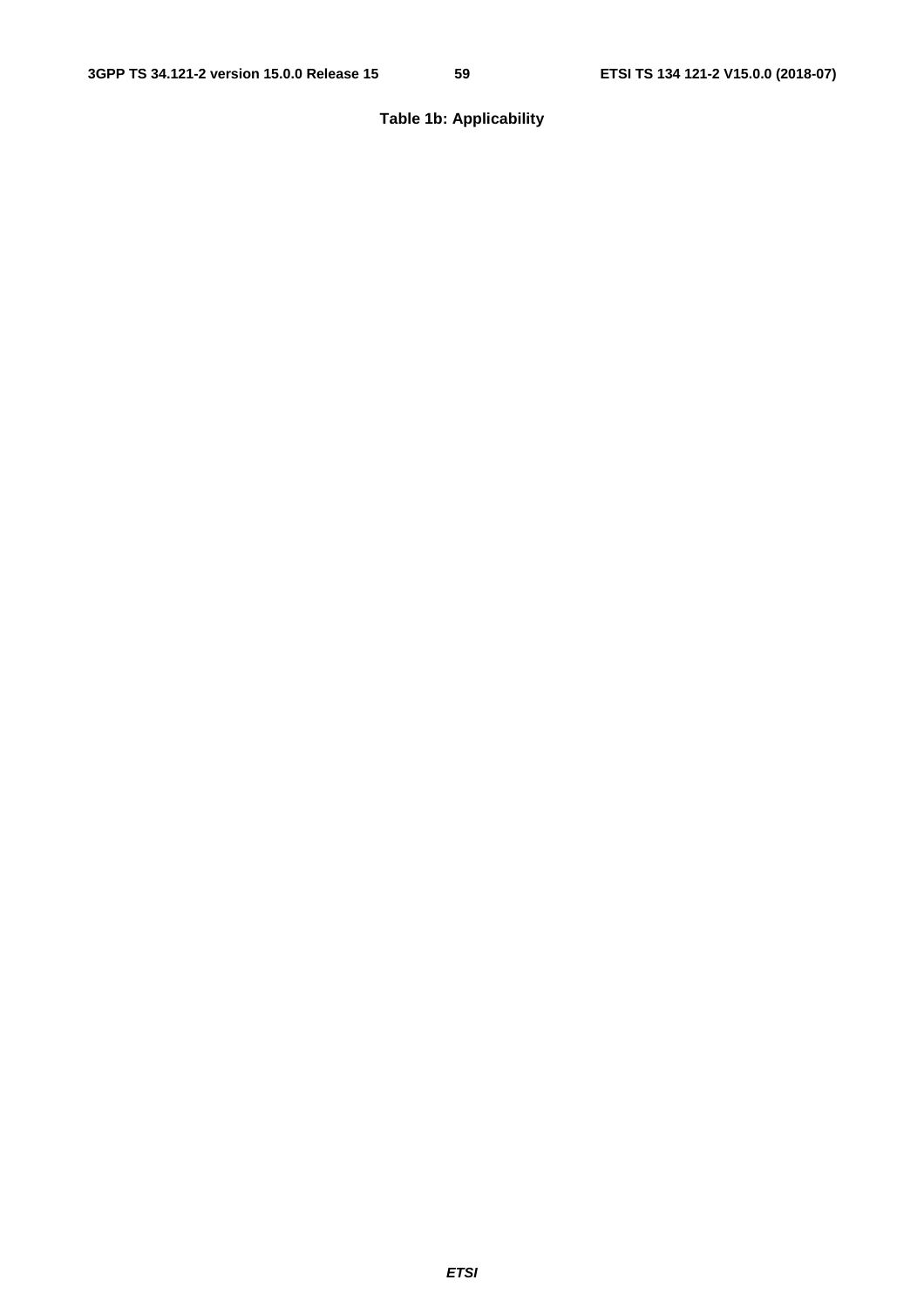**Table 1b: Applicability**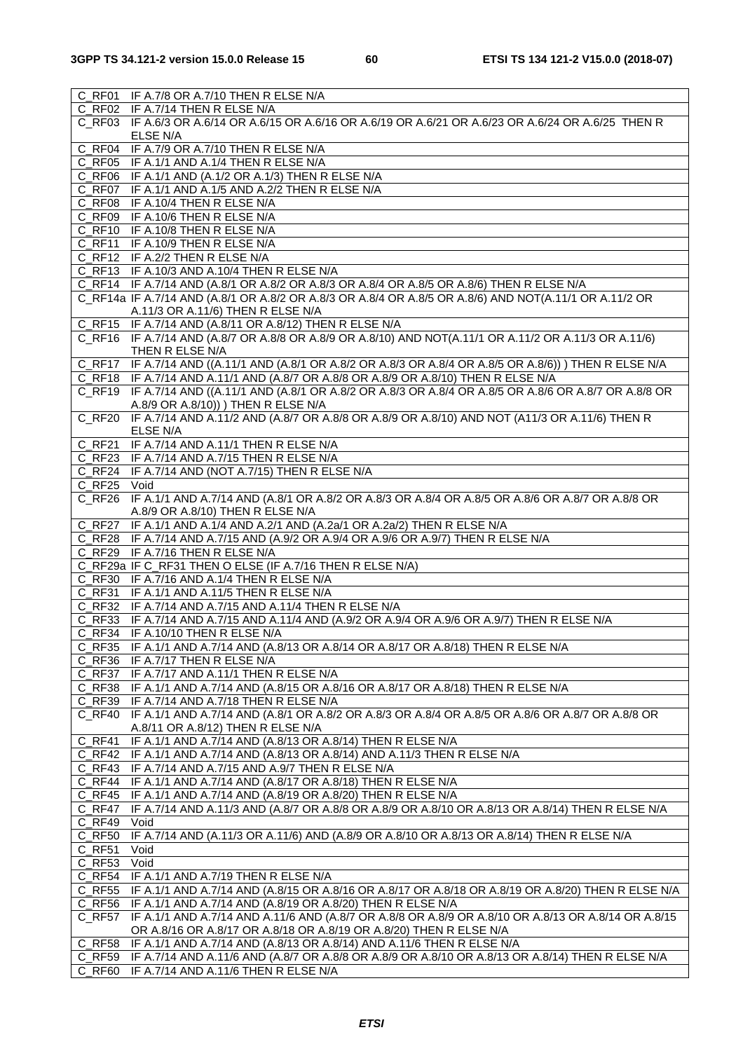| | |
|---|---|
| C_RF01 | IF A.7/8 OR A.7/10 THEN R ELSE N/A |
| C_RF02 | IF A.7/14 THEN R ELSE N/A |
| C_RF03 | IF A.6/3 OR A.6/14 OR A.6/15 OR A.6/16 OR A.6/19 OR A.6/21 OR A.6/23 OR A.6/24 OR A.6/25 THEN R ELSE N/A |
| C_RF04 | IF A.7/9 OR A.7/10 THEN R ELSE N/A |
| C_RF05 | IF A.1/1 AND A.1/4 THEN R ELSE N/A |
| C_RF06 | IF A.1/1 AND (A.1/2 OR A.1/3) THEN R ELSE N/A |
| C_RF07 | IF A.1/1 AND A.1/5 AND A.2/2 THEN R ELSE N/A |
| C_RF08 | IF A.10/4 THEN R ELSE N/A |
| C_RF09 | IF A.10/6 THEN R ELSE N/A |
| C_RF10 | IF A.10/8 THEN R ELSE N/A |
| C_RF11 | IF A.10/9 THEN R ELSE N/A |
| C_RF12 | IF A.2/2 THEN R ELSE N/A |
| C_RF13 | IF A.10/3 AND A.10/4 THEN R ELSE N/A |
| C_RF14 | IF A.7/14 AND (A.8/1 OR A.8/2 OR A.8/3 OR A.8/4 OR A.8/5 OR A.8/6) THEN R ELSE N/A |
| C_RF14a | IF A.7/14 AND (A.8/1 OR A.8/2 OR A.8/3 OR A.8/4 OR A.8/5 OR A.8/6) AND NOT(A.11/1 OR A.11/2 OR A.11/3 OR A.11/6) THEN R ELSE N/A |
| C_RF15 | IF A.7/14 AND (A.8/11 OR A.8/12) THEN R ELSE N/A |
| C_RF16 | IF A.7/14 AND (A.8/7 OR A.8/8 OR A.8/9 OR A.8/10) AND NOT(A.11/1 OR A.11/2 OR A.11/3 OR A.11/6) THEN R ELSE N/A |
| C_RF17 | IF A.7/14 AND ((A.11/1 AND (A.8/1 OR A.8/2 OR A.8/3 OR A.8/4 OR A.8/5 OR A.8/6)) ) THEN R ELSE N/A |
| C_RF18 | IF A.7/14 AND A.11/1 AND (A.8/7 OR A.8/8 OR A.8/9 OR A.8/10) THEN R ELSE N/A |
| C_RF19 | IF A.7/14 AND ((A.11/1 AND (A.8/1 OR A.8/2 OR A.8/3 OR A.8/4 OR A.8/5 OR A.8/6 OR A.8/7 OR A.8/8 OR A.8/9 OR A.8/10)) ) THEN R ELSE N/A |
| C_RF20 | IF A.7/14 AND A.11/2 AND (A.8/7 OR A.8/8 OR A.8/9 OR A.8/10) AND NOT (A11/3 OR A.11/6) THEN R ELSE N/A |
| C_RF21 | IF A.7/14 AND A.11/1 THEN R ELSE N/A |
| C_RF23 | IF A.7/14 AND A.7/15 THEN R ELSE N/A |
| C_RF24 | IF A.7/14 AND (NOT A.7/15) THEN R ELSE N/A |
| C_RF25 | Void |
| C_RF26 | IF A.1/1 AND A.7/14 AND (A.8/1 OR A.8/2 OR A.8/3 OR A.8/4 OR A.8/5 OR A.8/6 OR A.8/7 OR A.8/8 OR A.8/9 OR A.8/10) THEN R ELSE N/A |
| C_RF27 | IF A.1/1 AND A.1/4 AND A.2/1 AND (A.2a/1 OR A.2a/2) THEN R ELSE N/A |
| C_RF28 | IF A.7/14 AND A.7/15 AND (A.9/2 OR A.9/4 OR A.9/6 OR A.9/7) THEN R ELSE N/A |
| C_RF29 | IF A.7/16 THEN R ELSE N/A |
| C_RF29a | IF C_RF31 THEN O ELSE (IF A.7/16 THEN R ELSE N/A) |
| C_RF30 | IF A.7/16 AND A.1/4 THEN R ELSE N/A |
| C_RF31 | IF A.1/1 AND A.11/5 THEN R ELSE N/A |
| C_RF32 | IF A.7/14 AND A.7/15 AND A.11/4 THEN R ELSE N/A |
| C_RF33 | IF A.7/14 AND A.7/15 AND A.11/4 AND (A.9/2 OR A.9/4 OR A.9/6 OR A.9/7) THEN R ELSE N/A |
| C_RF34 | IF A.10/10 THEN R ELSE N/A |
| C_RF35 | IF A.1/1 AND A.7/14 AND (A.8/13 OR A.8/14 OR A.8/17 OR A.8/18) THEN R ELSE N/A |
| C_RF36 | IF A.7/17 THEN R ELSE N/A |
| C_RF37 | IF A.7/17 AND A.11/1 THEN R ELSE N/A |
| C_RF38 | IF A.1/1 AND A.7/14 AND (A.8/15 OR A.8/16 OR A.8/17 OR A.8/18) THEN R ELSE N/A |
| C_RF39 | IF A.7/14 AND A.7/18 THEN R ELSE N/A |
| C_RF40 | IF A.1/1 AND A.7/14 AND (A.8/1 OR A.8/2 OR A.8/3 OR A.8/4 OR A.8/5 OR A.8/6 OR A.8/7 OR A.8/8 OR A.8/11 OR A.8/12) THEN R ELSE N/A |
| C_RF41 | IF A.1/1 AND A.7/14 AND (A.8/13 OR A.8/14) THEN R ELSE N/A |
| C_RF42 | IF A.1/1 AND A.7/14 AND (A.8/13 OR A.8/14) AND A.11/3 THEN R ELSE N/A |
| C_RF43 | IF A.7/14 AND A.7/15 AND A.9/7 THEN R ELSE N/A |
| C_RF44 | IF A.1/1 AND A.7/14 AND (A.8/17 OR A.8/18) THEN R ELSE N/A |
| C_RF45 | IF A.1/1 AND A.7/14 AND (A.8/19 OR A.8/20) THEN R ELSE N/A |
| C_RF47 | IF A.7/14 AND A.11/3 AND (A.8/7 OR A.8/8 OR A.8/9 OR A.8/10 OR A.8/13 OR A.8/14) THEN R ELSE N/A |
| C_RF49 | Void |
| C_RF50 | IF A.7/14 AND (A.11/3 OR A.11/6) AND (A.8/9 OR A.8/10 OR A.8/13 OR A.8/14) THEN R ELSE N/A |
| C_RF51 | Void |
| C_RF53 | Void |
| C_RF54 | IF A.1/1 AND A.7/19 THEN R ELSE N/A |
| C_RF55 | IF A.1/1 AND A.7/14 AND (A.8/15 OR A.8/16 OR A.8/17 OR A.8/18 OR A.8/19 OR A.8/20) THEN R ELSE N/A |
| C_RF56 | IF A.1/1 AND A.7/14 AND (A.8/19 OR A.8/20) THEN R ELSE N/A |
| C_RF57 | IF A.1/1 AND A.7/14 AND A.11/6 AND (A.8/7 OR A.8/8 OR A.8/9 OR A.8/10 OR A.8/13 OR A.8/14 OR A.8/15 OR A.8/16 OR A.8/17 OR A.8/18 OR A.8/19 OR A.8/20) THEN R ELSE N/A |
| C_RF58 | IF A.1/1 AND A.7/14 AND (A.8/13 OR A.8/14) AND A.11/6 THEN R ELSE N/A |
| C_RF59 | IF A.7/14 AND A.11/6 AND (A.8/7 OR A.8/8 OR A.8/9 OR A.8/10 OR A.8/13 OR A.8/14) THEN R ELSE N/A |
| C_RF60 | IF A.7/14 AND A.11/6 THEN R ELSE N/A |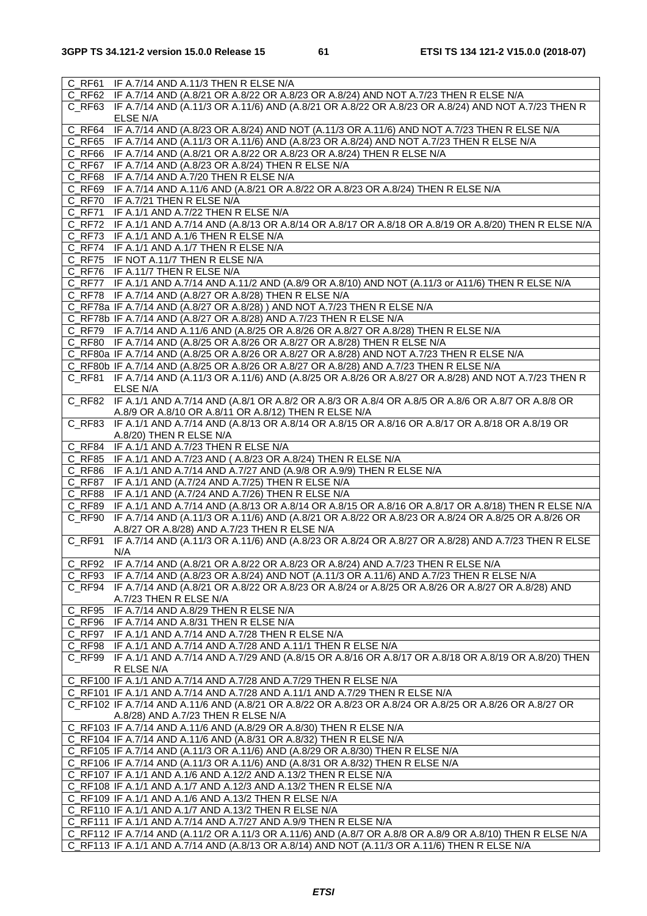| | |
|---|---|
| C_RF61 | IF A.7/14 AND A.11/3 THEN R ELSE N/A |
| C_RF62 | IF A.7/14 AND (A.8/21 OR A.8/22 OR A.8/23 OR A.8/24) AND NOT A.7/23 THEN R ELSE N/A |
| C_RF63 | IF A.7/14 AND (A.11/3 OR A.11/6) AND (A.8/21 OR A.8/22 OR A.8/23 OR A.8/24) AND NOT A.7/23 THEN R ELSE N/A |
| C_RF64 | IF A.7/14 AND (A.8/23 OR A.8/24) AND NOT (A.11/3 OR A.11/6) AND NOT A.7/23 THEN R ELSE N/A |
| C_RF65 | IF A.7/14 AND (A.11/3 OR A.11/6) AND (A.8/23 OR A.8/24) AND NOT A.7/23 THEN R ELSE N/A |
| C_RF66 | IF A.7/14 AND (A.8/21 OR A.8/22 OR A.8/23 OR A.8/24) THEN R ELSE N/A |
| C_RF67 | IF A.7/14 AND (A.8/23 OR A.8/24) THEN R ELSE N/A |
| C_RF68 | IF A.7/14 AND A.7/20 THEN R ELSE N/A |
| C_RF69 | IF A.7/14 AND A.11/6 AND (A.8/21 OR A.8/22 OR A.8/23 OR A.8/24) THEN R ELSE N/A |
| C_RF70 | IF A.7/21 THEN R ELSE N/A |
| C_RF71 | IF A.1/1 AND A.7/22 THEN R ELSE N/A |
| C_RF72 | IF A.1/1 AND A.7/14 AND (A.8/13 OR A.8/14 OR A.8/17 OR A.8/18 OR A.8/19 OR A.8/20) THEN R ELSE N/A |
| C_RF73 | IF A.1/1 AND A.1/6 THEN R ELSE N/A |
| C_RF74 | IF A.1/1 AND A.1/7 THEN R ELSE N/A |
| C_RF75 | IF NOT A.11/7 THEN R ELSE N/A |
| C_RF76 | IF A.11/7 THEN R ELSE N/A |
| C_RF77 | IF A.1/1 AND A.7/14 AND A.11/2 AND (A.8/9 OR A.8/10) AND NOT (A.11/3 or A11/6) THEN R ELSE N/A |
| C_RF78 | IF A.7/14 AND (A.8/27 OR A.8/28) THEN R ELSE N/A |
| C_RF78a | IF A.7/14 AND (A.8/27 OR A.8/28) ) AND NOT A.7/23 THEN R ELSE N/A |
| C_RF78b | IF A.7/14 AND (A.8/27 OR A.8/28) AND A.7/23 THEN R ELSE N/A |
| C_RF79 | IF A.7/14 AND A.11/6 AND (A.8/25 OR A.8/26 OR A.8/27 OR A.8/28) THEN R ELSE N/A |
| C_RF80 | IF A.7/14 AND (A.8/25 OR A.8/26 OR A.8/27 OR A.8/28) THEN R ELSE N/A |
| C_RF80a | IF A.7/14 AND (A.8/25 OR A.8/26 OR A.8/27 OR A.8/28) AND NOT A.7/23 THEN R ELSE N/A |
| C_RF80b | IF A.7/14 AND (A.8/25 OR A.8/26 OR A.8/27 OR A.8/28) AND A.7/23 THEN R ELSE N/A |
| C_RF81 | IF A.7/14 AND (A.11/3 OR A.11/6) AND (A.8/25 OR A.8/26 OR A.8/27 OR A.8/28) AND NOT A.7/23 THEN R ELSE N/A |
| C_RF82 | IF A.1/1 AND A.7/14 AND (A.8/1 OR A.8/2 OR A.8/3 OR A.8/4 OR A.8/5 OR A.8/6 OR A.8/7 OR A.8/8 OR A.8/9 OR A.8/10 OR A.8/11 OR A.8/12) THEN R ELSE N/A |
| C_RF83 | IF A.1/1 AND A.7/14 AND (A.8/13 OR A.8/14 OR A.8/15 OR A.8/16 OR A.8/17 OR A.8/18 OR A.8/19 OR A.8/20) THEN R ELSE N/A |
| C_RF84 | IF A.1/1 AND A.7/23 THEN R ELSE N/A |
| C_RF85 | IF A.1/1 AND A.7/23 AND ( A.8/23 OR A.8/24) THEN R ELSE N/A |
| C_RF86 | IF A.1/1 AND A.7/14 AND A.7/27 AND (A.9/8 OR A.9/9) THEN R ELSE N/A |
| C_RF87 | IF A.1/1 AND (A.7/24 AND A.7/25) THEN R ELSE N/A |
| C_RF88 | IF A.1/1 AND (A.7/24 AND A.7/26) THEN R ELSE N/A |
| C_RF89 | IF A.1/1 AND A.7/14 AND (A.8/13 OR A.8/14 OR A.8/15 OR A.8/16 OR A.8/17 OR A.8/18) THEN R ELSE N/A |
| C_RF90 | IF A.7/14 AND (A.11/3 OR A.11/6) AND (A.8/21 OR A.8/22 OR A.8/23 OR A.8/24 OR A.8/25 OR A.8/26 OR A.8/27 OR A.8/28) AND A.7/23 THEN R ELSE N/A |
| C_RF91 | IF A.7/14 AND (A.11/3 OR A.11/6) AND (A.8/23 OR A.8/24 OR A.8/27 OR A.8/28) AND A.7/23 THEN R ELSE N/A |
| C_RF92 | IF A.7/14 AND (A.8/21 OR A.8/22 OR A.8/23 OR A.8/24) AND A.7/23 THEN R ELSE N/A |
| C_RF93 | IF A.7/14 AND (A.8/23 OR A.8/24) AND NOT (A.11/3 OR A.11/6) AND A.7/23 THEN R ELSE N/A |
| C_RF94 | IF A.7/14 AND (A.8/21 OR A.8/22 OR A.8/23 OR A.8/24 or A.8/25 OR A.8/26 OR A.8/27 OR A.8/28) AND A.7/23 THEN R ELSE N/A |
| C_RF95 | IF A.7/14 AND A.8/29 THEN R ELSE N/A |
| C_RF96 | IF A.7/14 AND A.8/31 THEN R ELSE N/A |
| C_RF97 | IF A.1/1 AND A.7/14 AND A.7/28 THEN R ELSE N/A |
| C_RF98 | IF A.1/1 AND A.7/14 AND A.7/28 AND A.11/1 THEN R ELSE N/A |
| C_RF99 | IF A.1/1 AND A.7/14 AND A.7/29 AND (A.8/15 OR A.8/16 OR A.8/17 OR A.8/18 OR A.8/19 OR A.8/20) THEN R ELSE N/A |
| C_RF100 | IF A.1/1 AND A.7/14 AND A.7/28 AND A.7/29 THEN R ELSE N/A |
| C_RF101 | IF A.1/1 AND A.7/14 AND A.7/28 AND A.11/1 AND A.7/29 THEN R ELSE N/A |
| C_RF102 | IF A.7/14 AND A.11/6 AND (A.8/21 OR A.8/22 OR A.8/23 OR A.8/24 OR A.8/25 OR A.8/26 OR A.8/27 OR A.8/28) AND A.7/23 THEN R ELSE N/A |
| C_RF103 | IF A.7/14 AND A.11/6 AND (A.8/29 OR A.8/30) THEN R ELSE N/A |
| C_RF104 | IF A.7/14 AND A.11/6 AND (A.8/31 OR A.8/32) THEN R ELSE N/A |
| C_RF105 | IF A.7/14 AND (A.11/3 OR A.11/6) AND (A.8/29 OR A.8/30) THEN R ELSE N/A |
| C_RF106 | IF A.7/14 AND (A.11/3 OR A.11/6) AND (A.8/31 OR A.8/32) THEN R ELSE N/A |
| C_RF107 | IF A.1/1 AND A.1/6 AND A.12/2 AND A.13/2 THEN R ELSE N/A |
| C_RF108 | IF A.1/1 AND A.1/7 AND A.12/3 AND A.13/2 THEN R ELSE N/A |
| C_RF109 | IF A.1/1 AND A.1/6 AND A.13/2 THEN R ELSE N/A |
| C_RF110 | IF A.1/1 AND A.1/7 AND A.13/2 THEN R ELSE N/A |
| C_RF111 | IF A.1/1 AND A.7/14 AND A.7/27 AND A.9/9 THEN R ELSE N/A |
| C_RF112 | IF A.7/14 AND (A.11/2 OR A.11/3 OR A.11/6) AND (A.8/7 OR A.8/8 OR A.8/9 OR A.8/10) THEN R ELSE N/A |
| C_RF113 | IF A.1/1 AND A.7/14 AND (A.8/13 OR A.8/14) AND NOT (A.11/3 OR A.11/6) THEN R ELSE N/A |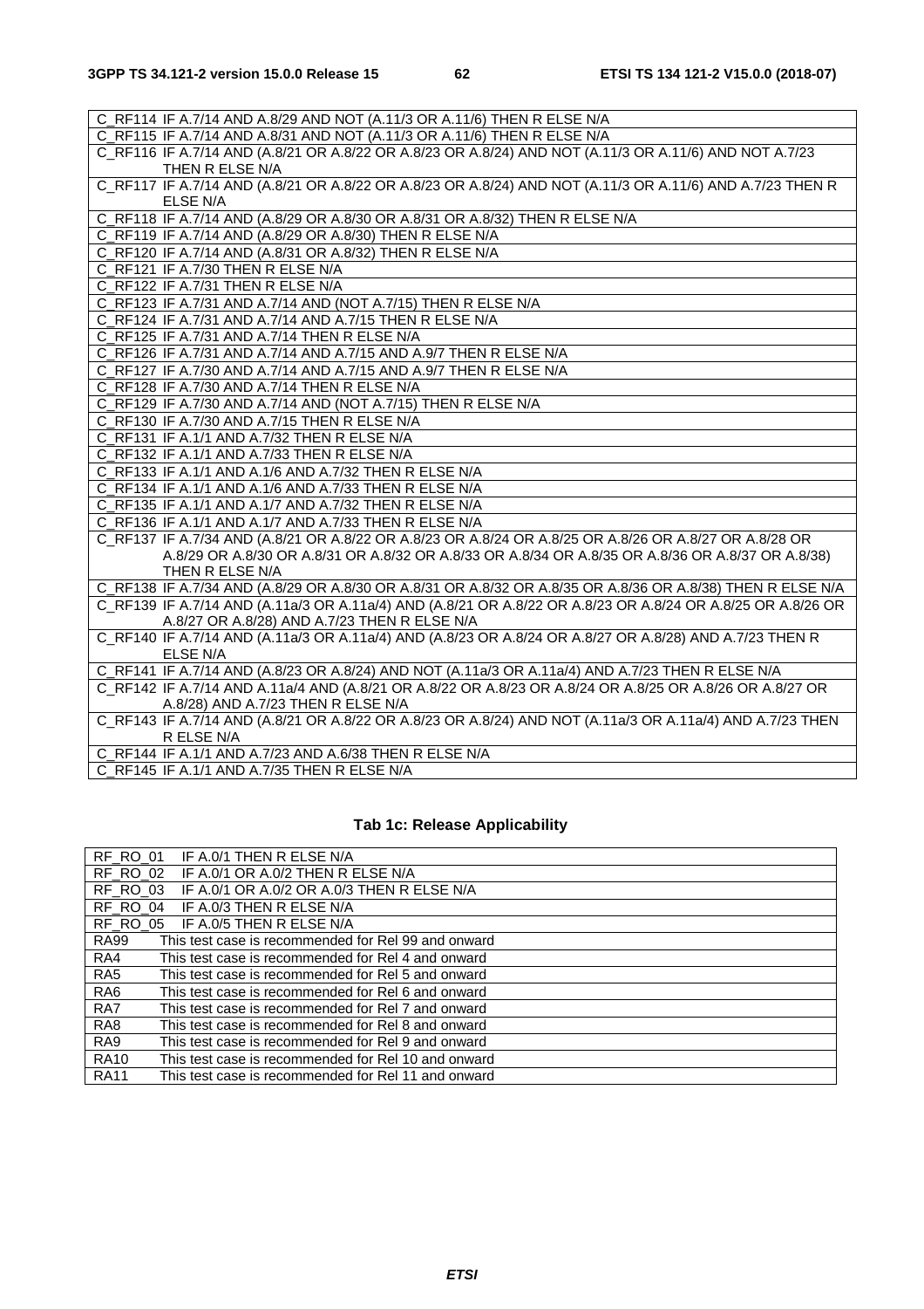| |
|---|
| C_RF114 IF A.7/14 AND A.8/29 AND NOT (A.11/3 OR A.11/6) THEN R ELSE N/A |
| C_RF115 IF A.7/14 AND A.8/31 AND NOT (A.11/3 OR A.11/6) THEN R ELSE N/A |
| C_RF116 IF A.7/14 AND (A.8/21 OR A.8/22 OR A.8/23 OR A.8/24) AND NOT (A.11/3 OR A.11/6) AND NOT A.7/23 THEN R ELSE N/A |
| C_RF117 IF A.7/14 AND (A.8/21 OR A.8/22 OR A.8/23 OR A.8/24) AND NOT (A.11/3 OR A.11/6) AND A.7/23 THEN R ELSE N/A |
| C_RF118 IF A.7/14 AND (A.8/29 OR A.8/30 OR A.8/31 OR A.8/32) THEN R ELSE N/A |
| C_RF119 IF A.7/14 AND (A.8/29 OR A.8/30) THEN R ELSE N/A |
| C_RF120 IF A.7/14 AND (A.8/31 OR A.8/32) THEN R ELSE N/A |
| C_RF121 IF A.7/30 THEN R ELSE N/A |
| C_RF122 IF A.7/31 THEN R ELSE N/A |
| C_RF123 IF A.7/31 AND A.7/14 AND (NOT A.7/15) THEN R ELSE N/A |
| C_RF124 IF A.7/31 AND A.7/14 AND A.7/15 THEN R ELSE N/A |
| C_RF125 IF A.7/31 AND A.7/14 THEN R ELSE N/A |
| C_RF126 IF A.7/31 AND A.7/14 AND A.7/15 AND A.9/7 THEN R ELSE N/A |
| C_RF127 IF A.7/30 AND A.7/14 AND A.7/15 AND A.9/7 THEN R ELSE N/A |
| C_RF128 IF A.7/30 AND A.7/14 THEN R ELSE N/A |
| C_RF129 IF A.7/30 AND A.7/14 AND (NOT A.7/15) THEN R ELSE N/A |
| C_RF130 IF A.7/30 AND A.7/15 THEN R ELSE N/A |
| C_RF131 IF A.1/1 AND A.7/32 THEN R ELSE N/A |
| C_RF132 IF A.1/1 AND A.7/33 THEN R ELSE N/A |
| C_RF133 IF A.1/1 AND A.1/6 AND A.7/32 THEN R ELSE N/A |
| C_RF134 IF A.1/1 AND A.1/6 AND A.7/33 THEN R ELSE N/A |
| C_RF135 IF A.1/1 AND A.1/7 AND A.7/32 THEN R ELSE N/A |
| C_RF136 IF A.1/1 AND A.1/7 AND A.7/33 THEN R ELSE N/A |
| C_RF137 IF A.7/34 AND (A.8/21 OR A.8/22 OR A.8/23 OR A.8/24 OR A.8/25 OR A.8/26 OR A.8/27 OR A.8/28 OR A.8/29 OR A.8/30 OR A.8/31 OR A.8/32 OR A.8/33 OR A.8/34 OR A.8/35 OR A.8/36 OR A.8/37 OR A.8/38) THEN R ELSE N/A |
| C_RF138 IF A.7/34 AND (A.8/29 OR A.8/30 OR A.8/31 OR A.8/32 OR A.8/35 OR A.8/36 OR A.8/38) THEN R ELSE N/A |
| C_RF139 IF A.7/14 AND (A.11a/3 OR A.11a/4) AND (A.8/21 OR A.8/22 OR A.8/23 OR A.8/24 OR A.8/25 OR A.8/26 OR A.8/27 OR A.8/28) AND A.7/23 THEN R ELSE N/A |
| C_RF140 IF A.7/14 AND (A.11a/3 OR A.11a/4) AND (A.8/23 OR A.8/24 OR A.8/27 OR A.8/28) AND A.7/23 THEN R ELSE N/A |
| C_RF141 IF A.7/14 AND (A.8/23 OR A.8/24) AND NOT (A.11a/3 OR A.11a/4) AND A.7/23 THEN R ELSE N/A |
| C_RF142 IF A.7/14 AND A.11a/4 AND (A.8/21 OR A.8/22 OR A.8/23 OR A.8/24 OR A.8/25 OR A.8/26 OR A.8/27 OR A.8/28) AND A.7/23 THEN R ELSE N/A |
| C_RF143 IF A.7/14 AND (A.8/21 OR A.8/22 OR A.8/23 OR A.8/24) AND NOT (A.11a/3 OR A.11a/4) AND A.7/23 THEN R ELSE N/A |
| C_RF144 IF A.1/1 AND A.7/23 AND A.6/38 THEN R ELSE N/A |
| C_RF145 IF A.1/1 AND A.7/35 THEN R ELSE N/A |

### Tab 1c: Release Applicability

| | |
|---|---|
| RF_RO_01 | IF A.0/1 THEN R ELSE N/A |
| RF_RO_02 | IF A.0/1 OR A.0/2 THEN R ELSE N/A |
| RF_RO_03 | IF A.0/1 OR A.0/2 OR A.0/3 THEN R ELSE N/A |
| RF_RO_04 | IF A.0/3 THEN R ELSE N/A |
| RF_RO_05 | IF A.0/5 THEN R ELSE N/A |
| RA99 | This test case is recommended for Rel 99 and onward |
| RA4 | This test case is recommended for Rel 4 and onward |
| RA5 | This test case is recommended for Rel 5 and onward |
| RA6 | This test case is recommended for Rel 6 and onward |
| RA7 | This test case is recommended for Rel 7 and onward |
| RA8 | This test case is recommended for Rel 8 and onward |
| RA9 | This test case is recommended for Rel 9 and onward |
| RA10 | This test case is recommended for Rel 10 and onward |
| RA11 | This test case is recommended for Rel 11 and onward |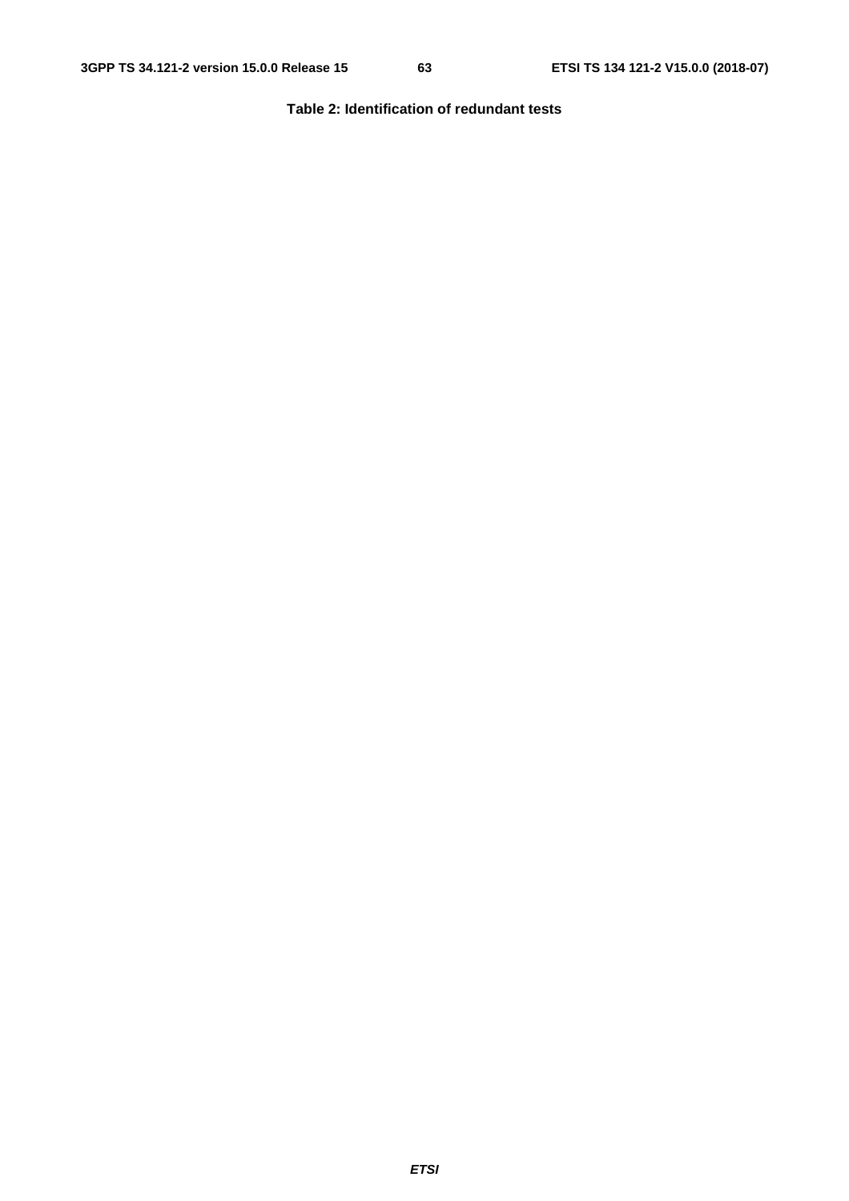**Table 2: Identification of redundant tests**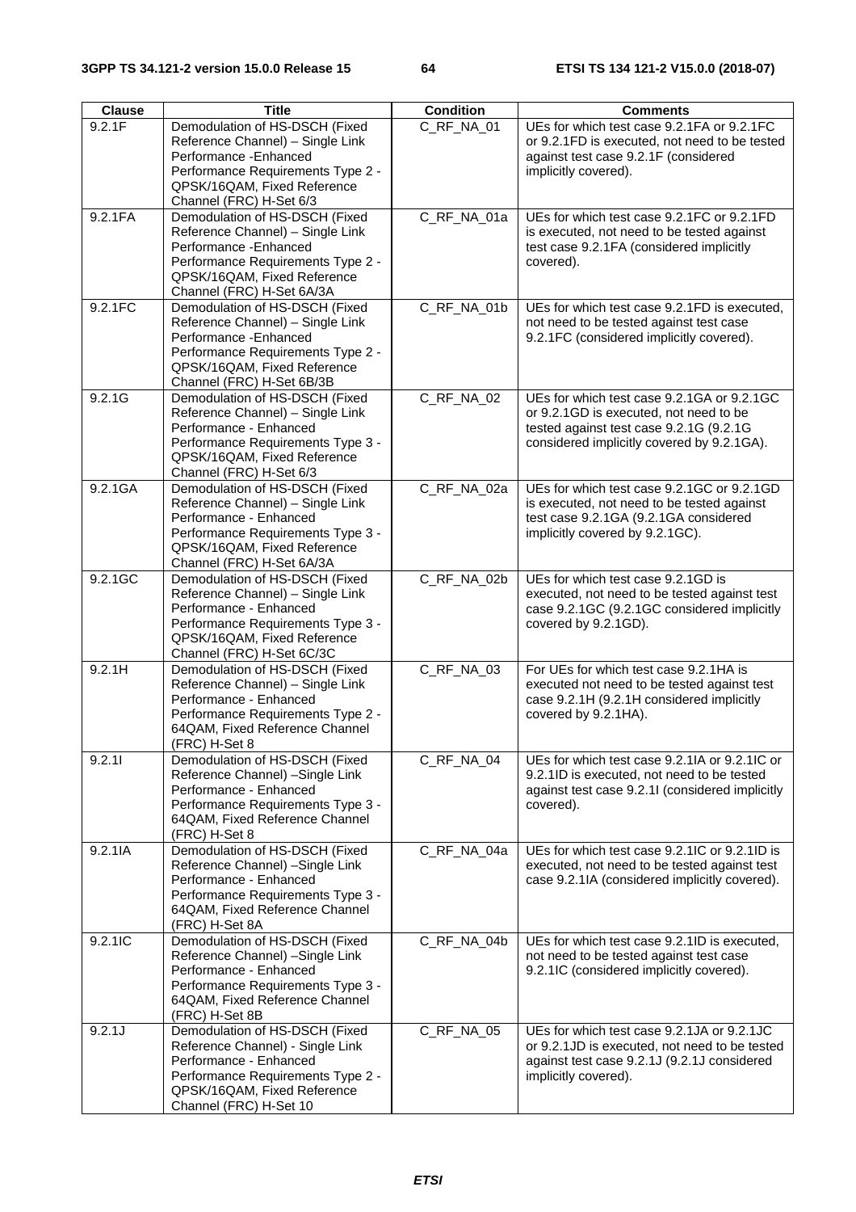| Clause | Title | Condition | Comments |
|---|---|---|---|
| 9.2.1F | Demodulation of HS-DSCH (Fixed Reference Channel) – Single Link Performance -Enhanced Performance Requirements Type 2 - QPSK/16QAM, Fixed Reference Channel (FRC) H-Set 6/3 | C_RF_NA_01 | UEs for which test case 9.2.1FA or 9.2.1FC or 9.2.1FD is executed, not need to be tested against test case 9.2.1F (considered implicitly covered). |
| 9.2.1FA | Demodulation of HS-DSCH (Fixed Reference Channel) – Single Link Performance -Enhanced Performance Requirements Type 2 - QPSK/16QAM, Fixed Reference Channel (FRC) H-Set 6A/3A | C_RF_NA_01a | UEs for which test case 9.2.1FC or 9.2.1FD is executed, not need to be tested against test case 9.2.1FA (considered implicitly covered). |
| 9.2.1FC | Demodulation of HS-DSCH (Fixed Reference Channel) – Single Link Performance -Enhanced Performance Requirements Type 2 - QPSK/16QAM, Fixed Reference Channel (FRC) H-Set 6B/3B | C_RF_NA_01b | UEs for which test case 9.2.1FD is executed, not need to be tested against test case 9.2.1FC (considered implicitly covered). |
| 9.2.1G | Demodulation of HS-DSCH (Fixed Reference Channel) – Single Link Performance - Enhanced Performance Requirements Type 3 - QPSK/16QAM, Fixed Reference Channel (FRC) H-Set 6/3 | C_RF_NA_02 | UEs for which test case 9.2.1GA or 9.2.1GC or 9.2.1GD is executed, not need to be tested against test case 9.2.1G (9.2.1G considered implicitly covered by 9.2.1GA). |
| 9.2.1GA | Demodulation of HS-DSCH (Fixed Reference Channel) – Single Link Performance - Enhanced Performance Requirements Type 3 - QPSK/16QAM, Fixed Reference Channel (FRC) H-Set 6A/3A | C_RF_NA_02a | UEs for which test case 9.2.1GC or 9.2.1GD is executed, not need to be tested against test case 9.2.1GA (9.2.1GA considered implicitly covered by 9.2.1GC). |
| 9.2.1GC | Demodulation of HS-DSCH (Fixed Reference Channel) – Single Link Performance - Enhanced Performance Requirements Type 3 - QPSK/16QAM, Fixed Reference Channel (FRC) H-Set 6C/3C | C_RF_NA_02b | UEs for which test case 9.2.1GD is executed, not need to be tested against test case 9.2.1GC (9.2.1GC considered implicitly covered by 9.2.1GD). |
| 9.2.1H | Demodulation of HS-DSCH (Fixed Reference Channel) – Single Link Performance - Enhanced Performance Requirements Type 2 - 64QAM, Fixed Reference Channel (FRC) H-Set 8 | C_RF_NA_03 | For UEs for which test case 9.2.1HA is executed not need to be tested against test case 9.2.1H (9.2.1H considered implicitly covered by 9.2.1HA). |
| 9.2.1I | Demodulation of HS-DSCH (Fixed Reference Channel) –Single Link Performance - Enhanced Performance Requirements Type 3 - 64QAM, Fixed Reference Channel (FRC) H-Set 8 | C_RF_NA_04 | UEs for which test case 9.2.1IA or 9.2.1IC or 9.2.1ID is executed, not need to be tested against test case 9.2.1I (considered implicitly covered). |
| 9.2.1IA | Demodulation of HS-DSCH (Fixed Reference Channel) –Single Link Performance - Enhanced Performance Requirements Type 3 - 64QAM, Fixed Reference Channel (FRC) H-Set 8A | C_RF_NA_04a | UEs for which test case 9.2.1IC or 9.2.1ID is executed, not need to be tested against test case 9.2.1IA (considered implicitly covered). |
| 9.2.1IC | Demodulation of HS-DSCH (Fixed Reference Channel) –Single Link Performance - Enhanced Performance Requirements Type 3 - 64QAM, Fixed Reference Channel (FRC) H-Set 8B | C_RF_NA_04b | UEs for which test case 9.2.1ID is executed, not need to be tested against test case 9.2.1IC (considered implicitly covered). |
| 9.2.1J | Demodulation of HS-DSCH (Fixed Reference Channel) - Single Link Performance - Enhanced Performance Requirements Type 2 - QPSK/16QAM, Fixed Reference Channel (FRC) H-Set 10 | C_RF_NA_05 | UEs for which test case 9.2.1JA or 9.2.1JC or 9.2.1JD is executed, not need to be tested against test case 9.2.1J (9.2.1J considered implicitly covered). |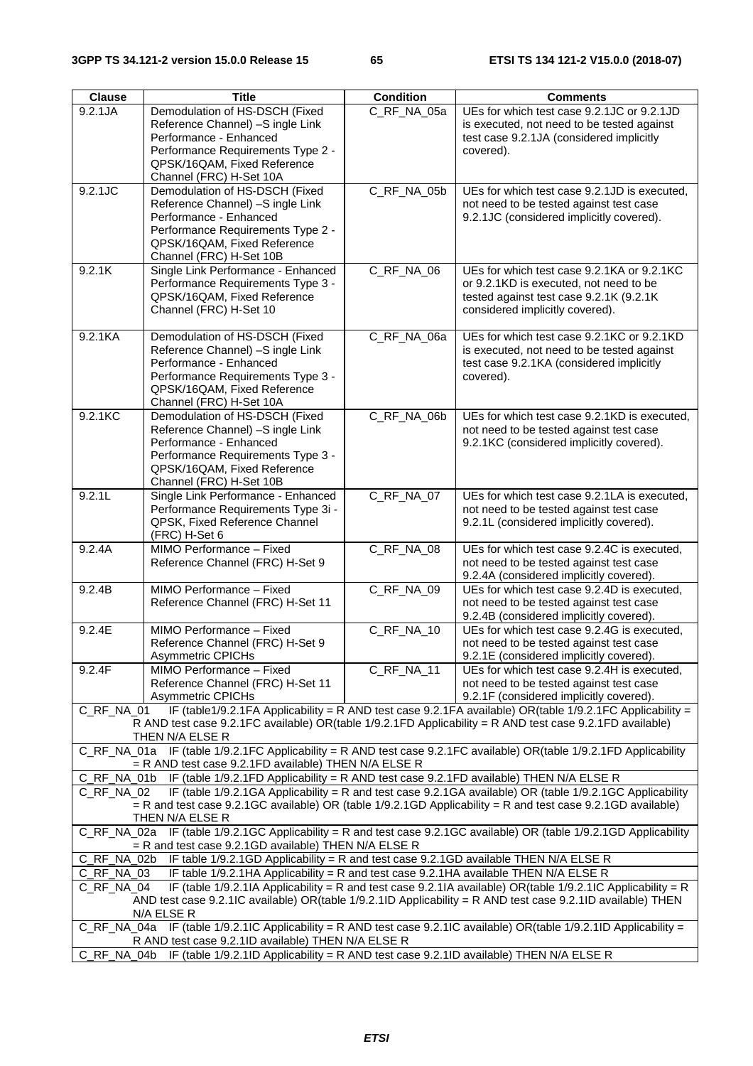| Clause | Title | Condition | Comments |
|---|---|---|---|
| 9.2.1JA | Demodulation of HS-DSCH (Fixed Reference Channel) –S ingle Link Performance - Enhanced Performance Requirements Type 2 - QPSK/16QAM, Fixed Reference Channel (FRC) H-Set 10A | C_RF_NA_05a | UEs for which test case 9.2.1JC or 9.2.1JD is executed, not need to be tested against test case 9.2.1JA (considered implicitly covered). |
| 9.2.1JC | Demodulation of HS-DSCH (Fixed Reference Channel) –S ingle Link Performance - Enhanced Performance Requirements Type 2 - QPSK/16QAM, Fixed Reference Channel (FRC) H-Set 10B | C_RF_NA_05b | UEs for which test case 9.2.1JD is executed, not need to be tested against test case 9.2.1JC (considered implicitly covered). |
| 9.2.1K | Single Link Performance - Enhanced Performance Requirements Type 3 - QPSK/16QAM, Fixed Reference Channel (FRC) H-Set 10 | C_RF_NA_06 | UEs for which test case 9.2.1KA or 9.2.1KC or 9.2.1KD is executed, not need to be tested against test case 9.2.1K (9.2.1K considered implicitly covered). |
| 9.2.1KA | Demodulation of HS-DSCH (Fixed Reference Channel) –S ingle Link Performance - Enhanced Performance Requirements Type 3 - QPSK/16QAM, Fixed Reference Channel (FRC) H-Set 10A | C_RF_NA_06a | UEs for which test case 9.2.1KC or 9.2.1KD is executed, not need to be tested against test case 9.2.1KA (considered implicitly covered). |
| 9.2.1KC | Demodulation of HS-DSCH (Fixed Reference Channel) –S ingle Link Performance - Enhanced Performance Requirements Type 3 - QPSK/16QAM, Fixed Reference Channel (FRC) H-Set 10B | C_RF_NA_06b | UEs for which test case 9.2.1KD is executed, not need to be tested against test case 9.2.1KC (considered implicitly covered). |
| 9.2.1L | Single Link Performance - Enhanced Performance Requirements Type 3i - QPSK, Fixed Reference Channel (FRC) H-Set 6 | C_RF_NA_07 | UEs for which test case 9.2.1LA is executed, not need to be tested against test case 9.2.1L (considered implicitly covered). |
| 9.2.4A | MIMO Performance – Fixed Reference Channel (FRC) H-Set 9 | C_RF_NA_08 | UEs for which test case 9.2.4C is executed, not need to be tested against test case 9.2.4A (considered implicitly covered). |
| 9.2.4B | MIMO Performance – Fixed Reference Channel (FRC) H-Set 11 | C_RF_NA_09 | UEs for which test case 9.2.4D is executed, not need to be tested against test case 9.2.4B (considered implicitly covered). |
| 9.2.4E | MIMO Performance – Fixed Reference Channel (FRC) H-Set 9 Asymmetric CPICHs | C_RF_NA_10 | UEs for which test case 9.2.4G is executed, not need to be tested against test case 9.2.1E (considered implicitly covered). |
| 9.2.4F | MIMO Performance – Fixed Reference Channel (FRC) H-Set 11 Asymmetric CPICHs | C_RF_NA_11 | UEs for which test case 9.2.4H is executed, not need to be tested against test case 9.2.1F (considered implicitly covered). |
| C_RF_NA_01 | IF (table1/9.2.1FA Applicability = R AND test case 9.2.1FA available) OR(table 1/9.2.1FC Applicability = R AND test case 9.2.1FC available) OR(table 1/9.2.1FD Applicability = R AND test case 9.2.1FD available) THEN N/A ELSE R | | |
| C_RF_NA_01a | IF (table 1/9.2.1FC Applicability = R AND test case 9.2.1FC available) OR(table 1/9.2.1FD Applicability = R AND test case 9.2.1FD available) THEN N/A ELSE R | | |
| C_RF_NA_01b | IF (table 1/9.2.1FD Applicability = R AND test case 9.2.1FD available) THEN N/A ELSE R | | |
| C_RF_NA_02 | IF (table 1/9.2.1GA Applicability = R and test case 9.2.1GA available) OR (table 1/9.2.1GC Applicability = R and test case 9.2.1GC available) OR (table 1/9.2.1GD Applicability = R and test case 9.2.1GD available) THEN N/A ELSE R | | |
| C_RF_NA_02a | IF (table 1/9.2.1GC Applicability = R and test case 9.2.1GC available) OR (table 1/9.2.1GD Applicability = R and test case 9.2.1GD available) THEN N/A ELSE R | | |
| C_RF_NA_02b | IF table 1/9.2.1GD Applicability = R and test case 9.2.1GD available THEN N/A ELSE R | | |
| C_RF_NA_03 | IF table 1/9.2.1HA Applicability = R and test case 9.2.1HA available THEN N/A ELSE R | | |
| C_RF_NA_04 | IF (table 1/9.2.1IA Applicability = R and test case 9.2.1IA available) OR(table 1/9.2.1IC Applicability = R AND test case 9.2.1IC available) OR(table 1/9.2.1ID Applicability = R AND test case 9.2.1ID available) THEN N/A ELSE R | | |
| C_RF_NA_04a | IF (table 1/9.2.1IC Applicability = R AND test case 9.2.1IC available) OR(table 1/9.2.1ID Applicability = R AND test case 9.2.1ID available) THEN N/A ELSE R | | |
| C_RF_NA_04b | IF (table 1/9.2.1ID Applicability = R AND test case 9.2.1ID available) THEN N/A ELSE R | | |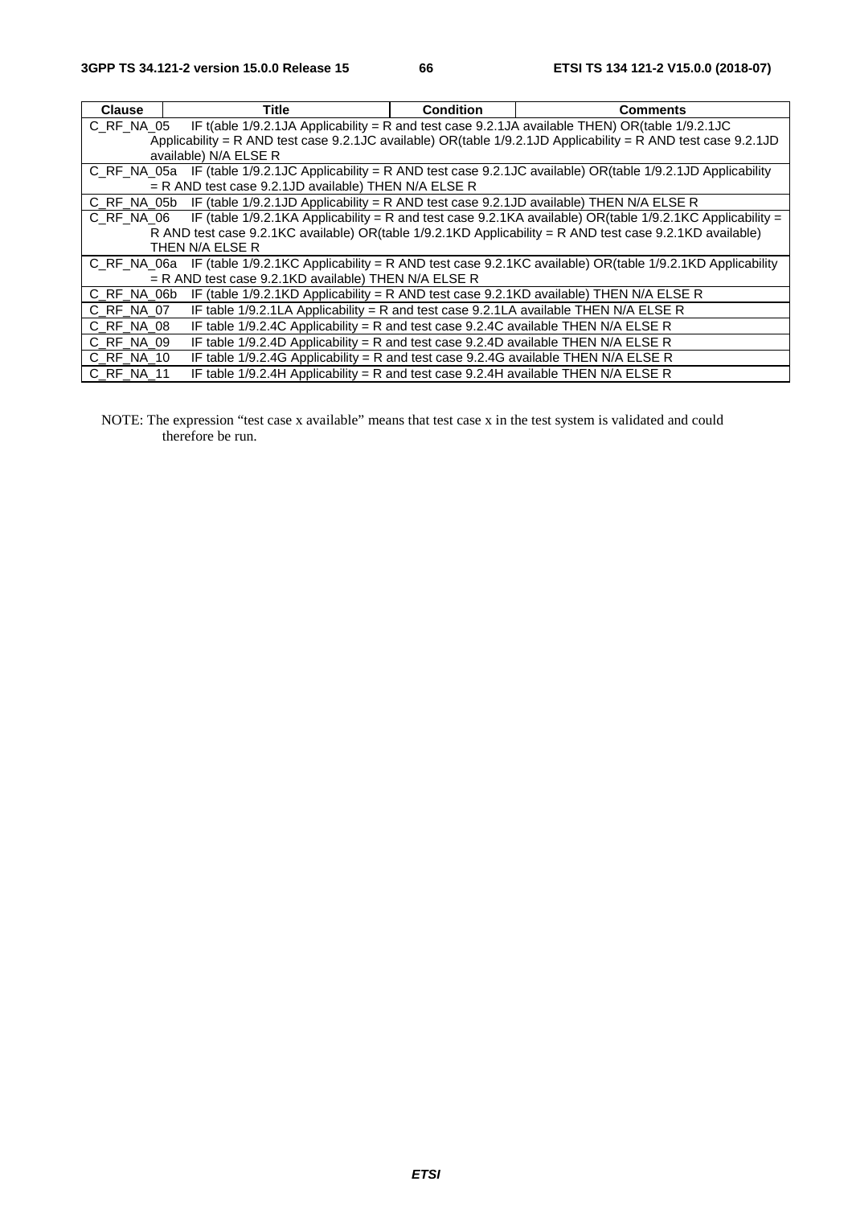| Clause | Title | Condition | Comments |
|---|---|---|---|
| C_RF_NA_05 | IF t(able 1/9.2.1JA Applicability = R and test case 9.2.1JA available THEN) OR(table 1/9.2.1JC Applicability = R AND test case 9.2.1JC available) OR(table 1/9.2.1JD Applicability = R AND test case 9.2.1JD available) N/A ELSE R | | |
| C_RF_NA_05a | IF (table 1/9.2.1JC Applicability = R AND test case 9.2.1JC available) OR(table 1/9.2.1JD Applicability = R AND test case 9.2.1JD available) THEN N/A ELSE R | | |
| C_RF_NA_05b | IF (table 1/9.2.1JD Applicability = R AND test case 9.2.1JD available) THEN N/A ELSE R | | |
| C_RF_NA_06 | IF (table 1/9.2.1KA Applicability = R and test case 9.2.1KA available) OR(table 1/9.2.1KC Applicability = R AND test case 9.2.1KC available) OR(table 1/9.2.1KD Applicability = R AND test case 9.2.1KD available) THEN N/A ELSE R | | |
| C_RF_NA_06a | IF (table 1/9.2.1KC Applicability = R AND test case 9.2.1KC available) OR(table 1/9.2.1KD Applicability = R AND test case 9.2.1KD available) THEN N/A ELSE R | | |
| C_RF_NA_06b | IF (table 1/9.2.1KD Applicability = R AND test case 9.2.1KD available) THEN N/A ELSE R | | |
| C_RF_NA_07 | IF table 1/9.2.1LA Applicability = R and test case 9.2.1LA available THEN N/A ELSE R | | |
| C_RF_NA_08 | IF table 1/9.2.4C Applicability = R and test case 9.2.4C available THEN N/A ELSE R | | |
| C_RF_NA_09 | IF table 1/9.2.4D Applicability = R and test case 9.2.4D available THEN N/A ELSE R | | |
| C_RF_NA_10 | IF table 1/9.2.4G Applicability = R and test case 9.2.4G available THEN N/A ELSE R | | |
| C_RF_NA_11 | IF table 1/9.2.4H Applicability = R and test case 9.2.4H available THEN N/A ELSE R | | |

NOTE: The expression "test case x available" means that test case x in the test system is validated and could therefore be run.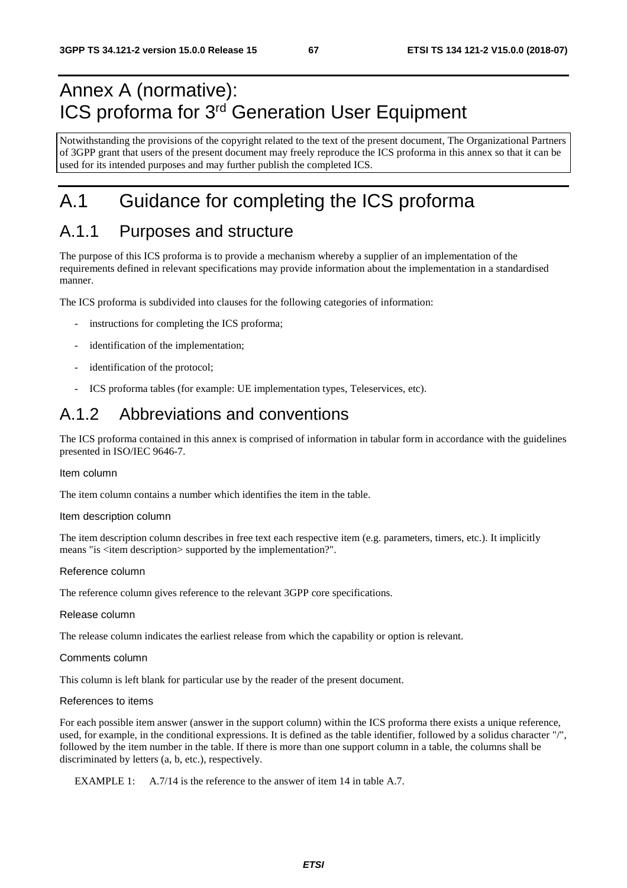# Annex A (normative): ICS proforma for 3rd Generation User Equipment

Notwithstanding the provisions of the copyright related to the text of the present document, The Organizational Partners of 3GPP grant that users of the present document may freely reproduce the ICS proforma in this annex so that it can be used for its intended purposes and may further publish the completed ICS.

# A.1 Guidance for completing the ICS proforma

## A.1.1 Purposes and structure

The purpose of this ICS proforma is to provide a mechanism whereby a supplier of an implementation of the requirements defined in relevant specifications may provide information about the implementation in a standardised manner.

The ICS proforma is subdivided into clauses for the following categories of information:

- instructions for completing the ICS proforma;
- identification of the implementation;
- identification of the protocol;
- ICS proforma tables (for example: UE implementation types, Teleservices, etc).

## A.1.2 Abbreviations and conventions

The ICS proforma contained in this annex is comprised of information in tabular form in accordance with the guidelines presented in ISO/IEC 9646-7.

Item column

The item column contains a number which identifies the item in the table.

Item description column

The item description column describes in free text each respective item (e.g. parameters, timers, etc.). It implicitly means "is <item description> supported by the implementation?".

Reference column

The reference column gives reference to the relevant 3GPP core specifications.

Release column

The release column indicates the earliest release from which the capability or option is relevant.

Comments column

This column is left blank for particular use by the reader of the present document.

References to items

For each possible item answer (answer in the support column) within the ICS proforma there exists a unique reference, used, for example, in the conditional expressions. It is defined as the table identifier, followed by a solidus character "/", followed by the item number in the table. If there is more than one support column in a table, the columns shall be discriminated by letters (a, b, etc.), respectively.

EXAMPLE 1: A.7/14 is the reference to the answer of item 14 in table A.7.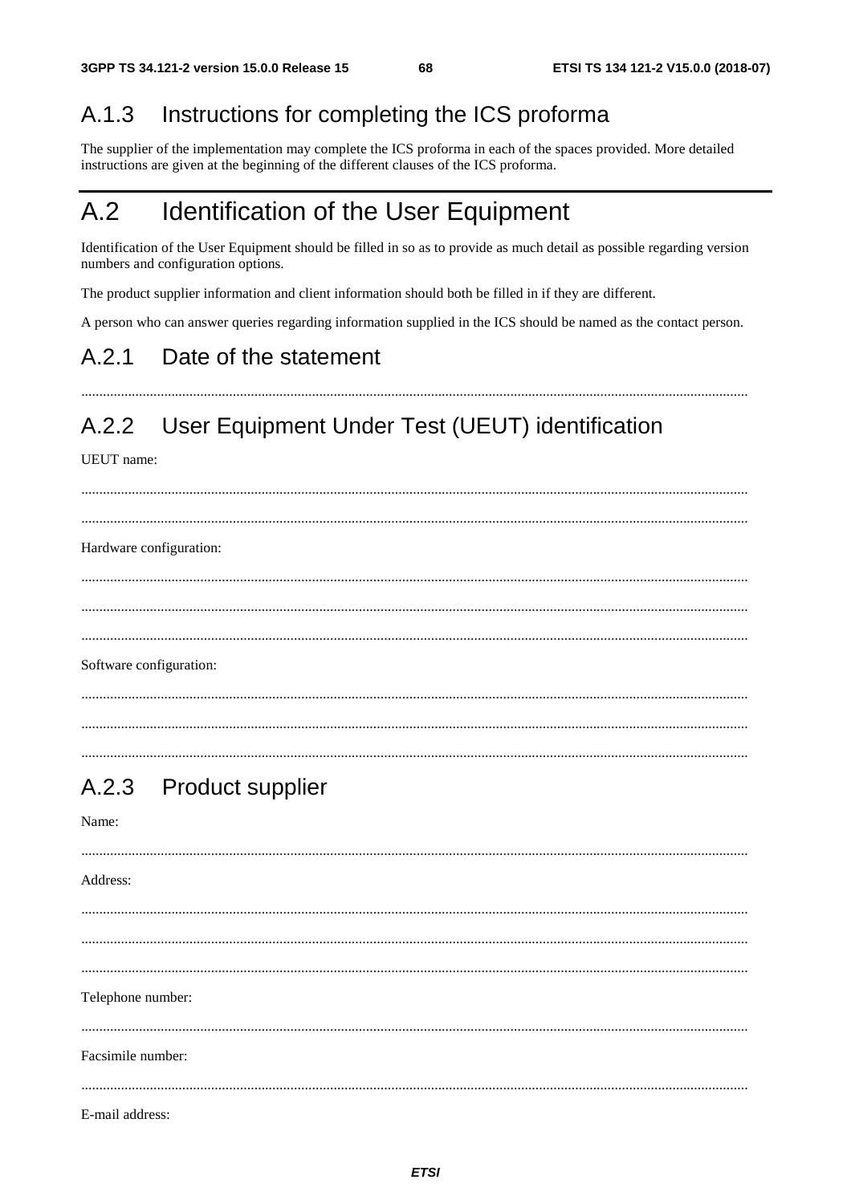## A.1.3 Instructions for completing the ICS proforma

The supplier of the implementation may complete the ICS proforma in each of the spaces provided. More detailed instructions are given at the beginning of the different clauses of the ICS proforma.

# A.2 Identification of the User Equipment

Identification of the User Equipment should be filled in so as to provide as much detail as possible regarding version numbers and configuration options.

The product supplier information and client information should both be filled in if they are different.

A person who can answer queries regarding information supplied in the ICS should be named as the contact person.

## A.2.1 Date of the statement

.........................................................................................................................................................................

## A.2.2 User Equipment Under Test (UEUT) identification

UEUT name:

.........................................................................................................................................................................

.........................................................................................................................................................................

Hardware configuration:

.........................................................................................................................................................................

.........................................................................................................................................................................

.........................................................................................................................................................................

Software configuration:

.........................................................................................................................................................................

.........................................................................................................................................................................

.........................................................................................................................................................................

## A.2.3 Product supplier

Name:

.........................................................................................................................................................................

Address:

.........................................................................................................................................................................

.........................................................................................................................................................................

.........................................................................................................................................................................

Telephone number:

.........................................................................................................................................................................

Facsimile number:

.........................................................................................................................................................................

E-mail address: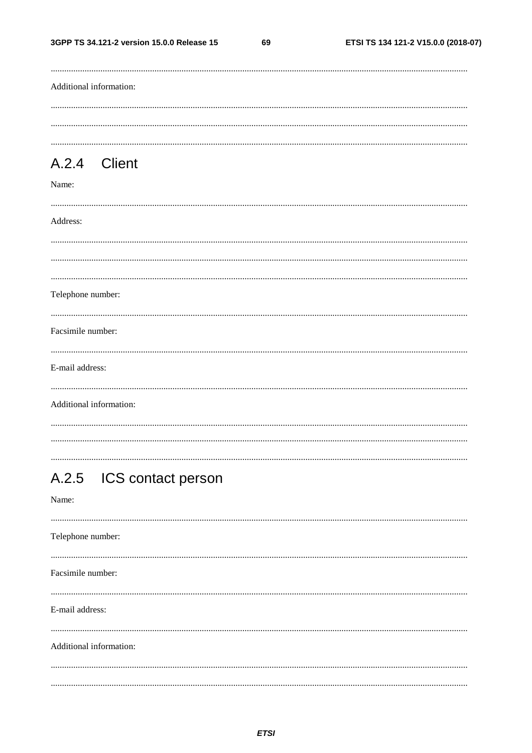..........................................................................................................................................................................

Additional information:

..........................................................................................................................................................................

..........................................................................................................................................................................

..........................................................................................................................................................................

## A.2.4 Client

Name:

..........................................................................................................................................................................

Address:

..........................................................................................................................................................................

..........................................................................................................................................................................

..........................................................................................................................................................................

Telephone number:

..........................................................................................................................................................................

Facsimile number:

..........................................................................................................................................................................

E-mail address:

..........................................................................................................................................................................

Additional information:

..........................................................................................................................................................................

..........................................................................................................................................................................

..........................................................................................................................................................................

## A.2.5 ICS contact person

Name:

..........................................................................................................................................................................

Telephone number:

..........................................................................................................................................................................

Facsimile number:

..........................................................................................................................................................................

E-mail address:

..........................................................................................................................................................................

Additional information:

..........................................................................................................................................................................

..........................................................................................................................................................................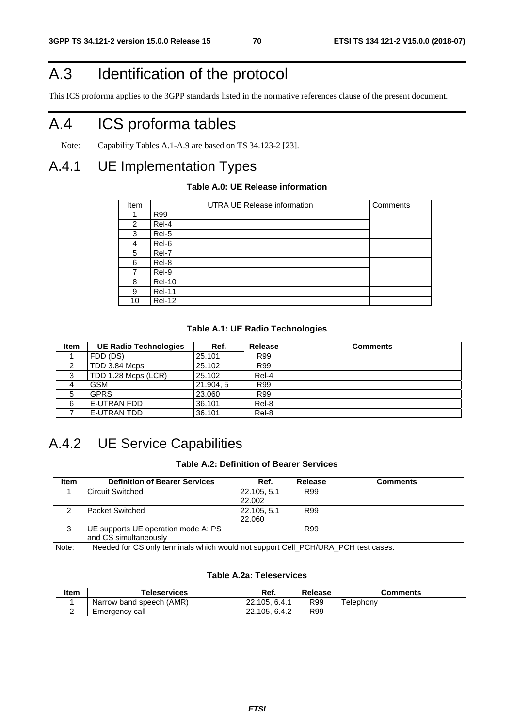# A.3 Identification of the protocol

This ICS proforma applies to the 3GPP standards listed in the normative references clause of the present document.

# A.4 ICS proforma tables

Note: Capability Tables A.1-A.9 are based on TS 34.123-2 [23].

## A.4.1 UE Implementation Types

**Table A.0: UE Release information**

| Item | UTRA UE Release information | Comments |
|---|---|---|
| 1 | R99 | |
| 2 | Rel-4 | |
| 3 | Rel-5 | |
| 4 | Rel-6 | |
| 5 | Rel-7 | |
| 6 | Rel-8 | |
| 7 | Rel-9 | |
| 8 | Rel-10 | |
| 9 | Rel-11 | |
| 10 | Rel-12 | |

**Table A.1: UE Radio Technologies**

| Item | UE Radio Technologies | Ref. | Release | Comments |
|---|---|---|---|---|
| 1 | FDD (DS) | 25.101 | R99 | |
| 2 | TDD 3.84 Mcps | 25.102 | R99 | |
| 3 | TDD 1.28 Mcps (LCR) | 25.102 | Rel-4 | |
| 4 | GSM | 21.904, 5 | R99 | |
| 5 | GPRS | 23.060 | R99 | |
| 6 | E-UTRAN FDD | 36.101 | Rel-8 | |
| 7 | E-UTRAN TDD | 36.101 | Rel-8 | |

## A.4.2 UE Service Capabilities

**Table A.2: Definition of Bearer Services**

| Item | Definition of Bearer Services | Ref. | Release | Comments |
|---|---|---|---|---|
| 1 | Circuit Switched | 22.105, 5.1<br>22.002 | R99 | |
| 2 | Packet Switched | 22.105, 5.1<br>22.060 | R99 | |
| 3 | UE supports UE operation mode A: PS and CS simultaneously | | R99 | |
| Note: Needed for CS only terminals which would not support Cell_PCH/URA_PCH test cases. | | | | |

**Table A.2a: Teleservices**

| Item | Teleservices | Ref. | Release | Comments |
|---|---|---|---|---|
| 1 | Narrow band speech (AMR) | 22.105, 6.4.1 | R99 | Telephony |
| 2 | Emergency call | 22.105, 6.4.2 | R99 | |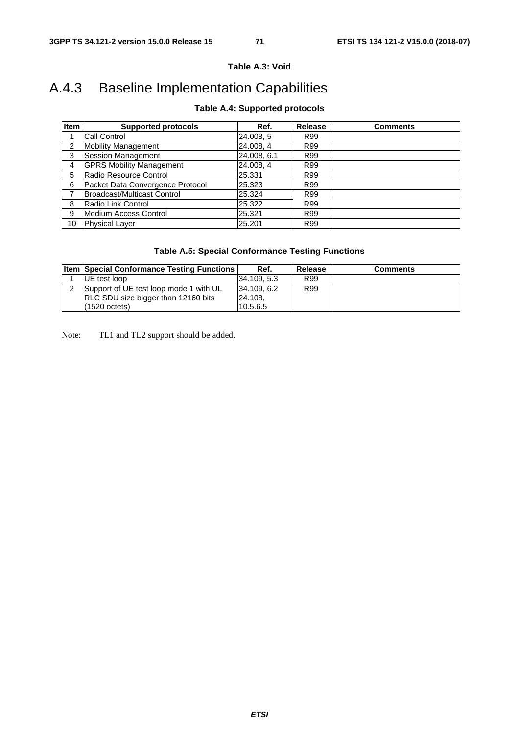**Table A.3: Void**

## A.4.3 Baseline Implementation Capabilities

**Table A.4: Supported protocols**

| Item | Supported protocols | Ref. | Release | Comments |
|---|---|---|---|---|
| 1 | Call Control | 24.008, 5 | R99 | |
| 2 | Mobility Management | 24.008, 4 | R99 | |
| 3 | Session Management | 24.008, 6.1 | R99 | |
| 4 | GPRS Mobility Management | 24.008, 4 | R99 | |
| 5 | Radio Resource Control | 25.331 | R99 | |
| 6 | Packet Data Convergence Protocol | 25.323 | R99 | |
| 7 | Broadcast/Multicast Control | 25.324 | R99 | |
| 8 | Radio Link Control | 25.322 | R99 | |
| 9 | Medium Access Control | 25.321 | R99 | |
| 10 | Physical Layer | 25.201 | R99 | |

**Table A.5: Special Conformance Testing Functions**

| Item | Special Conformance Testing Functions | Ref. | Release | Comments |
|---|---|---|---|---|
| 1 | UE test loop | 34.109, 5.3 | R99 | |
| 2 | Support of UE test loop mode 1 with UL RLC SDU size bigger than 12160 bits (1520 octets) | 34.109, 6.2 24.108, 10.5.6.5 | R99 | |

Note: TL1 and TL2 support should be added.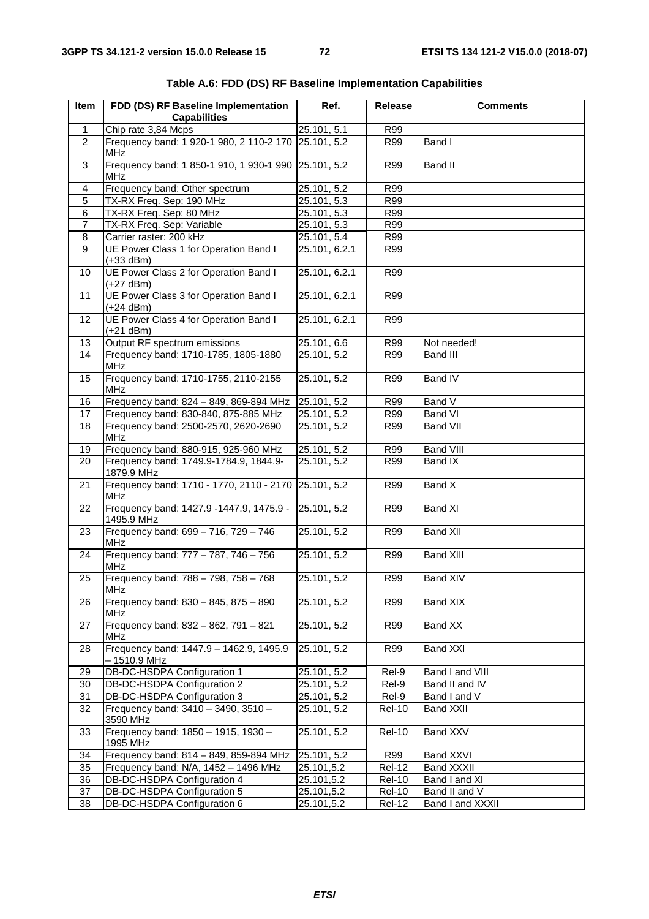**Table A.6: FDD (DS) RF Baseline Implementation Capabilities**

| Item | FDD (DS) RF Baseline Implementation Capabilities | Ref. | Release | Comments |
|---|---|---|---|---|
| 1 | Chip rate 3,84 Mcps | 25.101, 5.1 | R99 | |
| 2 | Frequency band: 1 920-1 980, 2 110-2 170 MHz | 25.101, 5.2 | R99 | Band I |
| 3 | Frequency band: 1 850-1 910, 1 930-1 990 MHz | 25.101, 5.2 | R99 | Band II |
| 4 | Frequency band: Other spectrum | 25.101, 5.2 | R99 | |
| 5 | TX-RX Freq. Sep: 190 MHz | 25.101, 5.3 | R99 | |
| 6 | TX-RX Freq. Sep: 80 MHz | 25.101, 5.3 | R99 | |
| 7 | TX-RX Freq. Sep: Variable | 25.101, 5.3 | R99 | |
| 8 | Carrier raster: 200 kHz | 25.101, 5.4 | R99 | |
| 9 | UE Power Class 1 for Operation Band I (+33 dBm) | 25.101, 6.2.1 | R99 | |
| 10 | UE Power Class 2 for Operation Band I (+27 dBm) | 25.101, 6.2.1 | R99 | |
| 11 | UE Power Class 3 for Operation Band I (+24 dBm) | 25.101, 6.2.1 | R99 | |
| 12 | UE Power Class 4 for Operation Band I (+21 dBm) | 25.101, 6.2.1 | R99 | |
| 13 | Output RF spectrum emissions | 25.101, 6.6 | R99 | Not needed! |
| 14 | Frequency band: 1710-1785, 1805-1880 MHz | 25.101, 5.2 | R99 | Band III |
| 15 | Frequency band: 1710-1755, 2110-2155 MHz | 25.101, 5.2 | R99 | Band IV |
| 16 | Frequency band: 824 – 849, 869-894 MHz | 25.101, 5.2 | R99 | Band V |
| 17 | Frequency band: 830-840, 875-885 MHz | 25.101, 5.2 | R99 | Band VI |
| 18 | Frequency band: 2500-2570, 2620-2690 MHz | 25.101, 5.2 | R99 | Band VII |
| 19 | Frequency band: 880-915, 925-960 MHz | 25.101, 5.2 | R99 | Band VIII |
| 20 | Frequency band: 1749.9-1784.9, 1844.9-1879.9 MHz | 25.101, 5.2 | R99 | Band IX |
| 21 | Frequency band: 1710 - 1770, 2110 - 2170 MHz | 25.101, 5.2 | R99 | Band X |
| 22 | Frequency band: 1427.9 -1447.9, 1475.9 - 1495.9 MHz | 25.101, 5.2 | R99 | Band XI |
| 23 | Frequency band: 699 – 716, 729 – 746 MHz | 25.101, 5.2 | R99 | Band XII |
| 24 | Frequency band: 777 – 787, 746 – 756 MHz | 25.101, 5.2 | R99 | Band XIII |
| 25 | Frequency band: 788 – 798, 758 – 768 MHz | 25.101, 5.2 | R99 | Band XIV |
| 26 | Frequency band: 830 – 845, 875 – 890 MHz | 25.101, 5.2 | R99 | Band XIX |
| 27 | Frequency band: 832 – 862, 791 – 821 MHz | 25.101, 5.2 | R99 | Band XX |
| 28 | Frequency band: 1447.9 – 1462.9, 1495.9 – 1510.9 MHz | 25.101, 5.2 | R99 | Band XXI |
| 29 | DB-DC-HSDPA Configuration 1 | 25.101, 5.2 | Rel-9 | Band I and VIII |
| 30 | DB-DC-HSDPA Configuration 2 | 25.101, 5.2 | Rel-9 | Band II and IV |
| 31 | DB-DC-HSDPA Configuration 3 | 25.101, 5.2 | Rel-9 | Band I and V |
| 32 | Frequency band: 3410 – 3490, 3510 – 3590 MHz | 25.101, 5.2 | Rel-10 | Band XXII |
| 33 | Frequency band: 1850 – 1915, 1930 – 1995 MHz | 25.101, 5.2 | Rel-10 | Band XXV |
| 34 | Frequency band: 814 – 849, 859-894 MHz | 25.101, 5.2 | R99 | Band XXVI |
| 35 | Frequency band: N/A, 1452 – 1496 MHz | 25.101,5.2 | Rel-12 | Band XXXII |
| 36 | DB-DC-HSDPA Configuration 4 | 25.101,5.2 | Rel-10 | Band I and XI |
| 37 | DB-DC-HSDPA Configuration 5 | 25.101,5.2 | Rel-10 | Band II and V |
| 38 | DB-DC-HSDPA Configuration 6 | 25.101,5.2 | Rel-12 | Band I and XXXII |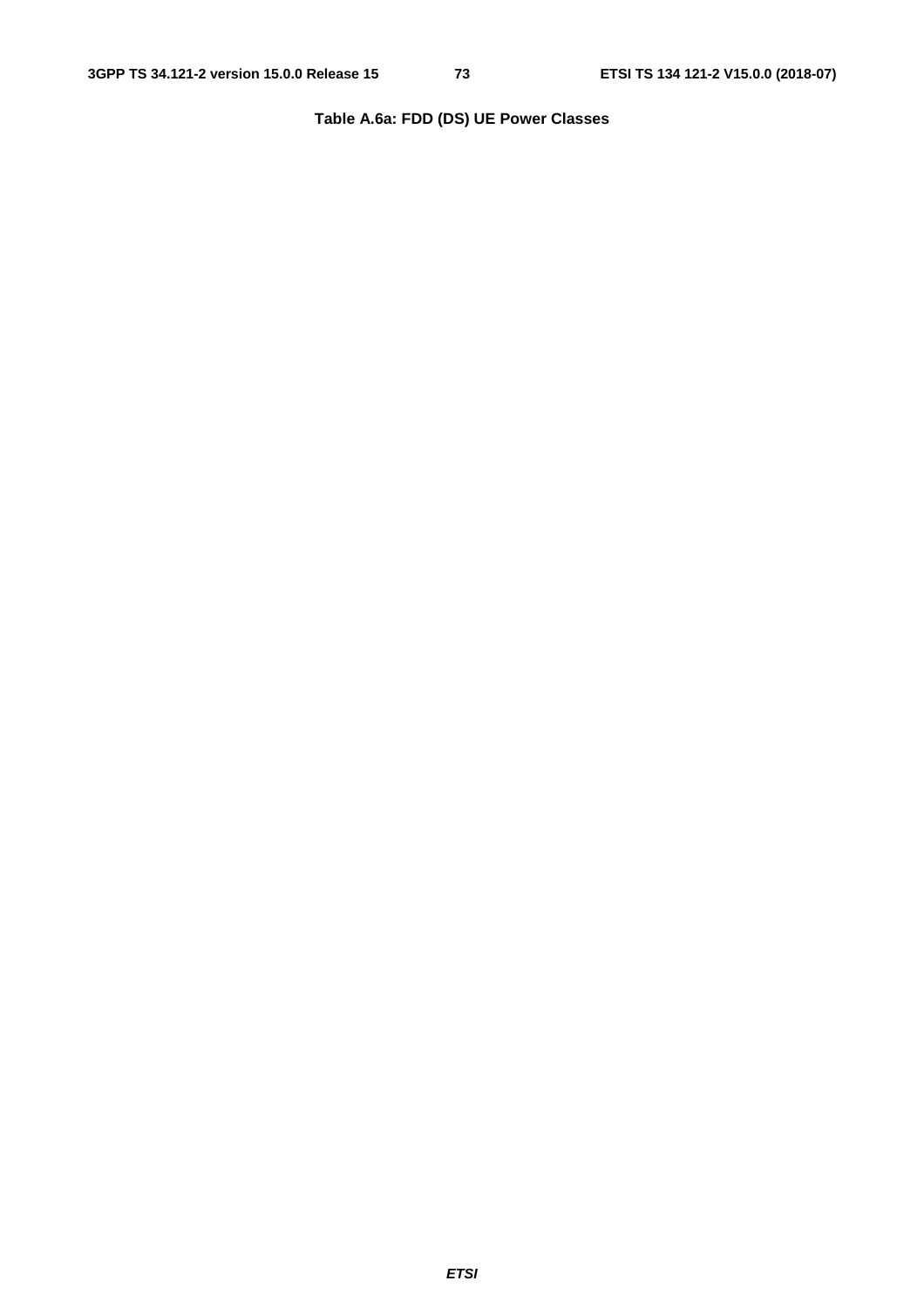**Table A.6a: FDD (DS) UE Power Classes**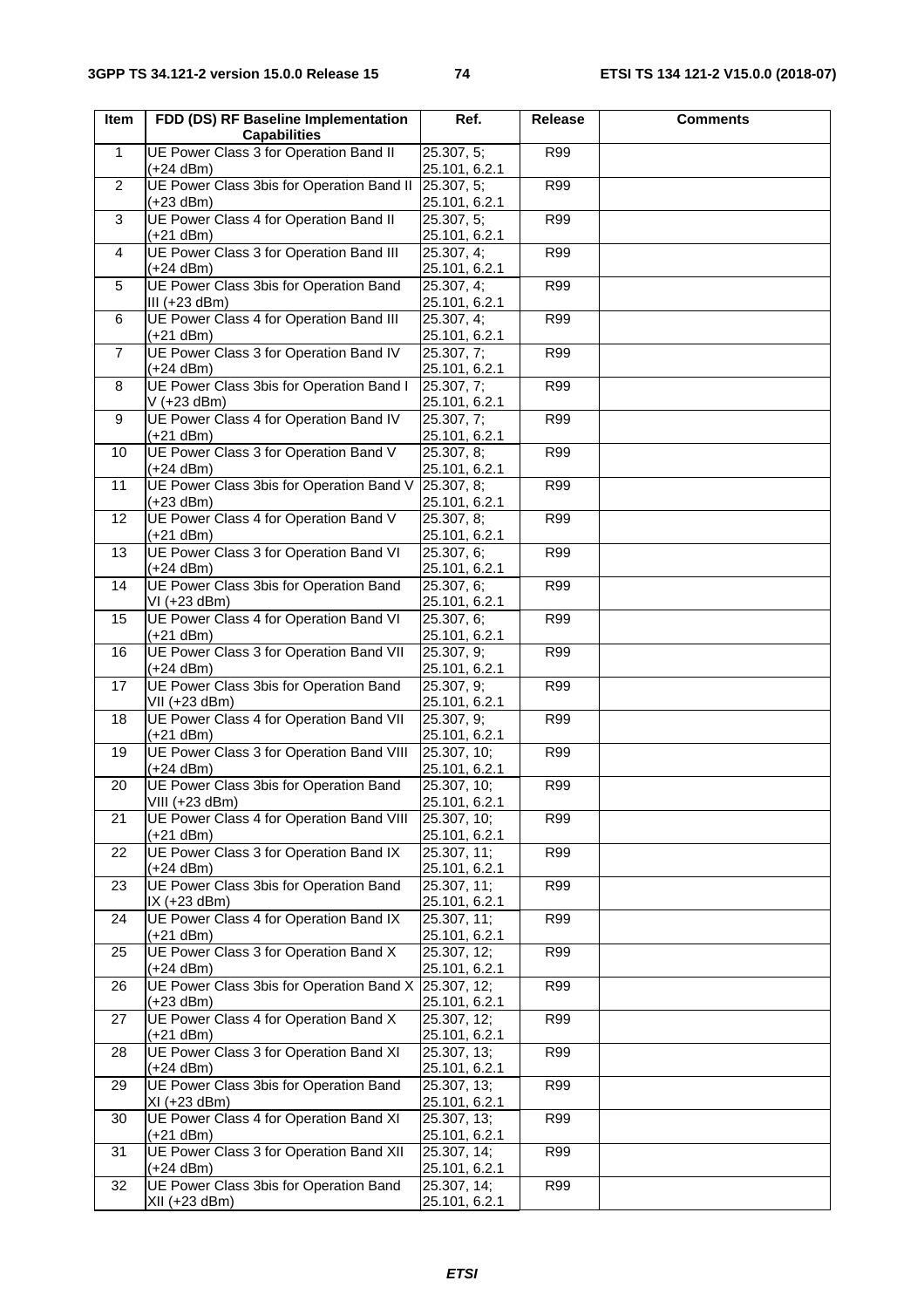| Item | FDD (DS) RF Baseline Implementation Capabilities | Ref. | Release | Comments |
|---|---|---|---|---|
| 1 | UE Power Class 3 for Operation Band II (+24 dBm) | 25.307, 5; 25.101, 6.2.1 | R99 | |
| 2 | UE Power Class 3bis for Operation Band II (+23 dBm) | 25.307, 5; 25.101, 6.2.1 | R99 | |
| 3 | UE Power Class 4 for Operation Band II (+21 dBm) | 25.307, 5; 25.101, 6.2.1 | R99 | |
| 4 | UE Power Class 3 for Operation Band III (+24 dBm) | 25.307, 4; 25.101, 6.2.1 | R99 | |
| 5 | UE Power Class 3bis for Operation Band III (+23 dBm) | 25.307, 4; 25.101, 6.2.1 | R99 | |
| 6 | UE Power Class 4 for Operation Band III (+21 dBm) | 25.307, 4; 25.101, 6.2.1 | R99 | |
| 7 | UE Power Class 3 for Operation Band IV (+24 dBm) | 25.307, 7; 25.101, 6.2.1 | R99 | |
| 8 | UE Power Class 3bis for Operation Band IV (+23 dBm) | 25.307, 7; 25.101, 6.2.1 | R99 | |
| 9 | UE Power Class 4 for Operation Band IV (+21 dBm) | 25.307, 7; 25.101, 6.2.1 | R99 | |
| 10 | UE Power Class 3 for Operation Band V (+24 dBm) | 25.307, 8; 25.101, 6.2.1 | R99 | |
| 11 | UE Power Class 3bis for Operation Band V (+23 dBm) | 25.307, 8; 25.101, 6.2.1 | R99 | |
| 12 | UE Power Class 4 for Operation Band V (+21 dBm) | 25.307, 8; 25.101, 6.2.1 | R99 | |
| 13 | UE Power Class 3 for Operation Band VI (+24 dBm) | 25.307, 6; 25.101, 6.2.1 | R99 | |
| 14 | UE Power Class 3bis for Operation Band VI (+23 dBm) | 25.307, 6; 25.101, 6.2.1 | R99 | |
| 15 | UE Power Class 4 for Operation Band VI (+21 dBm) | 25.307, 6; 25.101, 6.2.1 | R99 | |
| 16 | UE Power Class 3 for Operation Band VII (+24 dBm) | 25.307, 9; 25.101, 6.2.1 | R99 | |
| 17 | UE Power Class 3bis for Operation Band VII (+23 dBm) | 25.307, 9; 25.101, 6.2.1 | R99 | |
| 18 | UE Power Class 4 for Operation Band VII (+21 dBm) | 25.307, 9; 25.101, 6.2.1 | R99 | |
| 19 | UE Power Class 3 for Operation Band VIII (+24 dBm) | 25.307, 10; 25.101, 6.2.1 | R99 | |
| 20 | UE Power Class 3bis for Operation Band VIII (+23 dBm) | 25.307, 10; 25.101, 6.2.1 | R99 | |
| 21 | UE Power Class 4 for Operation Band VIII (+21 dBm) | 25.307, 10; 25.101, 6.2.1 | R99 | |
| 22 | UE Power Class 3 for Operation Band IX (+24 dBm) | 25.307, 11; 25.101, 6.2.1 | R99 | |
| 23 | UE Power Class 3bis for Operation Band IX (+23 dBm) | 25.307, 11; 25.101, 6.2.1 | R99 | |
| 24 | UE Power Class 4 for Operation Band IX (+21 dBm) | 25.307, 11; 25.101, 6.2.1 | R99 | |
| 25 | UE Power Class 3 for Operation Band X (+24 dBm) | 25.307, 12; 25.101, 6.2.1 | R99 | |
| 26 | UE Power Class 3bis for Operation Band X (+23 dBm) | 25.307, 12; 25.101, 6.2.1 | R99 | |
| 27 | UE Power Class 4 for Operation Band X (+21 dBm) | 25.307, 12; 25.101, 6.2.1 | R99 | |
| 28 | UE Power Class 3 for Operation Band XI (+24 dBm) | 25.307, 13; 25.101, 6.2.1 | R99 | |
| 29 | UE Power Class 3bis for Operation Band XI (+23 dBm) | 25.307, 13; 25.101, 6.2.1 | R99 | |
| 30 | UE Power Class 4 for Operation Band XI (+21 dBm) | 25.307, 13; 25.101, 6.2.1 | R99 | |
| 31 | UE Power Class 3 for Operation Band XII (+24 dBm) | 25.307, 14; 25.101, 6.2.1 | R99 | |
| 32 | UE Power Class 3bis for Operation Band XII (+23 dBm) | 25.307, 14; 25.101, 6.2.1 | R99 | |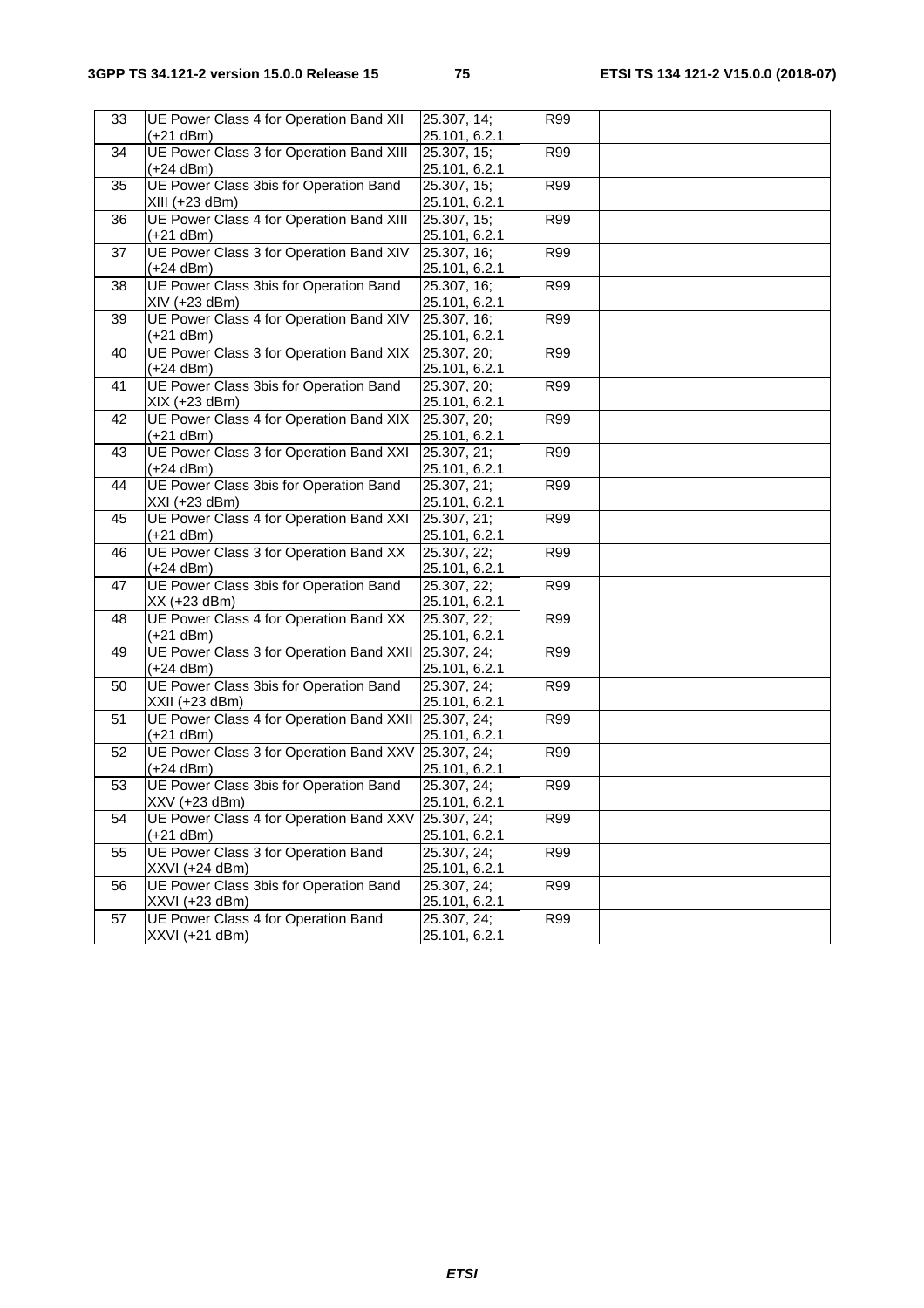| 33 | UE Power Class 4 for Operation Band XII (+21 dBm) | 25.307, 14; 25.101, 6.2.1 | R99 | |
|---|---|---|---|---|
| 34 | UE Power Class 3 for Operation Band XIII (+24 dBm) | 25.307, 15; 25.101, 6.2.1 | R99 | |
| 35 | UE Power Class 3bis for Operation Band XIII (+23 dBm) | 25.307, 15; 25.101, 6.2.1 | R99 | |
| 36 | UE Power Class 4 for Operation Band XIII (+21 dBm) | 25.307, 15; 25.101, 6.2.1 | R99 | |
| 37 | UE Power Class 3 for Operation Band XIV (+24 dBm) | 25.307, 16; 25.101, 6.2.1 | R99 | |
| 38 | UE Power Class 3bis for Operation Band XIV (+23 dBm) | 25.307, 16; 25.101, 6.2.1 | R99 | |
| 39 | UE Power Class 4 for Operation Band XIV (+21 dBm) | 25.307, 16; 25.101, 6.2.1 | R99 | |
| 40 | UE Power Class 3 for Operation Band XIX (+24 dBm) | 25.307, 20; 25.101, 6.2.1 | R99 | |
| 41 | UE Power Class 3bis for Operation Band XIX (+23 dBm) | 25.307, 20; 25.101, 6.2.1 | R99 | |
| 42 | UE Power Class 4 for Operation Band XIX (+21 dBm) | 25.307, 20; 25.101, 6.2.1 | R99 | |
| 43 | UE Power Class 3 for Operation Band XXI (+24 dBm) | 25.307, 21; 25.101, 6.2.1 | R99 | |
| 44 | UE Power Class 3bis for Operation Band XXI (+23 dBm) | 25.307, 21; 25.101, 6.2.1 | R99 | |
| 45 | UE Power Class 4 for Operation Band XXI (+21 dBm) | 25.307, 21; 25.101, 6.2.1 | R99 | |
| 46 | UE Power Class 3 for Operation Band XX (+24 dBm) | 25.307, 22; 25.101, 6.2.1 | R99 | |
| 47 | UE Power Class 3bis for Operation Band XX (+23 dBm) | 25.307, 22; 25.101, 6.2.1 | R99 | |
| 48 | UE Power Class 4 for Operation Band XX (+21 dBm) | 25.307, 22; 25.101, 6.2.1 | R99 | |
| 49 | UE Power Class 3 for Operation Band XXII (+24 dBm) | 25.307, 24; 25.101, 6.2.1 | R99 | |
| 50 | UE Power Class 3bis for Operation Band XXII (+23 dBm) | 25.307, 24; 25.101, 6.2.1 | R99 | |
| 51 | UE Power Class 4 for Operation Band XXII (+21 dBm) | 25.307, 24; 25.101, 6.2.1 | R99 | |
| 52 | UE Power Class 3 for Operation Band XXV (+24 dBm) | 25.307, 24; 25.101, 6.2.1 | R99 | |
| 53 | UE Power Class 3bis for Operation Band XXV (+23 dBm) | 25.307, 24; 25.101, 6.2.1 | R99 | |
| 54 | UE Power Class 4 for Operation Band XXV (+21 dBm) | 25.307, 24; 25.101, 6.2.1 | R99 | |
| 55 | UE Power Class 3 for Operation Band XXVI (+24 dBm) | 25.307, 24; 25.101, 6.2.1 | R99 | |
| 56 | UE Power Class 3bis for Operation Band XXVI (+23 dBm) | 25.307, 24; 25.101, 6.2.1 | R99 | |
| 57 | UE Power Class 4 for Operation Band XXVI (+21 dBm) | 25.307, 24; 25.101, 6.2.1 | R99 | |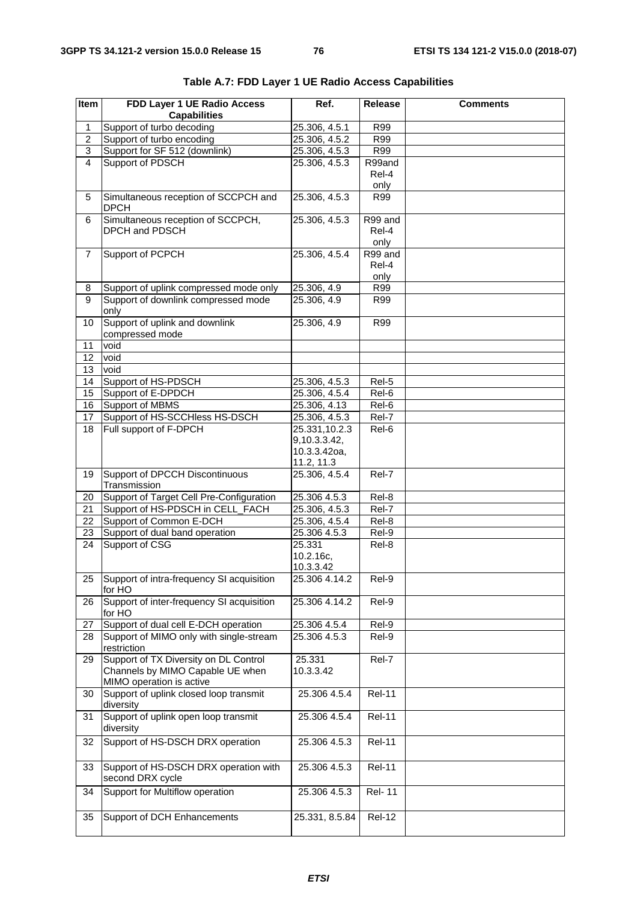**Table A.7: FDD Layer 1 UE Radio Access Capabilities**

| Item | FDD Layer 1 UE Radio Access Capabilities | Ref. | Release | Comments |
|---|---|---|---|---|
| 1 | Support of turbo decoding | 25.306, 4.5.1 | R99 | |
| 2 | Support of turbo encoding | 25.306, 4.5.2 | R99 | |
| 3 | Support for SF 512 (downlink) | 25.306, 4.5.3 | R99 | |
| 4 | Support of PDSCH | 25.306, 4.5.3 | R99and Rel-4 only | |
| 5 | Simultaneous reception of SCCPCH and DPCH | 25.306, 4.5.3 | R99 | |
| 6 | Simultaneous reception of SCCPCH, DPCH and PDSCH | 25.306, 4.5.3 | R99 and Rel-4 only | |
| 7 | Support of PCPCH | 25.306, 4.5.4 | R99 and Rel-4 only | |
| 8 | Support of uplink compressed mode only | 25.306, 4.9 | R99 | |
| 9 | Support of downlink compressed mode only | 25.306, 4.9 | R99 | |
| 10 | Support of uplink and downlink compressed mode | 25.306, 4.9 | R99 | |
| 11 | void | | | |
| 12 | void | | | |
| 13 | void | | | |
| 14 | Support of HS-PDSCH | 25.306, 4.5.3 | Rel-5 | |
| 15 | Support of E-DPDCH | 25.306, 4.5.4 | Rel-6 | |
| 16 | Support of MBMS | 25.306, 4.13 | Rel-6 | |
| 17 | Support of HS-SCCHless HS-DSCH | 25.306, 4.5.3 | Rel-7 | |
| 18 | Full support of F-DPCH | 25.331,10.2.3 9,10.3.3.42, 10.3.3.42oa, 11.2, 11.3 | Rel-6 | |
| 19 | Support of DPCCH Discontinuous Transmission | 25.306, 4.5.4 | Rel-7 | |
| 20 | Support of Target Cell Pre-Configuration | 25.306 4.5.3 | Rel-8 | |
| 21 | Support of HS-PDSCH in CELL_FACH | 25.306, 4.5.3 | Rel-7 | |
| 22 | Support of Common E-DCH | 25.306, 4.5.4 | Rel-8 | |
| 23 | Support of dual band operation | 25.306 4.5.3 | Rel-9 | |
| 24 | Support of CSG | 25.331 10.2.16c, 10.3.3.42 | Rel-8 | |
| 25 | Support of intra-frequency SI acquisition for HO | 25.306 4.14.2 | Rel-9 | |
| 26 | Support of inter-frequency SI acquisition for HO | 25.306 4.14.2 | Rel-9 | |
| 27 | Support of dual cell E-DCH operation | 25.306 4.5.4 | Rel-9 | |
| 28 | Support of MIMO only with single-stream restriction | 25.306 4.5.3 | Rel-9 | |
| 29 | Support of TX Diversity on DL Control Channels by MIMO Capable UE when MIMO operation is active | 25.331 10.3.3.42 | Rel-7 | |
| 30 | Support of uplink closed loop transmit diversity | 25.306 4.5.4 | Rel-11 | |
| 31 | Support of uplink open loop transmit diversity | 25.306 4.5.4 | Rel-11 | |
| 32 | Support of HS-DSCH DRX operation | 25.306 4.5.3 | Rel-11 | |
| 33 | Support of HS-DSCH DRX operation with second DRX cycle | 25.306 4.5.3 | Rel-11 | |
| 34 | Support for Multiflow operation | 25.306 4.5.3 | Rel- 11 | |
| 35 | Support of DCH Enhancements | 25.331, 8.5.84 | Rel-12 | |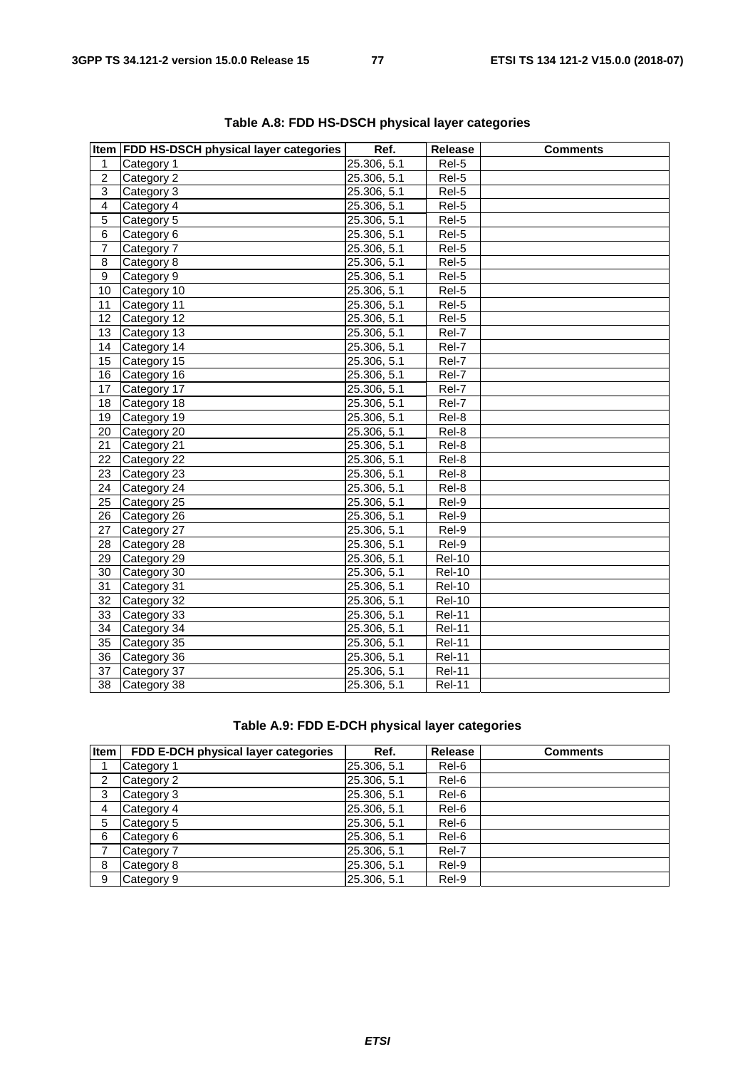**Table A.8: FDD HS-DSCH physical layer categories**

| Item | FDD HS-DSCH physical layer categories | Ref. | Release | Comments |
|---|---|---|---|---|
| 1 | Category 1 | 25.306, 5.1 | Rel-5 | |
| 2 | Category 2 | 25.306, 5.1 | Rel-5 | |
| 3 | Category 3 | 25.306, 5.1 | Rel-5 | |
| 4 | Category 4 | 25.306, 5.1 | Rel-5 | |
| 5 | Category 5 | 25.306, 5.1 | Rel-5 | |
| 6 | Category 6 | 25.306, 5.1 | Rel-5 | |
| 7 | Category 7 | 25.306, 5.1 | Rel-5 | |
| 8 | Category 8 | 25.306, 5.1 | Rel-5 | |
| 9 | Category 9 | 25.306, 5.1 | Rel-5 | |
| 10 | Category 10 | 25.306, 5.1 | Rel-5 | |
| 11 | Category 11 | 25.306, 5.1 | Rel-5 | |
| 12 | Category 12 | 25.306, 5.1 | Rel-5 | |
| 13 | Category 13 | 25.306, 5.1 | Rel-7 | |
| 14 | Category 14 | 25.306, 5.1 | Rel-7 | |
| 15 | Category 15 | 25.306, 5.1 | Rel-7 | |
| 16 | Category 16 | 25.306, 5.1 | Rel-7 | |
| 17 | Category 17 | 25.306, 5.1 | Rel-7 | |
| 18 | Category 18 | 25.306, 5.1 | Rel-7 | |
| 19 | Category 19 | 25.306, 5.1 | Rel-8 | |
| 20 | Category 20 | 25.306, 5.1 | Rel-8 | |
| 21 | Category 21 | 25.306, 5.1 | Rel-8 | |
| 22 | Category 22 | 25.306, 5.1 | Rel-8 | |
| 23 | Category 23 | 25.306, 5.1 | Rel-8 | |
| 24 | Category 24 | 25.306, 5.1 | Rel-8 | |
| 25 | Category 25 | 25.306, 5.1 | Rel-9 | |
| 26 | Category 26 | 25.306, 5.1 | Rel-9 | |
| 27 | Category 27 | 25.306, 5.1 | Rel-9 | |
| 28 | Category 28 | 25.306, 5.1 | Rel-9 | |
| 29 | Category 29 | 25.306, 5.1 | Rel-10 | |
| 30 | Category 30 | 25.306, 5.1 | Rel-10 | |
| 31 | Category 31 | 25.306, 5.1 | Rel-10 | |
| 32 | Category 32 | 25.306, 5.1 | Rel-10 | |
| 33 | Category 33 | 25.306, 5.1 | Rel-11 | |
| 34 | Category 34 | 25.306, 5.1 | Rel-11 | |
| 35 | Category 35 | 25.306, 5.1 | Rel-11 | |
| 36 | Category 36 | 25.306, 5.1 | Rel-11 | |
| 37 | Category 37 | 25.306, 5.1 | Rel-11 | |
| 38 | Category 38 | 25.306, 5.1 | Rel-11 | |

**Table A.9: FDD E-DCH physical layer categories**

| Item | FDD E-DCH physical layer categories | Ref. | Release | Comments |
|---|---|---|---|---|
| 1 | Category 1 | 25.306, 5.1 | Rel-6 | |
| 2 | Category 2 | 25.306, 5.1 | Rel-6 | |
| 3 | Category 3 | 25.306, 5.1 | Rel-6 | |
| 4 | Category 4 | 25.306, 5.1 | Rel-6 | |
| 5 | Category 5 | 25.306, 5.1 | Rel-6 | |
| 6 | Category 6 | 25.306, 5.1 | Rel-6 | |
| 7 | Category 7 | 25.306, 5.1 | Rel-7 | |
| 8 | Category 8 | 25.306, 5.1 | Rel-9 | |
| 9 | Category 9 | 25.306, 5.1 | Rel-9 | |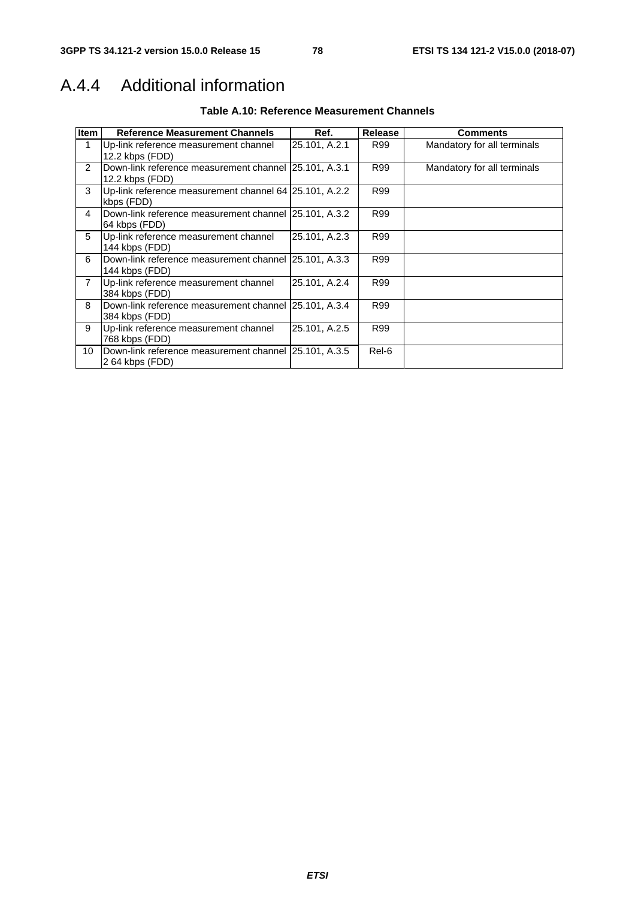## A.4.4 Additional information

**Table A.10: Reference Measurement Channels**

| Item | Reference Measurement Channels | Ref. | Release | Comments |
|---|---|---|---|---|
| 1 | Up-link reference measurement channel 12.2 kbps (FDD) | 25.101, A.2.1 | R99 | Mandatory for all terminals |
| 2 | Down-link reference measurement channel 12.2 kbps (FDD) | 25.101, A.3.1 | R99 | Mandatory for all terminals |
| 3 | Up-link reference measurement channel 64 kbps (FDD) | 25.101, A.2.2 | R99 | |
| 4 | Down-link reference measurement channel 64 kbps (FDD) | 25.101, A.3.2 | R99 | |
| 5 | Up-link reference measurement channel 144 kbps (FDD) | 25.101, A.2.3 | R99 | |
| 6 | Down-link reference measurement channel 144 kbps (FDD) | 25.101, A.3.3 | R99 | |
| 7 | Up-link reference measurement channel 384 kbps (FDD) | 25.101, A.2.4 | R99 | |
| 8 | Down-link reference measurement channel 384 kbps (FDD) | 25.101, A.3.4 | R99 | |
| 9 | Up-link reference measurement channel 768 kbps (FDD) | 25.101, A.2.5 | R99 | |
| 10 | Down-link reference measurement channel 2 64 kbps (FDD) | 25.101, A.3.5 | Rel-6 | |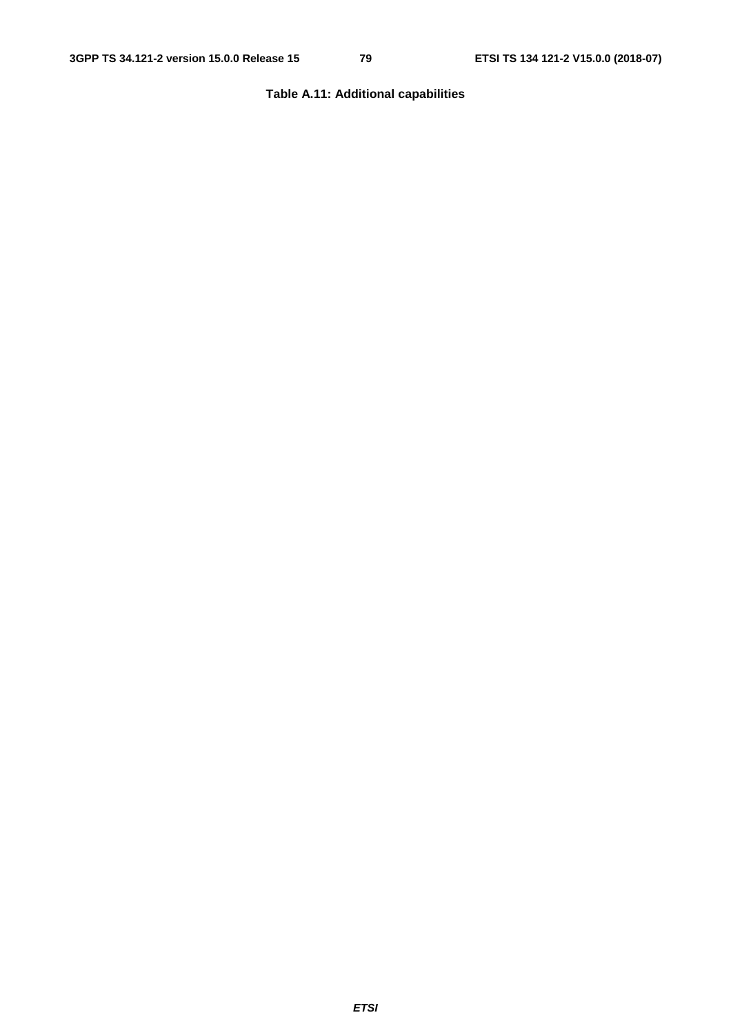**Table A.11: Additional capabilities**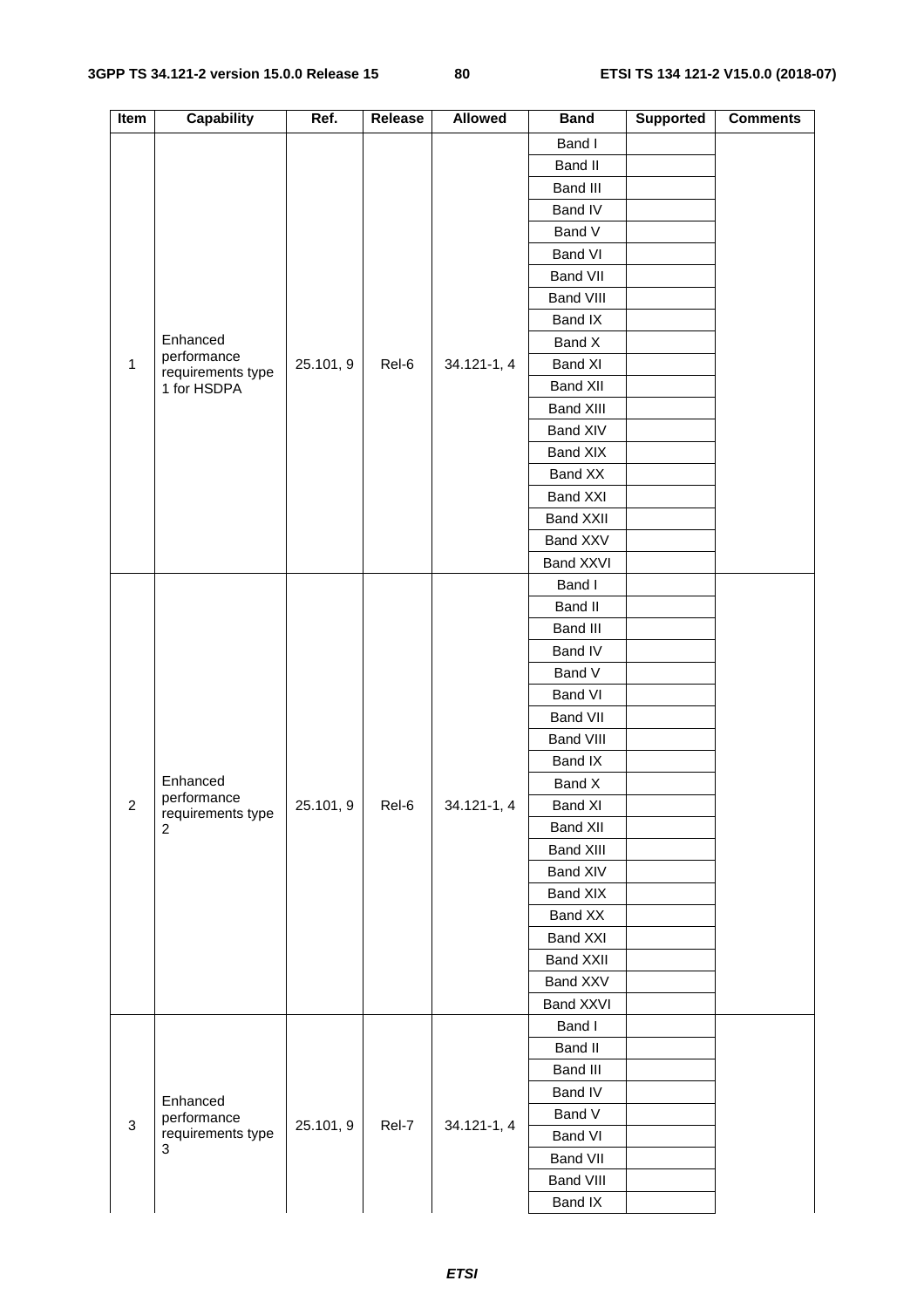| Item | Capability | Ref. | Release | Allowed | Band | Supported | Comments |
|---|---|---|---|---|---|---|---|
| 1 | Enhanced performance requirements type 1 for HSDPA | 25.101, 9 | Rel-6 | 34.121-1, 4 | Band I | | |
| | | | | | Band II | | |
| | | | | | Band III | | |
| | | | | | Band IV | | |
| | | | | | Band V | | |
| | | | | | Band VI | | |
| | | | | | Band VII | | |
| | | | | | Band VIII | | |
| | | | | | Band IX | | |
| | | | | | Band X | | |
| | | | | | Band XI | | |
| | | | | | Band XII | | |
| | | | | | Band XIII | | |
| | | | | | Band XIV | | |
| | | | | | Band XIX | | |
| | | | | | Band XX | | |
| | | | | | Band XXI | | |
| | | | | | Band XXII | | |
| | | | | | Band XXV | | |
| | | | | | Band XXVI | | |
| 2 | Enhanced performance requirements type 2 | 25.101, 9 | Rel-6 | 34.121-1, 4 | Band I | | |
| | | | | | Band II | | |
| | | | | | Band III | | |
| | | | | | Band IV | | |
| | | | | | Band V | | |
| | | | | | Band VI | | |
| | | | | | Band VII | | |
| | | | | | Band VIII | | |
| | | | | | Band IX | | |
| | | | | | Band X | | |
| | | | | | Band XI | | |
| | | | | | Band XII | | |
| | | | | | Band XIII | | |
| | | | | | Band XIV | | |
| | | | | | Band XIX | | |
| | | | | | Band XX | | |
| | | | | | Band XXI | | |
| | | | | | Band XXII | | |
| | | | | | Band XXV | | |
| | | | | | Band XXVI | | |
| 3 | Enhanced performance requirements type 3 | 25.101, 9 | Rel-7 | 34.121-1, 4 | Band I | | |
| | | | | | Band II | | |
| | | | | | Band III | | |
| | | | | | Band IV | | |
| | | | | | Band V | | |
| | | | | | Band VI | | |
| | | | | | Band VII | | |
| | | | | | Band VIII | | |
| | | | | | Band IX | | |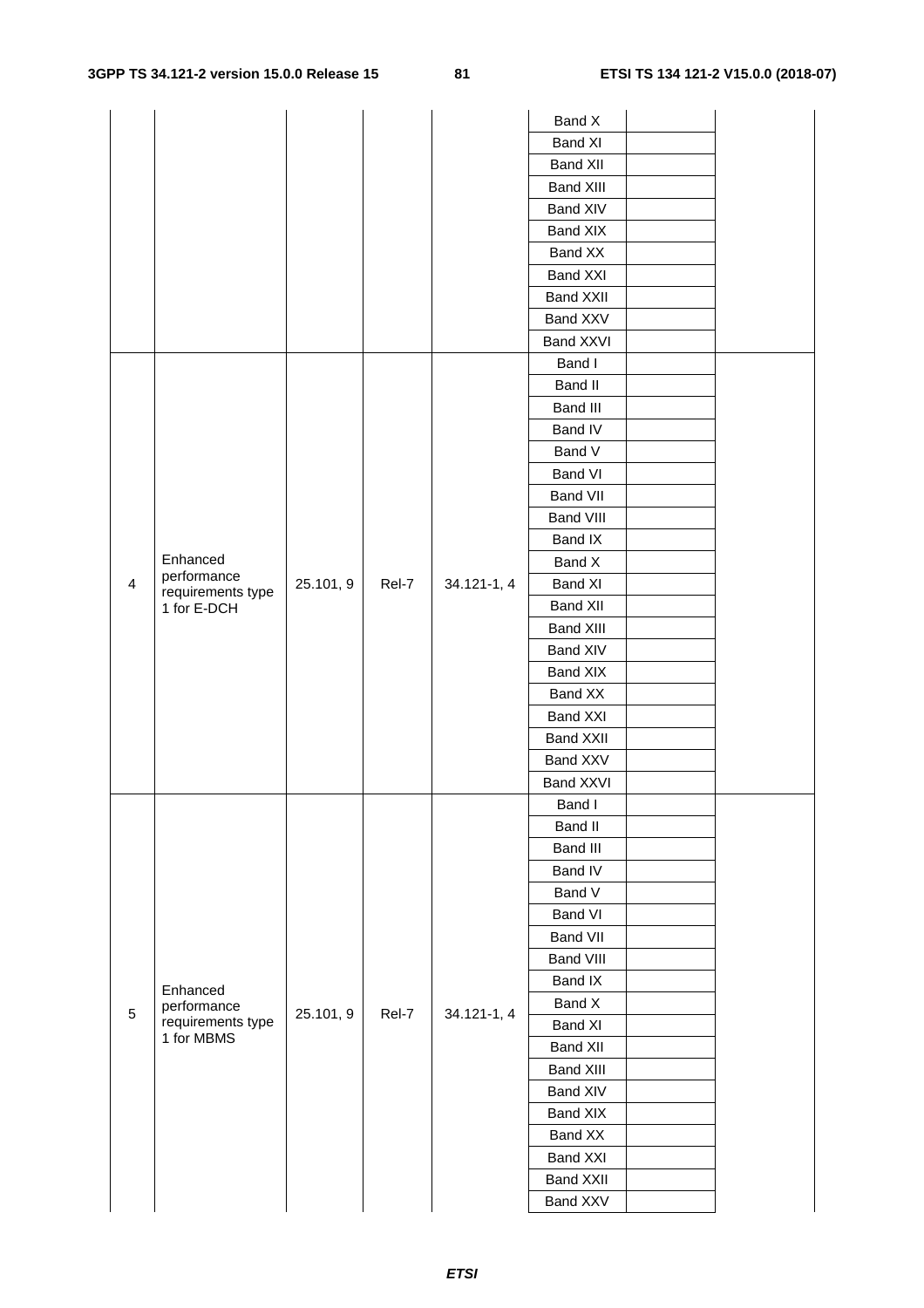| | | | | | | | |
|---|---|---|---|---|---|---|---|
| | | | | | Band X | | |
| | | | | | Band XI | | |
| | | | | | Band XII | | |
| | | | | | Band XIII | | |
| | | | | | Band XIV | | |
| | | | | | Band XIX | | |
| | | | | | Band XX | | |
| | | | | | Band XXI | | |
| | | | | | Band XXII | | |
| | | | | | Band XXV | | |
| | | | | | Band XXVI | | |
| 4 | Enhanced performance requirements type 1 for E-DCH | 25.101, 9 | Rel-7 | 34.121-1, 4 | Band I | | |
| | | | | | Band II | | |
| | | | | | Band III | | |
| | | | | | Band IV | | |
| | | | | | Band V | | |
| | | | | | Band VI | | |
| | | | | | Band VII | | |
| | | | | | Band VIII | | |
| | | | | | Band IX | | |
| | | | | | Band X | | |
| | | | | | Band XI | | |
| | | | | | Band XII | | |
| | | | | | Band XIII | | |
| | | | | | Band XIV | | |
| | | | | | Band XIX | | |
| | | | | | Band XX | | |
| | | | | | Band XXI | | |
| | | | | | Band XXII | | |
| | | | | | Band XXV | | |
| | | | | | Band XXVI | | |
| 5 | Enhanced performance requirements type 1 for MBMS | 25.101, 9 | Rel-7 | 34.121-1, 4 | Band I | | |
| | | | | | Band II | | |
| | | | | | Band III | | |
| | | | | | Band IV | | |
| | | | | | Band V | | |
| | | | | | Band VI | | |
| | | | | | Band VII | | |
| | | | | | Band VIII | | |
| | | | | | Band IX | | |
| | | | | | Band X | | |
| | | | | | Band XI | | |
| | | | | | Band XII | | |
| | | | | | Band XIII | | |
| | | | | | Band XIV | | |
| | | | | | Band XIX | | |
| | | | | | Band XX | | |
| | | | | | Band XXI | | |
| | | | | | Band XXII | | |
| | | | | | Band XXV | | |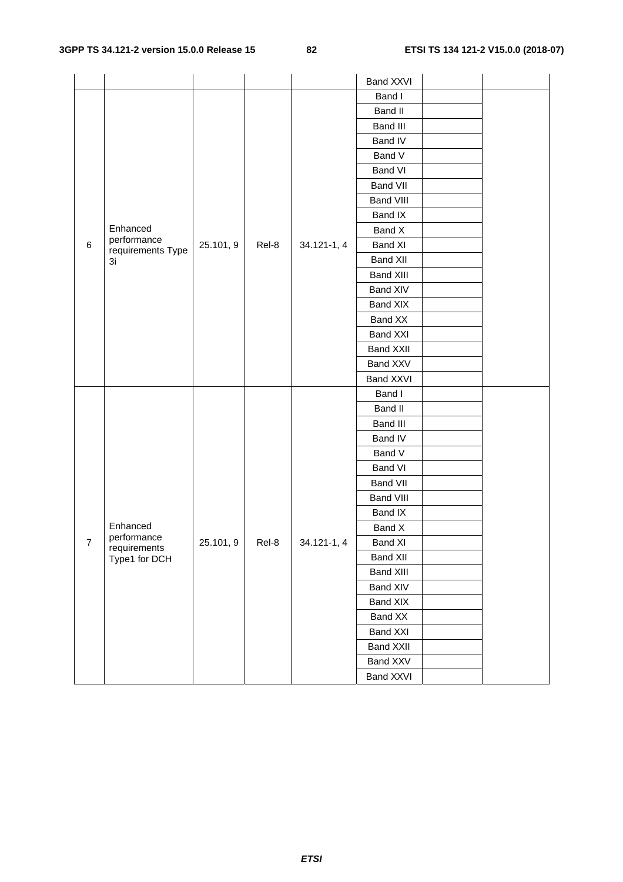| | | | | | Band XXVI | | |
|---|---|---|---|---|---|---|---|
| 6 | Enhanced performance requirements Type 3i | 25.101, 9 | Rel-8 | 34.121-1, 4 | Band I | | |
| | | | | | Band II | | |
| | | | | | Band III | | |
| | | | | | Band IV | | |
| | | | | | Band V | | |
| | | | | | Band VI | | |
| | | | | | Band VII | | |
| | | | | | Band VIII | | |
| | | | | | Band IX | | |
| | | | | | Band X | | |
| | | | | | Band XI | | |
| | | | | | Band XII | | |
| | | | | | Band XIII | | |
| | | | | | Band XIV | | |
| | | | | | Band XIX | | |
| | | | | | Band XX | | |
| | | | | | Band XXI | | |
| | | | | | Band XXII | | |
| | | | | | Band XXV | | |
| | | | | | Band XXVI | | |
| 7 | Enhanced performance requirements Type1 for DCH | 25.101, 9 | Rel-8 | 34.121-1, 4 | Band I | | |
| | | | | | Band II | | |
| | | | | | Band III | | |
| | | | | | Band IV | | |
| | | | | | Band V | | |
| | | | | | Band VI | | |
| | | | | | Band VII | | |
| | | | | | Band VIII | | |
| | | | | | Band IX | | |
| | | | | | Band X | | |
| | | | | | Band XI | | |
| | | | | | Band XII | | |
| | | | | | Band XIII | | |
| | | | | | Band XIV | | |
| | | | | | Band XIX | | |
| | | | | | Band XX | | |
| | | | | | Band XXI | | |
| | | | | | Band XXII | | |
| | | | | | Band XXV | | |
| | | | | | Band XXVI | | |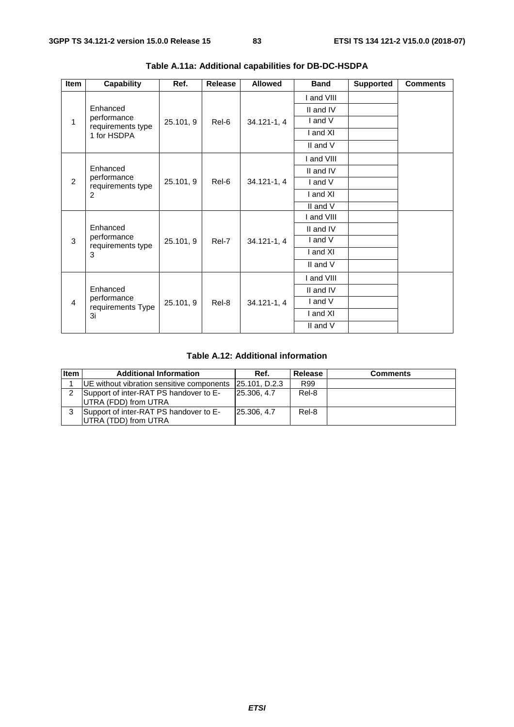**Table A.11a: Additional capabilities for DB-DC-HSDPA**

| Item | Capability | Ref. | Release | Allowed | Band | Supported | Comments |
|---|---|---|---|---|---|---|---|
| 1 | Enhanced performance requirements type 1 for HSDPA | 25.101, 9 | Rel-6 | 34.121-1, 4 | I and VIII | | |
| | | | | | II and IV | | |
| | | | | | I and V | | |
| | | | | | I and XI | | |
| | | | | | II and V | | |
| 2 | Enhanced performance requirements type 2 | 25.101, 9 | Rel-6 | 34.121-1, 4 | I and VIII | | |
| | | | | | II and IV | | |
| | | | | | I and V | | |
| | | | | | I and XI | | |
| | | | | | II and V | | |
| 3 | Enhanced performance requirements type 3 | 25.101, 9 | Rel-7 | 34.121-1, 4 | I and VIII | | |
| | | | | | II and IV | | |
| | | | | | I and V | | |
| | | | | | I and XI | | |
| | | | | | II and V | | |
| 4 | Enhanced performance requirements Type 3i | 25.101, 9 | Rel-8 | 34.121-1, 4 | I and VIII | | |
| | | | | | II and IV | | |
| | | | | | I and V | | |
| | | | | | I and XI | | |
| | | | | | II and V | | |

**Table A.12: Additional information**

| Item | Additional Information | Ref. | Release | Comments |
|---|---|---|---|---|
| 1 | UE without vibration sensitive components | 25.101, D.2.3 | R99 | |
| 2 | Support of inter-RAT PS handover to E-UTRA (FDD) from UTRA | 25.306, 4.7 | Rel-8 | |
| 3 | Support of inter-RAT PS handover to E-UTRA (TDD) from UTRA | 25.306, 4.7 | Rel-8 | |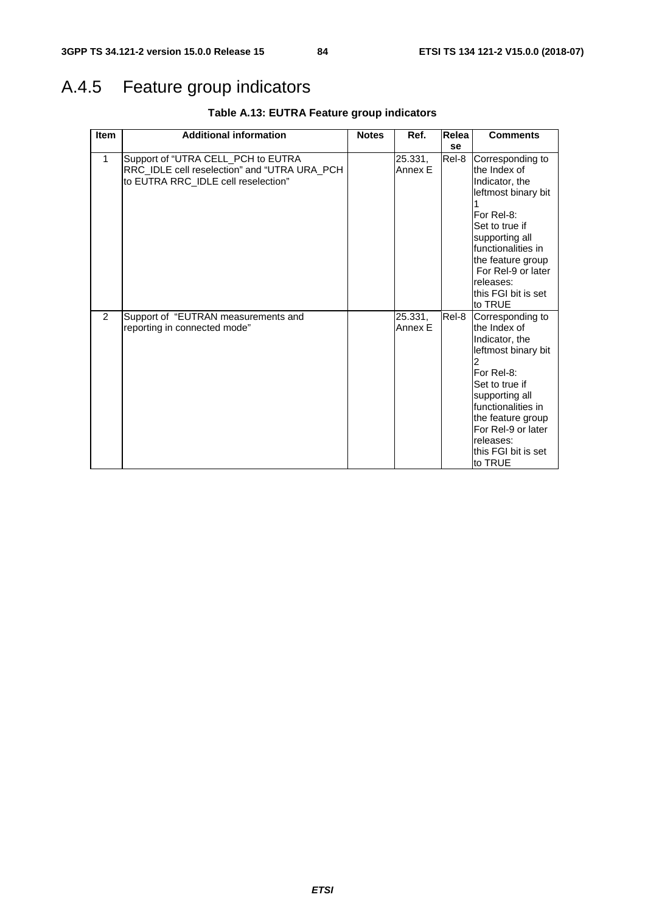# A.4.5 Feature group indicators

**Table A.13: EUTRA Feature group indicators**

| Item | Additional information | Notes | Ref. | Release | Comments |
|---|---|---|---|---|---|
| 1 | Support of "UTRA CELL_PCH to EUTRA RRC_IDLE cell reselection" and "UTRA URA_PCH to EUTRA RRC_IDLE cell reselection" | | 25.331, Annex E | Rel-8 | Corresponding to the Index of Indicator, the leftmost binary bit 1<br>For Rel-8:<br>Set to true if supporting all functionalities in the feature group<br>For Rel-9 or later releases:<br>this FGI bit is set to TRUE |
| 2 | Support of "EUTRAN measurements and reporting in connected mode" | | 25.331, Annex E | Rel-8 | Corresponding to the Index of Indicator, the leftmost binary bit 2<br>For Rel-8:<br>Set to true if supporting all functionalities in the feature group<br>For Rel-9 or later releases:<br>this FGI bit is set to TRUE |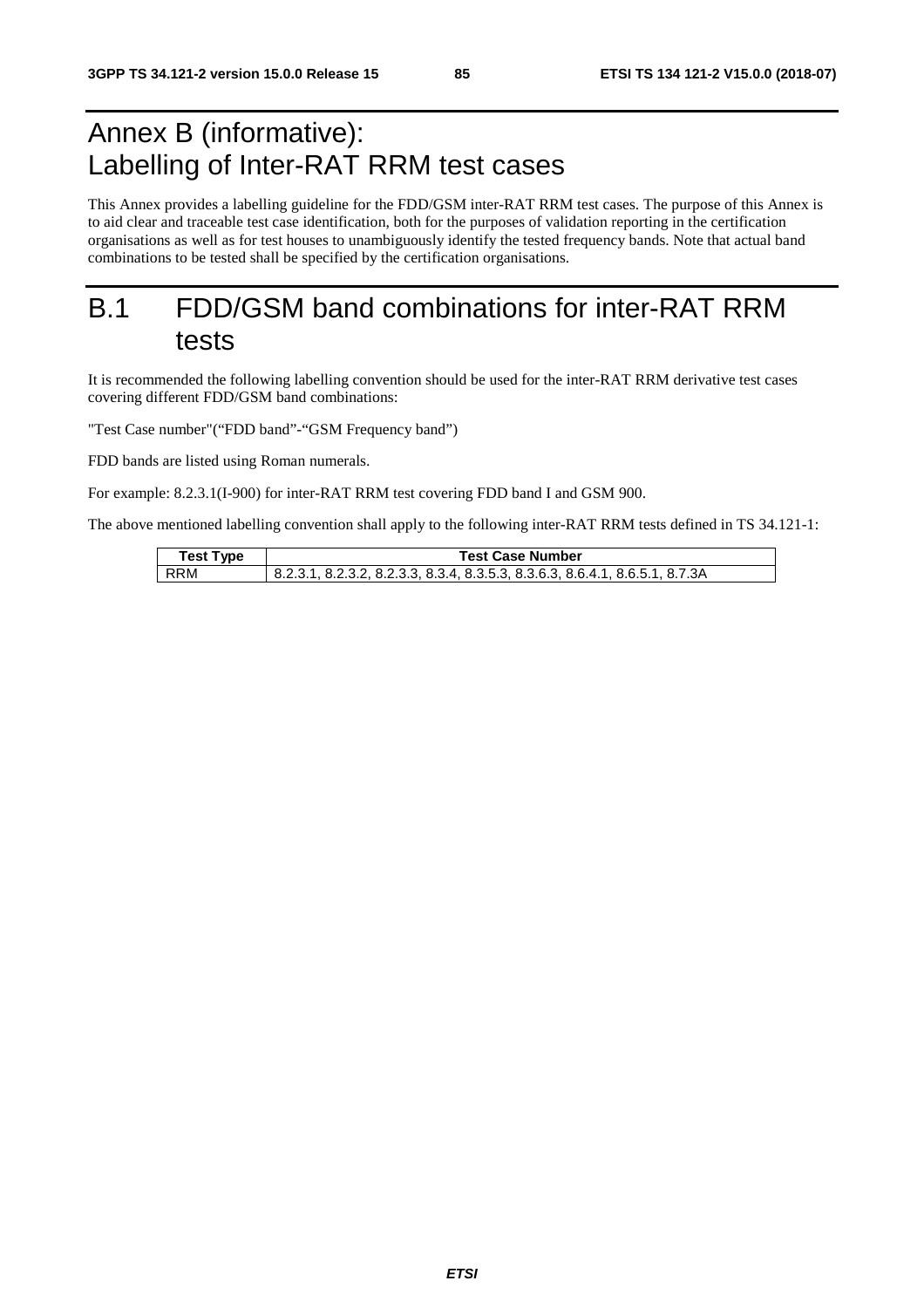# Annex B (informative): Labelling of Inter-RAT RRM test cases

This Annex provides a labelling guideline for the FDD/GSM inter-RAT RRM test cases. The purpose of this Annex is to aid clear and traceable test case identification, both for the purposes of validation reporting in the certification organisations as well as for test houses to unambiguously identify the tested frequency bands. Note that actual band combinations to be tested shall be specified by the certification organisations.

# B.1 FDD/GSM band combinations for inter-RAT RRM tests

It is recommended the following labelling convention should be used for the inter-RAT RRM derivative test cases covering different FDD/GSM band combinations:

"Test Case number"("FDD band"-"GSM Frequency band")

FDD bands are listed using Roman numerals.

For example: 8.2.3.1(I-900) for inter-RAT RRM test covering FDD band I and GSM 900.

The above mentioned labelling convention shall apply to the following inter-RAT RRM tests defined in TS 34.121-1:

| Test Type | Test Case Number |
|---|---|
| RRM | 8.2.3.1, 8.2.3.2, 8.2.3.3, 8.3.4, 8.3.5.3, 8.3.6.3, 8.6.4.1, 8.6.5.1, 8.7.3A |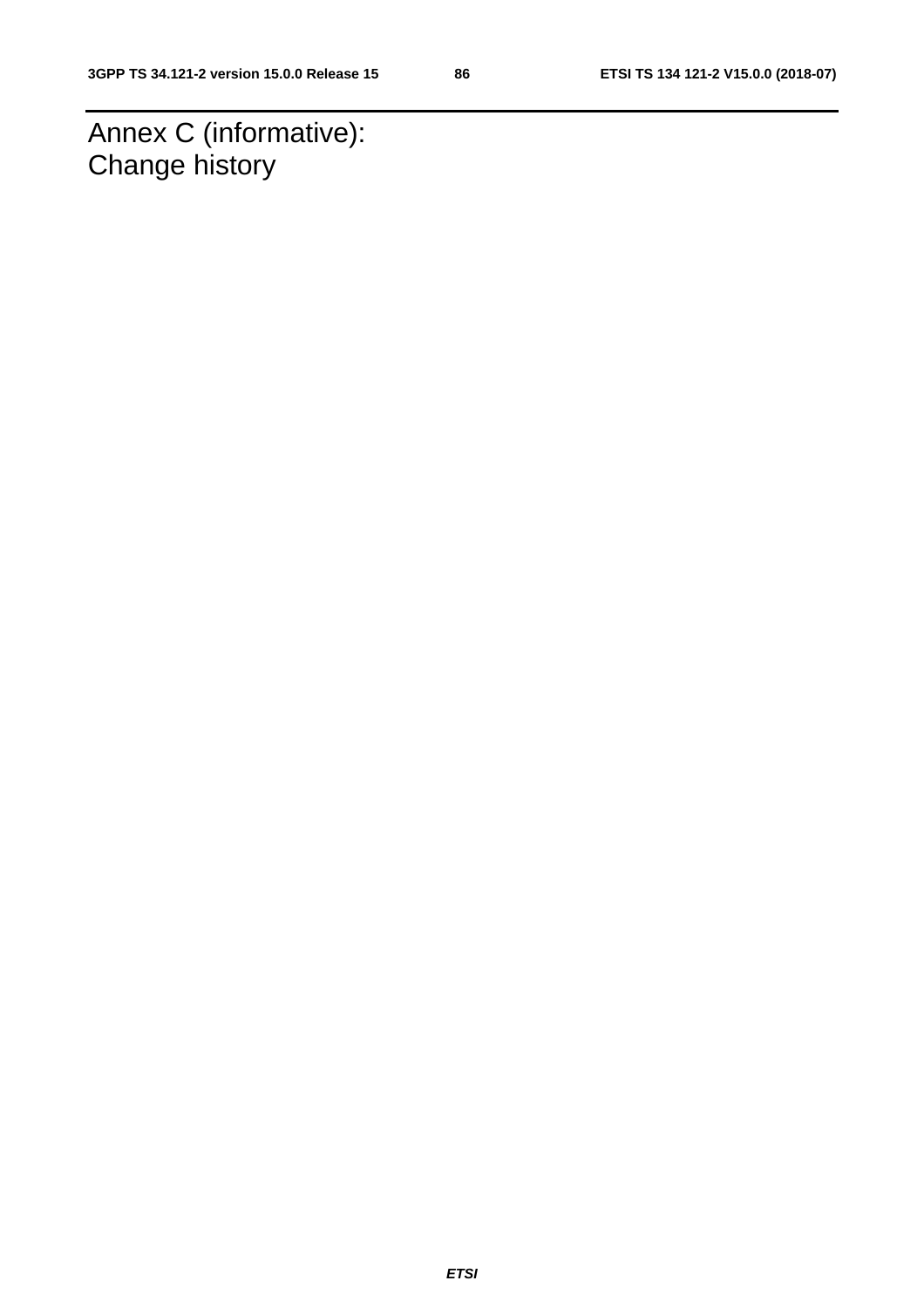# Annex C (informative): Change history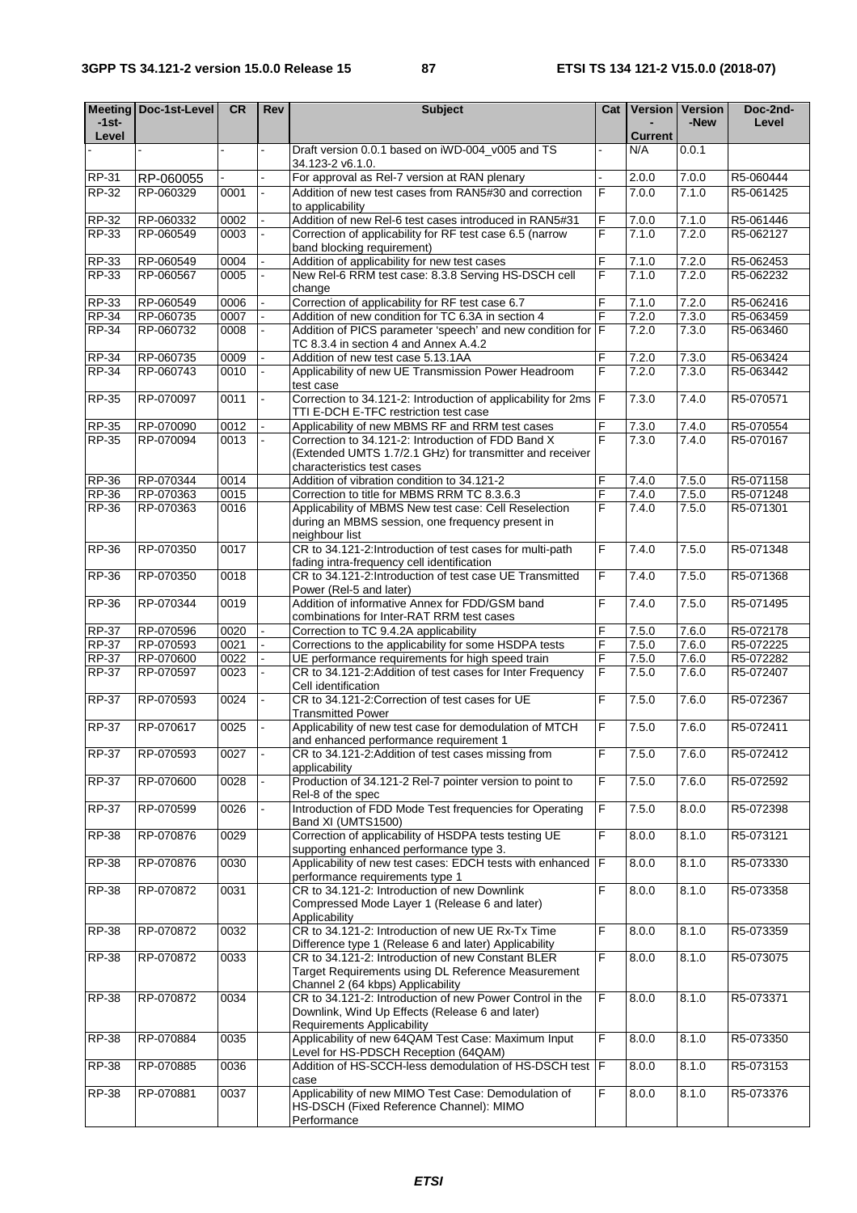| Meeting -1st-Level | Doc-1st-Level | CR | Rev | Subject | Cat | Version - Current | Version -New | Doc-2nd-Level |
|---|---|---|---|---|---|---|---|---|
| - | - | - | - | Draft version 0.0.1 based on iWD-004_v005 and TS 34.123-2 v6.1.0. | - | N/A | 0.0.1 | |
| RP-31 | RP-060055 | - | - | For approval as Rel-7 version at RAN plenary | - | 2.0.0 | 7.0.0 | R5-060444 |
| RP-32 | RP-060329 | 0001 | - | Addition of new test cases from RAN5#30 and correction to applicability | F | 7.0.0 | 7.1.0 | R5-061425 |
| RP-32 | RP-060332 | 0002 | - | Addition of new Rel-6 test cases introduced in RAN5#31 | F | 7.0.0 | 7.1.0 | R5-061446 |
| RP-33 | RP-060549 | 0003 | - | Correction of applicability for RF test case 6.5 (narrow band blocking requirement) | F | 7.1.0 | 7.2.0 | R5-062127 |
| RP-33 | RP-060549 | 0004 | - | Addition of applicability for new test cases | F | 7.1.0 | 7.2.0 | R5-062453 |
| RP-33 | RP-060567 | 0005 | - | New Rel-6 RRM test case: 8.3.8 Serving HS-DSCH cell change | F | 7.1.0 | 7.2.0 | R5-062232 |
| RP-33 | RP-060549 | 0006 | - | Correction of applicability for RF test case 6.7 | F | 7.1.0 | 7.2.0 | R5-062416 |
| RP-34 | RP-060735 | 0007 | - | Addition of new condition for TC 6.3A in section 4 | F | 7.2.0 | 7.3.0 | R5-063459 |
| RP-34 | RP-060732 | 0008 | - | Addition of PICS parameter 'speech' and new condition for TC 8.3.4 in section 4 and Annex A.4.2 | F | 7.2.0 | 7.3.0 | R5-063460 |
| RP-34 | RP-060735 | 0009 | - | Addition of new test case 5.13.1AA | F | 7.2.0 | 7.3.0 | R5-063424 |
| RP-34 | RP-060743 | 0010 | - | Applicability of new UE Transmission Power Headroom test case | F | 7.2.0 | 7.3.0 | R5-063442 |
| RP-35 | RP-070097 | 0011 | - | Correction to 34.121-2: Introduction of applicability for 2ms TTI E-DCH E-TFC restriction test case | F | 7.3.0 | 7.4.0 | R5-070571 |
| RP-35 | RP-070090 | 0012 | - | Applicability of new MBMS RF and RRM test cases | F | 7.3.0 | 7.4.0 | R5-070554 |
| RP-35 | RP-070094 | 0013 | - | Correction to 34.121-2: Introduction of FDD Band X (Extended UMTS 1.7/2.1 GHz) for transmitter and receiver characteristics test cases | F | 7.3.0 | 7.4.0 | R5-070167 |
| RP-36 | RP-070344 | 0014 | | Addition of vibration condition to 34.121-2 | F | 7.4.0 | 7.5.0 | R5-071158 |
| RP-36 | RP-070363 | 0015 | | Correction to title for MBMS RRM TC 8.3.6.3 | F | 7.4.0 | 7.5.0 | R5-071248 |
| RP-36 | RP-070363 | 0016 | | Applicability of MBMS New test case: Cell Reselection during an MBMS session, one frequency present in neighbour list | F | 7.4.0 | 7.5.0 | R5-071301 |
| RP-36 | RP-070350 | 0017 | | CR to 34.121-2:Introduction of test cases for multi-path fading intra-frequency cell identification | F | 7.4.0 | 7.5.0 | R5-071348 |
| RP-36 | RP-070350 | 0018 | | CR to 34.121-2:Introduction of test case UE Transmitted Power (Rel-5 and later) | F | 7.4.0 | 7.5.0 | R5-071368 |
| RP-36 | RP-070344 | 0019 | | Addition of informative Annex for FDD/GSM band combinations for Inter-RAT RRM test cases | F | 7.4.0 | 7.5.0 | R5-071495 |
| RP-37 | RP-070596 | 0020 | - | Correction to TC 9.4.2A applicability | F | 7.5.0 | 7.6.0 | R5-072178 |
| RP-37 | RP-070593 | 0021 | - | Corrections to the applicability for some HSDPA tests | F | 7.5.0 | 7.6.0 | R5-072225 |
| RP-37 | RP-070600 | 0022 | - | UE performance requirements for high speed train | F | 7.5.0 | 7.6.0 | R5-072282 |
| RP-37 | RP-070597 | 0023 | - | CR to 34.121-2:Addition of test cases for Inter Frequency Cell identification | F | 7.5.0 | 7.6.0 | R5-072407 |
| RP-37 | RP-070593 | 0024 | - | CR to 34.121-2:Correction of test cases for UE Transmitted Power | F | 7.5.0 | 7.6.0 | R5-072367 |
| RP-37 | RP-070617 | 0025 | - | Applicability of new test case for demodulation of MTCH and enhanced performance requirement 1 | F | 7.5.0 | 7.6.0 | R5-072411 |
| RP-37 | RP-070593 | 0027 | - | CR to 34.121-2:Addition of test cases missing from applicability | F | 7.5.0 | 7.6.0 | R5-072412 |
| RP-37 | RP-070600 | 0028 | - | Production of 34.121-2 Rel-7 pointer version to point to Rel-8 of the spec | F | 7.5.0 | 7.6.0 | R5-072592 |
| RP-37 | RP-070599 | 0026 | - | Introduction of FDD Mode Test frequencies for Operating Band XI (UMTS1500) | F | 7.5.0 | 8.0.0 | R5-072398 |
| RP-38 | RP-070876 | 0029 | | Correction of applicability of HSDPA tests testing UE supporting enhanced performance type 3. | F | 8.0.0 | 8.1.0 | R5-073121 |
| RP-38 | RP-070876 | 0030 | | Applicability of new test cases: EDCH tests with enhanced performance requirements type 1 | F | 8.0.0 | 8.1.0 | R5-073330 |
| RP-38 | RP-070872 | 0031 | | CR to 34.121-2: Introduction of new Downlink Compressed Mode Layer 1 (Release 6 and later) Applicability | F | 8.0.0 | 8.1.0 | R5-073358 |
| RP-38 | RP-070872 | 0032 | | CR to 34.121-2: Introduction of new UE Rx-Tx Time Difference type 1 (Release 6 and later) Applicability | F | 8.0.0 | 8.1.0 | R5-073359 |
| RP-38 | RP-070872 | 0033 | | CR to 34.121-2: Introduction of new Constant BLER Target Requirements using DL Reference Measurement Channel 2 (64 kbps) Applicability | F | 8.0.0 | 8.1.0 | R5-073075 |
| RP-38 | RP-070872 | 0034 | | CR to 34.121-2: Introduction of new Power Control in the Downlink, Wind Up Effects (Release 6 and later) Requirements Applicability | F | 8.0.0 | 8.1.0 | R5-073371 |
| RP-38 | RP-070884 | 0035 | | Applicability of new 64QAM Test Case: Maximum Input Level for HS-PDSCH Reception (64QAM) | F | 8.0.0 | 8.1.0 | R5-073350 |
| RP-38 | RP-070885 | 0036 | | Addition of HS-SCCH-less demodulation of HS-DSCH test case | F | 8.0.0 | 8.1.0 | R5-073153 |
| RP-38 | RP-070881 | 0037 | | Applicability of new MIMO Test Case: Demodulation of HS-DSCH (Fixed Reference Channel): MIMO Performance | F | 8.0.0 | 8.1.0 | R5-073376 |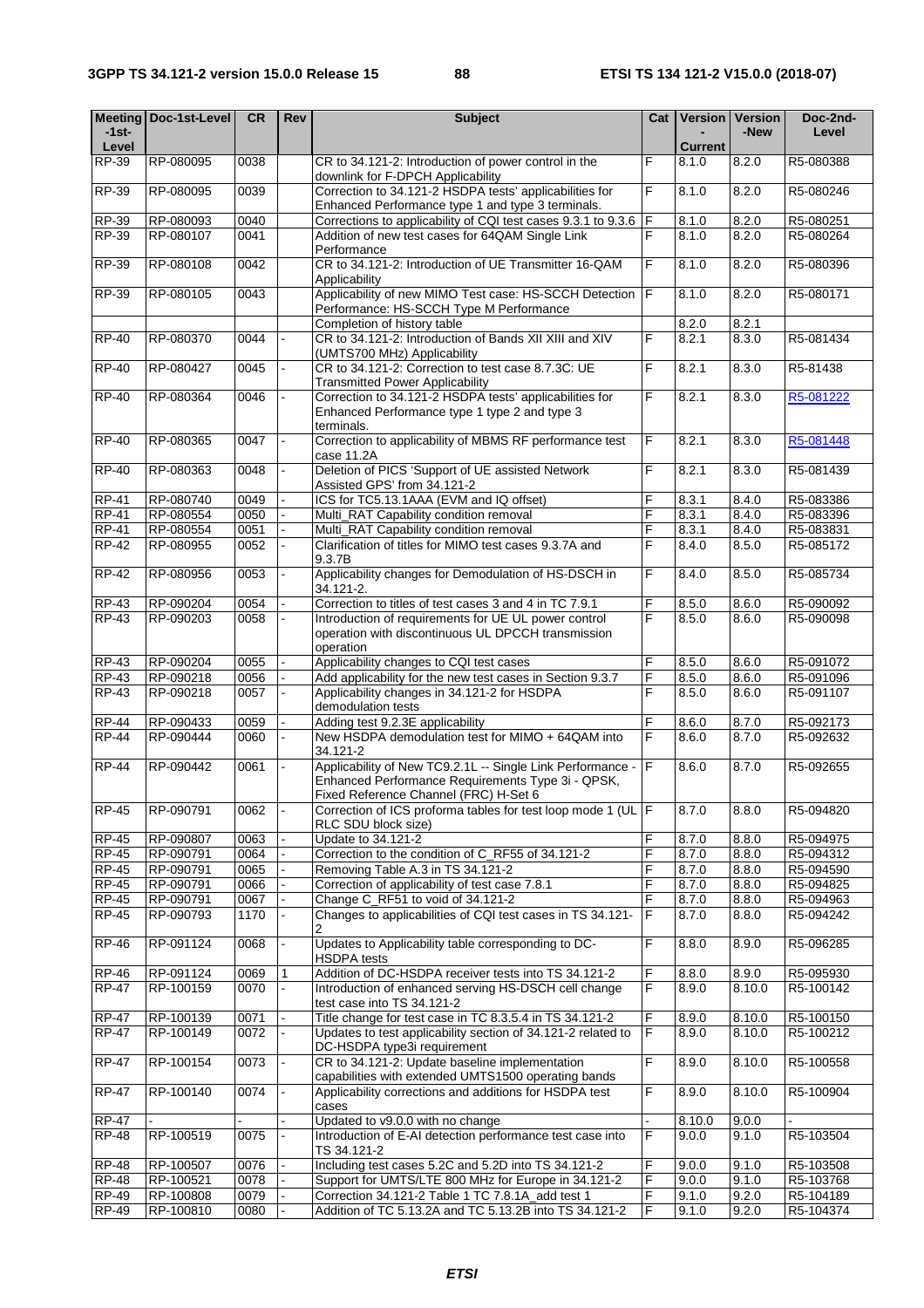| Meeting -1st-Level | Doc-1st-Level | CR | Rev | Subject | Cat | Version -Current | Version -New | Doc-2nd-Level |
|---|---|---|---|---|---|---|---|---|
| RP-39 | RP-080095 | 0038 | | CR to 34.121-2: Introduction of power control in the downlink for F-DPCH Applicability | F | 8.1.0 | 8.2.0 | R5-080388 |
| RP-39 | RP-080095 | 0039 | | Correction to 34.121-2 HSDPA tests' applicabilities for Enhanced Performance type 1 and type 3 terminals. | F | 8.1.0 | 8.2.0 | R5-080246 |
| RP-39 | RP-080093 | 0040 | | Corrections to applicability of CQI test cases 9.3.1 to 9.3.6 | F | 8.1.0 | 8.2.0 | R5-080251 |
| RP-39 | RP-080107 | 0041 | | Addition of new test cases for 64QAM Single Link Performance | F | 8.1.0 | 8.2.0 | R5-080264 |
| RP-39 | RP-080108 | 0042 | | CR to 34.121-2: Introduction of UE Transmitter 16-QAM Applicability | F | 8.1.0 | 8.2.0 | R5-080396 |
| RP-39 | RP-080105 | 0043 | | Applicability of new MIMO Test case: HS-SCCH Detection Performance: HS-SCCH Type M Performance | F | 8.1.0 | 8.2.0 | R5-080171 |
| | | | | Completion of history table | | 8.2.0 | 8.2.1 | |
| RP-40 | RP-080370 | 0044 | - | CR to 34.121-2: Introduction of Bands XII XIII and XIV (UMTS700 MHz) Applicability | F | 8.2.1 | 8.3.0 | R5-081434 |
| RP-40 | RP-080427 | 0045 | - | CR to 34.121-2: Correction to test case 8.7.3C: UE Transmitted Power Applicability | F | 8.2.1 | 8.3.0 | R5-81438 |
| RP-40 | RP-080364 | 0046 | - | Correction to 34.121-2 HSDPA tests' applicabilities for Enhanced Performance type 1 type 2 and type 3 terminals. | F | 8.2.1 | 8.3.0 | R5-081222 |
| RP-40 | RP-080365 | 0047 | - | Correction to applicability of MBMS RF performance test case 11.2A | F | 8.2.1 | 8.3.0 | R5-081448 |
| RP-40 | RP-080363 | 0048 | - | Deletion of PICS 'Support of UE assisted Network Assisted GPS' from 34.121-2 | F | 8.2.1 | 8.3.0 | R5-081439 |
| RP-41 | RP-080740 | 0049 | - | ICS for TC5.13.1AAA (EVM and IQ offset) | F | 8.3.1 | 8.4.0 | R5-083386 |
| RP-41 | RP-080554 | 0050 | - | Multi_RAT Capability condition removal | F | 8.3.1 | 8.4.0 | R5-083396 |
| RP-41 | RP-080554 | 0051 | - | Multi_RAT Capability condition removal | F | 8.3.1 | 8.4.0 | R5-083831 |
| RP-42 | RP-080955 | 0052 | - | Clarification of titles for MIMO test cases 9.3.7A and 9.3.7B | F | 8.4.0 | 8.5.0 | R5-085172 |
| RP-42 | RP-080956 | 0053 | - | Applicability changes for Demodulation of HS-DSCH in 34.121-2. | F | 8.4.0 | 8.5.0 | R5-085734 |
| RP-43 | RP-090204 | 0054 | - | Correction to titles of test cases 3 and 4 in TC 7.9.1 | F | 8.5.0 | 8.6.0 | R5-090092 |
| RP-43 | RP-090203 | 0058 | - | Introduction of requirements for UE UL power control operation with discontinuous UL DPCCH transmission operation | F | 8.5.0 | 8.6.0 | R5-090098 |
| RP-43 | RP-090204 | 0055 | - | Applicability changes to CQI test cases | F | 8.5.0 | 8.6.0 | R5-091072 |
| RP-43 | RP-090218 | 0056 | - | Add applicability for the new test cases in Section 9.3.7 | F | 8.5.0 | 8.6.0 | R5-091096 |
| RP-43 | RP-090218 | 0057 | - | Applicability changes in 34.121-2 for HSDPA demodulation tests | F | 8.5.0 | 8.6.0 | R5-091107 |
| RP-44 | RP-090433 | 0059 | - | Adding test 9.2.3E applicability | F | 8.6.0 | 8.7.0 | R5-092173 |
| RP-44 | RP-090444 | 0060 | - | New HSDPA demodulation test for MIMO + 64QAM into 34.121-2 | F | 8.6.0 | 8.7.0 | R5-092632 |
| RP-44 | RP-090442 | 0061 | - | Applicability of New TC9.2.1L -- Single Link Performance - Enhanced Performance Requirements Type 3i - QPSK, Fixed Reference Channel (FRC) H-Set 6 | F | 8.6.0 | 8.7.0 | R5-092655 |
| RP-45 | RP-090791 | 0062 | - | Correction of ICS proforma tables for test loop mode 1 (UL RLC SDU block size) | F | 8.7.0 | 8.8.0 | R5-094820 |
| RP-45 | RP-090807 | 0063 | - | Update to 34.121-2 | F | 8.7.0 | 8.8.0 | R5-094975 |
| RP-45 | RP-090791 | 0064 | - | Correction to the condition of C_RF55 of 34.121-2 | F | 8.7.0 | 8.8.0 | R5-094312 |
| RP-45 | RP-090791 | 0065 | - | Removing Table A.3 in TS 34.121-2 | F | 8.7.0 | 8.8.0 | R5-094590 |
| RP-45 | RP-090791 | 0066 | - | Correction of applicability of test case 7.8.1 | F | 8.7.0 | 8.8.0 | R5-094825 |
| RP-45 | RP-090791 | 0067 | - | Change C_RF51 to void of 34.121-2 | F | 8.7.0 | 8.8.0 | R5-094963 |
| RP-45 | RP-090793 | 1170 | - | Changes to applicabilities of CQI test cases in TS 34.121-2 | F | 8.7.0 | 8.8.0 | R5-094242 |
| RP-46 | RP-091124 | 0068 | - | Updates to Applicability table corresponding to DC-HSDPA tests | F | 8.8.0 | 8.9.0 | R5-096285 |
| RP-46 | RP-091124 | 0069 | 1 | Addition of DC-HSDPA receiver tests into TS 34.121-2 | F | 8.8.0 | 8.9.0 | R5-095930 |
| RP-47 | RP-100159 | 0070 | - | Introduction of enhanced serving HS-DSCH cell change test case into TS 34.121-2 | F | 8.9.0 | 8.10.0 | R5-100142 |
| RP-47 | RP-100139 | 0071 | - | Title change for test case in TC 8.3.5.4 in TS 34.121-2 | F | 8.9.0 | 8.10.0 | R5-100150 |
| RP-47 | RP-100149 | 0072 | - | Updates to test applicability section of 34.121-2 related to DC-HSDPA type3i requirement | F | 8.9.0 | 8.10.0 | R5-100212 |
| RP-47 | RP-100154 | 0073 | - | CR to 34.121-2: Update baseline implementation capabilities with extended UMTS1500 operating bands | F | 8.9.0 | 8.10.0 | R5-100558 |
| RP-47 | RP-100140 | 0074 | - | Applicability corrections and additions for HSDPA test cases | F | 8.9.0 | 8.10.0 | R5-100904 |
| RP-47 | - | - | - | Updated to v9.0.0 with no change | - | 8.10.0 | 9.0.0 | - |
| RP-48 | RP-100519 | 0075 | - | Introduction of E-AI detection performance test case into TS 34.121-2 | F | 9.0.0 | 9.1.0 | R5-103504 |
| RP-48 | RP-100507 | 0076 | - | Including test cases 5.2C and 5.2D into TS 34.121-2 | F | 9.0.0 | 9.1.0 | R5-103508 |
| RP-48 | RP-100521 | 0078 | - | Support for UMTS/LTE 800 MHz for Europe in 34.121-2 | F | 9.0.0 | 9.1.0 | R5-103768 |
| RP-49 | RP-100808 | 0079 | - | Correction 34.121-2 Table 1 TC 7.8.1A_add test 1 | F | 9.1.0 | 9.2.0 | R5-104189 |
| RP-49 | RP-100810 | 0080 | - | Addition of TC 5.13.2A and TC 5.13.2B into TS 34.121-2 | F | 9.1.0 | 9.2.0 | R5-104374 |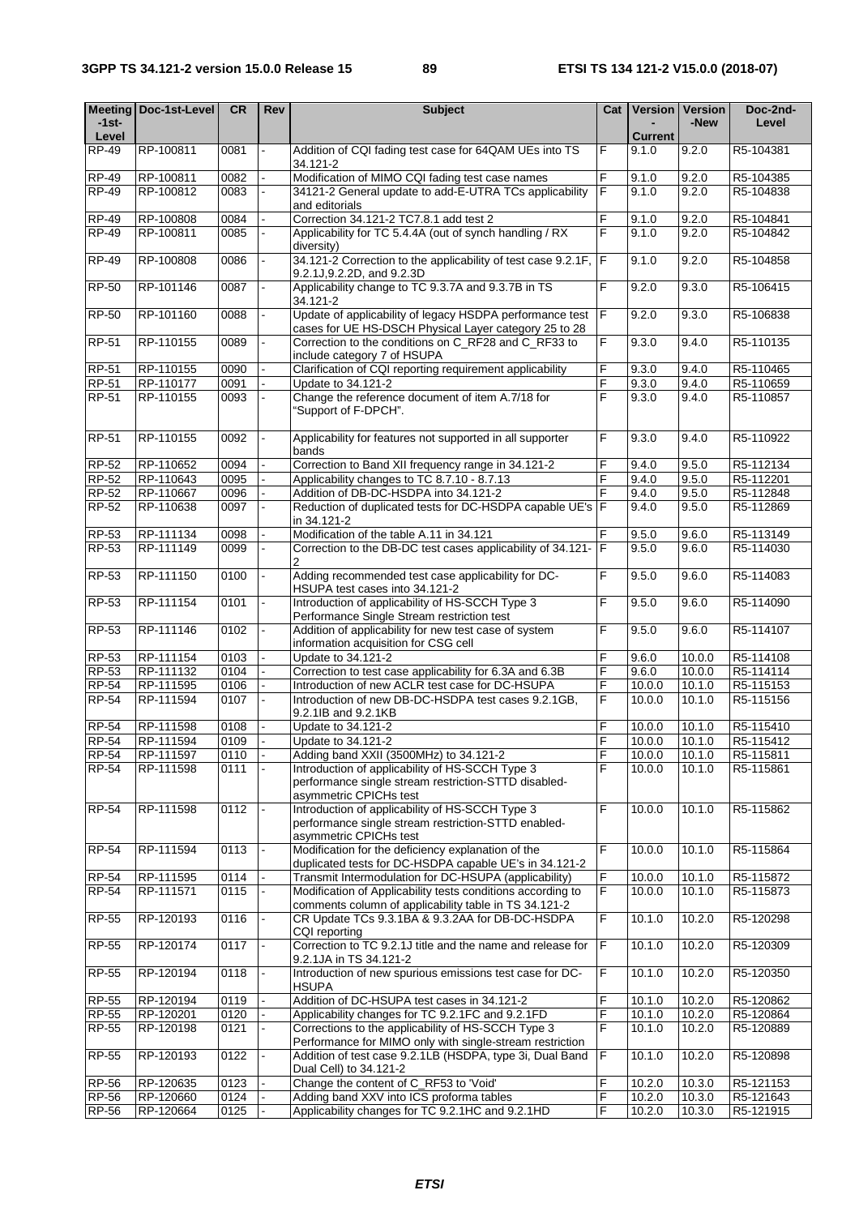| Meeting -1st-Level | Doc-1st-Level | CR | Rev | Subject | Cat | Version - Current | Version -New | Doc-2nd-Level |
|---|---|---|---|---|---|---|---|---|
| RP-49 | RP-100811 | 0081 | - | Addition of CQI fading test case for 64QAM UEs into TS 34.121-2 | F | 9.1.0 | 9.2.0 | R5-104381 |
| RP-49 | RP-100811 | 0082 | - | Modification of MIMO CQI fading test case names | F | 9.1.0 | 9.2.0 | R5-104385 |
| RP-49 | RP-100812 | 0083 | - | 34121-2 General update to add-E-UTRA TCs applicability and editorials | F | 9.1.0 | 9.2.0 | R5-104838 |
| RP-49 | RP-100808 | 0084 | - | Correction 34.121-2 TC7.8.1 add test 2 | F | 9.1.0 | 9.2.0 | R5-104841 |
| RP-49 | RP-100811 | 0085 | - | Applicability for TC 5.4.4A (out of synch handling / RX diversity) | F | 9.1.0 | 9.2.0 | R5-104842 |
| RP-49 | RP-100808 | 0086 | - | 34.121-2 Correction to the applicability of test case 9.2.1F, 9.2.1J,9.2.2D, and 9.2.3D | F | 9.1.0 | 9.2.0 | R5-104858 |
| RP-50 | RP-101146 | 0087 | - | Applicability change to TC 9.3.7A and 9.3.7B in TS 34.121-2 | F | 9.2.0 | 9.3.0 | R5-106415 |
| RP-50 | RP-101160 | 0088 | - | Update of applicability of legacy HSDPA performance test cases for UE HS-DSCH Physical Layer category 25 to 28 | F | 9.2.0 | 9.3.0 | R5-106838 |
| RP-51 | RP-110155 | 0089 | - | Correction to the conditions on C_RF28 and C_RF33 to include category 7 of HSUPA | F | 9.3.0 | 9.4.0 | R5-110135 |
| RP-51 | RP-110155 | 0090 | - | Clarification of CQI reporting requirement applicability | F | 9.3.0 | 9.4.0 | R5-110465 |
| RP-51 | RP-110177 | 0091 | - | Update to 34.121-2 | F | 9.3.0 | 9.4.0 | R5-110659 |
| RP-51 | RP-110155 | 0093 | - | Change the reference document of item A.7/18 for "Support of F-DPCH". | F | 9.3.0 | 9.4.0 | R5-110857 |
| RP-51 | RP-110155 | 0092 | - | Applicability for features not supported in all supporter bands | F | 9.3.0 | 9.4.0 | R5-110922 |
| RP-52 | RP-110652 | 0094 | - | Correction to Band XII frequency range in 34.121-2 | F | 9.4.0 | 9.5.0 | R5-112134 |
| RP-52 | RP-110643 | 0095 | - | Applicability changes to TC 8.7.10 - 8.7.13 | F | 9.4.0 | 9.5.0 | R5-112201 |
| RP-52 | RP-110667 | 0096 | - | Addition of DB-DC-HSDPA into 34.121-2 | F | 9.4.0 | 9.5.0 | R5-112848 |
| RP-52 | RP-110638 | 0097 | - | Reduction of duplicated tests for DC-HSDPA capable UE's in 34.121-2 | F | 9.4.0 | 9.5.0 | R5-112869 |
| RP-53 | RP-111134 | 0098 | - | Modification of the table A.11 in 34.121 | F | 9.5.0 | 9.6.0 | R5-113149 |
| RP-53 | RP-111149 | 0099 | - | Correction to the DB-DC test cases applicability of 34.121-2 | F | 9.5.0 | 9.6.0 | R5-114030 |
| RP-53 | RP-111150 | 0100 | - | Adding recommended test case applicability for DC-HSUPA test cases into 34.121-2 | F | 9.5.0 | 9.6.0 | R5-114083 |
| RP-53 | RP-111154 | 0101 | - | Introduction of applicability of HS-SCCH Type 3 Performance Single Stream restriction test | F | 9.5.0 | 9.6.0 | R5-114090 |
| RP-53 | RP-111146 | 0102 | - | Addition of applicability for new test case of system information acquisition for CSG cell | F | 9.5.0 | 9.6.0 | R5-114107 |
| RP-53 | RP-111154 | 0103 | - | Update to 34.121-2 | F | 9.6.0 | 10.0.0 | R5-114108 |
| RP-53 | RP-111132 | 0104 | - | Correction to test case applicability for 6.3A and 6.3B | F | 9.6.0 | 10.0.0 | R5-114114 |
| RP-54 | RP-111595 | 0106 | - | Introduction of new ACLR test case for DC-HSUPA | F | 10.0.0 | 10.1.0 | R5-115153 |
| RP-54 | RP-111594 | 0107 | - | Introduction of new DB-DC-HSDPA test cases 9.2.1GB, 9.2.1IB and 9.2.1KB | F | 10.0.0 | 10.1.0 | R5-115156 |
| RP-54 | RP-111598 | 0108 | - | Update to 34.121-2 | F | 10.0.0 | 10.1.0 | R5-115410 |
| RP-54 | RP-111594 | 0109 | - | Update to 34.121-2 | F | 10.0.0 | 10.1.0 | R5-115412 |
| RP-54 | RP-111597 | 0110 | - | Adding band XXII (3500MHz) to 34.121-2 | F | 10.0.0 | 10.1.0 | R5-115811 |
| RP-54 | RP-111598 | 0111 | - | Introduction of applicability of HS-SCCH Type 3 performance single stream restriction-STTD disabled-asymmetric CPICHs test | F | 10.0.0 | 10.1.0 | R5-115861 |
| RP-54 | RP-111598 | 0112 | - | Introduction of applicability of HS-SCCH Type 3 performance single stream restriction-STTD enabled-asymmetric CPICHs test | F | 10.0.0 | 10.1.0 | R5-115862 |
| RP-54 | RP-111594 | 0113 | - | Modification for the deficiency explanation of the duplicated tests for DC-HSDPA capable UE's in 34.121-2 | F | 10.0.0 | 10.1.0 | R5-115864 |
| RP-54 | RP-111595 | 0114 | - | Transmit Intermodulation for DC-HSUPA (applicability) | F | 10.0.0 | 10.1.0 | R5-115872 |
| RP-54 | RP-111571 | 0115 | - | Modification of Applicability tests conditions according to comments column of applicability table in TS 34.121-2 | F | 10.0.0 | 10.1.0 | R5-115873 |
| RP-55 | RP-120193 | 0116 | - | CR Update TCs 9.3.1BA & 9.3.2AA for DB-DC-HSDPA CQI reporting | F | 10.1.0 | 10.2.0 | R5-120298 |
| RP-55 | RP-120174 | 0117 | - | Correction to TC 9.2.1J title and the name and release for 9.2.1JA in TS 34.121-2 | F | 10.1.0 | 10.2.0 | R5-120309 |
| RP-55 | RP-120194 | 0118 | - | Introduction of new spurious emissions test case for DC-HSUPA | F | 10.1.0 | 10.2.0 | R5-120350 |
| RP-55 | RP-120194 | 0119 | - | Addition of DC-HSUPA test cases in 34.121-2 | F | 10.1.0 | 10.2.0 | R5-120862 |
| RP-55 | RP-120201 | 0120 | - | Applicability changes for TC 9.2.1FC and 9.2.1FD | F | 10.1.0 | 10.2.0 | R5-120864 |
| RP-55 | RP-120198 | 0121 | - | Corrections to the applicability of HS-SCCH Type 3 Performance for MIMO only with single-stream restriction | F | 10.1.0 | 10.2.0 | R5-120889 |
| RP-55 | RP-120193 | 0122 | - | Addition of test case 9.2.1LB (HSDPA, type 3i, Dual Band Dual Cell) to 34.121-2 | F | 10.1.0 | 10.2.0 | R5-120898 |
| RP-56 | RP-120635 | 0123 | - | Change the content of C_RF53 to 'Void' | F | 10.2.0 | 10.3.0 | R5-121153 |
| RP-56 | RP-120660 | 0124 | - | Adding band XXV into ICS proforma tables | F | 10.2.0 | 10.3.0 | R5-121643 |
| RP-56 | RP-120664 | 0125 | - | Applicability changes for TC 9.2.1HC and 9.2.1HD | F | 10.2.0 | 10.3.0 | R5-121915 |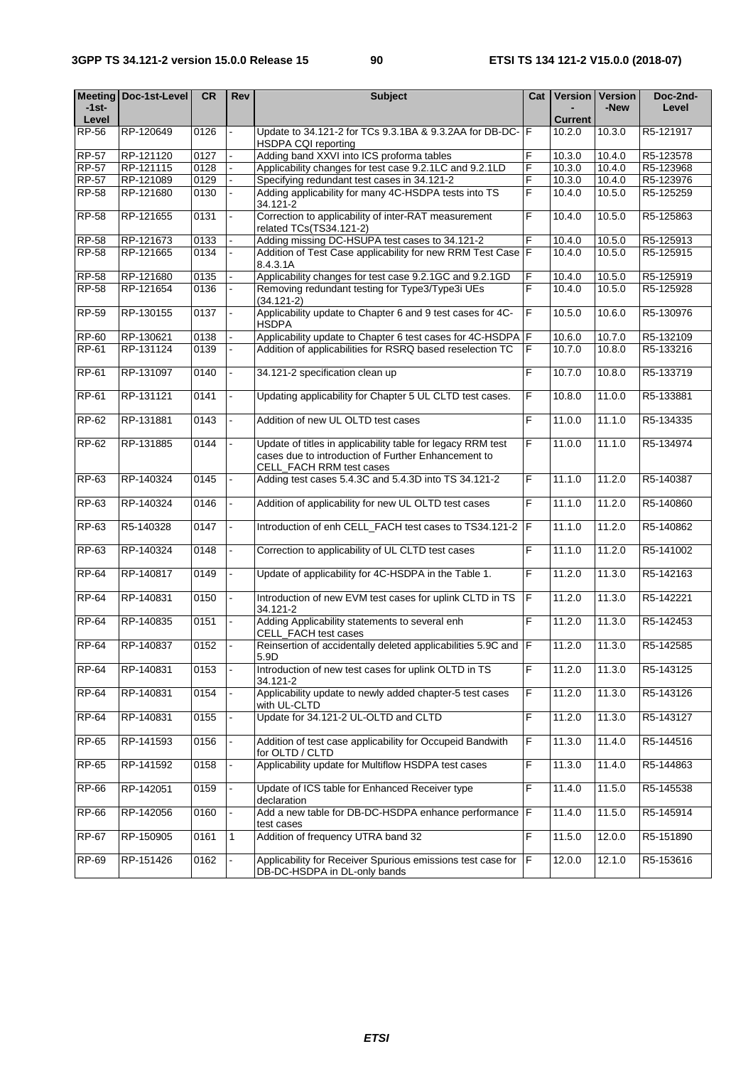| Meeting -1st-Level | Doc-1st-Level | CR | Rev | Subject | Cat | Version - Current | Version -New | Doc-2nd-Level |
|---|---|---|---|---|---|---|---|---|
| RP-56 | RP-120649 | 0126 | - | Update to 34.121-2 for TCs 9.3.1BA & 9.3.2AA for DB-DC-HSDPA CQI reporting | F | 10.2.0 | 10.3.0 | R5-121917 |
| RP-57 | RP-121120 | 0127 | - | Adding band XXVI into ICS proforma tables | F | 10.3.0 | 10.4.0 | R5-123578 |
| RP-57 | RP-121115 | 0128 | - | Applicability changes for test case 9.2.1LC and 9.2.1LD | F | 10.3.0 | 10.4.0 | R5-123968 |
| RP-57 | RP-121089 | 0129 | - | Specifying redundant test cases in 34.121-2 | F | 10.3.0 | 10.4.0 | R5-123976 |
| RP-58 | RP-121680 | 0130 | - | Adding applicability for many 4C-HSDPA tests into TS 34.121-2 | F | 10.4.0 | 10.5.0 | R5-125259 |
| RP-58 | RP-121655 | 0131 | - | Correction to applicability of inter-RAT measurement related TCs(TS34.121-2) | F | 10.4.0 | 10.5.0 | R5-125863 |
| RP-58 | RP-121673 | 0133 | - | Adding missing DC-HSUPA test cases to 34.121-2 | F | 10.4.0 | 10.5.0 | R5-125913 |
| RP-58 | RP-121665 | 0134 | - | Addition of Test Case applicability for new RRM Test Case 8.4.3.1A | F | 10.4.0 | 10.5.0 | R5-125915 |
| RP-58 | RP-121680 | 0135 | - | Applicability changes for test case 9.2.1GC and 9.2.1GD | F | 10.4.0 | 10.5.0 | R5-125919 |
| RP-58 | RP-121654 | 0136 | - | Removing redundant testing for Type3/Type3i UEs (34.121-2) | F | 10.4.0 | 10.5.0 | R5-125928 |
| RP-59 | RP-130155 | 0137 | - | Applicability update to Chapter 6 and 9 test cases for 4C-HSDPA | F | 10.5.0 | 10.6.0 | R5-130976 |
| RP-60 | RP-130621 | 0138 | - | Applicability update to Chapter 6 test cases for 4C-HSDPA | F | 10.6.0 | 10.7.0 | R5-132109 |
| RP-61 | RP-131124 | 0139 | - | Addition of applicabilities for RSRQ based reselection TC | F | 10.7.0 | 10.8.0 | R5-133216 |
| RP-61 | RP-131097 | 0140 | - | 34.121-2 specification clean up | F | 10.7.0 | 10.8.0 | R5-133719 |
| RP-61 | RP-131121 | 0141 | - | Updating applicability for Chapter 5 UL CLTD test cases. | F | 10.8.0 | 11.0.0 | R5-133881 |
| RP-62 | RP-131881 | 0143 | - | Addition of new UL OLTD test cases | F | 11.0.0 | 11.1.0 | R5-134335 |
| RP-62 | RP-131885 | 0144 | - | Update of titles in applicability table for legacy RRM test cases due to introduction of Further Enhancement to CELL_FACH RRM test cases | F | 11.0.0 | 11.1.0 | R5-134974 |
| RP-63 | RP-140324 | 0145 | - | Adding test cases 5.4.3C and 5.4.3D into TS 34.121-2 | F | 11.1.0 | 11.2.0 | R5-140387 |
| RP-63 | RP-140324 | 0146 | - | Addition of applicability for new UL OLTD test cases | F | 11.1.0 | 11.2.0 | R5-140860 |
| RP-63 | R5-140328 | 0147 | - | Introduction of enh CELL_FACH test cases to TS34.121-2 | F | 11.1.0 | 11.2.0 | R5-140862 |
| RP-63 | RP-140324 | 0148 | - | Correction to applicability of UL CLTD test cases | F | 11.1.0 | 11.2.0 | R5-141002 |
| RP-64 | RP-140817 | 0149 | - | Update of applicability for 4C-HSDPA in the Table 1. | F | 11.2.0 | 11.3.0 | R5-142163 |
| RP-64 | RP-140831 | 0150 | - | Introduction of new EVM test cases for uplink CLTD in TS 34.121-2 | F | 11.2.0 | 11.3.0 | R5-142221 |
| RP-64 | RP-140835 | 0151 | - | Adding Applicability statements to several enh CELL_FACH test cases | F | 11.2.0 | 11.3.0 | R5-142453 |
| RP-64 | RP-140837 | 0152 | - | Reinsertion of accidentally deleted applicabilities 5.9C and 5.9D | F | 11.2.0 | 11.3.0 | R5-142585 |
| RP-64 | RP-140831 | 0153 | - | Introduction of new test cases for uplink OLTD in TS 34.121-2 | F | 11.2.0 | 11.3.0 | R5-143125 |
| RP-64 | RP-140831 | 0154 | - | Applicability update to newly added chapter-5 test cases with UL-CLTD | F | 11.2.0 | 11.3.0 | R5-143126 |
| RP-64 | RP-140831 | 0155 | - | Update for 34.121-2 UL-OLTD and CLTD | F | 11.2.0 | 11.3.0 | R5-143127 |
| RP-65 | RP-141593 | 0156 | - | Addition of test case applicability for Occupeid Bandwith for OLTD / CLTD | F | 11.3.0 | 11.4.0 | R5-144516 |
| RP-65 | RP-141592 | 0158 | - | Applicability update for Multiflow HSDPA test cases | F | 11.3.0 | 11.4.0 | R5-144863 |
| RP-66 | RP-142051 | 0159 | - | Update of ICS table for Enhanced Receiver type declaration | F | 11.4.0 | 11.5.0 | R5-145538 |
| RP-66 | RP-142056 | 0160 | - | Add a new table for DB-DC-HSDPA enhance performance test cases | F | 11.4.0 | 11.5.0 | R5-145914 |
| RP-67 | RP-150905 | 0161 | 1 | Addition of frequency UTRA band 32 | F | 11.5.0 | 12.0.0 | R5-151890 |
| RP-69 | RP-151426 | 0162 | - | Applicability for Receiver Spurious emissions test case for DB-DC-HSDPA in DL-only bands | F | 12.0.0 | 12.1.0 | R5-153616 |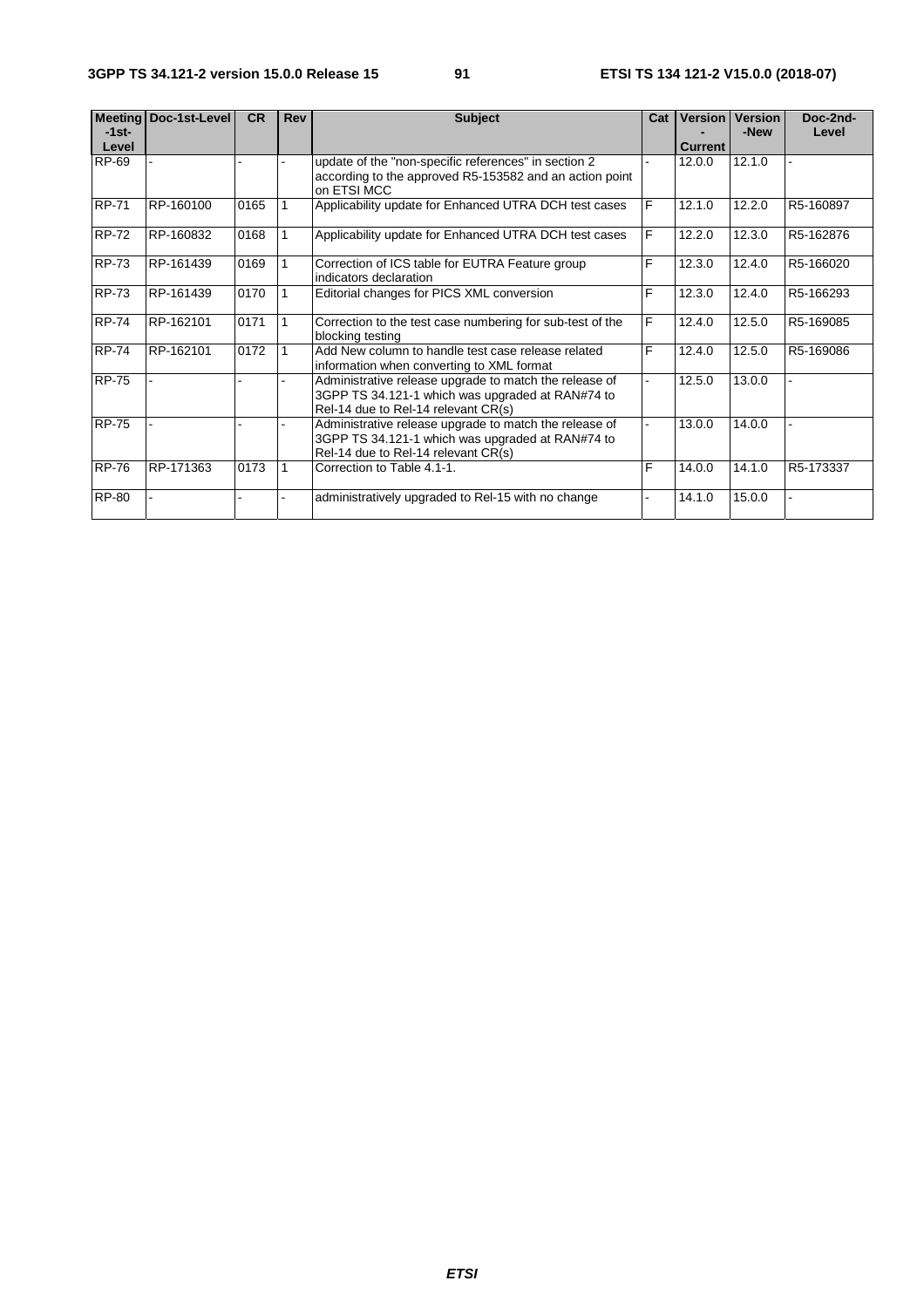| Meeting-1st-Level | Doc-1st-Level | CR | Rev | Subject | Cat | Version-Current | Version-New | Doc-2nd-Level |
|---|---|---|---|---|---|---|---|---|
| RP-69 | - | - | - | update of the "non-specific references" in section 2 according to the approved R5-153582 and an action point on ETSI MCC | - | 12.0.0 | 12.1.0 | - |
| RP-71 | RP-160100 | 0165 | 1 | Applicability update for Enhanced UTRA DCH test cases | F | 12.1.0 | 12.2.0 | R5-160897 |
| RP-72 | RP-160832 | 0168 | 1 | Applicability update for Enhanced UTRA DCH test cases | F | 12.2.0 | 12.3.0 | R5-162876 |
| RP-73 | RP-161439 | 0169 | 1 | Correction of ICS table for EUTRA Feature group indicators declaration | F | 12.3.0 | 12.4.0 | R5-166020 |
| RP-73 | RP-161439 | 0170 | 1 | Editorial changes for PICS XML conversion | F | 12.3.0 | 12.4.0 | R5-166293 |
| RP-74 | RP-162101 | 0171 | 1 | Correction to the test case numbering for sub-test of the blocking testing | F | 12.4.0 | 12.5.0 | R5-169085 |
| RP-74 | RP-162101 | 0172 | 1 | Add New column to handle test case release related information when converting to XML format | F | 12.4.0 | 12.5.0 | R5-169086 |
| RP-75 | - | - | - | Administrative release upgrade to match the release of 3GPP TS 34.121-1 which was upgraded at RAN#74 to Rel-14 due to Rel-14 relevant CR(s) | - | 12.5.0 | 13.0.0 | - |
| RP-75 | - | - | - | Administrative release upgrade to match the release of 3GPP TS 34.121-1 which was upgraded at RAN#74 to Rel-14 due to Rel-14 relevant CR(s) | - | 13.0.0 | 14.0.0 | - |
| RP-76 | RP-171363 | 0173 | 1 | Correction to Table 4.1-1. | F | 14.0.0 | 14.1.0 | R5-173337 |
| RP-80 | - | - | - | administratively upgraded to Rel-15 with no change | - | 14.1.0 | 15.0.0 | - |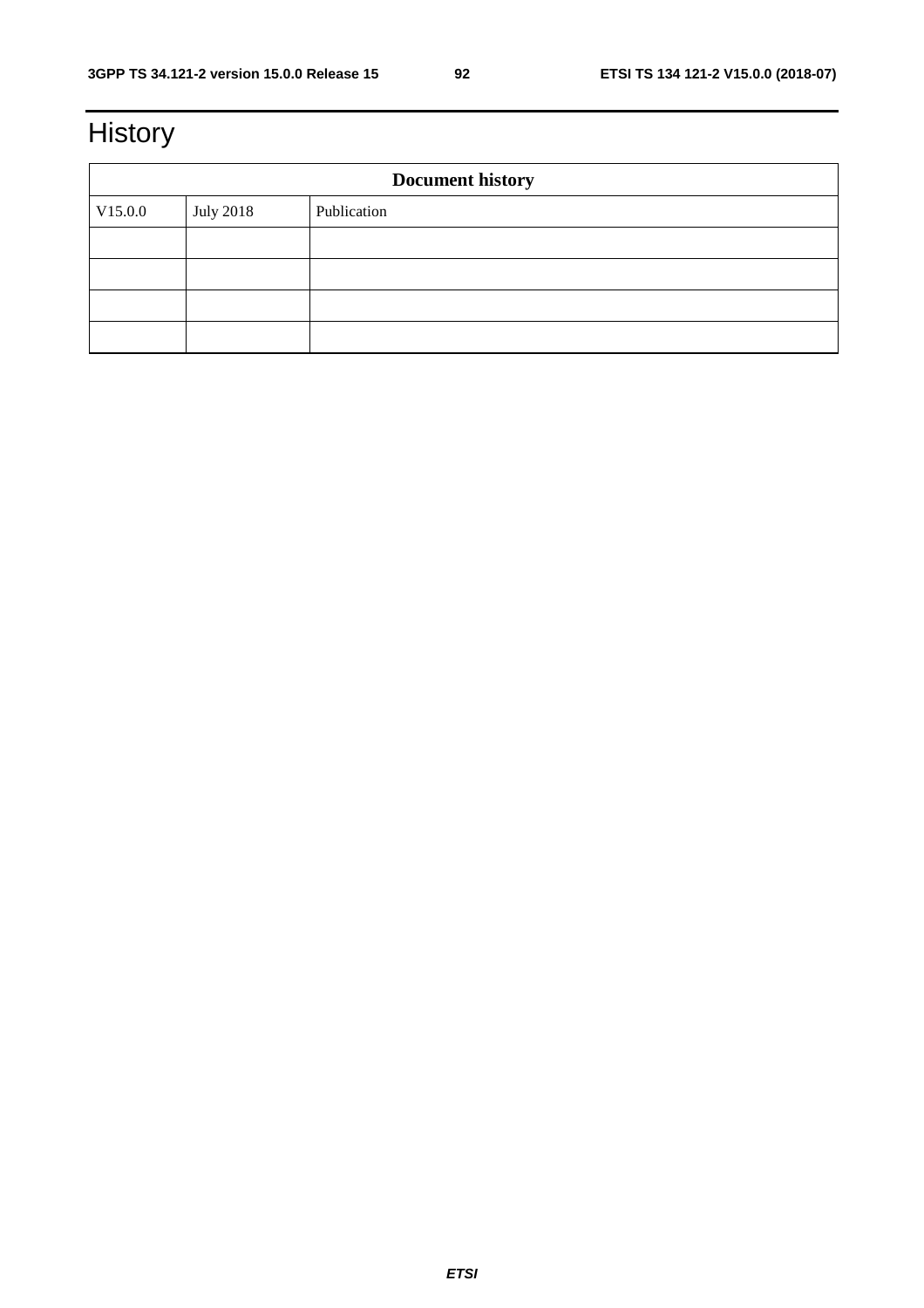# History

| Document history | | |
|---|---|---|
| V15.0.0 | July 2018 | Publication |
| | | |
| | | |
| | | |
| | | |